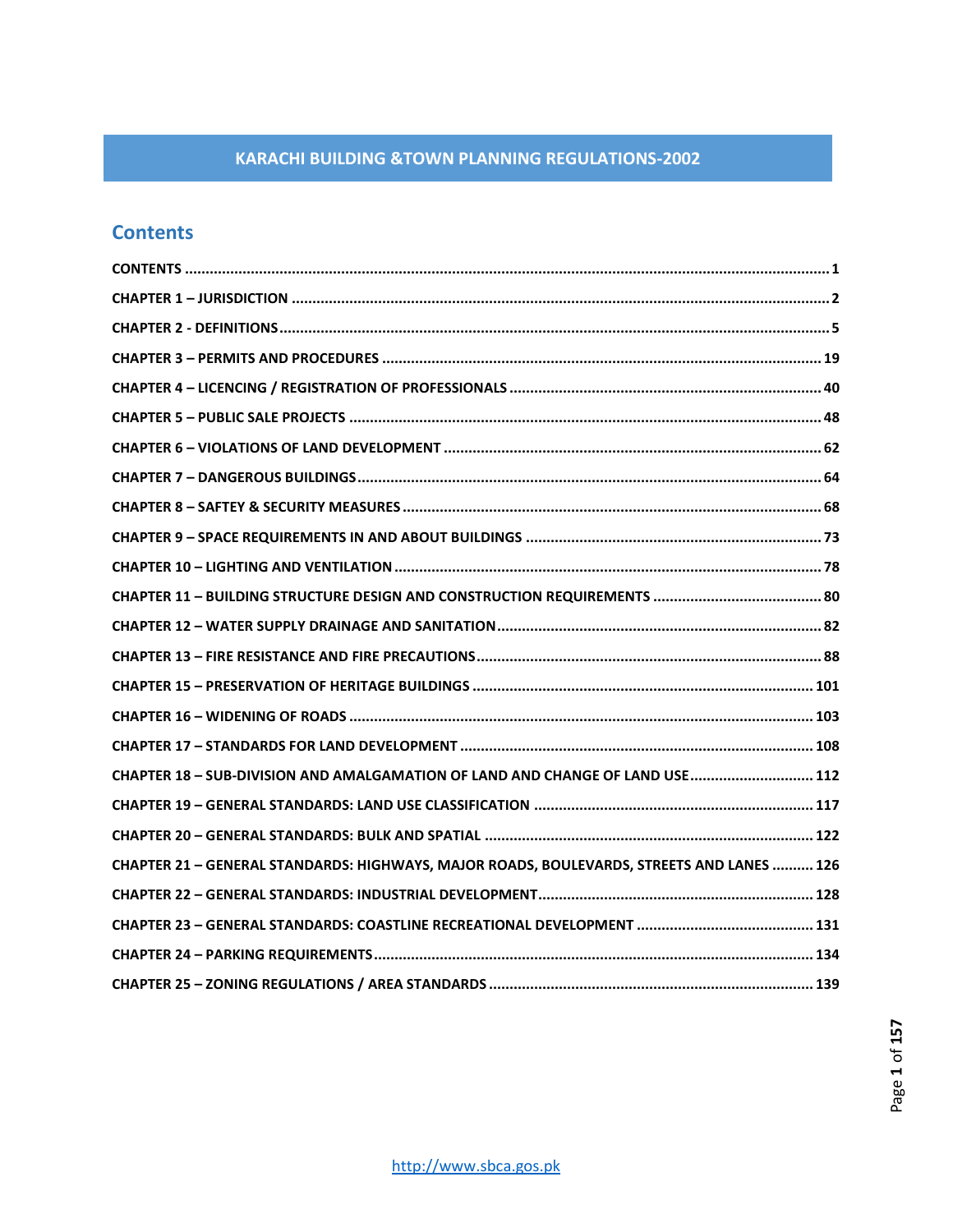# KARACHI BUILDING &TOWN PLANNING REGULATIONS-2002

## Contents

CONTENTS ..... 1

CHAPTER 1 – JURISDICTION ..... 2

CHAPTER 2 - DEFINITIONS ..... 5

CHAPTER 3 – PERMITS AND PROCEDURES ..... 19

CHAPTER 4 – LICENCING / REGISTRATION OF PROFESSIONALS ..... 40

CHAPTER 5 – PUBLIC SALE PROJECTS ..... 48

CHAPTER 6 – VIOLATIONS OF LAND DEVELOPMENT ..... 62

CHAPTER 7 – DANGEROUS BUILDINGS ..... 64

CHAPTER 8 – SAFTEY & SECURITY MEASURES ..... 68

CHAPTER 9 – SPACE REQUIREMENTS IN AND ABOUT BUILDINGS ..... 73

CHAPTER 10 – LIGHTING AND VENTILATION ..... 78

CHAPTER 11 – BUILDING STRUCTURE DESIGN AND CONSTRUCTION REQUIREMENTS ..... 80

CHAPTER 12 – WATER SUPPLY DRAINAGE AND SANITATION ..... 82

CHAPTER 13 – FIRE RESISTANCE AND FIRE PRECAUTIONS ..... 88

CHAPTER 15 – PRESERVATION OF HERITAGE BUILDINGS ..... 101

CHAPTER 16 – WIDENING OF ROADS ..... 103

CHAPTER 17 – STANDARDS FOR LAND DEVELOPMENT ..... 108

CHAPTER 18 – SUB-DIVISION AND AMALGAMATION OF LAND AND CHANGE OF LAND USE ..... 112

CHAPTER 19 – GENERAL STANDARDS: LAND USE CLASSIFICATION ..... 117

CHAPTER 20 – GENERAL STANDARDS: BULK AND SPATIAL ..... 122

CHAPTER 21 – GENERAL STANDARDS: HIGHWAYS, MAJOR ROADS, BOULEVARDS, STREETS AND LANES ..... 126

CHAPTER 22 – GENERAL STANDARDS: INDUSTRIAL DEVELOPMENT ..... 128

CHAPTER 23 – GENERAL STANDARDS: COASTLINE RECREATIONAL DEVELOPMENT ..... 131

CHAPTER 24 – PARKING REQUIREMENTS ..... 134

CHAPTER 25 – ZONING REGULATIONS / AREA STANDARDS ..... 139

http://www.sbca.gos.pk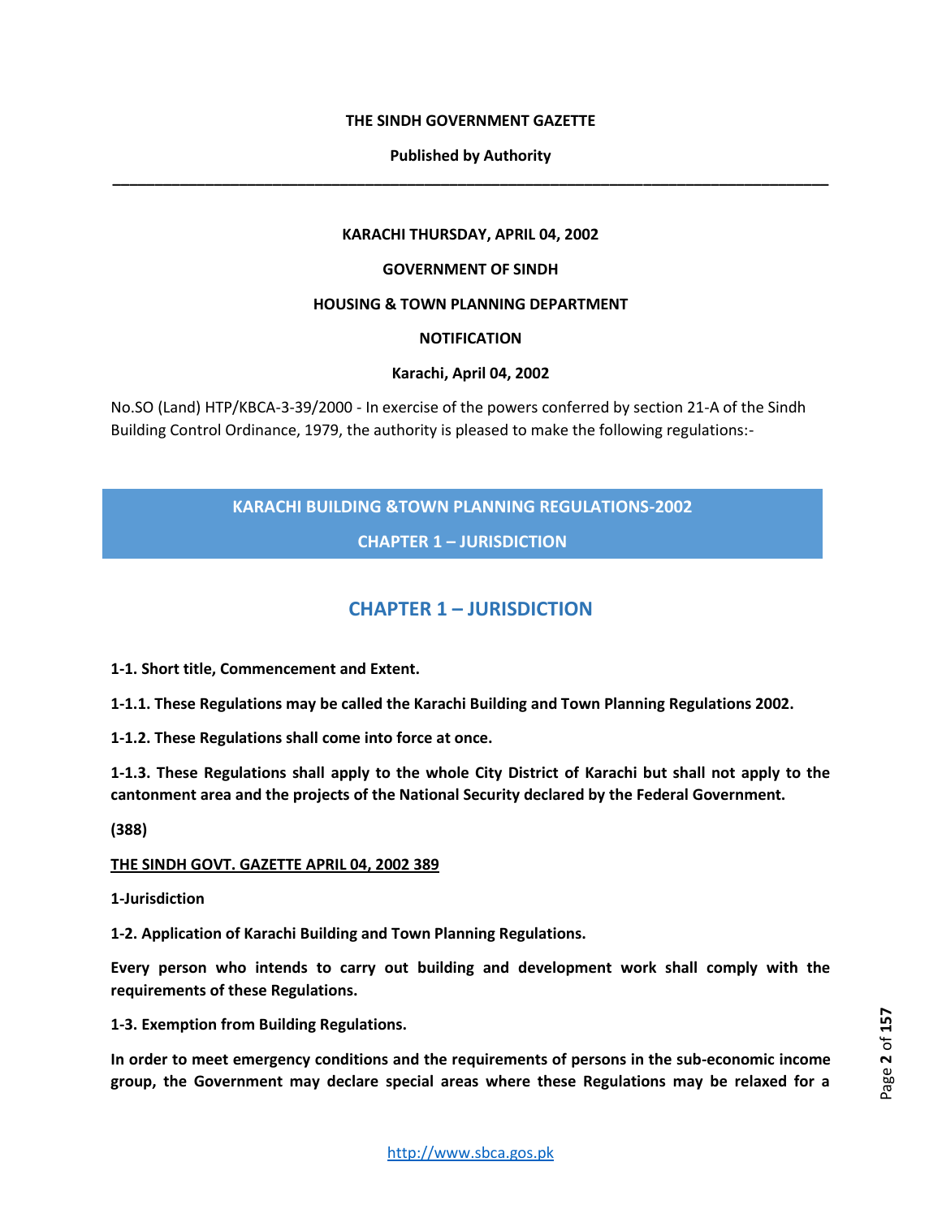**THE SINDH GOVERNMENT GAZETTE**

**Published by Authority**

---

**KARACHI THURSDAY, APRIL 04, 2002**

**GOVERNMENT OF SINDH**

**HOUSING & TOWN PLANNING DEPARTMENT**

**NOTIFICATION**

**Karachi, April 04, 2002**

No.SO (Land) HTP/KBCA-3-39/2000 - In exercise of the powers conferred by section 21-A of the Sindh Building Control Ordinance, 1979, the authority is pleased to make the following regulations:-

**KARACHI BUILDING &TOWN PLANNING REGULATIONS-2002**

**CHAPTER 1 – JURISDICTION**

# CHAPTER 1 – JURISDICTION

**1-1. Short title, Commencement and Extent.**

**1-1.1. These Regulations may be called the Karachi Building and Town Planning Regulations 2002.**

**1-1.2. These Regulations shall come into force at once.**

**1-1.3. These Regulations shall apply to the whole City District of Karachi but shall not apply to the cantonment area and the projects of the National Security declared by the Federal Government.**

**(388)**

**THE SINDH GOVT. GAZETTE APRIL 04, 2002 389**

**1-Jurisdiction**

**1-2. Application of Karachi Building and Town Planning Regulations.**

**Every person who intends to carry out building and development work shall comply with the requirements of these Regulations.**

**1-3. Exemption from Building Regulations.**

**In order to meet emergency conditions and the requirements of persons in the sub-economic income group, the Government may declare special areas where these Regulations may be relaxed for a**

http://www.sbca.gos.pk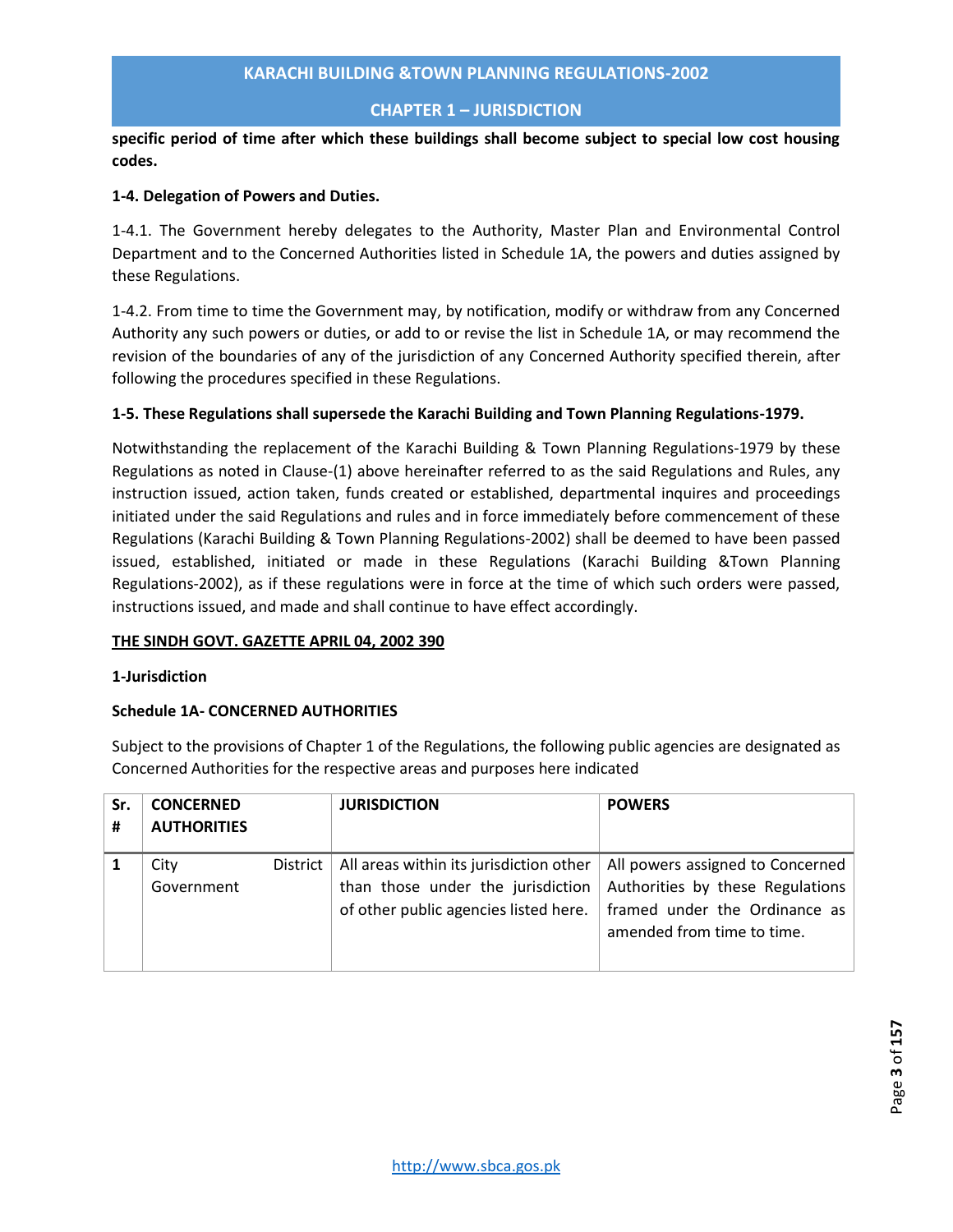**specific period of time after which these buildings shall become subject to special low cost housing codes.**

**1-4. Delegation of Powers and Duties.**

1-4.1. The Government hereby delegates to the Authority, Master Plan and Environmental Control Department and to the Concerned Authorities listed in Schedule 1A, the powers and duties assigned by these Regulations.

1-4.2. From time to time the Government may, by notification, modify or withdraw from any Concerned Authority any such powers or duties, or add to or revise the list in Schedule 1A, or may recommend the revision of the boundaries of any of the jurisdiction of any Concerned Authority specified therein, after following the procedures specified in these Regulations.

**1-5. These Regulations shall supersede the Karachi Building and Town Planning Regulations-1979.**

Notwithstanding the replacement of the Karachi Building & Town Planning Regulations-1979 by these Regulations as noted in Clause-(1) above hereinafter referred to as the said Regulations and Rules, any instruction issued, action taken, funds created or established, departmental inquires and proceedings initiated under the said Regulations and rules and in force immediately before commencement of these Regulations (Karachi Building & Town Planning Regulations-2002) shall be deemed to have been passed issued, established, initiated or made in these Regulations (Karachi Building &Town Planning Regulations-2002), as if these regulations were in force at the time of which such orders were passed, instructions issued, and made and shall continue to have effect accordingly.

**THE SINDH GOVT. GAZETTE APRIL 04, 2002 390**

**1-Jurisdiction**

**Schedule 1A- CONCERNED AUTHORITIES**

Subject to the provisions of Chapter 1 of the Regulations, the following public agencies are designated as Concerned Authorities for the respective areas and purposes here indicated

| Sr. # | CONCERNED AUTHORITIES | JURISDICTION | POWERS |
|---|---|---|---|
| **1** | City District Government | All areas within its jurisdiction other than those under the jurisdiction of other public agencies listed here. | All powers assigned to Concerned Authorities by these Regulations framed under the Ordinance as amended from time to time. |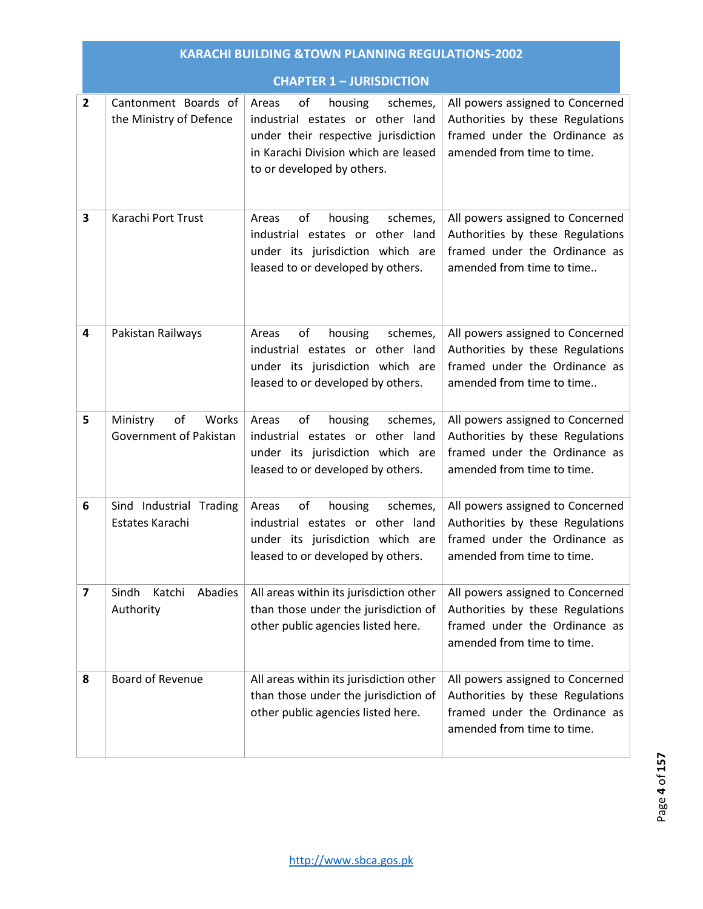| | | | |
|---|---|---|---|
| **2** | Cantonment Boards of the Ministry of Defence | Areas of housing schemes, industrial estates or other land under their respective jurisdiction in Karachi Division which are leased to or developed by others. | All powers assigned to Concerned Authorities by these Regulations framed under the Ordinance as amended from time to time. |
| **3** | Karachi Port Trust | Areas of housing schemes, industrial estates or other land under its jurisdiction which are leased to or developed by others. | All powers assigned to Concerned Authorities by these Regulations framed under the Ordinance as amended from time to time.. |
| **4** | Pakistan Railways | Areas of housing schemes, industrial estates or other land under its jurisdiction which are leased to or developed by others. | All powers assigned to Concerned Authorities by these Regulations framed under the Ordinance as amended from time to time.. |
| **5** | Ministry of Works Government of Pakistan | Areas of housing schemes, industrial estates or other land under its jurisdiction which are leased to or developed by others. | All powers assigned to Concerned Authorities by these Regulations framed under the Ordinance as amended from time to time. |
| **6** | Sind Industrial Trading Estates Karachi | Areas of housing schemes, industrial estates or other land under its jurisdiction which are leased to or developed by others. | All powers assigned to Concerned Authorities by these Regulations framed under the Ordinance as amended from time to time. |
| **7** | Sindh Katchi Abadies Authority | All areas within its jurisdiction other than those under the jurisdiction of other public agencies listed here. | All powers assigned to Concerned Authorities by these Regulations framed under the Ordinance as amended from time to time. |
| **8** | Board of Revenue | All areas within its jurisdiction other than those under the jurisdiction of other public agencies listed here. | All powers assigned to Concerned Authorities by these Regulations framed under the Ordinance as amended from time to time. |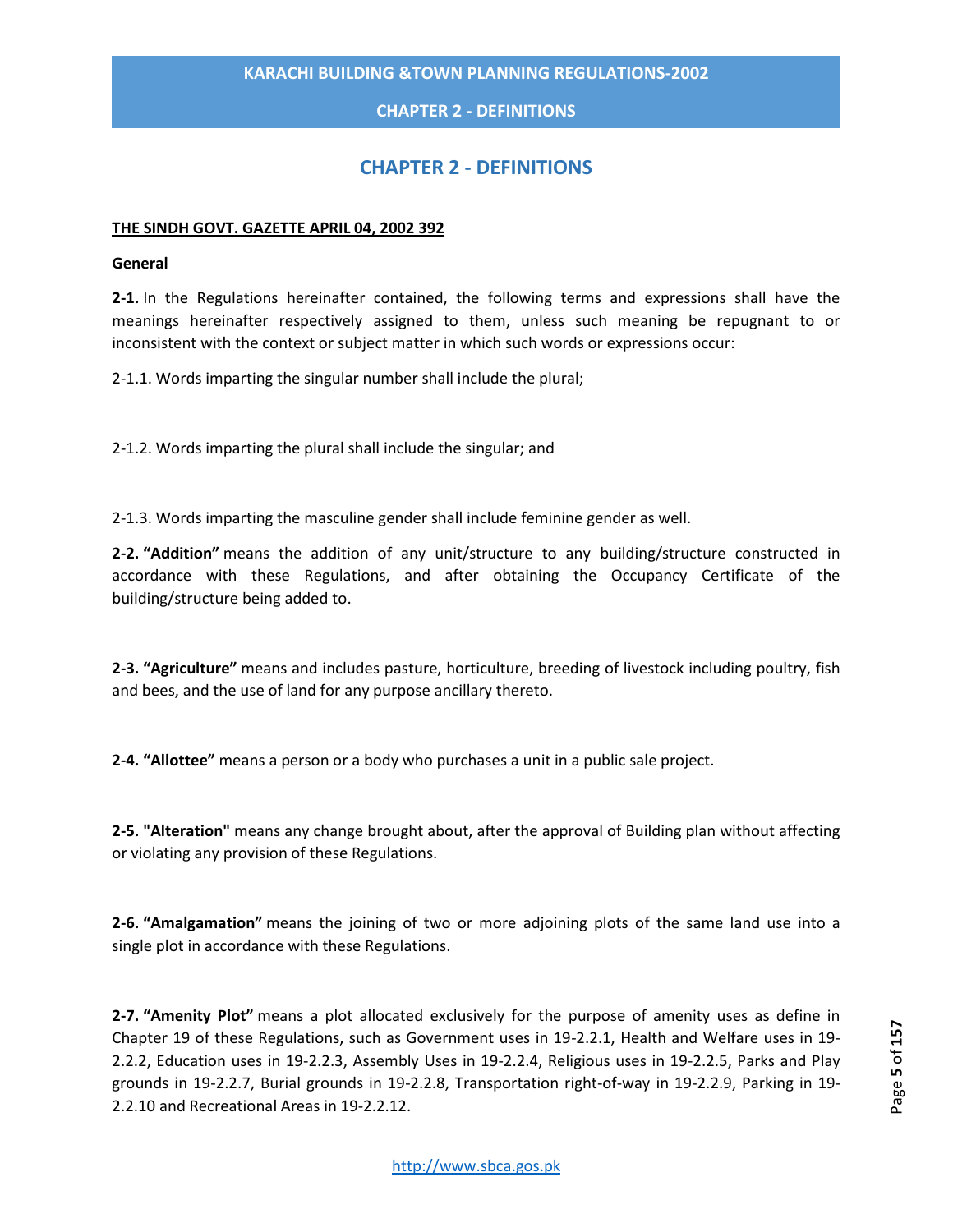# CHAPTER 2 - DEFINITIONS

**THE SINDH GOVT. GAZETTE APRIL 04, 2002 392**

**General**

**2-1.** In the Regulations hereinafter contained, the following terms and expressions shall have the meanings hereinafter respectively assigned to them, unless such meaning be repugnant to or inconsistent with the context or subject matter in which such words or expressions occur:

2-1.1. Words imparting the singular number shall include the plural;

2-1.2. Words imparting the plural shall include the singular; and

2-1.3. Words imparting the masculine gender shall include feminine gender as well.

**2-2. “Addition”** means the addition of any unit/structure to any building/structure constructed in accordance with these Regulations, and after obtaining the Occupancy Certificate of the building/structure being added to.

**2-3. “Agriculture”** means and includes pasture, horticulture, breeding of livestock including poultry, fish and bees, and the use of land for any purpose ancillary thereto.

**2-4. “Allottee”** means a person or a body who purchases a unit in a public sale project.

**2-5. "Alteration"** means any change brought about, after the approval of Building plan without affecting or violating any provision of these Regulations.

**2-6. “Amalgamation”** means the joining of two or more adjoining plots of the same land use into a single plot in accordance with these Regulations.

**2-7. “Amenity Plot”** means a plot allocated exclusively for the purpose of amenity uses as define in Chapter 19 of these Regulations, such as Government uses in 19-2.2.1, Health and Welfare uses in 19-2.2.2, Education uses in 19-2.2.3, Assembly Uses in 19-2.2.4, Religious uses in 19-2.2.5, Parks and Play grounds in 19-2.2.7, Burial grounds in 19-2.2.8, Transportation right-of-way in 19-2.2.9, Parking in 19-2.2.10 and Recreational Areas in 19-2.2.12.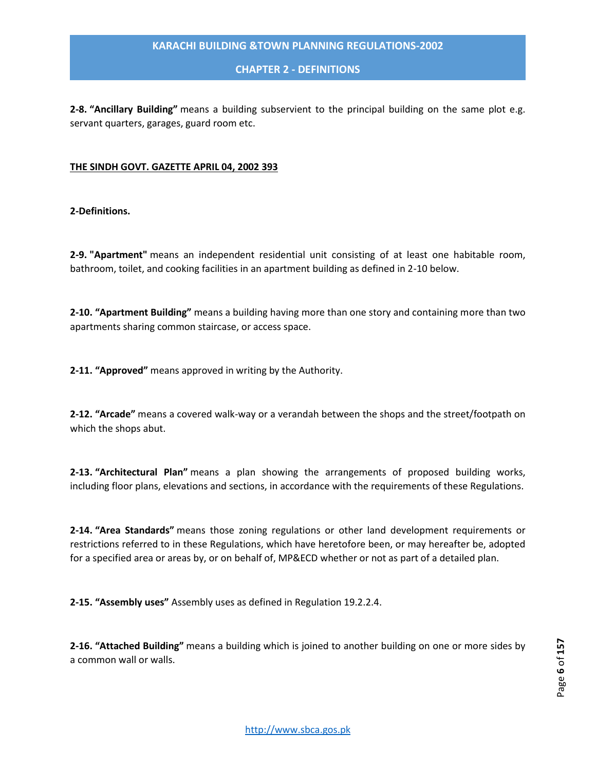**2-8. "Ancillary Building"** means a building subservient to the principal building on the same plot e.g. servant quarters, garages, guard room etc.

**THE SINDH GOVT. GAZETTE APRIL 04, 2002 393**

**2-Definitions.**

**2-9. "Apartment"** means an independent residential unit consisting of at least one habitable room, bathroom, toilet, and cooking facilities in an apartment building as defined in 2-10 below.

**2-10. "Apartment Building"** means a building having more than one story and containing more than two apartments sharing common staircase, or access space.

**2-11. "Approved"** means approved in writing by the Authority.

**2-12. "Arcade"** means a covered walk-way or a verandah between the shops and the street/footpath on which the shops abut.

**2-13. "Architectural Plan"** means a plan showing the arrangements of proposed building works, including floor plans, elevations and sections, in accordance with the requirements of these Regulations.

**2-14. "Area Standards"** means those zoning regulations or other land development requirements or restrictions referred to in these Regulations, which have heretofore been, or may hereafter be, adopted for a specified area or areas by, or on behalf of, MP&ECD whether or not as part of a detailed plan.

**2-15. "Assembly uses"** Assembly uses as defined in Regulation 19.2.2.4.

**2-16. "Attached Building"** means a building which is joined to another building on one or more sides by a common wall or walls.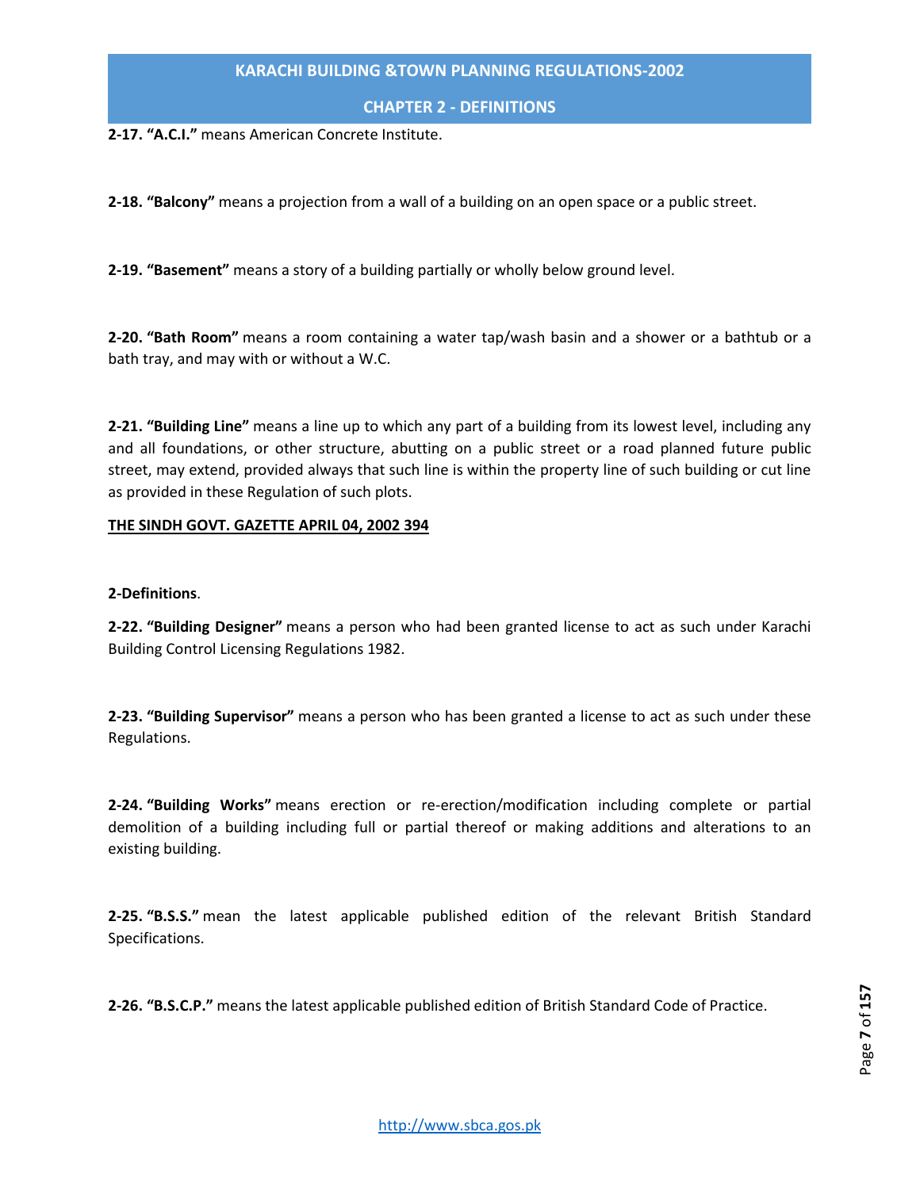**2-17. "A.C.I."** means American Concrete Institute.

**2-18. "Balcony"** means a projection from a wall of a building on an open space or a public street.

**2-19. "Basement"** means a story of a building partially or wholly below ground level.

**2-20. "Bath Room"** means a room containing a water tap/wash basin and a shower or a bathtub or a bath tray, and may with or without a W.C.

**2-21. "Building Line"** means a line up to which any part of a building from its lowest level, including any and all foundations, or other structure, abutting on a public street or a road planned future public street, may extend, provided always that such line is within the property line of such building or cut line as provided in these Regulation of such plots.

**THE SINDH GOVT. GAZETTE APRIL 04, 2002 394**

**2-Definitions**.

**2-22. "Building Designer"** means a person who had been granted license to act as such under Karachi Building Control Licensing Regulations 1982.

**2-23. "Building Supervisor"** means a person who has been granted a license to act as such under these Regulations.

**2-24. "Building Works"** means erection or re-erection/modification including complete or partial demolition of a building including full or partial thereof or making additions and alterations to an existing building.

**2-25. "B.S.S."** mean the latest applicable published edition of the relevant British Standard Specifications.

**2-26. "B.S.C.P."** means the latest applicable published edition of British Standard Code of Practice.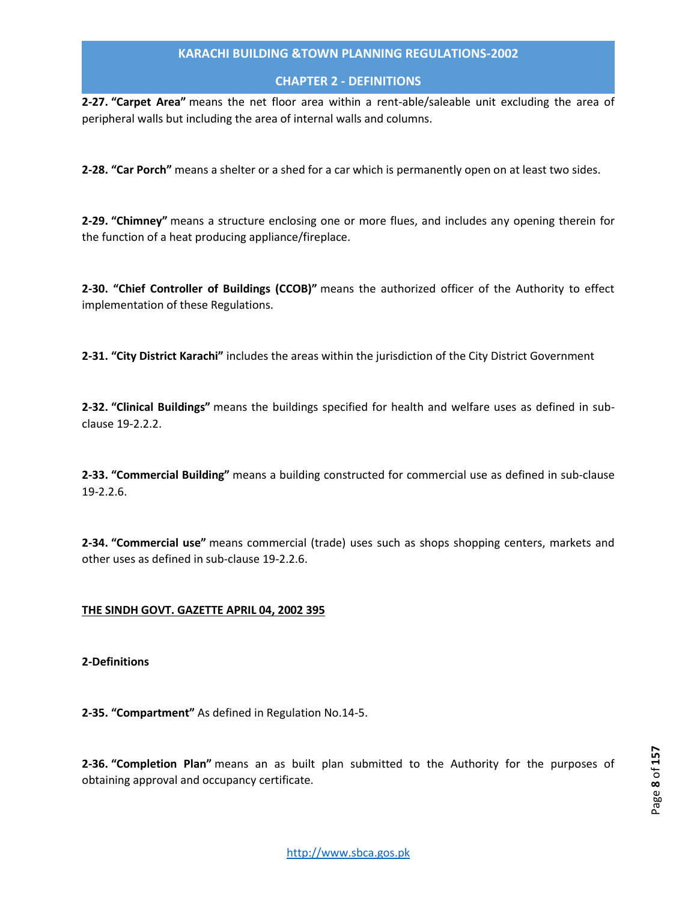**2-27. "Carpet Area"** means the net floor area within a rent-able/saleable unit excluding the area of peripheral walls but including the area of internal walls and columns.

**2-28. "Car Porch"** means a shelter or a shed for a car which is permanently open on at least two sides.

**2-29. "Chimney"** means a structure enclosing one or more flues, and includes any opening therein for the function of a heat producing appliance/fireplace.

**2-30. "Chief Controller of Buildings (CCOB)"** means the authorized officer of the Authority to effect implementation of these Regulations.

**2-31. "City District Karachi"** includes the areas within the jurisdiction of the City District Government

**2-32. "Clinical Buildings"** means the buildings specified for health and welfare uses as defined in sub-clause 19-2.2.2.

**2-33. "Commercial Building"** means a building constructed for commercial use as defined in sub-clause 19-2.2.6.

**2-34. "Commercial use"** means commercial (trade) uses such as shops shopping centers, markets and other uses as defined in sub-clause 19-2.2.6.

**THE SINDH GOVT. GAZETTE APRIL 04, 2002 395**

**2-Definitions**

**2-35. "Compartment"** As defined in Regulation No.14-5.

**2-36. "Completion Plan"** means an as built plan submitted to the Authority for the purposes of obtaining approval and occupancy certificate.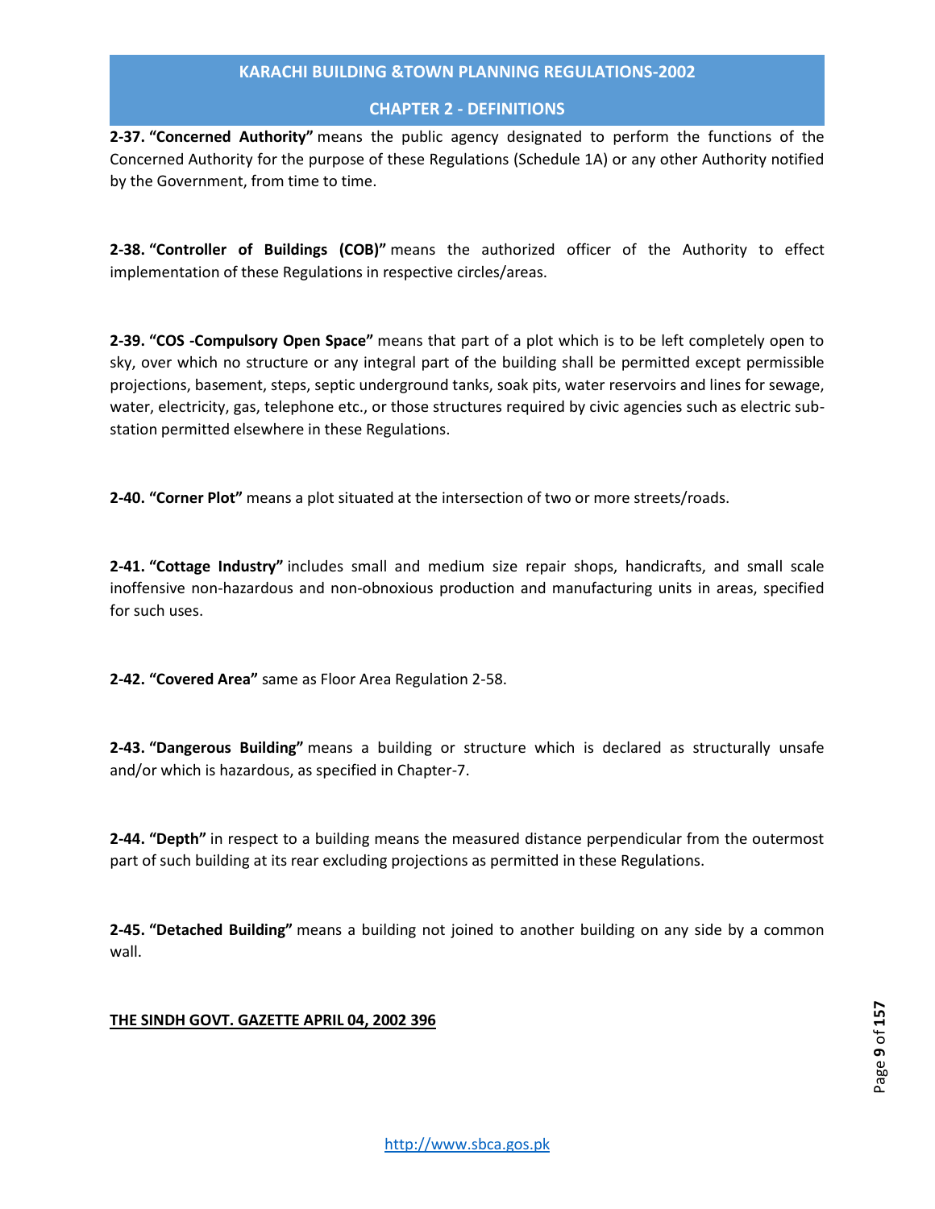**2-37. "Concerned Authority"** means the public agency designated to perform the functions of the Concerned Authority for the purpose of these Regulations (Schedule 1A) or any other Authority notified by the Government, from time to time.

**2-38. "Controller of Buildings (COB)"** means the authorized officer of the Authority to effect implementation of these Regulations in respective circles/areas.

**2-39. "COS -Compulsory Open Space"** means that part of a plot which is to be left completely open to sky, over which no structure or any integral part of the building shall be permitted except permissible projections, basement, steps, septic underground tanks, soak pits, water reservoirs and lines for sewage, water, electricity, gas, telephone etc., or those structures required by civic agencies such as electric sub-station permitted elsewhere in these Regulations.

**2-40. "Corner Plot"** means a plot situated at the intersection of two or more streets/roads.

**2-41. "Cottage Industry"** includes small and medium size repair shops, handicrafts, and small scale inoffensive non-hazardous and non-obnoxious production and manufacturing units in areas, specified for such uses.

**2-42. "Covered Area"** same as Floor Area Regulation 2-58.

**2-43. "Dangerous Building"** means a building or structure which is declared as structurally unsafe and/or which is hazardous, as specified in Chapter-7.

**2-44. "Depth"** in respect to a building means the measured distance perpendicular from the outermost part of such building at its rear excluding projections as permitted in these Regulations.

**2-45. "Detached Building"** means a building not joined to another building on any side by a common wall.

**THE SINDH GOVT. GAZETTE APRIL 04, 2002 396**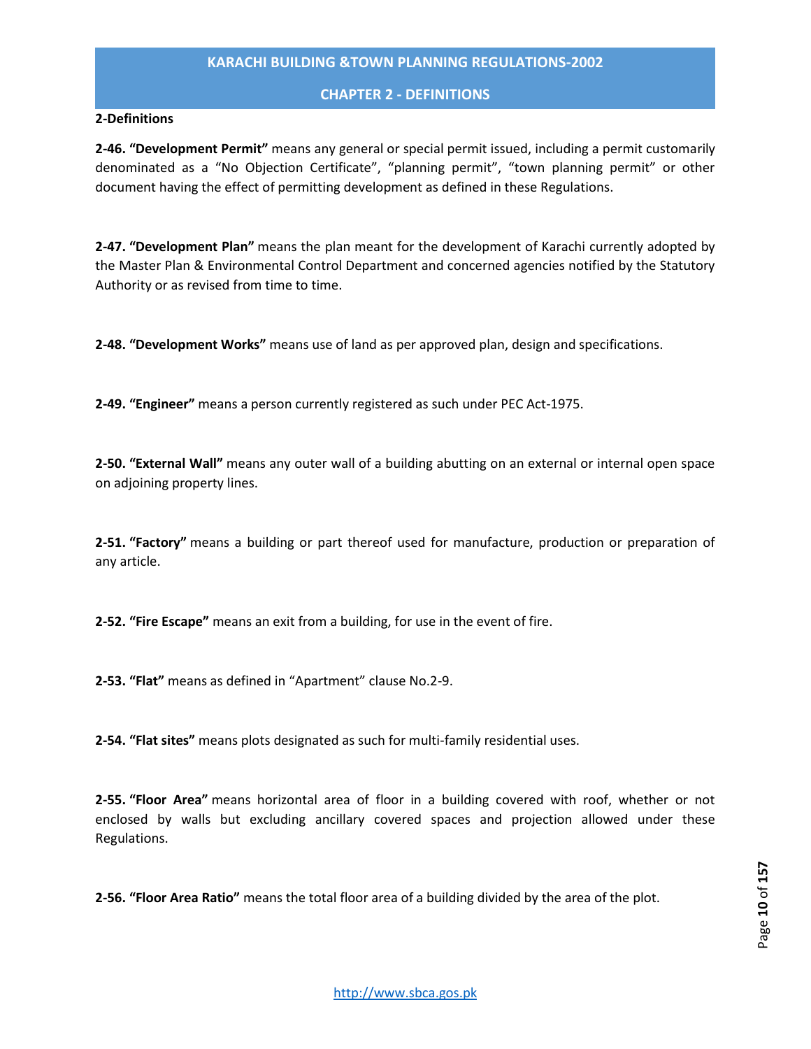**2-Definitions**

**2-46. “Development Permit”** means any general or special permit issued, including a permit customarily denominated as a “No Objection Certificate”, “planning permit”, “town planning permit” or other document having the effect of permitting development as defined in these Regulations.

**2-47. “Development Plan”** means the plan meant for the development of Karachi currently adopted by the Master Plan & Environmental Control Department and concerned agencies notified by the Statutory Authority or as revised from time to time.

**2-48. “Development Works”** means use of land as per approved plan, design and specifications.

**2-49. “Engineer”** means a person currently registered as such under PEC Act-1975.

**2-50. “External Wall”** means any outer wall of a building abutting on an external or internal open space on adjoining property lines.

**2-51. “Factory”** means a building or part thereof used for manufacture, production or preparation of any article.

**2-52. “Fire Escape”** means an exit from a building, for use in the event of fire.

**2-53. “Flat”** means as defined in “Apartment” clause No.2-9.

**2-54. “Flat sites”** means plots designated as such for multi-family residential uses.

**2-55. “Floor Area”** means horizontal area of floor in a building covered with roof, whether or not enclosed by walls but excluding ancillary covered spaces and projection allowed under these Regulations.

**2-56. “Floor Area Ratio”** means the total floor area of a building divided by the area of the plot.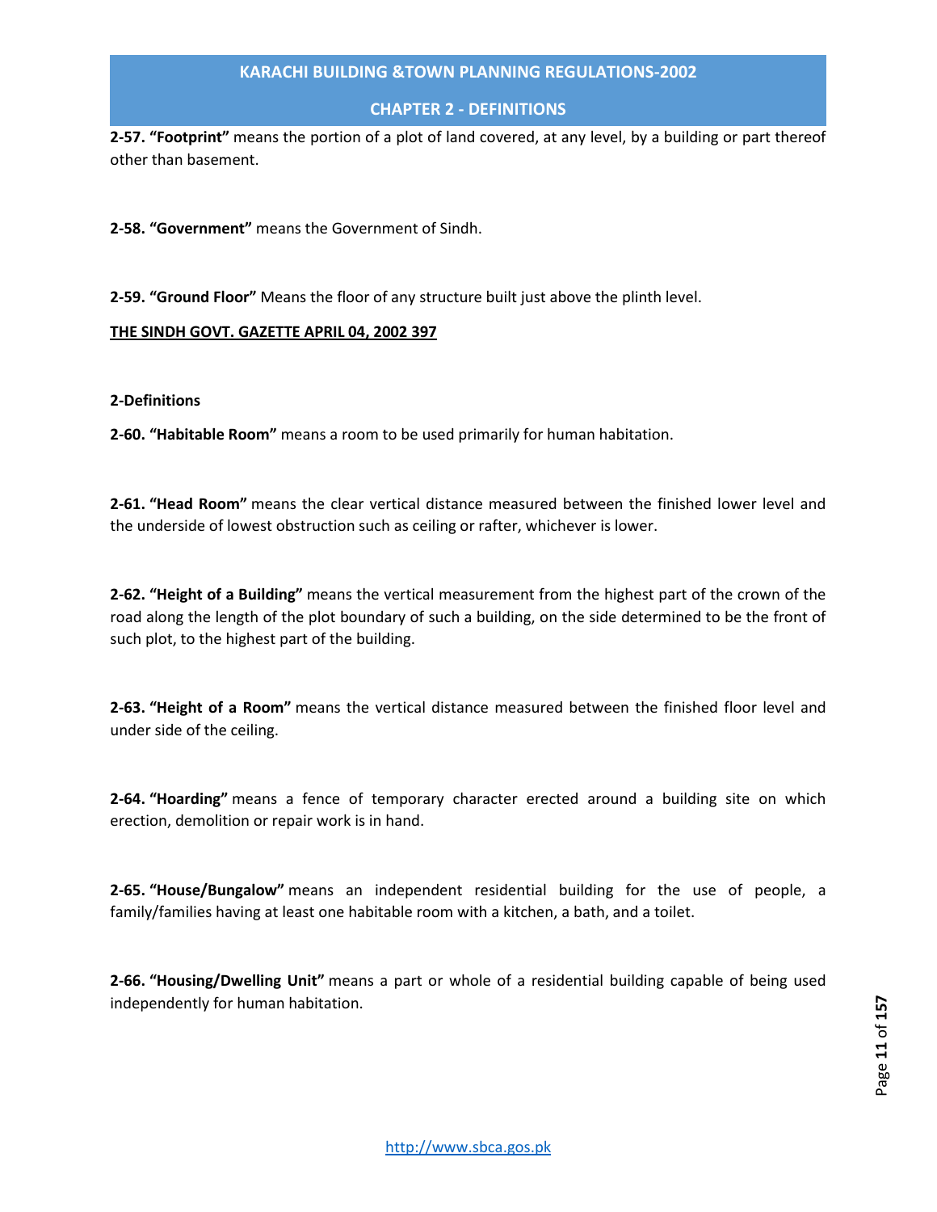**2-57. "Footprint"** means the portion of a plot of land covered, at any level, by a building or part thereof other than basement.

**2-58. "Government"** means the Government of Sindh.

**2-59. "Ground Floor"** Means the floor of any structure built just above the plinth level.

**THE SINDH GOVT. GAZETTE APRIL 04, 2002 397**

**2-Definitions**

**2-60. "Habitable Room"** means a room to be used primarily for human habitation.

**2-61. "Head Room"** means the clear vertical distance measured between the finished lower level and the underside of lowest obstruction such as ceiling or rafter, whichever is lower.

**2-62. "Height of a Building"** means the vertical measurement from the highest part of the crown of the road along the length of the plot boundary of such a building, on the side determined to be the front of such plot, to the highest part of the building.

**2-63. "Height of a Room"** means the vertical distance measured between the finished floor level and under side of the ceiling.

**2-64. "Hoarding"** means a fence of temporary character erected around a building site on which erection, demolition or repair work is in hand.

**2-65. "House/Bungalow"** means an independent residential building for the use of people, a family/families having at least one habitable room with a kitchen, a bath, and a toilet.

**2-66. "Housing/Dwelling Unit"** means a part or whole of a residential building capable of being used independently for human habitation.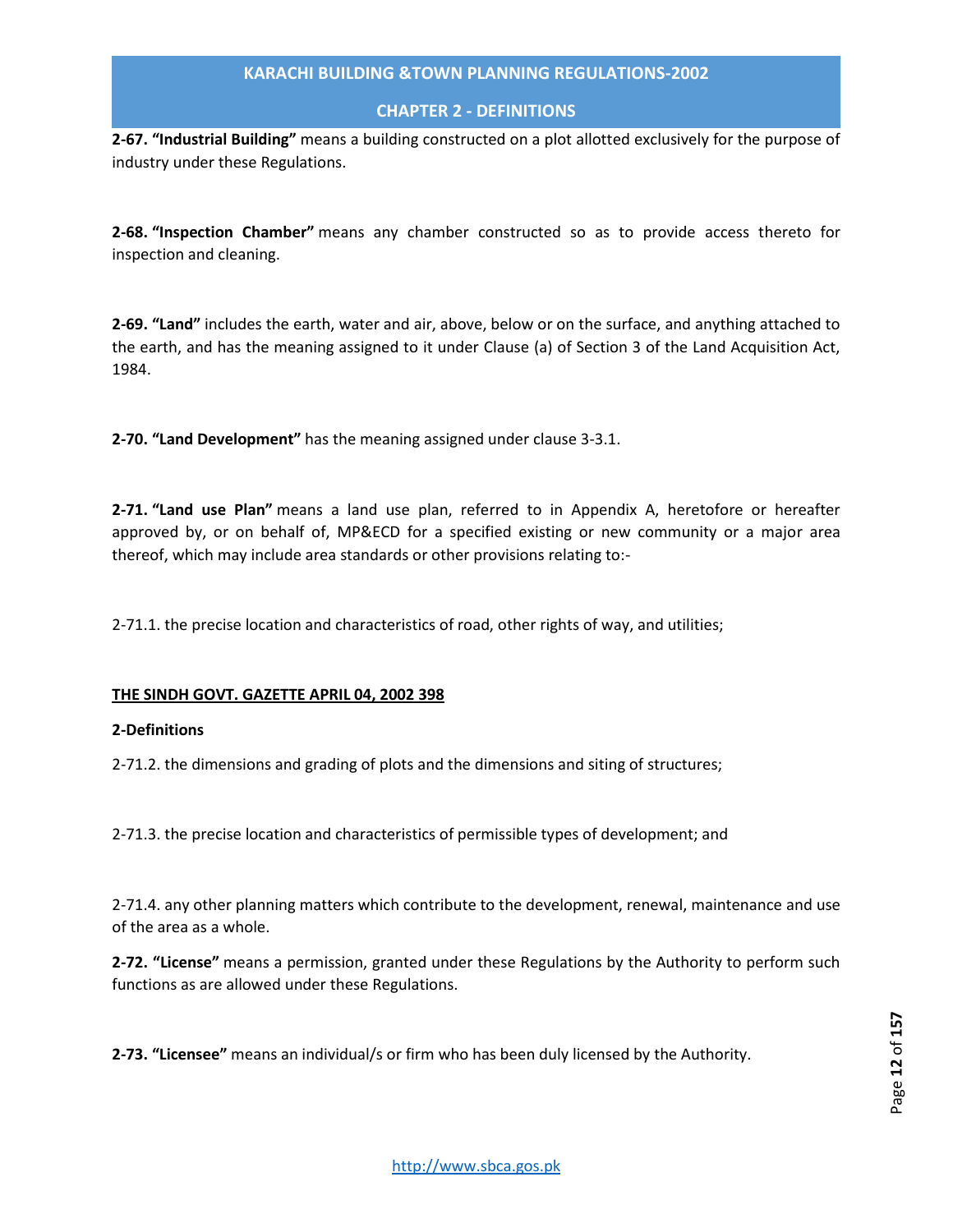**2-67. "Industrial Building"** means a building constructed on a plot allotted exclusively for the purpose of industry under these Regulations.

**2-68. "Inspection Chamber"** means any chamber constructed so as to provide access thereto for inspection and cleaning.

**2-69. "Land"** includes the earth, water and air, above, below or on the surface, and anything attached to the earth, and has the meaning assigned to it under Clause (a) of Section 3 of the Land Acquisition Act, 1984.

**2-70. "Land Development"** has the meaning assigned under clause 3-3.1.

**2-71. "Land use Plan"** means a land use plan, referred to in Appendix A, heretofore or hereafter approved by, or on behalf of, MP&ECD for a specified existing or new community or a major area thereof, which may include area standards or other provisions relating to:-

2-71.1. the precise location and characteristics of road, other rights of way, and utilities;

**THE SINDH GOVT. GAZETTE APRIL 04, 2002 398**

**2-Definitions**

2-71.2. the dimensions and grading of plots and the dimensions and siting of structures;

2-71.3. the precise location and characteristics of permissible types of development; and

2-71.4. any other planning matters which contribute to the development, renewal, maintenance and use of the area as a whole.

**2-72. "License"** means a permission, granted under these Regulations by the Authority to perform such functions as are allowed under these Regulations.

**2-73. "Licensee"** means an individual/s or firm who has been duly licensed by the Authority.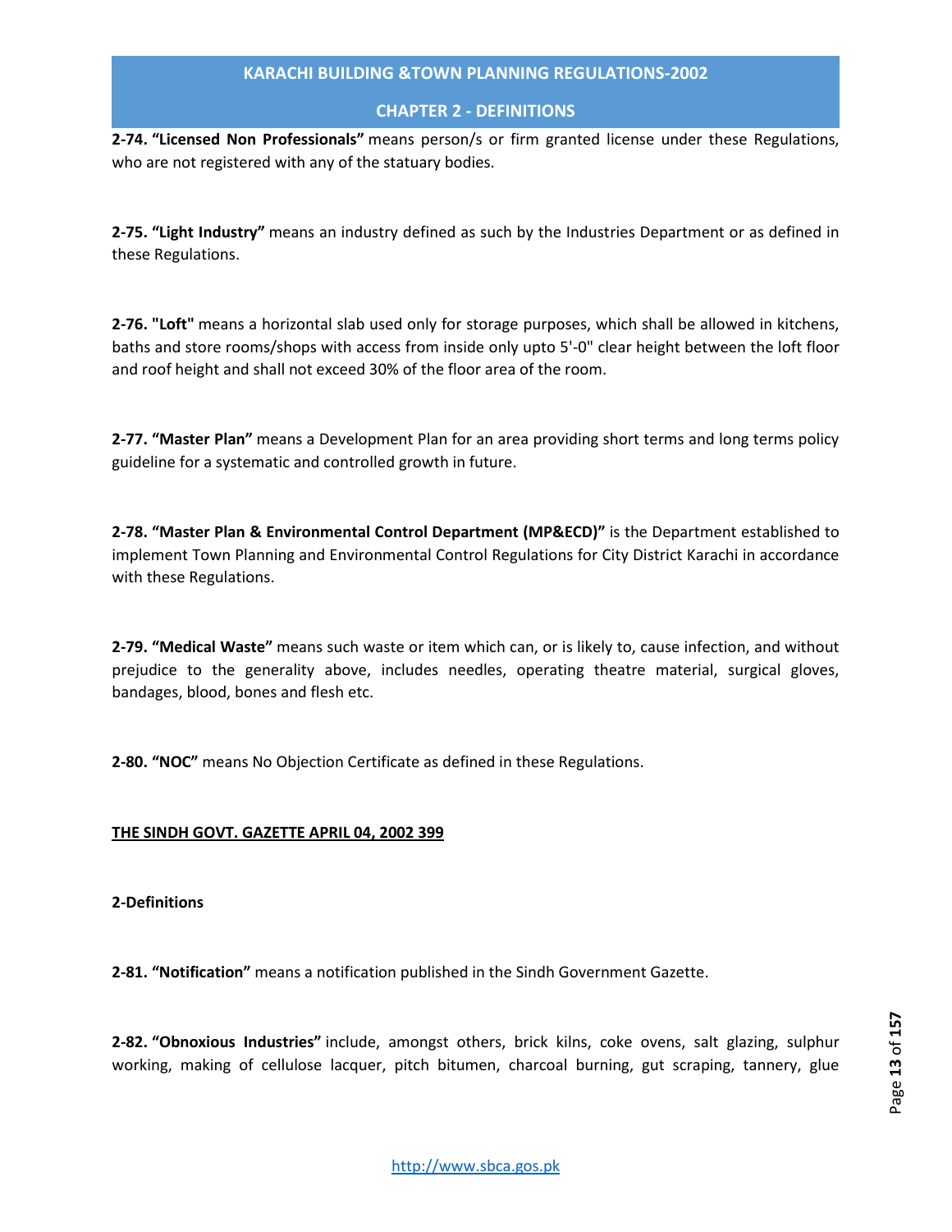**2-74. "Licensed Non Professionals"** means person/s or firm granted license under these Regulations, who are not registered with any of the statuary bodies.

**2-75. "Light Industry"** means an industry defined as such by the Industries Department or as defined in these Regulations.

**2-76. "Loft"** means a horizontal slab used only for storage purposes, which shall be allowed in kitchens, baths and store rooms/shops with access from inside only upto 5'-0" clear height between the loft floor and roof height and shall not exceed 30% of the floor area of the room.

**2-77. "Master Plan"** means a Development Plan for an area providing short terms and long terms policy guideline for a systematic and controlled growth in future.

**2-78. "Master Plan & Environmental Control Department (MP&ECD)"** is the Department established to implement Town Planning and Environmental Control Regulations for City District Karachi in accordance with these Regulations.

**2-79. "Medical Waste"** means such waste or item which can, or is likely to, cause infection, and without prejudice to the generality above, includes needles, operating theatre material, surgical gloves, bandages, blood, bones and flesh etc.

**2-80. "NOC"** means No Objection Certificate as defined in these Regulations.

**THE SINDH GOVT. GAZETTE APRIL 04, 2002 399**

**2-Definitions**

**2-81. "Notification"** means a notification published in the Sindh Government Gazette.

**2-82. "Obnoxious Industries"** include, amongst others, brick kilns, coke ovens, salt glazing, sulphur working, making of cellulose lacquer, pitch bitumen, charcoal burning, gut scraping, tannery, glue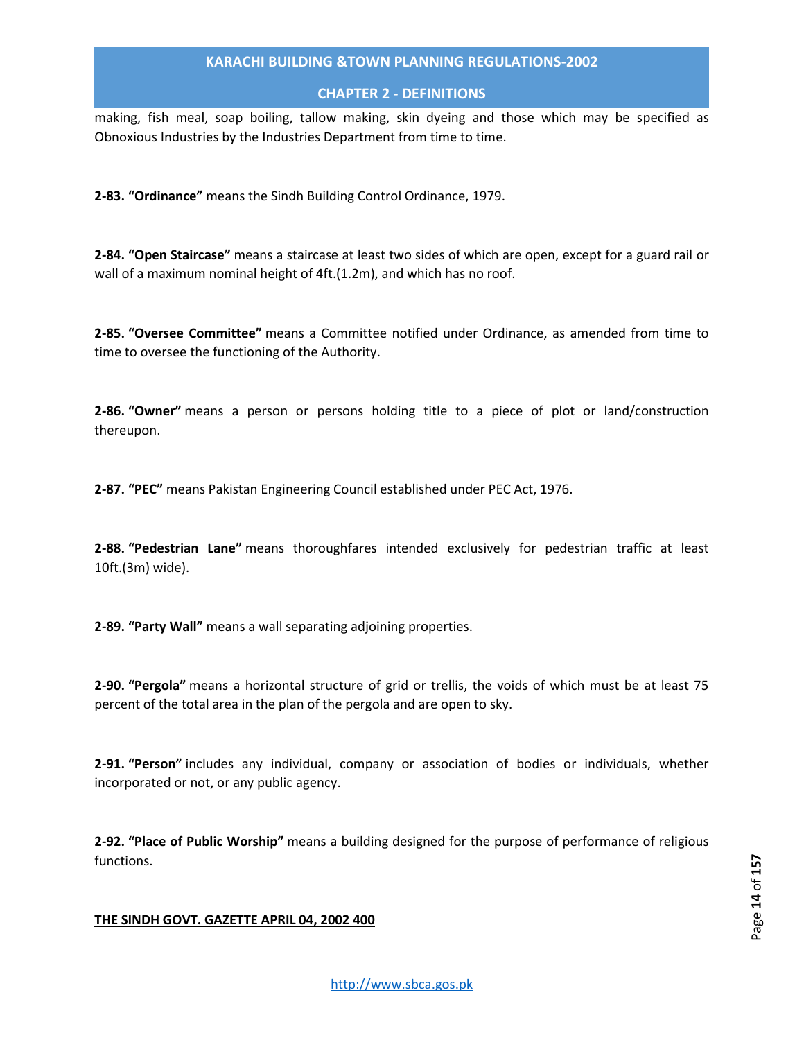making, fish meal, soap boiling, tallow making, skin dyeing and those which may be specified as Obnoxious Industries by the Industries Department from time to time.

**2-83. "Ordinance"** means the Sindh Building Control Ordinance, 1979.

**2-84. "Open Staircase"** means a staircase at least two sides of which are open, except for a guard rail or wall of a maximum nominal height of 4ft.(1.2m), and which has no roof.

**2-85. "Oversee Committee"** means a Committee notified under Ordinance, as amended from time to time to oversee the functioning of the Authority.

**2-86. "Owner"** means a person or persons holding title to a piece of plot or land/construction thereupon.

**2-87. "PEC"** means Pakistan Engineering Council established under PEC Act, 1976.

**2-88. "Pedestrian Lane"** means thoroughfares intended exclusively for pedestrian traffic at least 10ft.(3m) wide).

**2-89. "Party Wall"** means a wall separating adjoining properties.

**2-90. "Pergola"** means a horizontal structure of grid or trellis, the voids of which must be at least 75 percent of the total area in the plan of the pergola and are open to sky.

**2-91. "Person"** includes any individual, company or association of bodies or individuals, whether incorporated or not, or any public agency.

**2-92. "Place of Public Worship"** means a building designed for the purpose of performance of religious functions.

**THE SINDH GOVT. GAZETTE APRIL 04, 2002 400**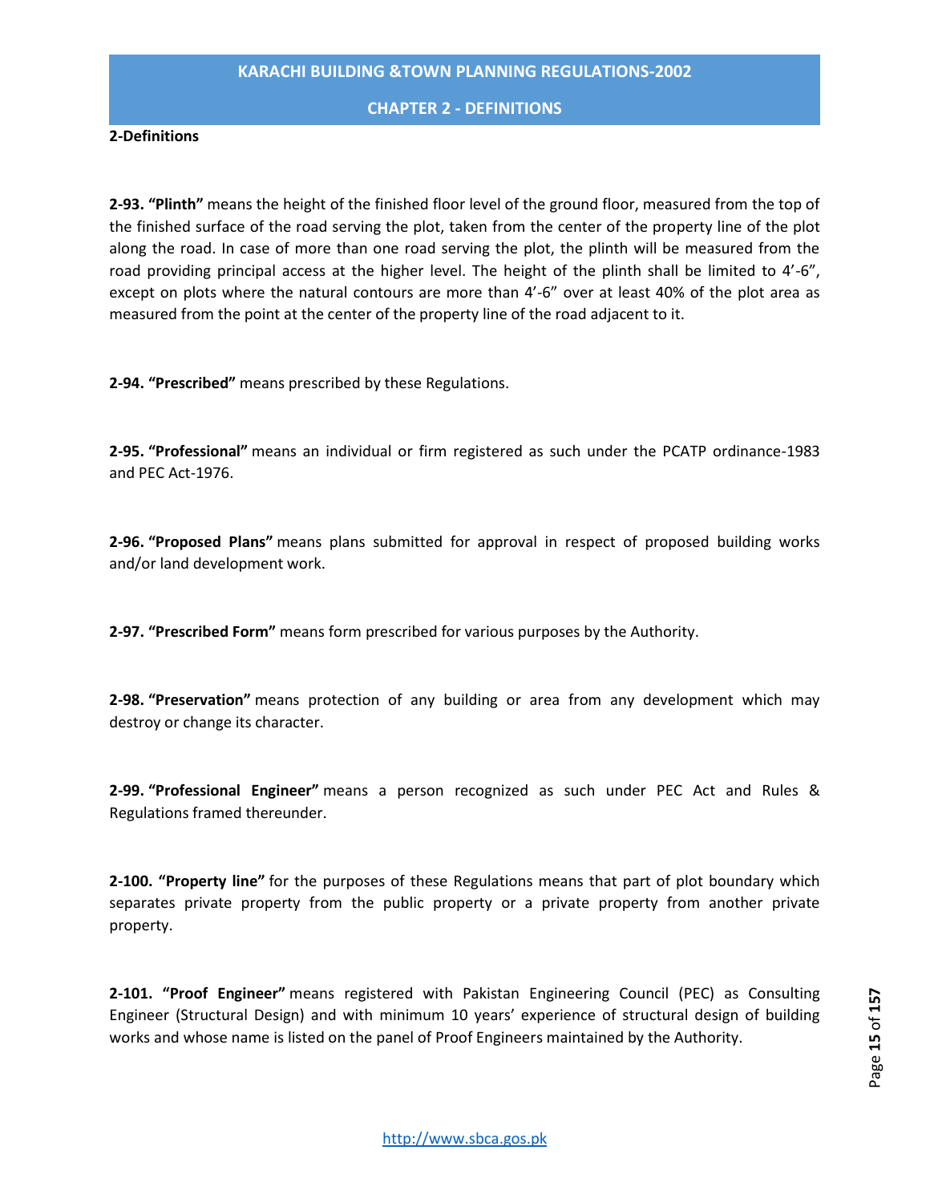**2-Definitions**

**2-93. "Plinth"** means the height of the finished floor level of the ground floor, measured from the top of the finished surface of the road serving the plot, taken from the center of the property line of the plot along the road. In case of more than one road serving the plot, the plinth will be measured from the road providing principal access at the higher level. The height of the plinth shall be limited to 4'-6", except on plots where the natural contours are more than 4'-6" over at least 40% of the plot area as measured from the point at the center of the property line of the road adjacent to it.

**2-94. "Prescribed"** means prescribed by these Regulations.

**2-95. "Professional"** means an individual or firm registered as such under the PCATP ordinance-1983 and PEC Act-1976.

**2-96. "Proposed Plans"** means plans submitted for approval in respect of proposed building works and/or land development work.

**2-97. "Prescribed Form"** means form prescribed for various purposes by the Authority.

**2-98. "Preservation"** means protection of any building or area from any development which may destroy or change its character.

**2-99. "Professional Engineer"** means a person recognized as such under PEC Act and Rules & Regulations framed thereunder.

**2-100. "Property line"** for the purposes of these Regulations means that part of plot boundary which separates private property from the public property or a private property from another private property.

**2-101. "Proof Engineer"** means registered with Pakistan Engineering Council (PEC) as Consulting Engineer (Structural Design) and with minimum 10 years' experience of structural design of building works and whose name is listed on the panel of Proof Engineers maintained by the Authority.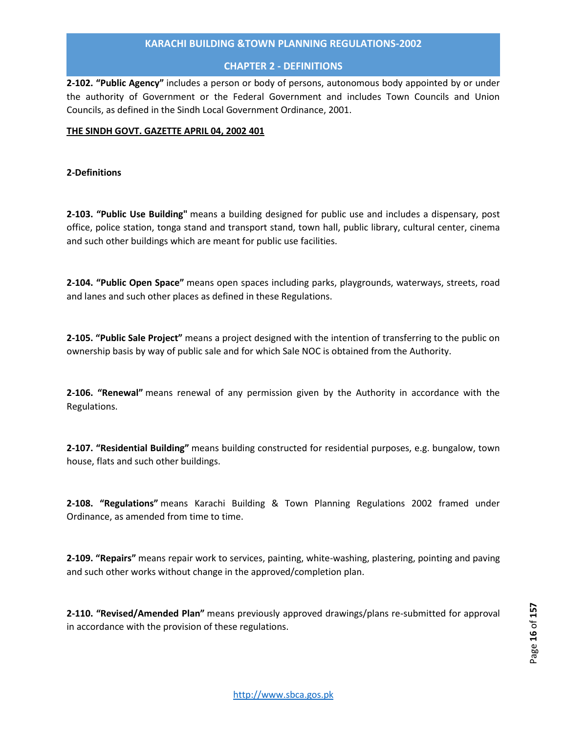**2-102. "Public Agency"** includes a person or body of persons, autonomous body appointed by or under the authority of Government or the Federal Government and includes Town Councils and Union Councils, as defined in the Sindh Local Government Ordinance, 2001.

**THE SINDH GOVT. GAZETTE APRIL 04, 2002 401**

**2-Definitions**

**2-103. "Public Use Building"** means a building designed for public use and includes a dispensary, post office, police station, tonga stand and transport stand, town hall, public library, cultural center, cinema and such other buildings which are meant for public use facilities.

**2-104. "Public Open Space"** means open spaces including parks, playgrounds, waterways, streets, road and lanes and such other places as defined in these Regulations.

**2-105. "Public Sale Project"** means a project designed with the intention of transferring to the public on ownership basis by way of public sale and for which Sale NOC is obtained from the Authority.

**2-106. "Renewal"** means renewal of any permission given by the Authority in accordance with the Regulations.

**2-107. "Residential Building"** means building constructed for residential purposes, e.g. bungalow, town house, flats and such other buildings.

**2-108. "Regulations"** means Karachi Building & Town Planning Regulations 2002 framed under Ordinance, as amended from time to time.

**2-109. "Repairs"** means repair work to services, painting, white-washing, plastering, pointing and paving and such other works without change in the approved/completion plan.

**2-110. "Revised/Amended Plan"** means previously approved drawings/plans re-submitted for approval in accordance with the provision of these regulations.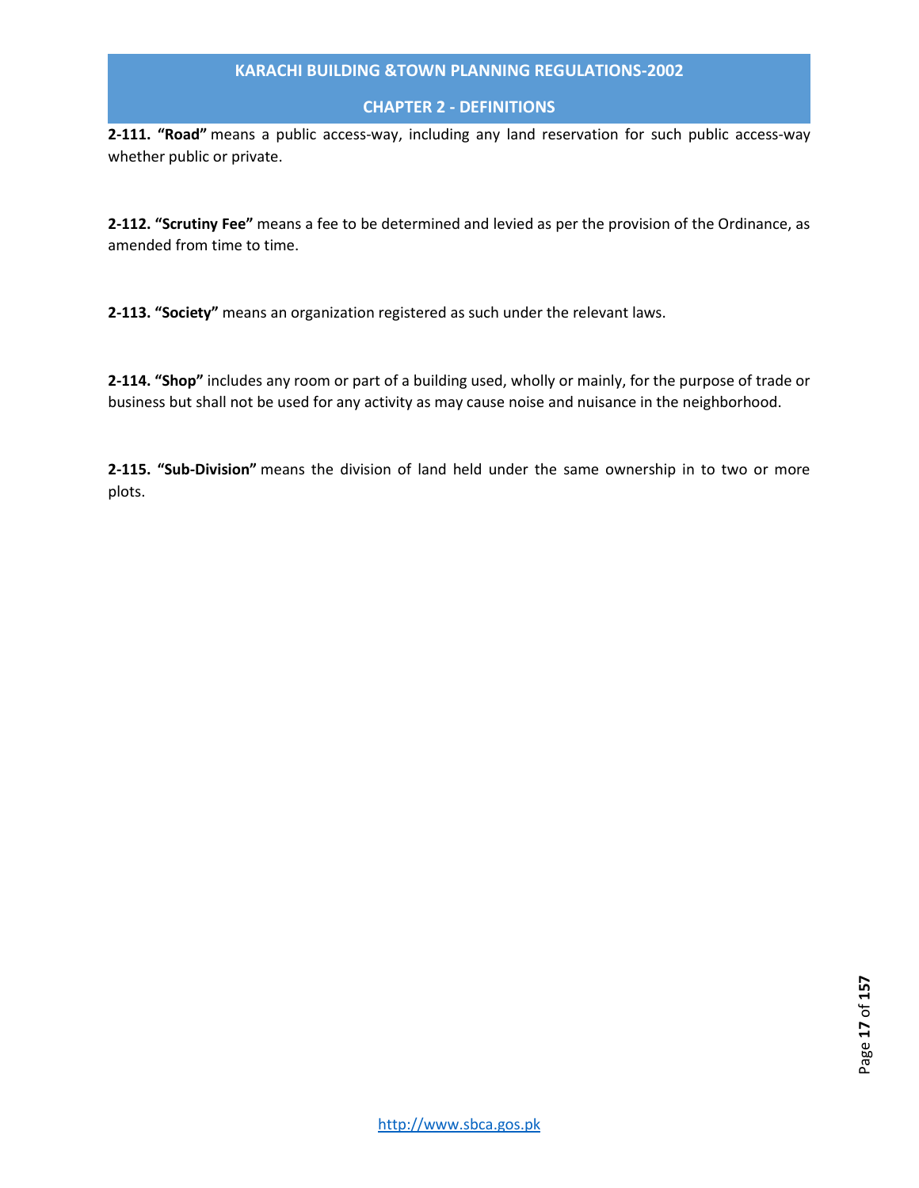**2-111. "Road"** means a public access-way, including any land reservation for such public access-way whether public or private.

**2-112. "Scrutiny Fee"** means a fee to be determined and levied as per the provision of the Ordinance, as amended from time to time.

**2-113. "Society"** means an organization registered as such under the relevant laws.

**2-114. "Shop"** includes any room or part of a building used, wholly or mainly, for the purpose of trade or business but shall not be used for any activity as may cause noise and nuisance in the neighborhood.

**2-115. "Sub-Division"** means the division of land held under the same ownership in to two or more plots.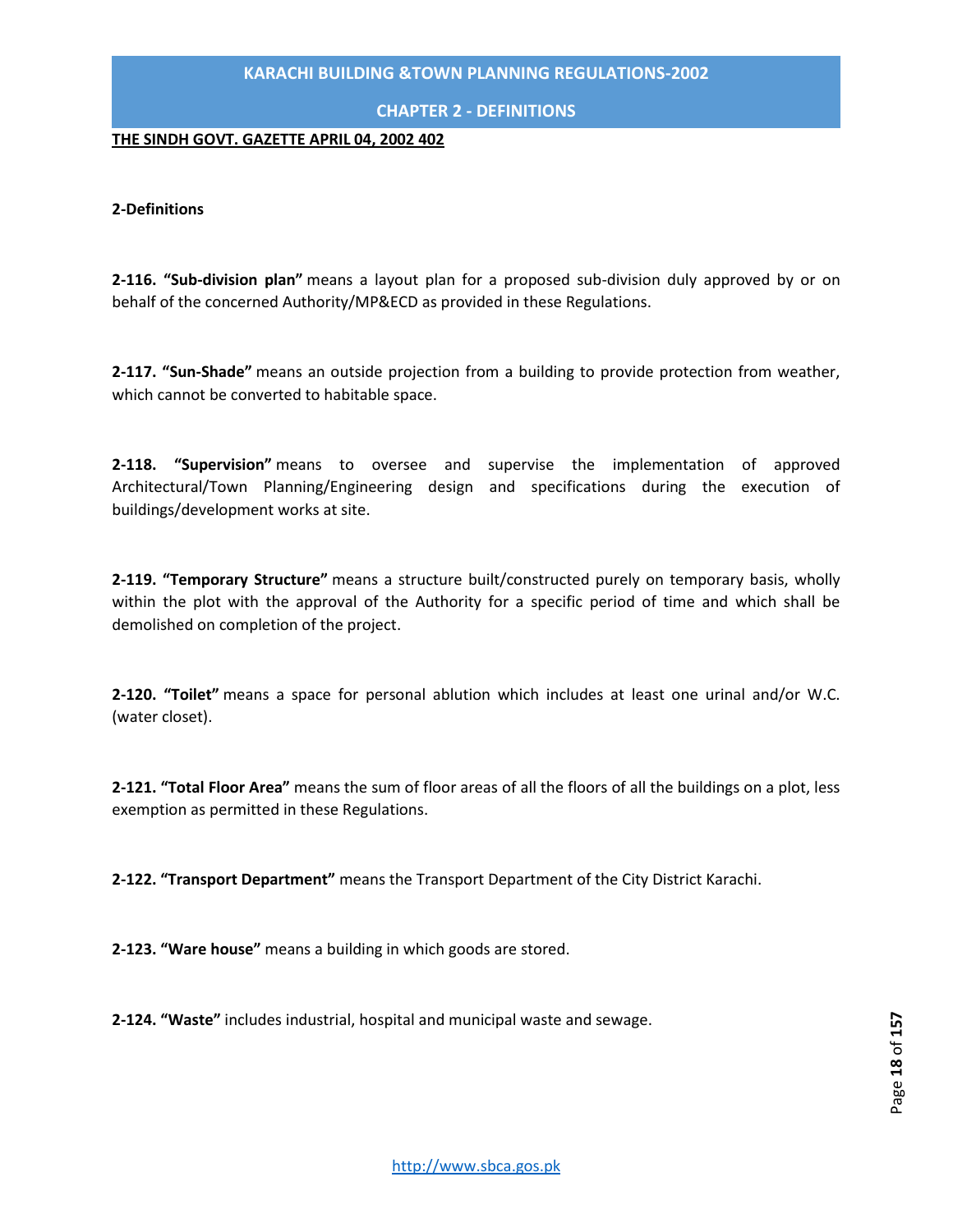**THE SINDH GOVT. GAZETTE APRIL 04, 2002 402**

**2-Definitions**

**2-116. "Sub-division plan"** means a layout plan for a proposed sub-division duly approved by or on behalf of the concerned Authority/MP&ECD as provided in these Regulations.

**2-117. "Sun-Shade"** means an outside projection from a building to provide protection from weather, which cannot be converted to habitable space.

**2-118. "Supervision"** means to oversee and supervise the implementation of approved Architectural/Town Planning/Engineering design and specifications during the execution of buildings/development works at site.

**2-119. "Temporary Structure"** means a structure built/constructed purely on temporary basis, wholly within the plot with the approval of the Authority for a specific period of time and which shall be demolished on completion of the project.

**2-120. "Toilet"** means a space for personal ablution which includes at least one urinal and/or W.C. (water closet).

**2-121. "Total Floor Area"** means the sum of floor areas of all the floors of all the buildings on a plot, less exemption as permitted in these Regulations.

**2-122. "Transport Department"** means the Transport Department of the City District Karachi.

**2-123. "Ware house"** means a building in which goods are stored.

**2-124. "Waste"** includes industrial, hospital and municipal waste and sewage.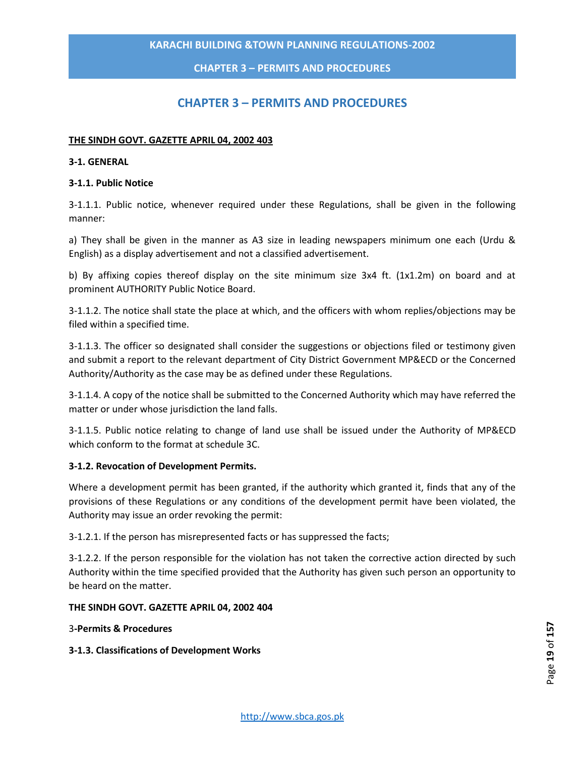# CHAPTER 3 – PERMITS AND PROCEDURES

**THE SINDH GOVT. GAZETTE APRIL 04, 2002 403**

**3-1. GENERAL**

**3-1.1. Public Notice**

3-1.1.1. Public notice, whenever required under these Regulations, shall be given in the following manner:

a) They shall be given in the manner as A3 size in leading newspapers minimum one each (Urdu & English) as a display advertisement and not a classified advertisement.

b) By affixing copies thereof display on the site minimum size 3x4 ft. (1x1.2m) on board and at prominent AUTHORITY Public Notice Board.

3-1.1.2. The notice shall state the place at which, and the officers with whom replies/objections may be filed within a specified time.

3-1.1.3. The officer so designated shall consider the suggestions or objections filed or testimony given and submit a report to the relevant department of City District Government MP&ECD or the Concerned Authority/Authority as the case may be as defined under these Regulations.

3-1.1.4. A copy of the notice shall be submitted to the Concerned Authority which may have referred the matter or under whose jurisdiction the land falls.

3-1.1.5. Public notice relating to change of land use shall be issued under the Authority of MP&ECD which conform to the format at schedule 3C.

**3-1.2. Revocation of Development Permits.**

Where a development permit has been granted, if the authority which granted it, finds that any of the provisions of these Regulations or any conditions of the development permit have been violated, the Authority may issue an order revoking the permit:

3-1.2.1. If the person has misrepresented facts or has suppressed the facts;

3-1.2.2. If the person responsible for the violation has not taken the corrective action directed by such Authority within the time specified provided that the Authority has given such person an opportunity to be heard on the matter.

**THE SINDH GOVT. GAZETTE APRIL 04, 2002 404**

3**-Permits & Procedures**

**3-1.3. Classifications of Development Works**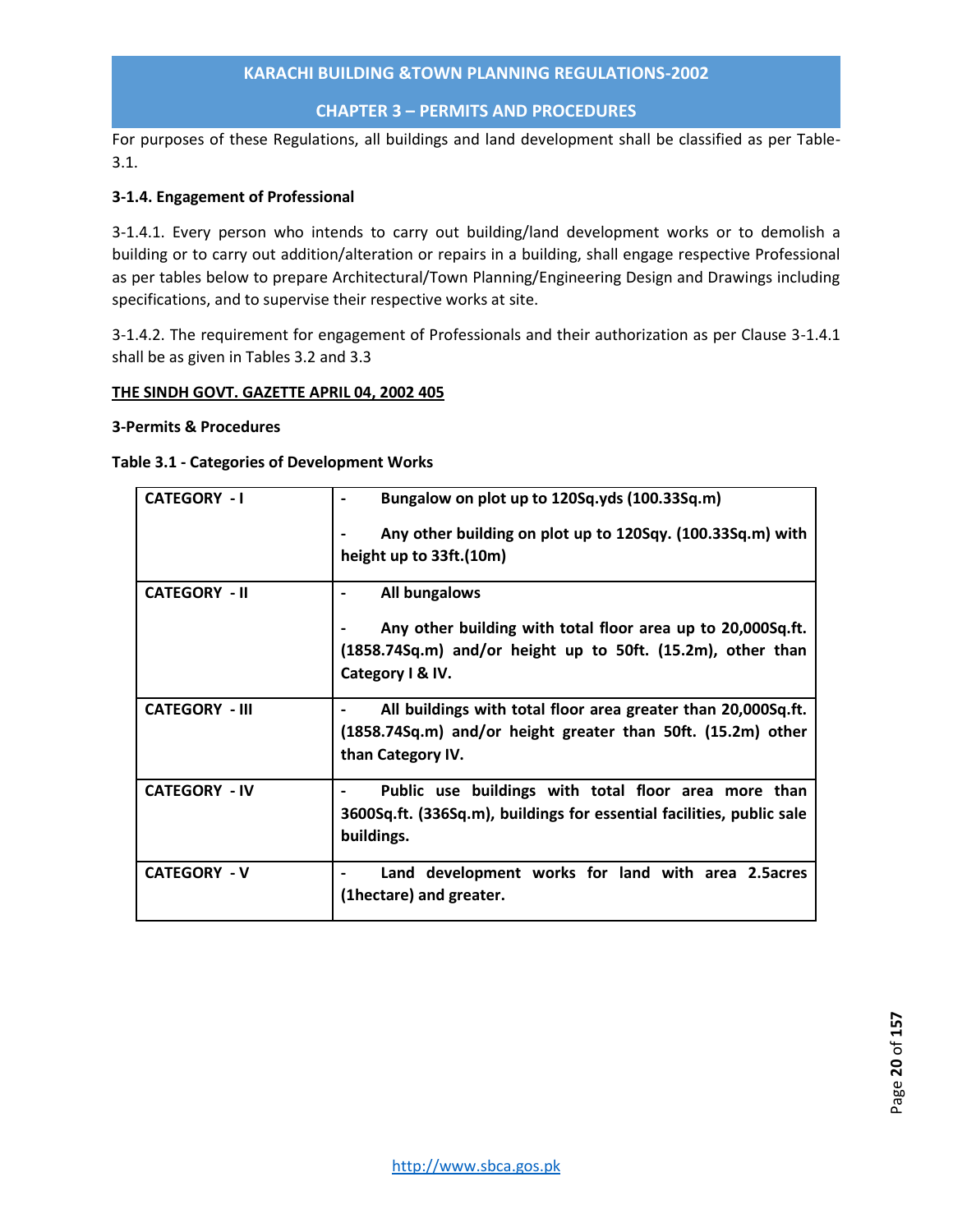For purposes of these Regulations, all buildings and land development shall be classified as per Table-3.1.

**3-1.4. Engagement of Professional**

3-1.4.1. Every person who intends to carry out building/land development works or to demolish a building or to carry out addition/alteration or repairs in a building, shall engage respective Professional as per tables below to prepare Architectural/Town Planning/Engineering Design and Drawings including specifications, and to supervise their respective works at site.

3-1.4.2. The requirement for engagement of Professionals and their authorization as per Clause 3-1.4.1 shall be as given in Tables 3.2 and 3.3

**THE SINDH GOVT. GAZETTE APRIL 04, 2002 405**

**3-Permits & Procedures**

**Table 3.1 - Categories of Development Works**

| | |
|---|---|
| **CATEGORY - I** | - **Bungalow on plot up to 120Sq.yds (100.33Sq.m)**<br><br>- **Any other building on plot up to 120Sqy. (100.33Sq.m) with height up to 33ft.(10m)** |
| **CATEGORY - II** | - **All bungalows**<br><br>- **Any other building with total floor area up to 20,000Sq.ft. (1858.74Sq.m) and/or height up to 50ft. (15.2m), other than Category I & IV.** |
| **CATEGORY - III** | - **All buildings with total floor area greater than 20,000Sq.ft. (1858.74Sq.m) and/or height greater than 50ft. (15.2m) other than Category IV.** |
| **CATEGORY - IV** | - **Public use buildings with total floor area more than 3600Sq.ft. (336Sq.m), buildings for essential facilities, public sale buildings.** |
| **CATEGORY - V** | - **Land development works for land with area 2.5acres (1hectare) and greater.** |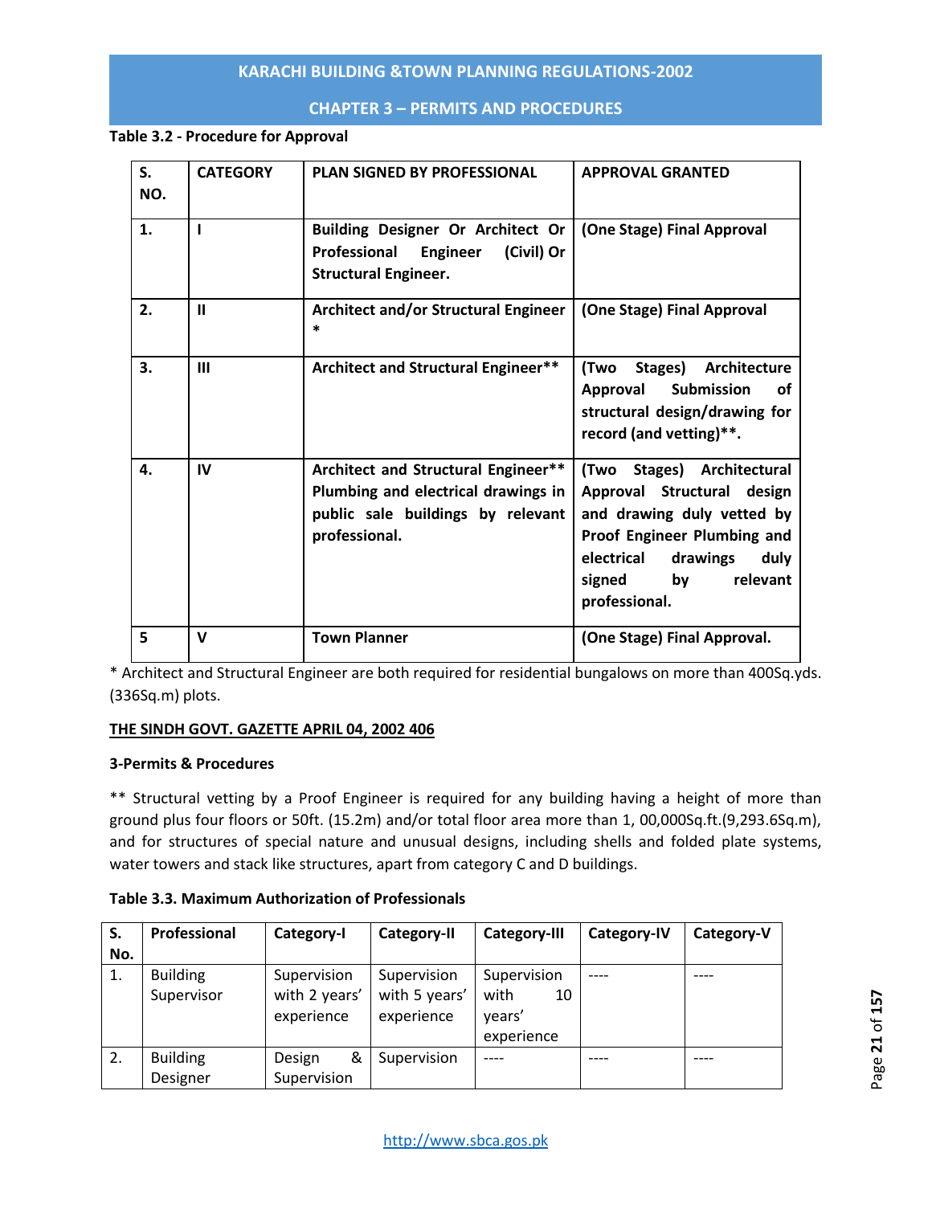**Table 3.2 - Procedure for Approval**

| S. NO. | CATEGORY | PLAN SIGNED BY PROFESSIONAL | APPROVAL GRANTED |
|---|---|---|---|
| 1. | I | Building Designer Or Architect Or Professional Engineer (Civil) Or Structural Engineer. | (One Stage) Final Approval |
| 2. | II | Architect and/or Structural Engineer * | (One Stage) Final Approval |
| 3. | III | Architect and Structural Engineer** | (Two Stages) Architecture Approval Submission of structural design/drawing for record (and vetting)**. |
| 4. | IV | Architect and Structural Engineer** Plumbing and electrical drawings in public sale buildings by relevant professional. | (Two Stages) Architectural Approval Structural design and drawing duly vetted by Proof Engineer Plumbing and electrical drawings duly signed by relevant professional. |
| 5 | V | Town Planner | (One Stage) Final Approval. |

* Architect and Structural Engineer are both required for residential bungalows on more than 400Sq.yds. (336Sq.m) plots.

<u>**THE SINDH GOVT. GAZETTE APRIL 04, 2002 406**</u>

**3-Permits & Procedures**

** Structural vetting by a Proof Engineer is required for any building having a height of more than ground plus four floors or 50ft. (15.2m) and/or total floor area more than 1, 00,000Sq.ft.(9,293.6Sq.m), and for structures of special nature and unusual designs, including shells and folded plate systems, water towers and stack like structures, apart from category C and D buildings.

**Table 3.3. Maximum Authorization of Professionals**

| S. No. | Professional | Category-I | Category-II | Category-III | Category-IV | Category-V |
|---|---|---|---|---|---|---|
| 1. | Building Supervisor | Supervision with 2 years' experience | Supervision with 5 years' experience | Supervision with 10 years' experience | ---- | ---- |
| 2. | Building Designer | Design & Supervision | Supervision | ---- | ---- | ---- |

http://www.sbca.gos.pk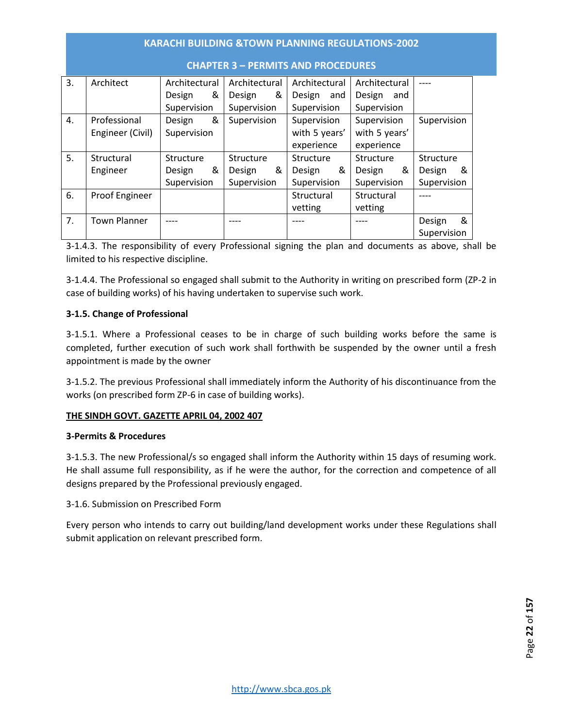| 3. | Architect | Architectural Design & Supervision | Architectural Design & Supervision | Architectural Design and Supervision | Architectural Design and Supervision | ---- |
|---|---|---|---|---|---|---|
| 4. | Professional Engineer (Civil) | Design & Supervision | Supervision | Supervision with 5 years' experience | Supervision with 5 years' experience | Supervision |
| 5. | Structural Engineer | Structure Design & Supervision | Structure Design & Supervision | Structure Design & Supervision | Structure Design & Supervision | Structure Design & Supervision |
| 6. | Proof Engineer | | | Structural vetting | Structural vetting | ---- |
| 7. | Town Planner | ---- | ---- | ---- | ---- | Design & Supervision |

3-1.4.3. The responsibility of every Professional signing the plan and documents as above, shall be limited to his respective discipline.

3-1.4.4. The Professional so engaged shall submit to the Authority in writing on prescribed form (ZP-2 in case of building works) of his having undertaken to supervise such work.

**3-1.5. Change of Professional**

3-1.5.1. Where a Professional ceases to be in charge of such building works before the same is completed, further execution of such work shall forthwith be suspended by the owner until a fresh appointment is made by the owner

3-1.5.2. The previous Professional shall immediately inform the Authority of his discontinuance from the works (on prescribed form ZP-6 in case of building works).

**THE SINDH GOVT. GAZETTE APRIL 04, 2002 407**

**3-Permits & Procedures**

3-1.5.3. The new Professional/s so engaged shall inform the Authority within 15 days of resuming work. He shall assume full responsibility, as if he were the author, for the correction and competence of all designs prepared by the Professional previously engaged.

3-1.6. Submission on Prescribed Form

Every person who intends to carry out building/land development works under these Regulations shall submit application on relevant prescribed form.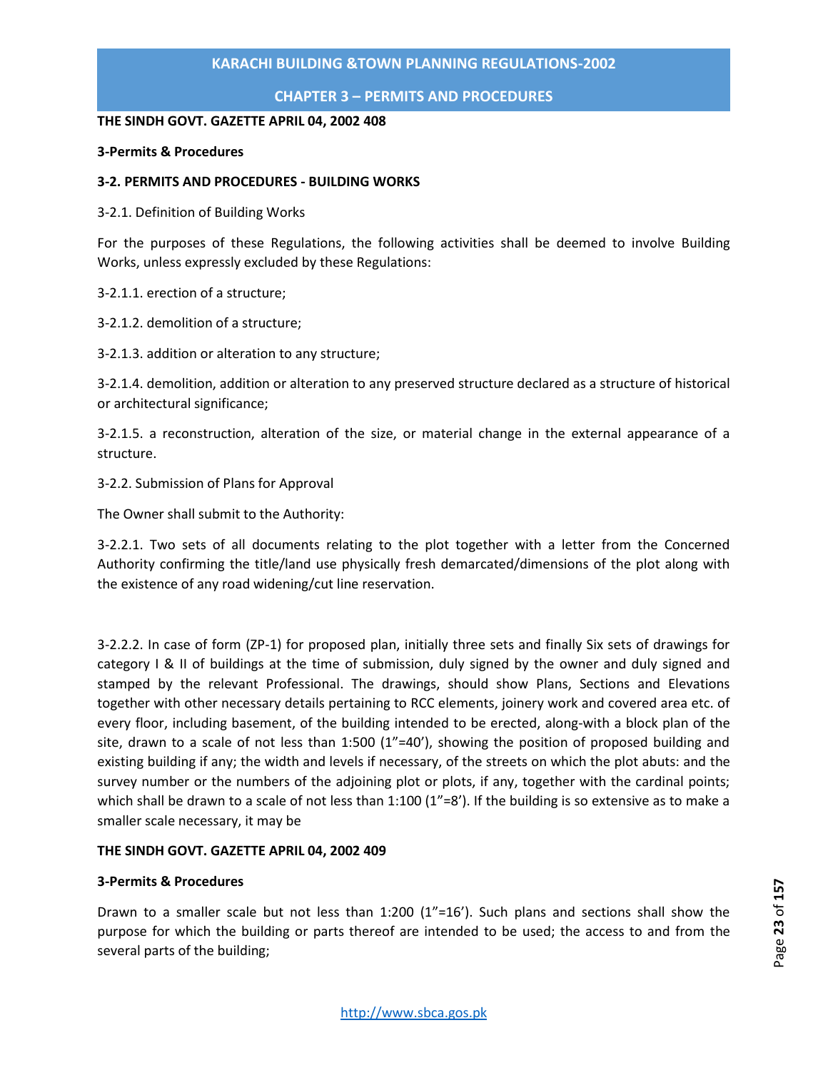**THE SINDH GOVT. GAZETTE APRIL 04, 2002 408**

**3-Permits & Procedures**

**3-2. PERMITS AND PROCEDURES - BUILDING WORKS**

3-2.1. Definition of Building Works

For the purposes of these Regulations, the following activities shall be deemed to involve Building Works, unless expressly excluded by these Regulations:

3-2.1.1. erection of a structure;

3-2.1.2. demolition of a structure;

3-2.1.3. addition or alteration to any structure;

3-2.1.4. demolition, addition or alteration to any preserved structure declared as a structure of historical or architectural significance;

3-2.1.5. a reconstruction, alteration of the size, or material change in the external appearance of a structure.

3-2.2. Submission of Plans for Approval

The Owner shall submit to the Authority:

3-2.2.1. Two sets of all documents relating to the plot together with a letter from the Concerned Authority confirming the title/land use physically fresh demarcated/dimensions of the plot along with the existence of any road widening/cut line reservation.

3-2.2.2. In case of form (ZP-1) for proposed plan, initially three sets and finally Six sets of drawings for category I & II of buildings at the time of submission, duly signed by the owner and duly signed and stamped by the relevant Professional. The drawings, should show Plans, Sections and Elevations together with other necessary details pertaining to RCC elements, joinery work and covered area etc. of every floor, including basement, of the building intended to be erected, along-with a block plan of the site, drawn to a scale of not less than 1:500 (1"=40'), showing the position of proposed building and existing building if any; the width and levels if necessary, of the streets on which the plot abuts: and the survey number or the numbers of the adjoining plot or plots, if any, together with the cardinal points; which shall be drawn to a scale of not less than 1:100 (1"=8'). If the building is so extensive as to make a smaller scale necessary, it may be

**THE SINDH GOVT. GAZETTE APRIL 04, 2002 409**

**3-Permits & Procedures**

Drawn to a smaller scale but not less than 1:200 (1"=16'). Such plans and sections shall show the purpose for which the building or parts thereof are intended to be used; the access to and from the several parts of the building;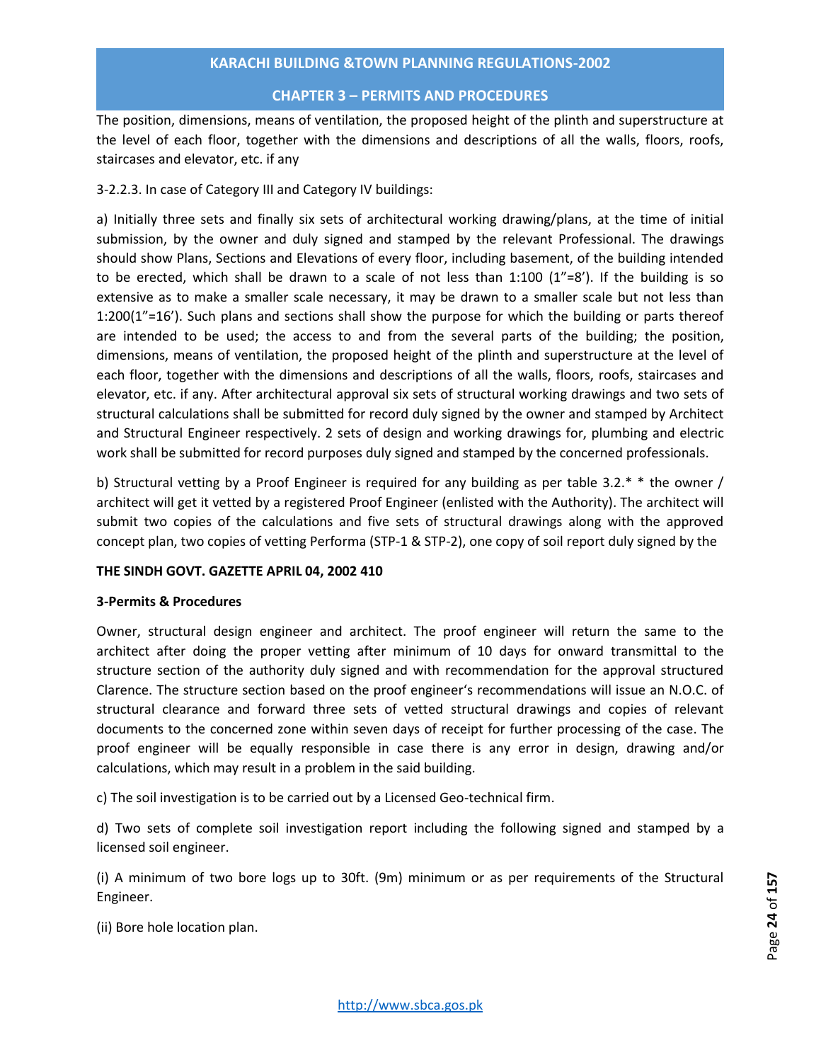The position, dimensions, means of ventilation, the proposed height of the plinth and superstructure at the level of each floor, together with the dimensions and descriptions of all the walls, floors, roofs, staircases and elevator, etc. if any

3-2.2.3. In case of Category III and Category IV buildings:

a) Initially three sets and finally six sets of architectural working drawing/plans, at the time of initial submission, by the owner and duly signed and stamped by the relevant Professional. The drawings should show Plans, Sections and Elevations of every floor, including basement, of the building intended to be erected, which shall be drawn to a scale of not less than 1:100 (1"=8'). If the building is so extensive as to make a smaller scale necessary, it may be drawn to a smaller scale but not less than 1:200(1"=16'). Such plans and sections shall show the purpose for which the building or parts thereof are intended to be used; the access to and from the several parts of the building; the position, dimensions, means of ventilation, the proposed height of the plinth and superstructure at the level of each floor, together with the dimensions and descriptions of all the walls, floors, roofs, staircases and elevator, etc. if any. After architectural approval six sets of structural working drawings and two sets of structural calculations shall be submitted for record duly signed by the owner and stamped by Architect and Structural Engineer respectively. 2 sets of design and working drawings for, plumbing and electric work shall be submitted for record purposes duly signed and stamped by the concerned professionals.

b) Structural vetting by a Proof Engineer is required for any building as per table 3.2.* * the owner / architect will get it vetted by a registered Proof Engineer (enlisted with the Authority). The architect will submit two copies of the calculations and five sets of structural drawings along with the approved concept plan, two copies of vetting Performa (STP-1 & STP-2), one copy of soil report duly signed by the

**THE SINDH GOVT. GAZETTE APRIL 04, 2002 410**

**3-Permits & Procedures**

Owner, structural design engineer and architect. The proof engineer will return the same to the architect after doing the proper vetting after minimum of 10 days for onward transmittal to the structure section of the authority duly signed and with recommendation for the approval structured Clarence. The structure section based on the proof engineer's recommendations will issue an N.O.C. of structural clearance and forward three sets of vetted structural drawings and copies of relevant documents to the concerned zone within seven days of receipt for further processing of the case. The proof engineer will be equally responsible in case there is any error in design, drawing and/or calculations, which may result in a problem in the said building.

c) The soil investigation is to be carried out by a Licensed Geo-technical firm.

d) Two sets of complete soil investigation report including the following signed and stamped by a licensed soil engineer.

(i) A minimum of two bore logs up to 30ft. (9m) minimum or as per requirements of the Structural Engineer.

(ii) Bore hole location plan.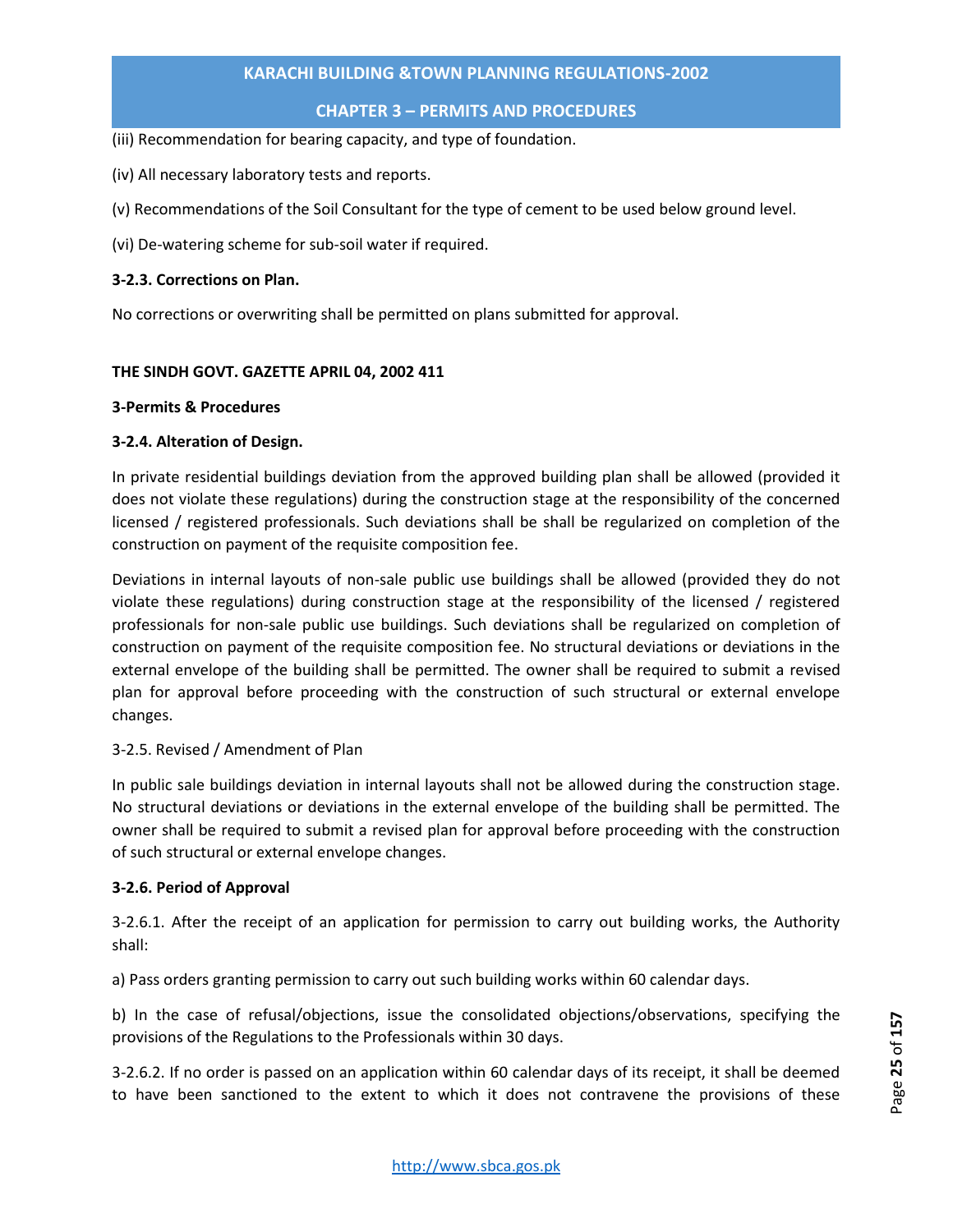(iii) Recommendation for bearing capacity, and type of foundation.

(iv) All necessary laboratory tests and reports.

(v) Recommendations of the Soil Consultant for the type of cement to be used below ground level.

(vi) De-watering scheme for sub-soil water if required.

**3-2.3. Corrections on Plan.**

No corrections or overwriting shall be permitted on plans submitted for approval.

**THE SINDH GOVT. GAZETTE APRIL 04, 2002 411**

**3-Permits & Procedures**

**3-2.4. Alteration of Design.**

In private residential buildings deviation from the approved building plan shall be allowed (provided it does not violate these regulations) during the construction stage at the responsibility of the concerned licensed / registered professionals. Such deviations shall be shall be regularized on completion of the construction on payment of the requisite composition fee.

Deviations in internal layouts of non-sale public use buildings shall be allowed (provided they do not violate these regulations) during construction stage at the responsibility of the licensed / registered professionals for non-sale public use buildings. Such deviations shall be regularized on completion of construction on payment of the requisite composition fee. No structural deviations or deviations in the external envelope of the building shall be permitted. The owner shall be required to submit a revised plan for approval before proceeding with the construction of such structural or external envelope changes.

3-2.5. Revised / Amendment of Plan

In public sale buildings deviation in internal layouts shall not be allowed during the construction stage. No structural deviations or deviations in the external envelope of the building shall be permitted. The owner shall be required to submit a revised plan for approval before proceeding with the construction of such structural or external envelope changes.

**3-2.6. Period of Approval**

3-2.6.1. After the receipt of an application for permission to carry out building works, the Authority shall:

a) Pass orders granting permission to carry out such building works within 60 calendar days.

b) In the case of refusal/objections, issue the consolidated objections/observations, specifying the provisions of the Regulations to the Professionals within 30 days.

3-2.6.2. If no order is passed on an application within 60 calendar days of its receipt, it shall be deemed to have been sanctioned to the extent to which it does not contravene the provisions of these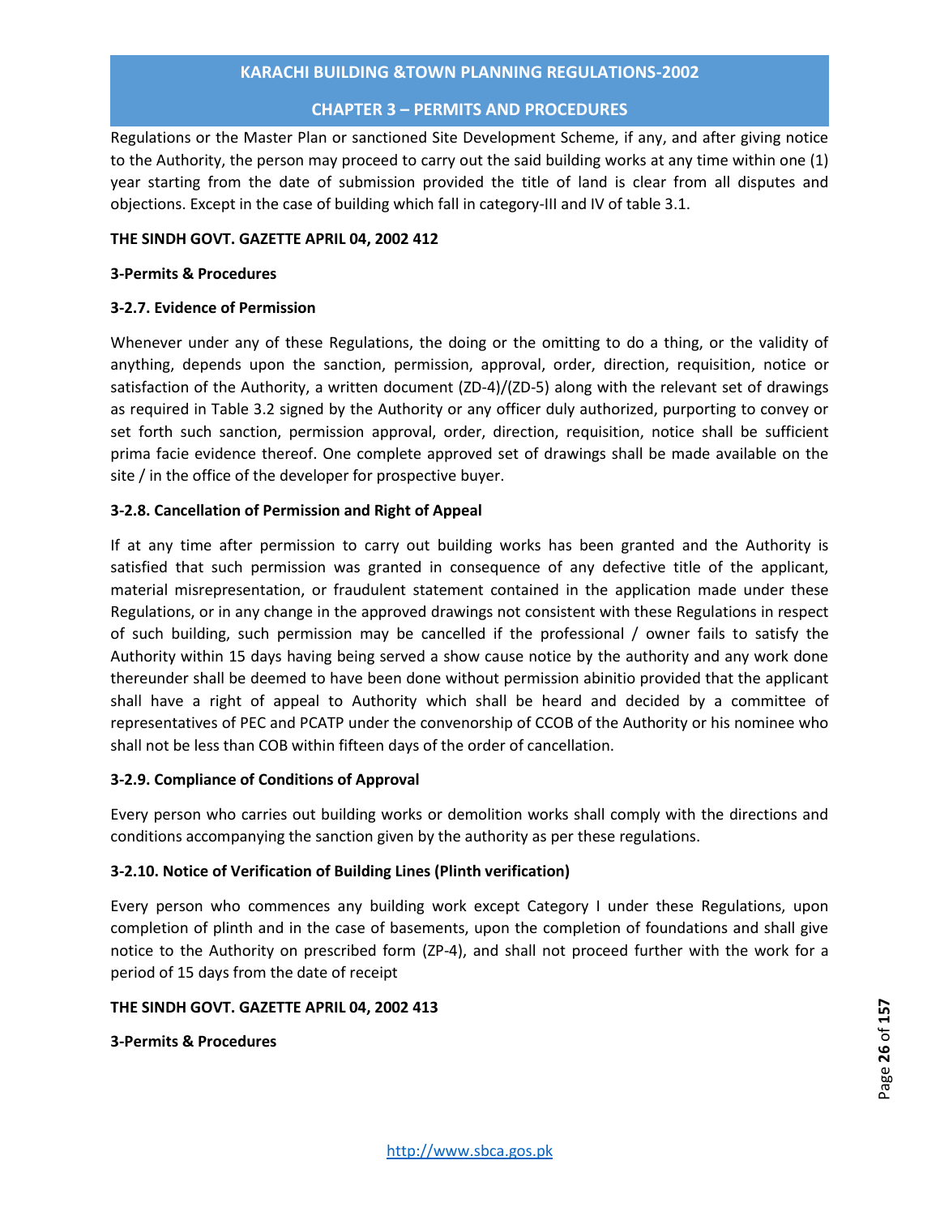Regulations or the Master Plan or sanctioned Site Development Scheme, if any, and after giving notice to the Authority, the person may proceed to carry out the said building works at any time within one (1) year starting from the date of submission provided the title of land is clear from all disputes and objections. Except in the case of building which fall in category-III and IV of table 3.1.

**THE SINDH GOVT. GAZETTE APRIL 04, 2002 412**

**3-Permits & Procedures**

**3-2.7. Evidence of Permission**

Whenever under any of these Regulations, the doing or the omitting to do a thing, or the validity of anything, depends upon the sanction, permission, approval, order, direction, requisition, notice or satisfaction of the Authority, a written document (ZD-4)/(ZD-5) along with the relevant set of drawings as required in Table 3.2 signed by the Authority or any officer duly authorized, purporting to convey or set forth such sanction, permission approval, order, direction, requisition, notice shall be sufficient prima facie evidence thereof. One complete approved set of drawings shall be made available on the site / in the office of the developer for prospective buyer.

**3-2.8. Cancellation of Permission and Right of Appeal**

If at any time after permission to carry out building works has been granted and the Authority is satisfied that such permission was granted in consequence of any defective title of the applicant, material misrepresentation, or fraudulent statement contained in the application made under these Regulations, or in any change in the approved drawings not consistent with these Regulations in respect of such building, such permission may be cancelled if the professional / owner fails to satisfy the Authority within 15 days having being served a show cause notice by the authority and any work done thereunder shall be deemed to have been done without permission abinitio provided that the applicant shall have a right of appeal to Authority which shall be heard and decided by a committee of representatives of PEC and PCATP under the convenorship of CCOB of the Authority or his nominee who shall not be less than COB within fifteen days of the order of cancellation.

**3-2.9. Compliance of Conditions of Approval**

Every person who carries out building works or demolition works shall comply with the directions and conditions accompanying the sanction given by the authority as per these regulations.

**3-2.10. Notice of Verification of Building Lines (Plinth verification)**

Every person who commences any building work except Category I under these Regulations, upon completion of plinth and in the case of basements, upon the completion of foundations and shall give notice to the Authority on prescribed form (ZP-4), and shall not proceed further with the work for a period of 15 days from the date of receipt

**THE SINDH GOVT. GAZETTE APRIL 04, 2002 413**

**3-Permits & Procedures**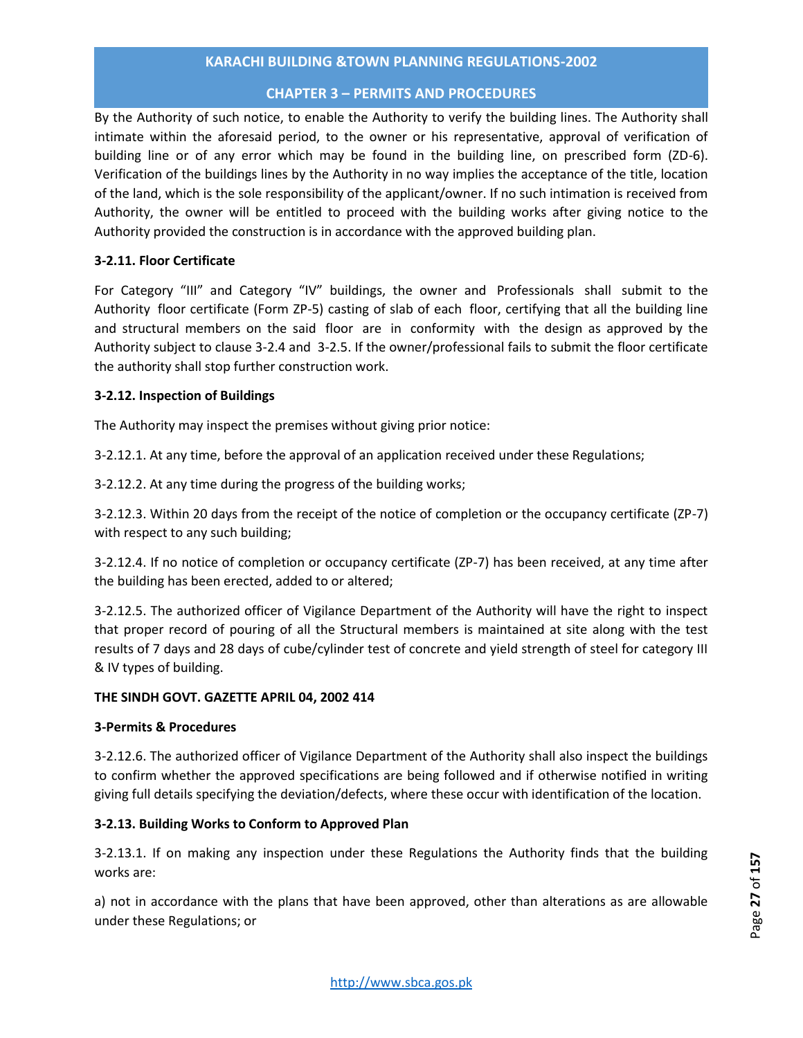By the Authority of such notice, to enable the Authority to verify the building lines. The Authority shall intimate within the aforesaid period, to the owner or his representative, approval of verification of building line or of any error which may be found in the building line, on prescribed form (ZD-6). Verification of the buildings lines by the Authority in no way implies the acceptance of the title, location of the land, which is the sole responsibility of the applicant/owner. If no such intimation is received from Authority, the owner will be entitled to proceed with the building works after giving notice to the Authority provided the construction is in accordance with the approved building plan.

**3-2.11. Floor Certificate**

For Category "III" and Category "IV" buildings, the owner and Professionals shall submit to the Authority floor certificate (Form ZP-5) casting of slab of each floor, certifying that all the building line and structural members on the said floor are in conformity with the design as approved by the Authority subject to clause 3-2.4 and 3-2.5. If the owner/professional fails to submit the floor certificate the authority shall stop further construction work.

**3-2.12. Inspection of Buildings**

The Authority may inspect the premises without giving prior notice:

3-2.12.1. At any time, before the approval of an application received under these Regulations;

3-2.12.2. At any time during the progress of the building works;

3-2.12.3. Within 20 days from the receipt of the notice of completion or the occupancy certificate (ZP-7) with respect to any such building;

3-2.12.4. If no notice of completion or occupancy certificate (ZP-7) has been received, at any time after the building has been erected, added to or altered;

3-2.12.5. The authorized officer of Vigilance Department of the Authority will have the right to inspect that proper record of pouring of all the Structural members is maintained at site along with the test results of 7 days and 28 days of cube/cylinder test of concrete and yield strength of steel for category III & IV types of building.

**THE SINDH GOVT. GAZETTE APRIL 04, 2002 414**

**3-Permits & Procedures**

3-2.12.6. The authorized officer of Vigilance Department of the Authority shall also inspect the buildings to confirm whether the approved specifications are being followed and if otherwise notified in writing giving full details specifying the deviation/defects, where these occur with identification of the location.

**3-2.13. Building Works to Conform to Approved Plan**

3-2.13.1. If on making any inspection under these Regulations the Authority finds that the building works are:

a) not in accordance with the plans that have been approved, other than alterations as are allowable under these Regulations; or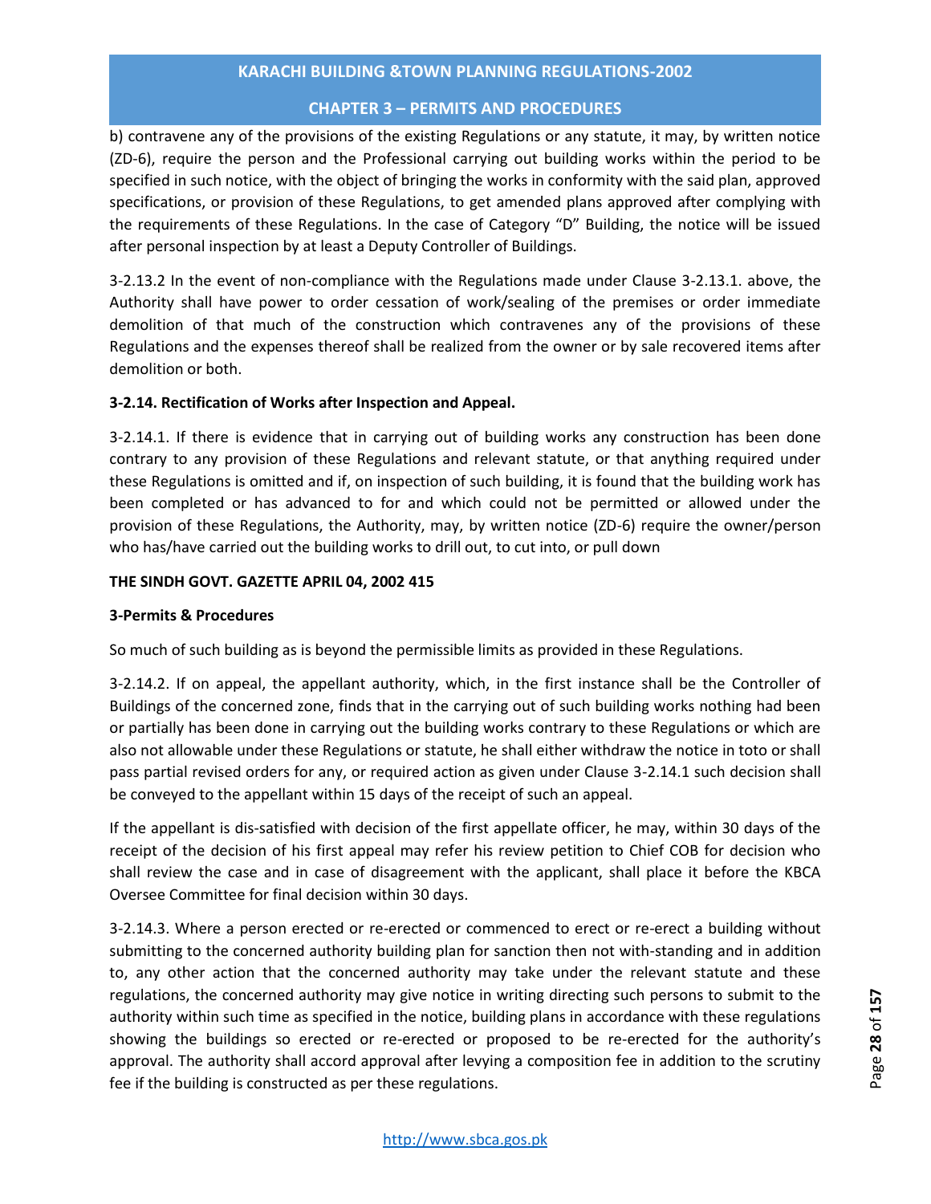b) contravene any of the provisions of the existing Regulations or any statute, it may, by written notice (ZD-6), require the person and the Professional carrying out building works within the period to be specified in such notice, with the object of bringing the works in conformity with the said plan, approved specifications, or provision of these Regulations, to get amended plans approved after complying with the requirements of these Regulations. In the case of Category "D" Building, the notice will be issued after personal inspection by at least a Deputy Controller of Buildings.

3-2.13.2 In the event of non-compliance with the Regulations made under Clause 3-2.13.1. above, the Authority shall have power to order cessation of work/sealing of the premises or order immediate demolition of that much of the construction which contravenes any of the provisions of these Regulations and the expenses thereof shall be realized from the owner or by sale recovered items after demolition or both.

**3-2.14. Rectification of Works after Inspection and Appeal.**

3-2.14.1. If there is evidence that in carrying out of building works any construction has been done contrary to any provision of these Regulations and relevant statute, or that anything required under these Regulations is omitted and if, on inspection of such building, it is found that the building work has been completed or has advanced to for and which could not be permitted or allowed under the provision of these Regulations, the Authority, may, by written notice (ZD-6) require the owner/person who has/have carried out the building works to drill out, to cut into, or pull down

**THE SINDH GOVT. GAZETTE APRIL 04, 2002 415**

**3-Permits & Procedures**

So much of such building as is beyond the permissible limits as provided in these Regulations.

3-2.14.2. If on appeal, the appellant authority, which, in the first instance shall be the Controller of Buildings of the concerned zone, finds that in the carrying out of such building works nothing had been or partially has been done in carrying out the building works contrary to these Regulations or which are also not allowable under these Regulations or statute, he shall either withdraw the notice in toto or shall pass partial revised orders for any, or required action as given under Clause 3-2.14.1 such decision shall be conveyed to the appellant within 15 days of the receipt of such an appeal.

If the appellant is dis-satisfied with decision of the first appellate officer, he may, within 30 days of the receipt of the decision of his first appeal may refer his review petition to Chief COB for decision who shall review the case and in case of disagreement with the applicant, shall place it before the KBCA Oversee Committee for final decision within 30 days.

3-2.14.3. Where a person erected or re-erected or commenced to erect or re-erect a building without submitting to the concerned authority building plan for sanction then not with-standing and in addition to, any other action that the concerned authority may take under the relevant statute and these regulations, the concerned authority may give notice in writing directing such persons to submit to the authority within such time as specified in the notice, building plans in accordance with these regulations showing the buildings so erected or re-erected or proposed to be re-erected for the authority's approval. The authority shall accord approval after levying a composition fee in addition to the scrutiny fee if the building is constructed as per these regulations.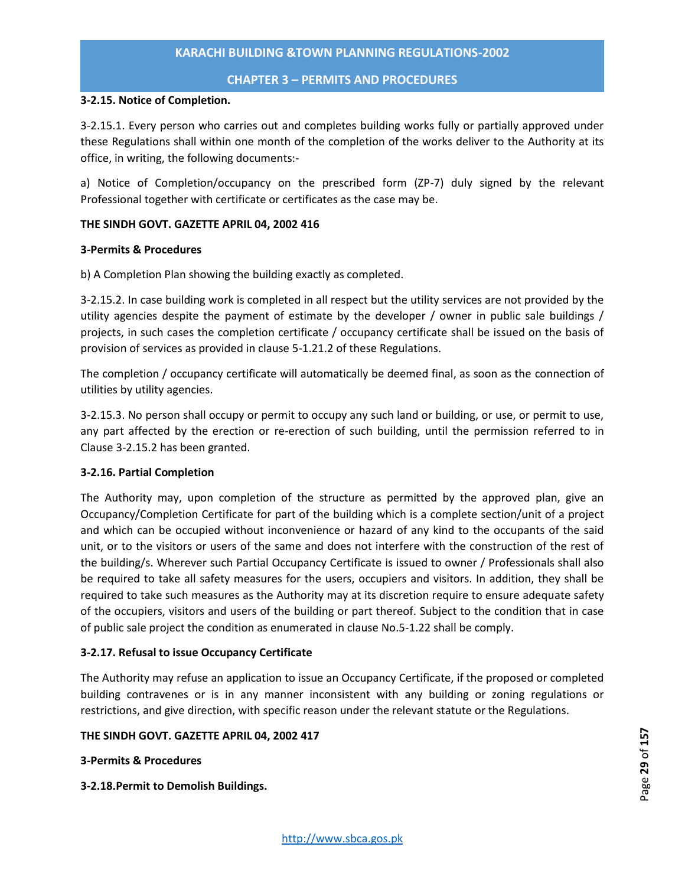**3-2.15. Notice of Completion.**

3-2.15.1. Every person who carries out and completes building works fully or partially approved under these Regulations shall within one month of the completion of the works deliver to the Authority at its office, in writing, the following documents:-

a) Notice of Completion/occupancy on the prescribed form (ZP-7) duly signed by the relevant Professional together with certificate or certificates as the case may be.

**THE SINDH GOVT. GAZETTE APRIL 04, 2002 416**

**3-Permits & Procedures**

b) A Completion Plan showing the building exactly as completed.

3-2.15.2. In case building work is completed in all respect but the utility services are not provided by the utility agencies despite the payment of estimate by the developer / owner in public sale buildings / projects, in such cases the completion certificate / occupancy certificate shall be issued on the basis of provision of services as provided in clause 5-1.21.2 of these Regulations.

The completion / occupancy certificate will automatically be deemed final, as soon as the connection of utilities by utility agencies.

3-2.15.3. No person shall occupy or permit to occupy any such land or building, or use, or permit to use, any part affected by the erection or re-erection of such building, until the permission referred to in Clause 3-2.15.2 has been granted.

**3-2.16. Partial Completion**

The Authority may, upon completion of the structure as permitted by the approved plan, give an Occupancy/Completion Certificate for part of the building which is a complete section/unit of a project and which can be occupied without inconvenience or hazard of any kind to the occupants of the said unit, or to the visitors or users of the same and does not interfere with the construction of the rest of the building/s. Wherever such Partial Occupancy Certificate is issued to owner / Professionals shall also be required to take all safety measures for the users, occupiers and visitors. In addition, they shall be required to take such measures as the Authority may at its discretion require to ensure adequate safety of the occupiers, visitors and users of the building or part thereof. Subject to the condition that in case of public sale project the condition as enumerated in clause No.5-1.22 shall be comply.

**3-2.17. Refusal to issue Occupancy Certificate**

The Authority may refuse an application to issue an Occupancy Certificate, if the proposed or completed building contravenes or is in any manner inconsistent with any building or zoning regulations or restrictions, and give direction, with specific reason under the relevant statute or the Regulations.

**THE SINDH GOVT. GAZETTE APRIL 04, 2002 417**

**3-Permits & Procedures**

**3-2.18.Permit to Demolish Buildings.**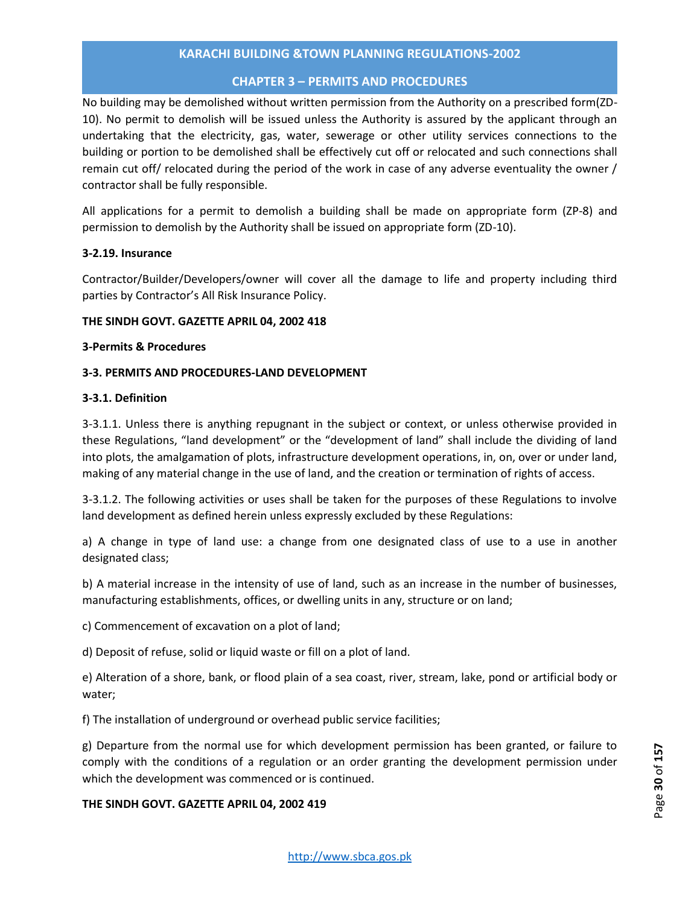No building may be demolished without written permission from the Authority on a prescribed form(ZD-10). No permit to demolish will be issued unless the Authority is assured by the applicant through an undertaking that the electricity, gas, water, sewerage or other utility services connections to the building or portion to be demolished shall be effectively cut off or relocated and such connections shall remain cut off/ relocated during the period of the work in case of any adverse eventuality the owner / contractor shall be fully responsible.

All applications for a permit to demolish a building shall be made on appropriate form (ZP-8) and permission to demolish by the Authority shall be issued on appropriate form (ZD-10).

**3-2.19. Insurance**

Contractor/Builder/Developers/owner will cover all the damage to life and property including third parties by Contractor's All Risk Insurance Policy.

**THE SINDH GOVT. GAZETTE APRIL 04, 2002 418**

**3-Permits & Procedures**

**3-3. PERMITS AND PROCEDURES-LAND DEVELOPMENT**

**3-3.1. Definition**

3-3.1.1. Unless there is anything repugnant in the subject or context, or unless otherwise provided in these Regulations, "land development" or the "development of land" shall include the dividing of land into plots, the amalgamation of plots, infrastructure development operations, in, on, over or under land, making of any material change in the use of land, and the creation or termination of rights of access.

3-3.1.2. The following activities or uses shall be taken for the purposes of these Regulations to involve land development as defined herein unless expressly excluded by these Regulations:

a) A change in type of land use: a change from one designated class of use to a use in another designated class;

b) A material increase in the intensity of use of land, such as an increase in the number of businesses, manufacturing establishments, offices, or dwelling units in any, structure or on land;

c) Commencement of excavation on a plot of land;

d) Deposit of refuse, solid or liquid waste or fill on a plot of land.

e) Alteration of a shore, bank, or flood plain of a sea coast, river, stream, lake, pond or artificial body or water;

f) The installation of underground or overhead public service facilities;

g) Departure from the normal use for which development permission has been granted, or failure to comply with the conditions of a regulation or an order granting the development permission under which the development was commenced or is continued.

**THE SINDH GOVT. GAZETTE APRIL 04, 2002 419**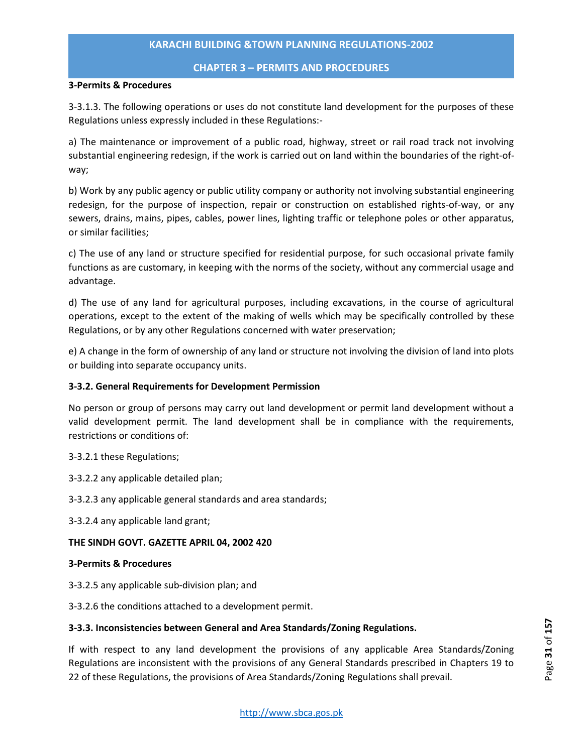**3-Permits & Procedures**

3-3.1.3. The following operations or uses do not constitute land development for the purposes of these Regulations unless expressly included in these Regulations:-

a) The maintenance or improvement of a public road, highway, street or rail road track not involving substantial engineering redesign, if the work is carried out on land within the boundaries of the right-of-way;

b) Work by any public agency or public utility company or authority not involving substantial engineering redesign, for the purpose of inspection, repair or construction on established rights-of-way, or any sewers, drains, mains, pipes, cables, power lines, lighting traffic or telephone poles or other apparatus, or similar facilities;

c) The use of any land or structure specified for residential purpose, for such occasional private family functions as are customary, in keeping with the norms of the society, without any commercial usage and advantage.

d) The use of any land for agricultural purposes, including excavations, in the course of agricultural operations, except to the extent of the making of wells which may be specifically controlled by these Regulations, or by any other Regulations concerned with water preservation;

e) A change in the form of ownership of any land or structure not involving the division of land into plots or building into separate occupancy units.

**3-3.2. General Requirements for Development Permission**

No person or group of persons may carry out land development or permit land development without a valid development permit. The land development shall be in compliance with the requirements, restrictions or conditions of:

3-3.2.1 these Regulations;

3-3.2.2 any applicable detailed plan;

3-3.2.3 any applicable general standards and area standards;

3-3.2.4 any applicable land grant;

**THE SINDH GOVT. GAZETTE APRIL 04, 2002 420**

**3-Permits & Procedures**

3-3.2.5 any applicable sub-division plan; and

3-3.2.6 the conditions attached to a development permit.

**3-3.3. Inconsistencies between General and Area Standards/Zoning Regulations.**

If with respect to any land development the provisions of any applicable Area Standards/Zoning Regulations are inconsistent with the provisions of any General Standards prescribed in Chapters 19 to 22 of these Regulations, the provisions of Area Standards/Zoning Regulations shall prevail.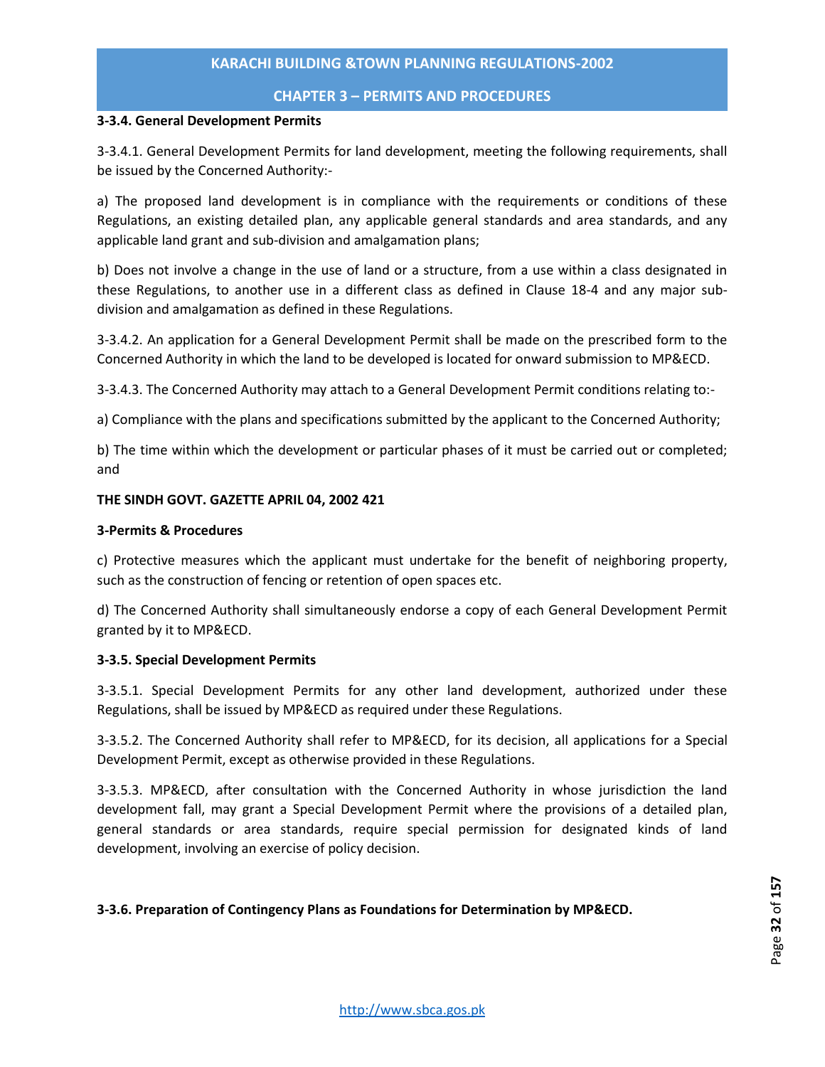**3-3.4. General Development Permits**

3-3.4.1. General Development Permits for land development, meeting the following requirements, shall be issued by the Concerned Authority:-

a) The proposed land development is in compliance with the requirements or conditions of these Regulations, an existing detailed plan, any applicable general standards and area standards, and any applicable land grant and sub-division and amalgamation plans;

b) Does not involve a change in the use of land or a structure, from a use within a class designated in these Regulations, to another use in a different class as defined in Clause 18-4 and any major sub-division and amalgamation as defined in these Regulations.

3-3.4.2. An application for a General Development Permit shall be made on the prescribed form to the Concerned Authority in which the land to be developed is located for onward submission to MP&ECD.

3-3.4.3. The Concerned Authority may attach to a General Development Permit conditions relating to:-

a) Compliance with the plans and specifications submitted by the applicant to the Concerned Authority;

b) The time within which the development or particular phases of it must be carried out or completed; and

**THE SINDH GOVT. GAZETTE APRIL 04, 2002 421**

**3-Permits & Procedures**

c) Protective measures which the applicant must undertake for the benefit of neighboring property, such as the construction of fencing or retention of open spaces etc.

d) The Concerned Authority shall simultaneously endorse a copy of each General Development Permit granted by it to MP&ECD.

**3-3.5. Special Development Permits**

3-3.5.1. Special Development Permits for any other land development, authorized under these Regulations, shall be issued by MP&ECD as required under these Regulations.

3-3.5.2. The Concerned Authority shall refer to MP&ECD, for its decision, all applications for a Special Development Permit, except as otherwise provided in these Regulations.

3-3.5.3. MP&ECD, after consultation with the Concerned Authority in whose jurisdiction the land development fall, may grant a Special Development Permit where the provisions of a detailed plan, general standards or area standards, require special permission for designated kinds of land development, involving an exercise of policy decision.

**3-3.6. Preparation of Contingency Plans as Foundations for Determination by MP&ECD.**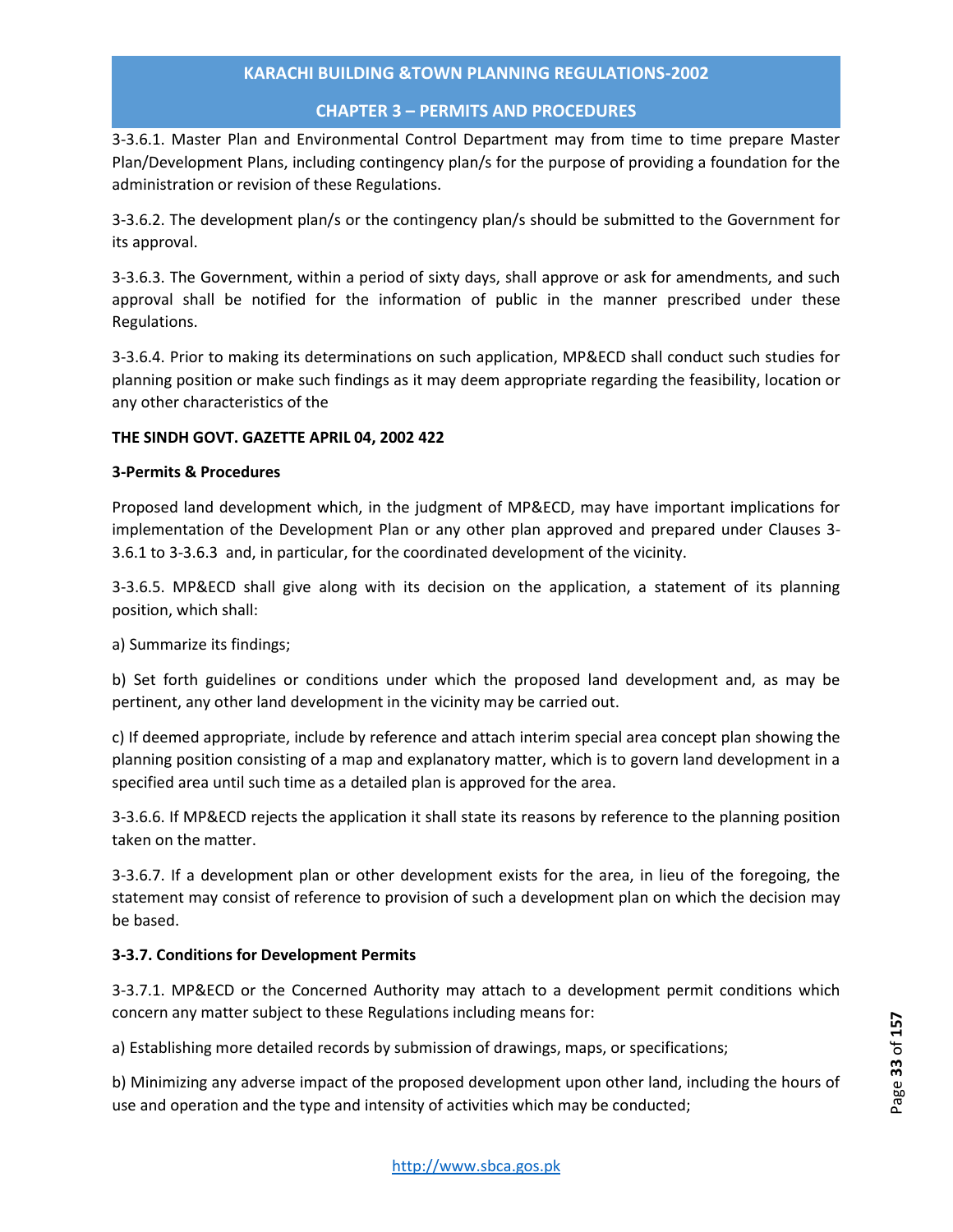3-3.6.1. Master Plan and Environmental Control Department may from time to time prepare Master Plan/Development Plans, including contingency plan/s for the purpose of providing a foundation for the administration or revision of these Regulations.

3-3.6.2. The development plan/s or the contingency plan/s should be submitted to the Government for its approval.

3-3.6.3. The Government, within a period of sixty days, shall approve or ask for amendments, and such approval shall be notified for the information of public in the manner prescribed under these Regulations.

3-3.6.4. Prior to making its determinations on such application, MP&ECD shall conduct such studies for planning position or make such findings as it may deem appropriate regarding the feasibility, location or any other characteristics of the

**THE SINDH GOVT. GAZETTE APRIL 04, 2002 422**

**3-Permits & Procedures**

Proposed land development which, in the judgment of MP&ECD, may have important implications for implementation of the Development Plan or any other plan approved and prepared under Clauses 3-3.6.1 to 3-3.6.3 and, in particular, for the coordinated development of the vicinity.

3-3.6.5. MP&ECD shall give along with its decision on the application, a statement of its planning position, which shall:

a) Summarize its findings;

b) Set forth guidelines or conditions under which the proposed land development and, as may be pertinent, any other land development in the vicinity may be carried out.

c) If deemed appropriate, include by reference and attach interim special area concept plan showing the planning position consisting of a map and explanatory matter, which is to govern land development in a specified area until such time as a detailed plan is approved for the area.

3-3.6.6. If MP&ECD rejects the application it shall state its reasons by reference to the planning position taken on the matter.

3-3.6.7. If a development plan or other development exists for the area, in lieu of the foregoing, the statement may consist of reference to provision of such a development plan on which the decision may be based.

**3-3.7. Conditions for Development Permits**

3-3.7.1. MP&ECD or the Concerned Authority may attach to a development permit conditions which concern any matter subject to these Regulations including means for:

a) Establishing more detailed records by submission of drawings, maps, or specifications;

b) Minimizing any adverse impact of the proposed development upon other land, including the hours of use and operation and the type and intensity of activities which may be conducted;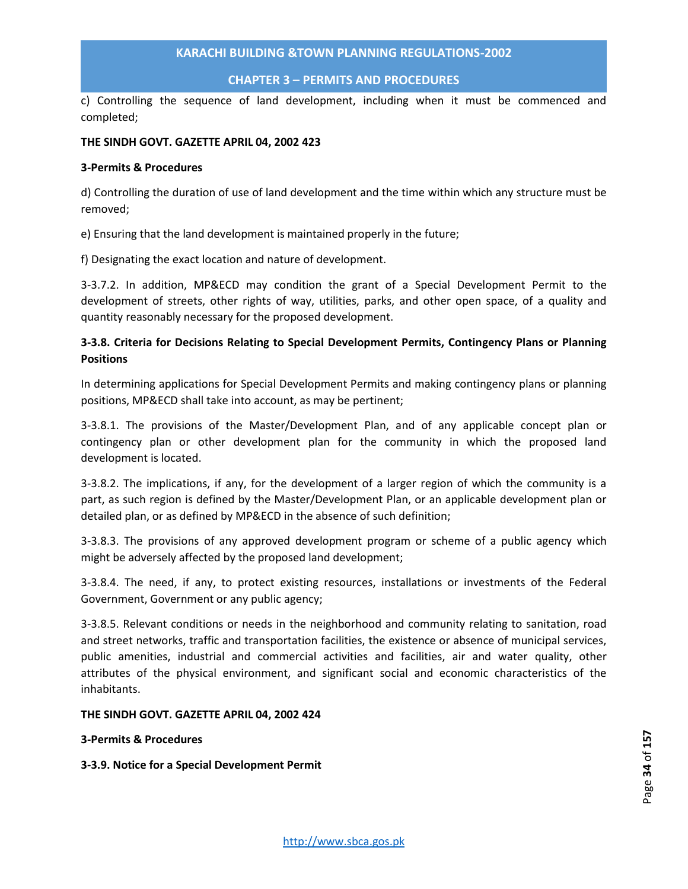c) Controlling the sequence of land development, including when it must be commenced and completed;

**THE SINDH GOVT. GAZETTE APRIL 04, 2002 423**

**3-Permits & Procedures**

d) Controlling the duration of use of land development and the time within which any structure must be removed;

e) Ensuring that the land development is maintained properly in the future;

f) Designating the exact location and nature of development.

3-3.7.2. In addition, MP&ECD may condition the grant of a Special Development Permit to the development of streets, other rights of way, utilities, parks, and other open space, of a quality and quantity reasonably necessary for the proposed development.

**3-3.8. Criteria for Decisions Relating to Special Development Permits, Contingency Plans or Planning Positions**

In determining applications for Special Development Permits and making contingency plans or planning positions, MP&ECD shall take into account, as may be pertinent;

3-3.8.1. The provisions of the Master/Development Plan, and of any applicable concept plan or contingency plan or other development plan for the community in which the proposed land development is located.

3-3.8.2. The implications, if any, for the development of a larger region of which the community is a part, as such region is defined by the Master/Development Plan, or an applicable development plan or detailed plan, or as defined by MP&ECD in the absence of such definition;

3-3.8.3. The provisions of any approved development program or scheme of a public agency which might be adversely affected by the proposed land development;

3-3.8.4. The need, if any, to protect existing resources, installations or investments of the Federal Government, Government or any public agency;

3-3.8.5. Relevant conditions or needs in the neighborhood and community relating to sanitation, road and street networks, traffic and transportation facilities, the existence or absence of municipal services, public amenities, industrial and commercial activities and facilities, air and water quality, other attributes of the physical environment, and significant social and economic characteristics of the inhabitants.

**THE SINDH GOVT. GAZETTE APRIL 04, 2002 424**

**3-Permits & Procedures**

**3-3.9. Notice for a Special Development Permit**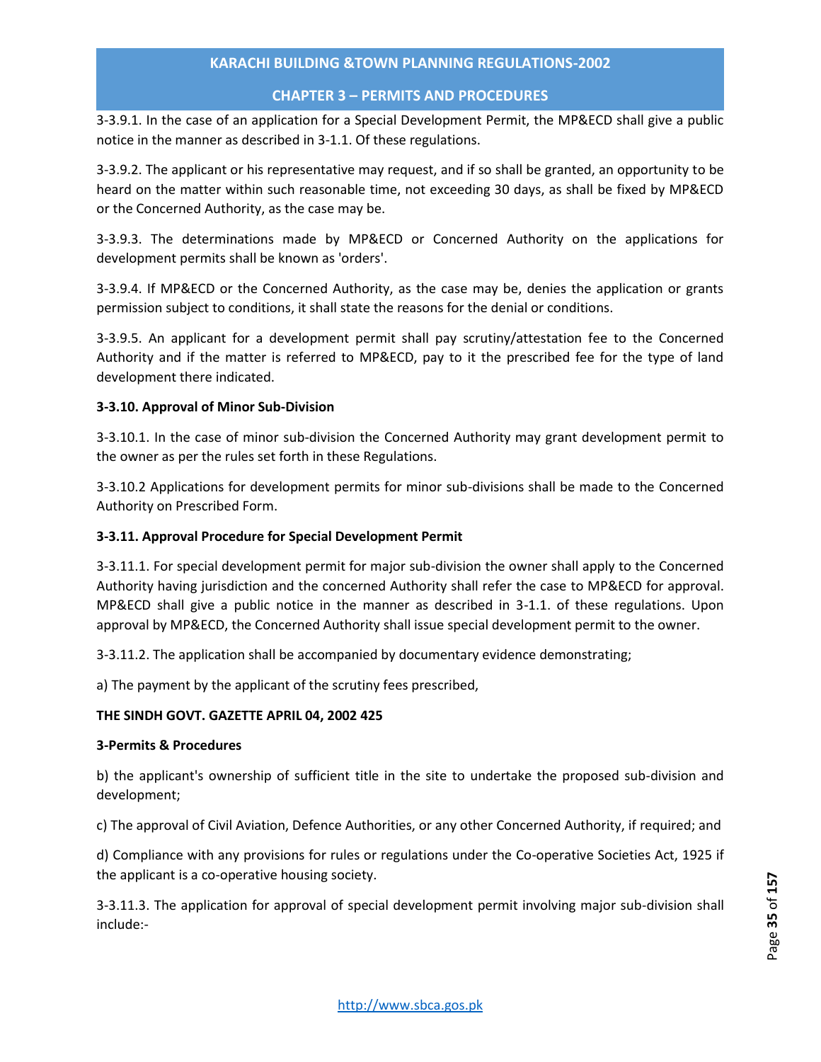3-3.9.1. In the case of an application for a Special Development Permit, the MP&ECD shall give a public notice in the manner as described in 3-1.1. Of these regulations.

3-3.9.2. The applicant or his representative may request, and if so shall be granted, an opportunity to be heard on the matter within such reasonable time, not exceeding 30 days, as shall be fixed by MP&ECD or the Concerned Authority, as the case may be.

3-3.9.3. The determinations made by MP&ECD or Concerned Authority on the applications for development permits shall be known as 'orders'.

3-3.9.4. If MP&ECD or the Concerned Authority, as the case may be, denies the application or grants permission subject to conditions, it shall state the reasons for the denial or conditions.

3-3.9.5. An applicant for a development permit shall pay scrutiny/attestation fee to the Concerned Authority and if the matter is referred to MP&ECD, pay to it the prescribed fee for the type of land development there indicated.

**3-3.10. Approval of Minor Sub-Division**

3-3.10.1. In the case of minor sub-division the Concerned Authority may grant development permit to the owner as per the rules set forth in these Regulations.

3-3.10.2 Applications for development permits for minor sub-divisions shall be made to the Concerned Authority on Prescribed Form.

**3-3.11. Approval Procedure for Special Development Permit**

3-3.11.1. For special development permit for major sub-division the owner shall apply to the Concerned Authority having jurisdiction and the concerned Authority shall refer the case to MP&ECD for approval. MP&ECD shall give a public notice in the manner as described in 3-1.1. of these regulations. Upon approval by MP&ECD, the Concerned Authority shall issue special development permit to the owner.

3-3.11.2. The application shall be accompanied by documentary evidence demonstrating;

a) The payment by the applicant of the scrutiny fees prescribed,

**THE SINDH GOVT. GAZETTE APRIL 04, 2002 425**

**3-Permits & Procedures**

b) the applicant's ownership of sufficient title in the site to undertake the proposed sub-division and development;

c) The approval of Civil Aviation, Defence Authorities, or any other Concerned Authority, if required; and

d) Compliance with any provisions for rules or regulations under the Co-operative Societies Act, 1925 if the applicant is a co-operative housing society.

3-3.11.3. The application for approval of special development permit involving major sub-division shall include:-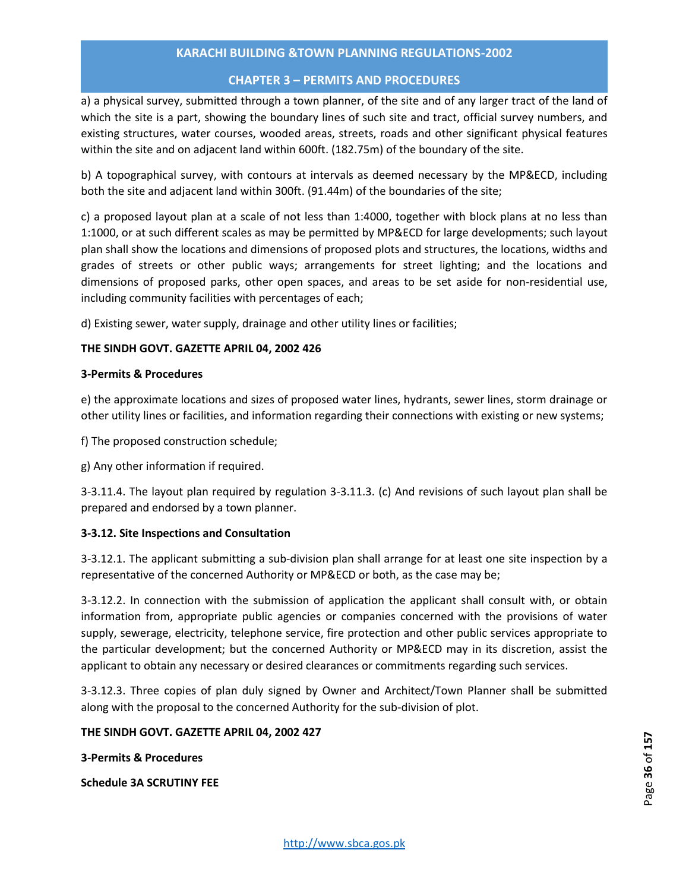a) a physical survey, submitted through a town planner, of the site and of any larger tract of the land of which the site is a part, showing the boundary lines of such site and tract, official survey numbers, and existing structures, water courses, wooded areas, streets, roads and other significant physical features within the site and on adjacent land within 600ft. (182.75m) of the boundary of the site.

b) A topographical survey, with contours at intervals as deemed necessary by the MP&ECD, including both the site and adjacent land within 300ft. (91.44m) of the boundaries of the site;

c) a proposed layout plan at a scale of not less than 1:4000, together with block plans at no less than 1:1000, or at such different scales as may be permitted by MP&ECD for large developments; such layout plan shall show the locations and dimensions of proposed plots and structures, the locations, widths and grades of streets or other public ways; arrangements for street lighting; and the locations and dimensions of proposed parks, other open spaces, and areas to be set aside for non-residential use, including community facilities with percentages of each;

d) Existing sewer, water supply, drainage and other utility lines or facilities;

**THE SINDH GOVT. GAZETTE APRIL 04, 2002 426**

**3-Permits & Procedures**

e) the approximate locations and sizes of proposed water lines, hydrants, sewer lines, storm drainage or other utility lines or facilities, and information regarding their connections with existing or new systems;

f) The proposed construction schedule;

g) Any other information if required.

3-3.11.4. The layout plan required by regulation 3-3.11.3. (c) And revisions of such layout plan shall be prepared and endorsed by a town planner.

**3-3.12. Site Inspections and Consultation**

3-3.12.1. The applicant submitting a sub-division plan shall arrange for at least one site inspection by a representative of the concerned Authority or MP&ECD or both, as the case may be;

3-3.12.2. In connection with the submission of application the applicant shall consult with, or obtain information from, appropriate public agencies or companies concerned with the provisions of water supply, sewerage, electricity, telephone service, fire protection and other public services appropriate to the particular development; but the concerned Authority or MP&ECD may in its discretion, assist the applicant to obtain any necessary or desired clearances or commitments regarding such services.

3-3.12.3. Three copies of plan duly signed by Owner and Architect/Town Planner shall be submitted along with the proposal to the concerned Authority for the sub-division of plot.

**THE SINDH GOVT. GAZETTE APRIL 04, 2002 427**

**3-Permits & Procedures**

**Schedule 3A SCRUTINY FEE**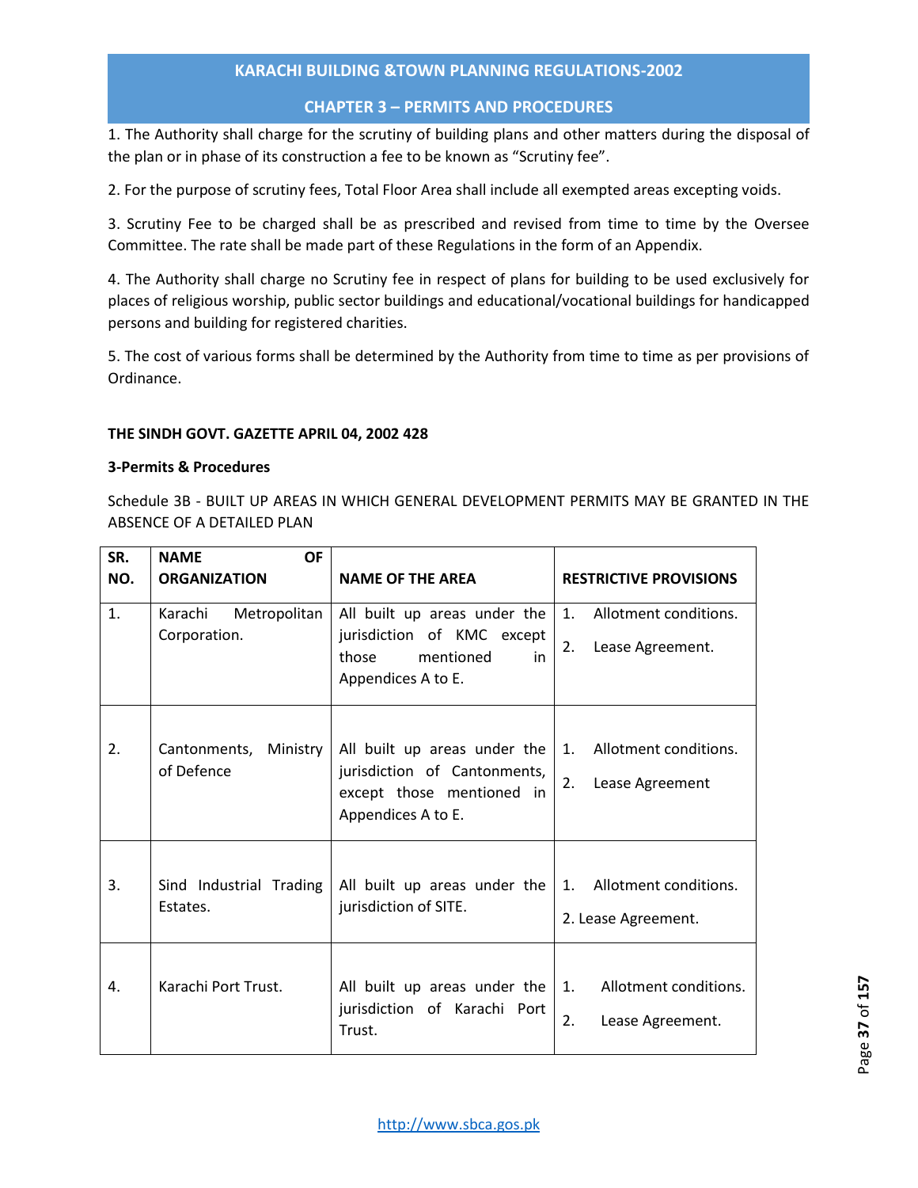1. The Authority shall charge for the scrutiny of building plans and other matters during the disposal of the plan or in phase of its construction a fee to be known as "Scrutiny fee".

2. For the purpose of scrutiny fees, Total Floor Area shall include all exempted areas excepting voids.

3. Scrutiny Fee to be charged shall be as prescribed and revised from time to time by the Oversee Committee. The rate shall be made part of these Regulations in the form of an Appendix.

4. The Authority shall charge no Scrutiny fee in respect of plans for building to be used exclusively for places of religious worship, public sector buildings and educational/vocational buildings for handicapped persons and building for registered charities.

5. The cost of various forms shall be determined by the Authority from time to time as per provisions of Ordinance.

**THE SINDH GOVT. GAZETTE APRIL 04, 2002 428**

**3-Permits & Procedures**

Schedule 3B - BUILT UP AREAS IN WHICH GENERAL DEVELOPMENT PERMITS MAY BE GRANTED IN THE ABSENCE OF A DETAILED PLAN

| SR. NO. | NAME OF ORGANIZATION | NAME OF THE AREA | RESTRICTIVE PROVISIONS |
|---|---|---|---|
| 1. | Karachi Metropolitan Corporation. | All built up areas under the jurisdiction of KMC except those mentioned in Appendices A to E. | 1. Allotment conditions.<br>2. Lease Agreement. |
| 2. | Cantonments, Ministry of Defence | All built up areas under the jurisdiction of Cantonments, except those mentioned in Appendices A to E. | 1. Allotment conditions.<br>2. Lease Agreement |
| 3. | Sind Industrial Trading Estates. | All built up areas under the jurisdiction of SITE. | 1. Allotment conditions.<br>2. Lease Agreement. |
| 4. | Karachi Port Trust. | All built up areas under the jurisdiction of Karachi Port Trust. | 1. Allotment conditions.<br>2. Lease Agreement. |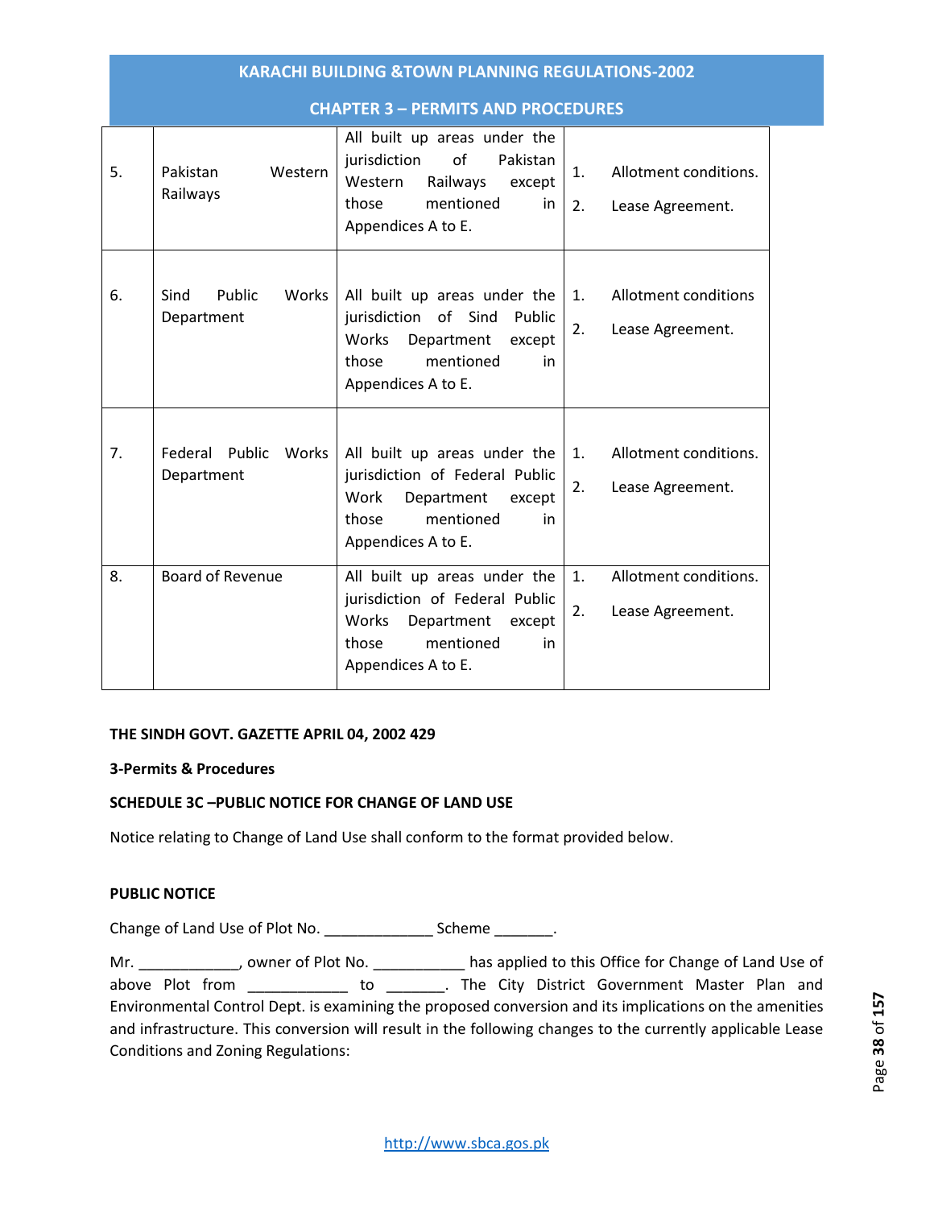| | | | |
|---|---|---|---|
| 5. | Pakistan Western Railways | All built up areas under the jurisdiction of Pakistan Western Railways except those mentioned in Appendices A to E. | 1. Allotment conditions.<br>2. Lease Agreement. |
| 6. | Sind Public Works Department | All built up areas under the jurisdiction of Sind Public Works Department except those mentioned in Appendices A to E. | 1. Allotment conditions<br>2. Lease Agreement. |
| 7. | Federal Public Works Department | All built up areas under the jurisdiction of Federal Public Work Department except those mentioned in Appendices A to E. | 1. Allotment conditions.<br>2. Lease Agreement. |
| 8. | Board of Revenue | All built up areas under the jurisdiction of Federal Public Works Department except those mentioned in Appendices A to E. | 1. Allotment conditions.<br>2. Lease Agreement. |

**THE SINDH GOVT. GAZETTE APRIL 04, 2002 429**

**3-Permits & Procedures**

**SCHEDULE 3C –PUBLIC NOTICE FOR CHANGE OF LAND USE**

Notice relating to Change of Land Use shall conform to the format provided below.

**PUBLIC NOTICE**

Change of Land Use of Plot No. _____________ Scheme _______.

Mr. ____________, owner of Plot No. ___________ has applied to this Office for Change of Land Use of above Plot from ____________ to _______. The City District Government Master Plan and Environmental Control Dept. is examining the proposed conversion and its implications on the amenities and infrastructure. This conversion will result in the following changes to the currently applicable Lease Conditions and Zoning Regulations: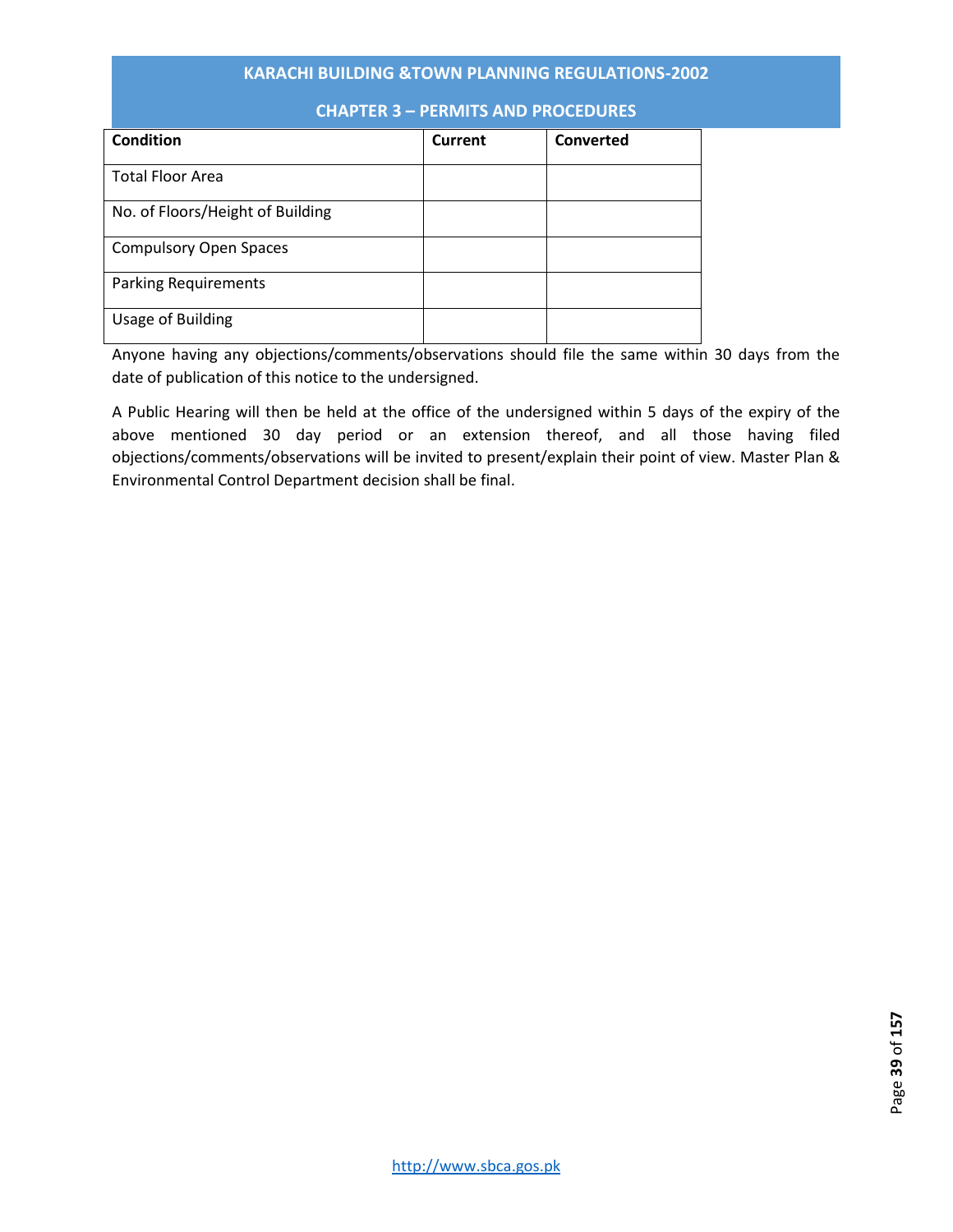| Condition | Current | Converted |
| --- | --- | --- |
| Total Floor Area | | |
| No. of Floors/Height of Building | | |
| Compulsory Open Spaces | | |
| Parking Requirements | | |
| Usage of Building | | |

Anyone having any objections/comments/observations should file the same within 30 days from the date of publication of this notice to the undersigned.

A Public Hearing will then be held at the office of the undersigned within 5 days of the expiry of the above mentioned 30 day period or an extension thereof, and all those having filed objections/comments/observations will be invited to present/explain their point of view. Master Plan & Environmental Control Department decision shall be final.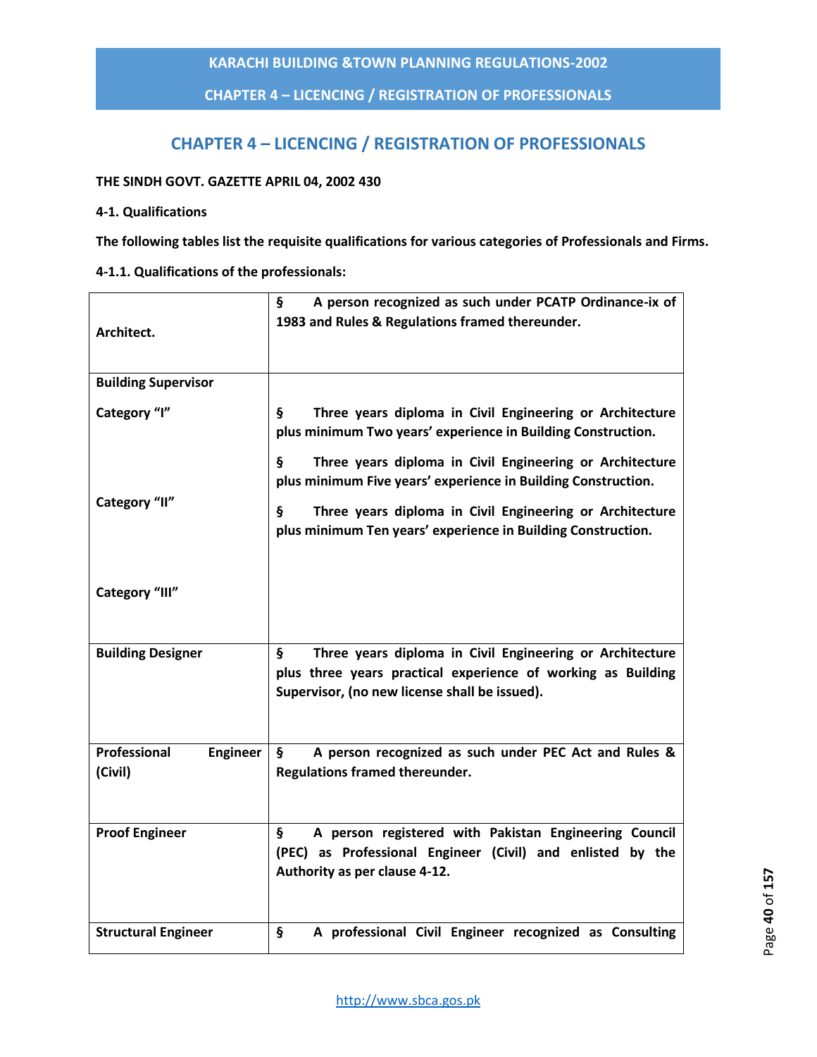# CHAPTER 4 – LICENCING / REGISTRATION OF PROFESSIONALS

**THE SINDH GOVT. GAZETTE APRIL 04, 2002 430**

**4-1. Qualifications**

**The following tables list the requisite qualifications for various categories of Professionals and Firms.**

**4-1.1. Qualifications of the professionals:**

| | |
|---|---|
| **Architect.** | § **A person recognized as such under PCATP Ordinance-ix of 1983 and Rules & Regulations framed thereunder.** |
| **Building Supervisor** | |
| **Category "I"** | § **Three years diploma in Civil Engineering or Architecture plus minimum Two years' experience in Building Construction.** |
| **Category "II"** | § **Three years diploma in Civil Engineering or Architecture plus minimum Five years' experience in Building Construction.** |
| **Category "III"** | § **Three years diploma in Civil Engineering or Architecture plus minimum Ten years' experience in Building Construction.** |
| **Building Designer** | § **Three years diploma in Civil Engineering or Architecture plus three years practical experience of working as Building Supervisor, (no new license shall be issued).** |
| **Professional Engineer (Civil)** | § **A person recognized as such under PEC Act and Rules & Regulations framed thereunder.** |
| **Proof Engineer** | § **A person registered with Pakistan Engineering Council (PEC) as Professional Engineer (Civil) and enlisted by the Authority as per clause 4-12.** |
| **Structural Engineer** | § **A professional Civil Engineer recognized as Consulting** |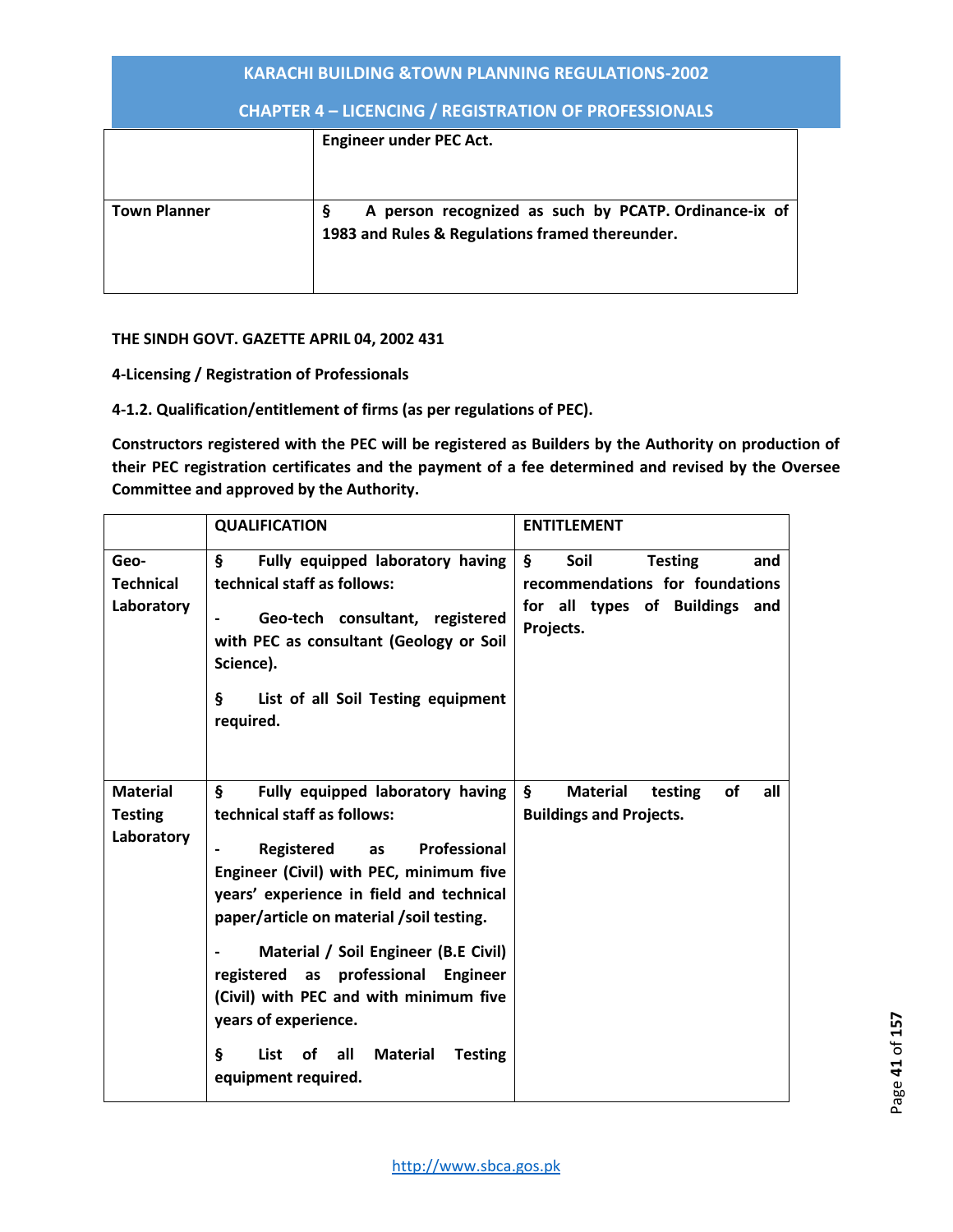| | Engineer under PEC Act. |
|---|---|
| Town Planner | § A person recognized as such by PCATP. Ordinance-ix of 1983 and Rules & Regulations framed thereunder. |

**THE SINDH GOVT. GAZETTE APRIL 04, 2002 431**

**4-Licensing / Registration of Professionals**

**4-1.2. Qualification/entitlement of firms (as per regulations of PEC).**

**Constructors registered with the PEC will be registered as Builders by the Authority on production of their PEC registration certificates and the payment of a fee determined and revised by the Oversee Committee and approved by the Authority.**

| | QUALIFICATION | ENTITLEMENT |
|---|---|---|
| Geo-Technical Laboratory | § Fully equipped laboratory having technical staff as follows:<br>- Geo-tech consultant, registered with PEC as consultant (Geology or Soil Science).<br>§ List of all Soil Testing equipment required. | § Soil Testing and recommendations for foundations for all types of Buildings and Projects. |
| Material Testing Laboratory | § Fully equipped laboratory having technical staff as follows:<br>- Registered as Professional Engineer (Civil) with PEC, minimum five years' experience in field and technical paper/article on material /soil testing.<br>- Material / Soil Engineer (B.E Civil) registered as professional Engineer (Civil) with PEC and with minimum five years of experience.<br>§ List of all Material Testing equipment required. | § Material testing of all Buildings and Projects. |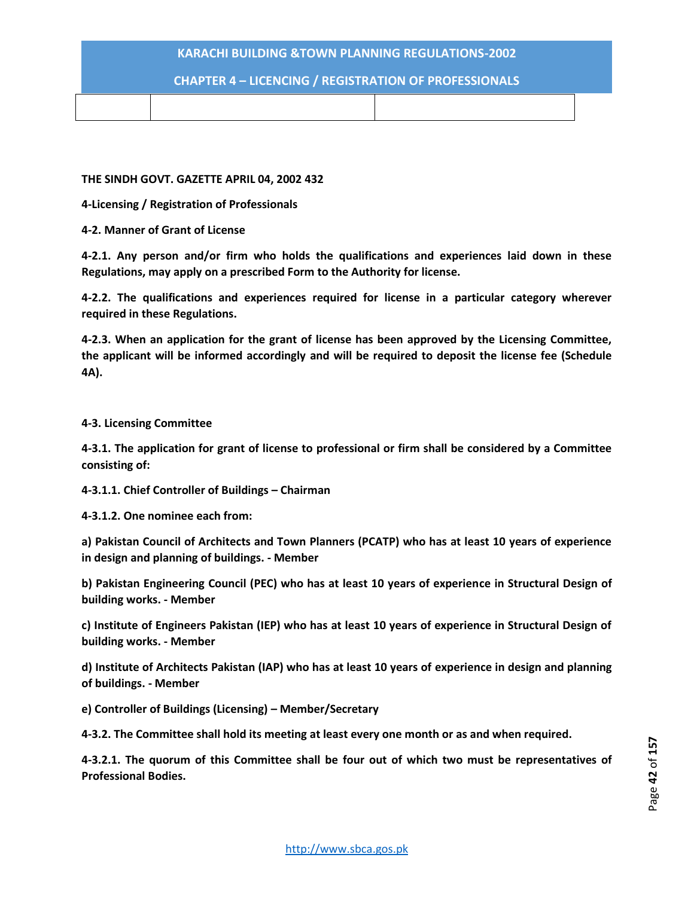**THE SINDH GOVT. GAZETTE APRIL 04, 2002 432**

## 4-Licensing / Registration of Professionals

### 4-2. Manner of Grant of License

**4-2.1. Any person and/or firm who holds the qualifications and experiences laid down in these Regulations, may apply on a prescribed Form to the Authority for license.**

**4-2.2. The qualifications and experiences required for license in a particular category wherever required in these Regulations.**

**4-2.3. When an application for the grant of license has been approved by the Licensing Committee, the applicant will be informed accordingly and will be required to deposit the license fee (Schedule 4A).**

### 4-3. Licensing Committee

**4-3.1. The application for grant of license to professional or firm shall be considered by a Committee consisting of:**

**4-3.1.1. Chief Controller of Buildings – Chairman**

**4-3.1.2. One nominee each from:**

**a) Pakistan Council of Architects and Town Planners (PCATP) who has at least 10 years of experience in design and planning of buildings. - Member**

**b) Pakistan Engineering Council (PEC) who has at least 10 years of experience in Structural Design of building works. - Member**

**c) Institute of Engineers Pakistan (IEP) who has at least 10 years of experience in Structural Design of building works. - Member**

**d) Institute of Architects Pakistan (IAP) who has at least 10 years of experience in design and planning of buildings. - Member**

**e) Controller of Buildings (Licensing) – Member/Secretary**

**4-3.2. The Committee shall hold its meeting at least every one month or as and when required.**

**4-3.2.1. The quorum of this Committee shall be four out of which two must be representatives of Professional Bodies.**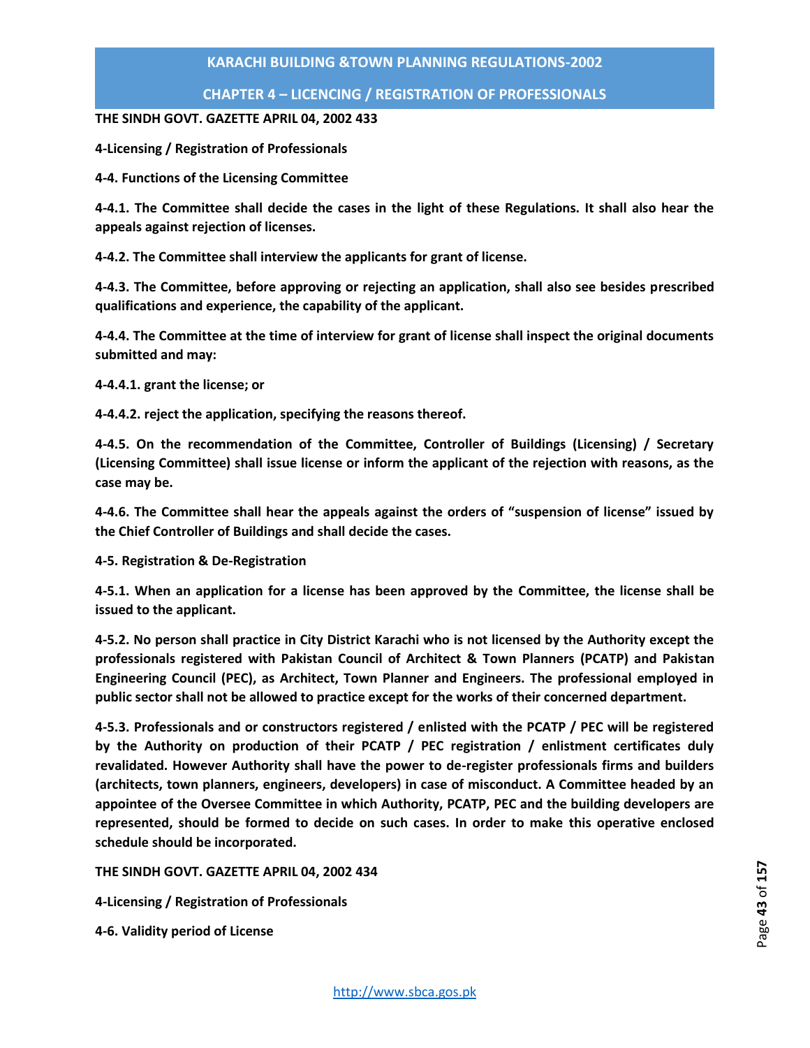**THE SINDH GOVT. GAZETTE APRIL 04, 2002 433**

**4-Licensing / Registration of Professionals**

**4-4. Functions of the Licensing Committee**

**4-4.1. The Committee shall decide the cases in the light of these Regulations. It shall also hear the appeals against rejection of licenses.**

**4-4.2. The Committee shall interview the applicants for grant of license.**

**4-4.3. The Committee, before approving or rejecting an application, shall also see besides prescribed qualifications and experience, the capability of the applicant.**

**4-4.4. The Committee at the time of interview for grant of license shall inspect the original documents submitted and may:**

**4-4.4.1. grant the license; or**

**4-4.4.2. reject the application, specifying the reasons thereof.**

**4-4.5. On the recommendation of the Committee, Controller of Buildings (Licensing) / Secretary (Licensing Committee) shall issue license or inform the applicant of the rejection with reasons, as the case may be.**

**4-4.6. The Committee shall hear the appeals against the orders of "suspension of license" issued by the Chief Controller of Buildings and shall decide the cases.**

**4-5. Registration & De-Registration**

**4-5.1. When an application for a license has been approved by the Committee, the license shall be issued to the applicant.**

**4-5.2. No person shall practice in City District Karachi who is not licensed by the Authority except the professionals registered with Pakistan Council of Architect & Town Planners (PCATP) and Pakistan Engineering Council (PEC), as Architect, Town Planner and Engineers. The professional employed in public sector shall not be allowed to practice except for the works of their concerned department.**

**4-5.3. Professionals and or constructors registered / enlisted with the PCATP / PEC will be registered by the Authority on production of their PCATP / PEC registration / enlistment certificates duly revalidated. However Authority shall have the power to de-register professionals firms and builders (architects, town planners, engineers, developers) in case of misconduct. A Committee headed by an appointee of the Oversee Committee in which Authority, PCATP, PEC and the building developers are represented, should be formed to decide on such cases. In order to make this operative enclosed schedule should be incorporated.**

**THE SINDH GOVT. GAZETTE APRIL 04, 2002 434**

**4-Licensing / Registration of Professionals**

**4-6. Validity period of License**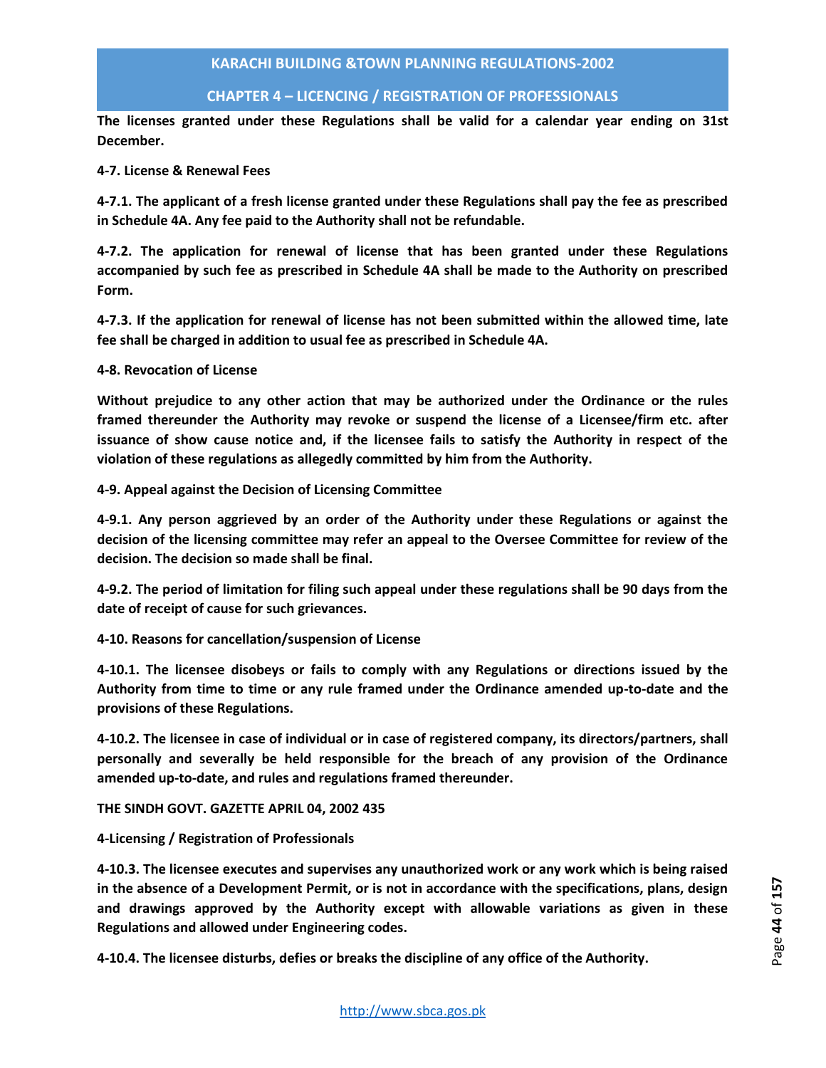The licenses granted under these Regulations shall be valid for a calendar year ending on 31st December.

**4-7. License & Renewal Fees**

**4-7.1.** The applicant of a fresh license granted under these Regulations shall pay the fee as prescribed in Schedule 4A. Any fee paid to the Authority shall not be refundable.

**4-7.2.** The application for renewal of license that has been granted under these Regulations accompanied by such fee as prescribed in Schedule 4A shall be made to the Authority on prescribed Form.

**4-7.3.** If the application for renewal of license has not been submitted within the allowed time, late fee shall be charged in addition to usual fee as prescribed in Schedule 4A.

**4-8. Revocation of License**

Without prejudice to any other action that may be authorized under the Ordinance or the rules framed thereunder the Authority may revoke or suspend the license of a Licensee/firm etc. after issuance of show cause notice and, if the licensee fails to satisfy the Authority in respect of the violation of these regulations as allegedly committed by him from the Authority.

**4-9. Appeal against the Decision of Licensing Committee**

**4-9.1.** Any person aggrieved by an order of the Authority under these Regulations or against the decision of the licensing committee may refer an appeal to the Oversee Committee for review of the decision. The decision so made shall be final.

**4-9.2.** The period of limitation for filing such appeal under these regulations shall be 90 days from the date of receipt of cause for such grievances.

**4-10. Reasons for cancellation/suspension of License**

**4-10.1.** The licensee disobeys or fails to comply with any Regulations or directions issued by the Authority from time to time or any rule framed under the Ordinance amended up-to-date and the provisions of these Regulations.

**4-10.2.** The licensee in case of individual or in case of registered company, its directors/partners, shall personally and severally be held responsible for the breach of any provision of the Ordinance amended up-to-date, and rules and regulations framed thereunder.

THE SINDH GOVT. GAZETTE APRIL 04, 2002 435

4-Licensing / Registration of Professionals

**4-10.3.** The licensee executes and supervises any unauthorized work or any work which is being raised in the absence of a Development Permit, or is not in accordance with the specifications, plans, design and drawings approved by the Authority except with allowable variations as given in these Regulations and allowed under Engineering codes.

**4-10.4.** The licensee disturbs, defies or breaks the discipline of any office of the Authority.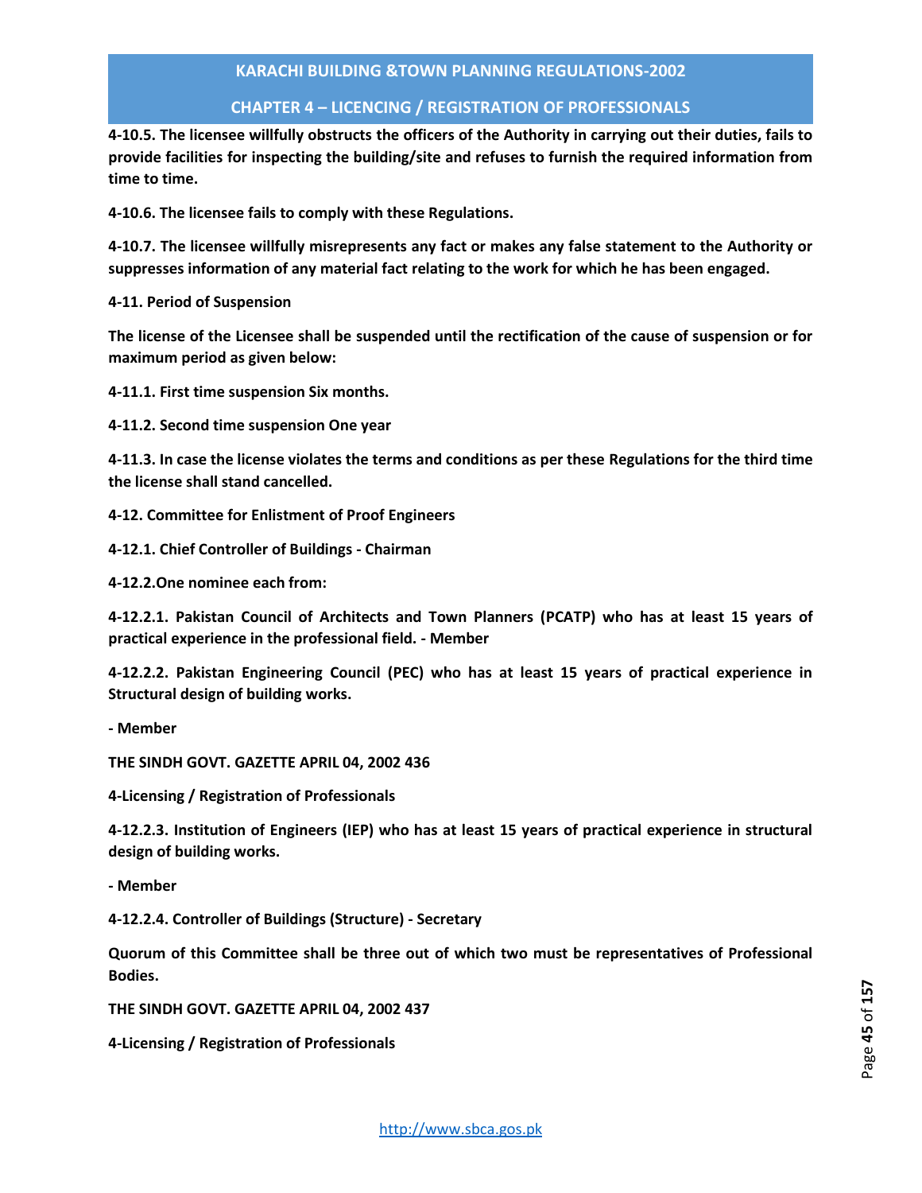**4-10.5. The licensee willfully obstructs the officers of the Authority in carrying out their duties, fails to provide facilities for inspecting the building/site and refuses to furnish the required information from time to time.**

**4-10.6. The licensee fails to comply with these Regulations.**

**4-10.7. The licensee willfully misrepresents any fact or makes any false statement to the Authority or suppresses information of any material fact relating to the work for which he has been engaged.**

**4-11. Period of Suspension**

**The license of the Licensee shall be suspended until the rectification of the cause of suspension or for maximum period as given below:**

**4-11.1. First time suspension Six months.**

**4-11.2. Second time suspension One year**

**4-11.3. In case the license violates the terms and conditions as per these Regulations for the third time the license shall stand cancelled.**

**4-12. Committee for Enlistment of Proof Engineers**

**4-12.1. Chief Controller of Buildings - Chairman**

**4-12.2.One nominee each from:**

**4-12.2.1. Pakistan Council of Architects and Town Planners (PCATP) who has at least 15 years of practical experience in the professional field. - Member**

**4-12.2.2. Pakistan Engineering Council (PEC) who has at least 15 years of practical experience in Structural design of building works.**

**- Member**

**THE SINDH GOVT. GAZETTE APRIL 04, 2002 436**

**4-Licensing / Registration of Professionals**

**4-12.2.3. Institution of Engineers (IEP) who has at least 15 years of practical experience in structural design of building works.**

**- Member**

**4-12.2.4. Controller of Buildings (Structure) - Secretary**

**Quorum of this Committee shall be three out of which two must be representatives of Professional Bodies.**

**THE SINDH GOVT. GAZETTE APRIL 04, 2002 437**

**4-Licensing / Registration of Professionals**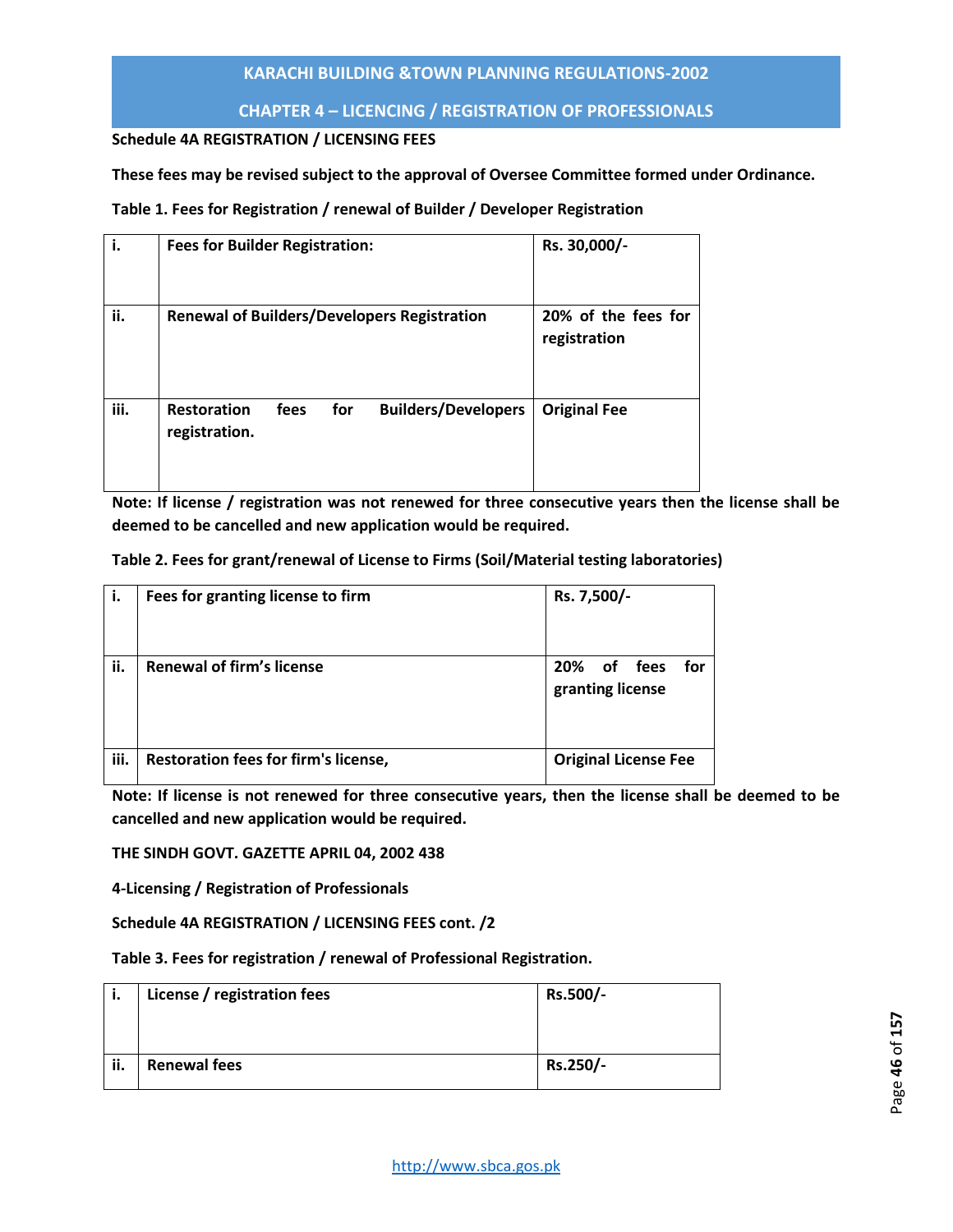**Schedule 4A REGISTRATION / LICENSING FEES**

**These fees may be revised subject to the approval of Oversee Committee formed under Ordinance.**

**Table 1. Fees for Registration / renewal of Builder / Developer Registration**

| | | |
|---|---|---|
| **i.** | **Fees for Builder Registration:** | **Rs. 30,000/-** |
| **ii.** | **Renewal of Builders/Developers Registration** | **20% of the fees for registration** |
| **iii.** | **Restoration fees for Builders/Developers registration.** | **Original Fee** |

**Note: If license / registration was not renewed for three consecutive years then the license shall be deemed to be cancelled and new application would be required.**

**Table 2. Fees for grant/renewal of License to Firms (Soil/Material testing laboratories)**

| | | |
|---|---|---|
| **i.** | **Fees for granting license to firm** | **Rs. 7,500/-** |
| **ii.** | **Renewal of firm's license** | **20% of fees for granting license** |
| **iii.** | **Restoration fees for firm's license,** | **Original License Fee** |

**Note: If license is not renewed for three consecutive years, then the license shall be deemed to be cancelled and new application would be required.**

**THE SINDH GOVT. GAZETTE APRIL 04, 2002 438**

**4-Licensing / Registration of Professionals**

**Schedule 4A REGISTRATION / LICENSING FEES cont. /2**

**Table 3. Fees for registration / renewal of Professional Registration.**

| | | |
|---|---|---|
| **i.** | **License / registration fees** | **Rs.500/-** |
| **ii.** | **Renewal fees** | **Rs.250/-** |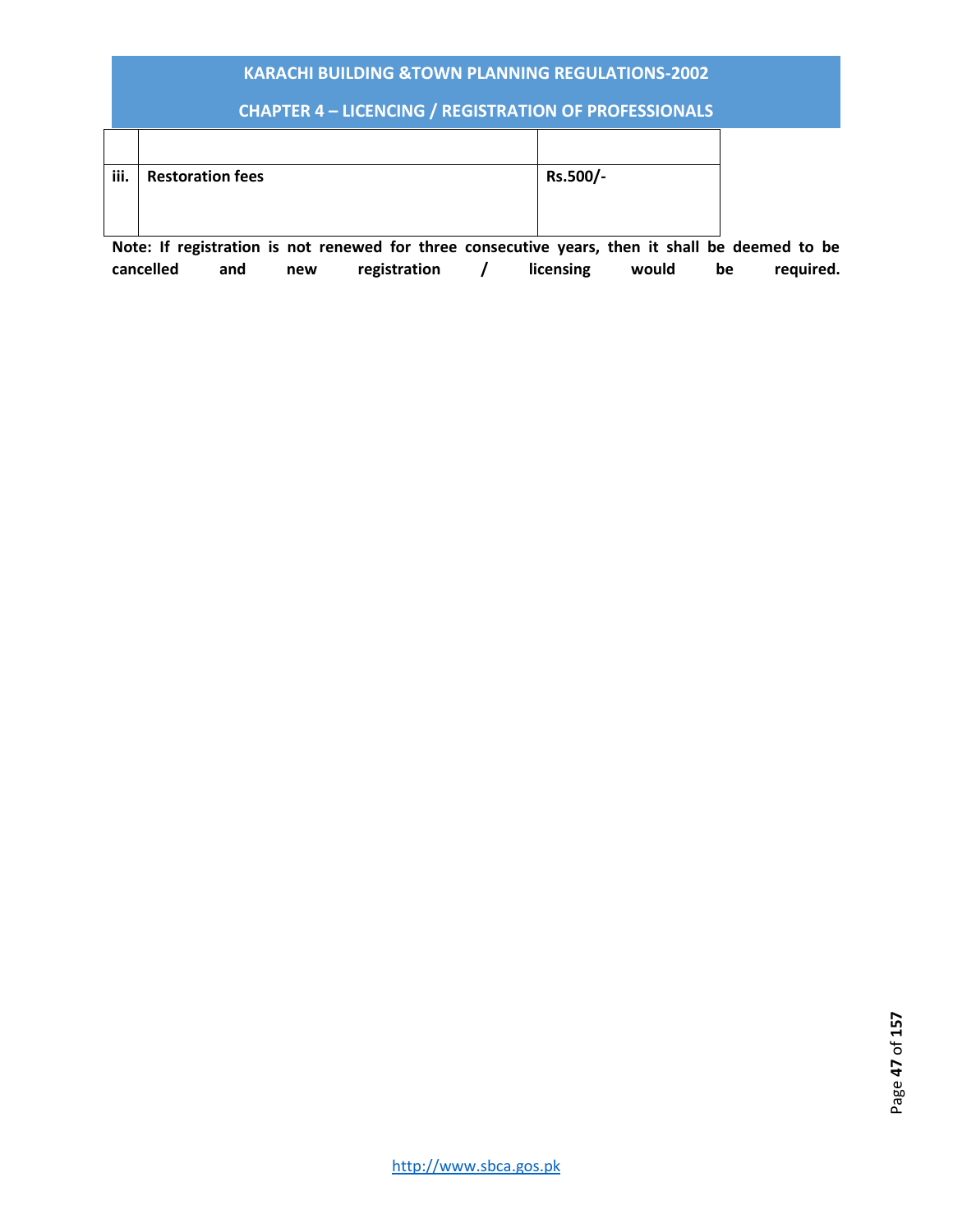| | | |
|---|---|---|
| **iii.** | **Restoration fees** | **Rs.500/-** |

**Note: If registration is not renewed for three consecutive years, then it shall be deemed to be cancelled and new registration / licensing would be required.**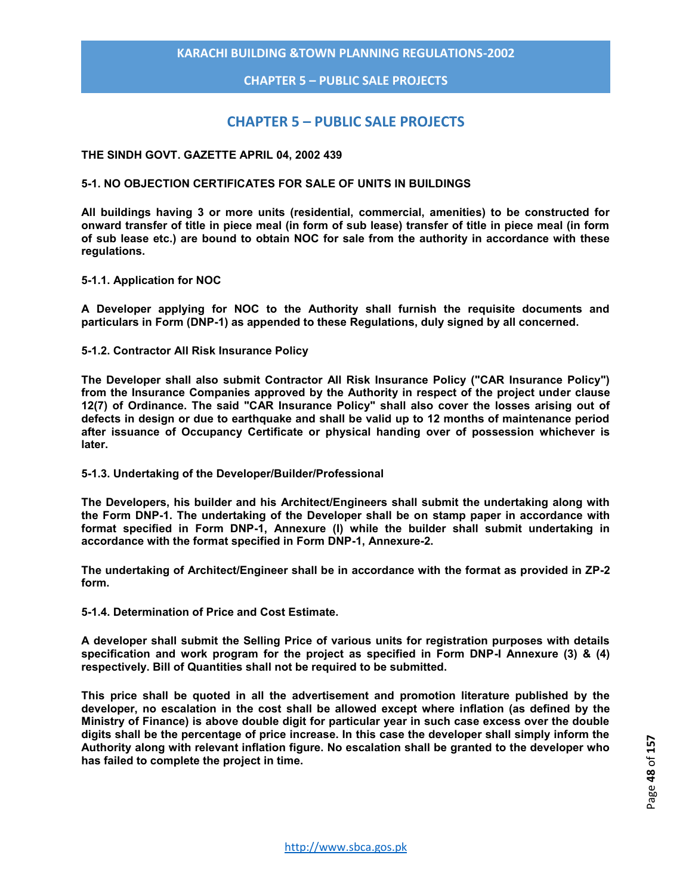# CHAPTER 5 – PUBLIC SALE PROJECTS

**THE SINDH GOVT. GAZETTE APRIL 04, 2002 439**

**5-1. NO OBJECTION CERTIFICATES FOR SALE OF UNITS IN BUILDINGS**

**All buildings having 3 or more units (residential, commercial, amenities) to be constructed for onward transfer of title in piece meal (in form of sub lease) transfer of title in piece meal (in form of sub lease etc.) are bound to obtain NOC for sale from the authority in accordance with these regulations.**

**5-1.1. Application for NOC**

**A Developer applying for NOC to the Authority shall furnish the requisite documents and particulars in Form (DNP-1) as appended to these Regulations, duly signed by all concerned.**

**5-1.2. Contractor All Risk Insurance Policy**

**The Developer shall also submit Contractor All Risk Insurance Policy ("CAR Insurance Policy") from the Insurance Companies approved by the Authority in respect of the project under clause 12(7) of Ordinance. The said "CAR Insurance Policy" shall also cover the losses arising out of defects in design or due to earthquake and shall be valid up to 12 months of maintenance period after issuance of Occupancy Certificate or physical handing over of possession whichever is later.**

**5-1.3. Undertaking of the Developer/Builder/Professional**

**The Developers, his builder and his Architect/Engineers shall submit the undertaking along with the Form DNP-1. The undertaking of the Developer shall be on stamp paper in accordance with format specified in Form DNP-1, Annexure (I) while the builder shall submit undertaking in accordance with the format specified in Form DNP-1, Annexure-2.**

**The undertaking of Architect/Engineer shall be in accordance with the format as provided in ZP-2 form.**

**5-1.4. Determination of Price and Cost Estimate.**

**A developer shall submit the Selling Price of various units for registration purposes with details specification and work program for the project as specified in Form DNP-I Annexure (3) & (4) respectively. Bill of Quantities shall not be required to be submitted.**

**This price shall be quoted in all the advertisement and promotion literature published by the developer, no escalation in the cost shall be allowed except where inflation (as defined by the Ministry of Finance) is above double digit for particular year in such case excess over the double digits shall be the percentage of price increase. In this case the developer shall simply inform the Authority along with relevant inflation figure. No escalation shall be granted to the developer who has failed to complete the project in time.**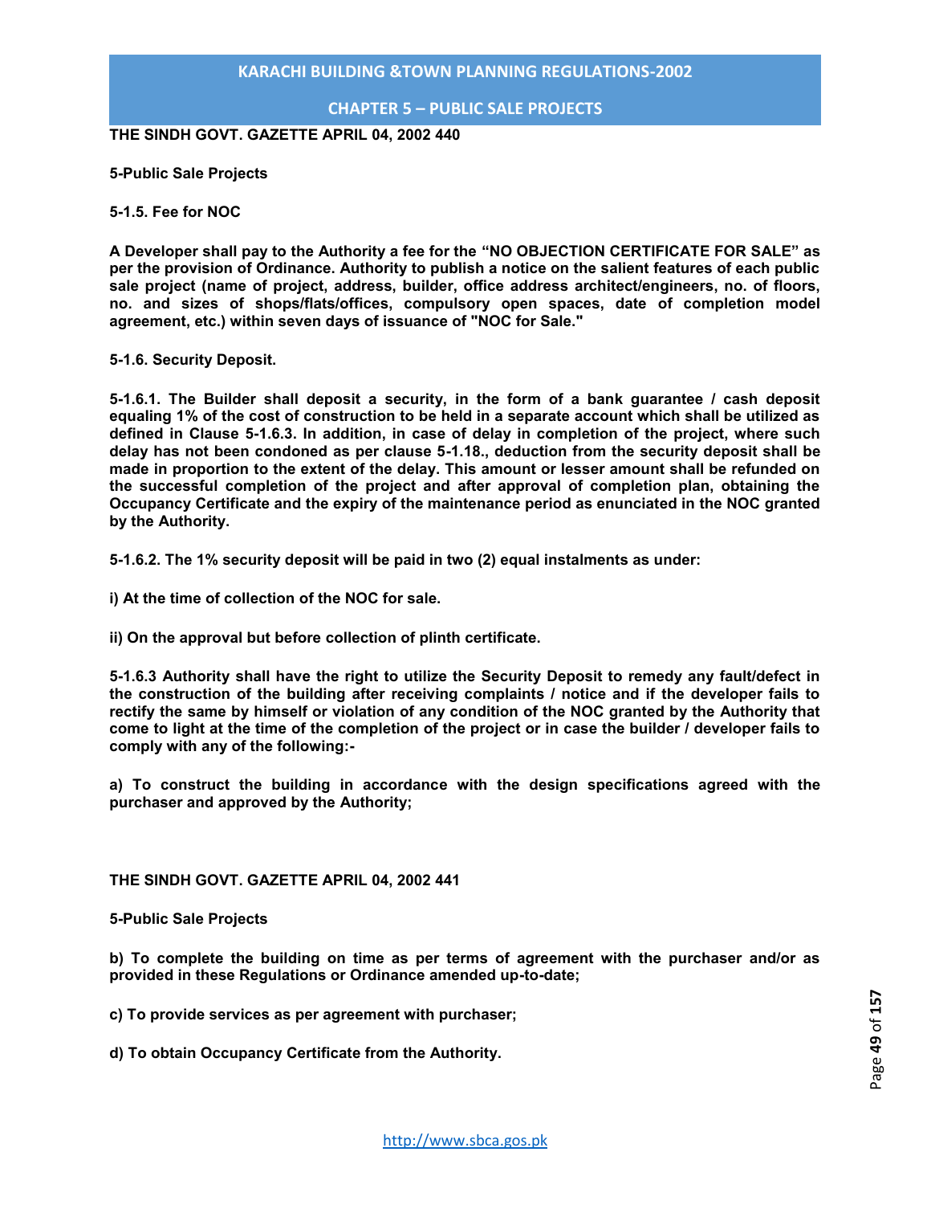**THE SINDH GOVT. GAZETTE APRIL 04, 2002 440**

**5-Public Sale Projects**

**5-1.5. Fee for NOC**

**A Developer shall pay to the Authority a fee for the "NO OBJECTION CERTIFICATE FOR SALE" as per the provision of Ordinance. Authority to publish a notice on the salient features of each public sale project (name of project, address, builder, office address architect/engineers, no. of floors, no. and sizes of shops/flats/offices, compulsory open spaces, date of completion model agreement, etc.) within seven days of issuance of "NOC for Sale."**

**5-1.6. Security Deposit.**

**5-1.6.1. The Builder shall deposit a security, in the form of a bank guarantee / cash deposit equaling 1% of the cost of construction to be held in a separate account which shall be utilized as defined in Clause 5-1.6.3. In addition, in case of delay in completion of the project, where such delay has not been condoned as per clause 5-1.18., deduction from the security deposit shall be made in proportion to the extent of the delay. This amount or lesser amount shall be refunded on the successful completion of the project and after approval of completion plan, obtaining the Occupancy Certificate and the expiry of the maintenance period as enunciated in the NOC granted by the Authority.**

**5-1.6.2. The 1% security deposit will be paid in two (2) equal instalments as under:**

**i) At the time of collection of the NOC for sale.**

**ii) On the approval but before collection of plinth certificate.**

**5-1.6.3 Authority shall have the right to utilize the Security Deposit to remedy any fault/defect in the construction of the building after receiving complaints / notice and if the developer fails to rectify the same by himself or violation of any condition of the NOC granted by the Authority that come to light at the time of the completion of the project or in case the builder / developer fails to comply with any of the following:-**

**a) To construct the building in accordance with the design specifications agreed with the purchaser and approved by the Authority;**

**THE SINDH GOVT. GAZETTE APRIL 04, 2002 441**

**5-Public Sale Projects**

**b) To complete the building on time as per terms of agreement with the purchaser and/or as provided in these Regulations or Ordinance amended up-to-date;**

**c) To provide services as per agreement with purchaser;**

**d) To obtain Occupancy Certificate from the Authority.**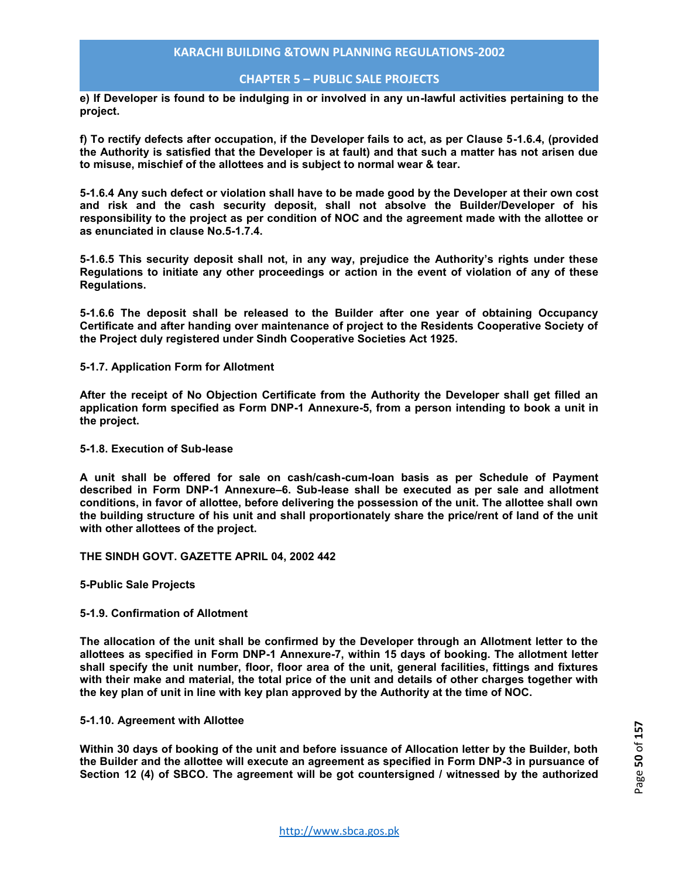**e) If Developer is found to be indulging in or involved in any un-lawful activities pertaining to the project.**

**f) To rectify defects after occupation, if the Developer fails to act, as per Clause 5-1.6.4, (provided the Authority is satisfied that the Developer is at fault) and that such a matter has not arisen due to misuse, mischief of the allottees and is subject to normal wear & tear.**

**5-1.6.4 Any such defect or violation shall have to be made good by the Developer at their own cost and risk and the cash security deposit, shall not absolve the Builder/Developer of his responsibility to the project as per condition of NOC and the agreement made with the allottee or as enunciated in clause No.5-1.7.4.**

**5-1.6.5 This security deposit shall not, in any way, prejudice the Authority's rights under these Regulations to initiate any other proceedings or action in the event of violation of any of these Regulations.**

**5-1.6.6 The deposit shall be released to the Builder after one year of obtaining Occupancy Certificate and after handing over maintenance of project to the Residents Cooperative Society of the Project duly registered under Sindh Cooperative Societies Act 1925.**

**5-1.7. Application Form for Allotment**

**After the receipt of No Objection Certificate from the Authority the Developer shall get filled an application form specified as Form DNP-1 Annexure-5, from a person intending to book a unit in the project.**

**5-1.8. Execution of Sub-lease**

**A unit shall be offered for sale on cash/cash-cum-loan basis as per Schedule of Payment described in Form DNP-1 Annexure–6. Sub-lease shall be executed as per sale and allotment conditions, in favor of allottee, before delivering the possession of the unit. The allottee shall own the building structure of his unit and shall proportionately share the price/rent of land of the unit with other allottees of the project.**

**THE SINDH GOVT. GAZETTE APRIL 04, 2002 442**

**5-Public Sale Projects**

**5-1.9. Confirmation of Allotment**

**The allocation of the unit shall be confirmed by the Developer through an Allotment letter to the allottees as specified in Form DNP-1 Annexure-7, within 15 days of booking. The allotment letter shall specify the unit number, floor, floor area of the unit, general facilities, fittings and fixtures with their make and material, the total price of the unit and details of other charges together with the key plan of unit in line with key plan approved by the Authority at the time of NOC.**

**5-1.10. Agreement with Allottee**

**Within 30 days of booking of the unit and before issuance of Allocation letter by the Builder, both the Builder and the allottee will execute an agreement as specified in Form DNP-3 in pursuance of Section 12 (4) of SBCO. The agreement will be got countersigned / witnessed by the authorized**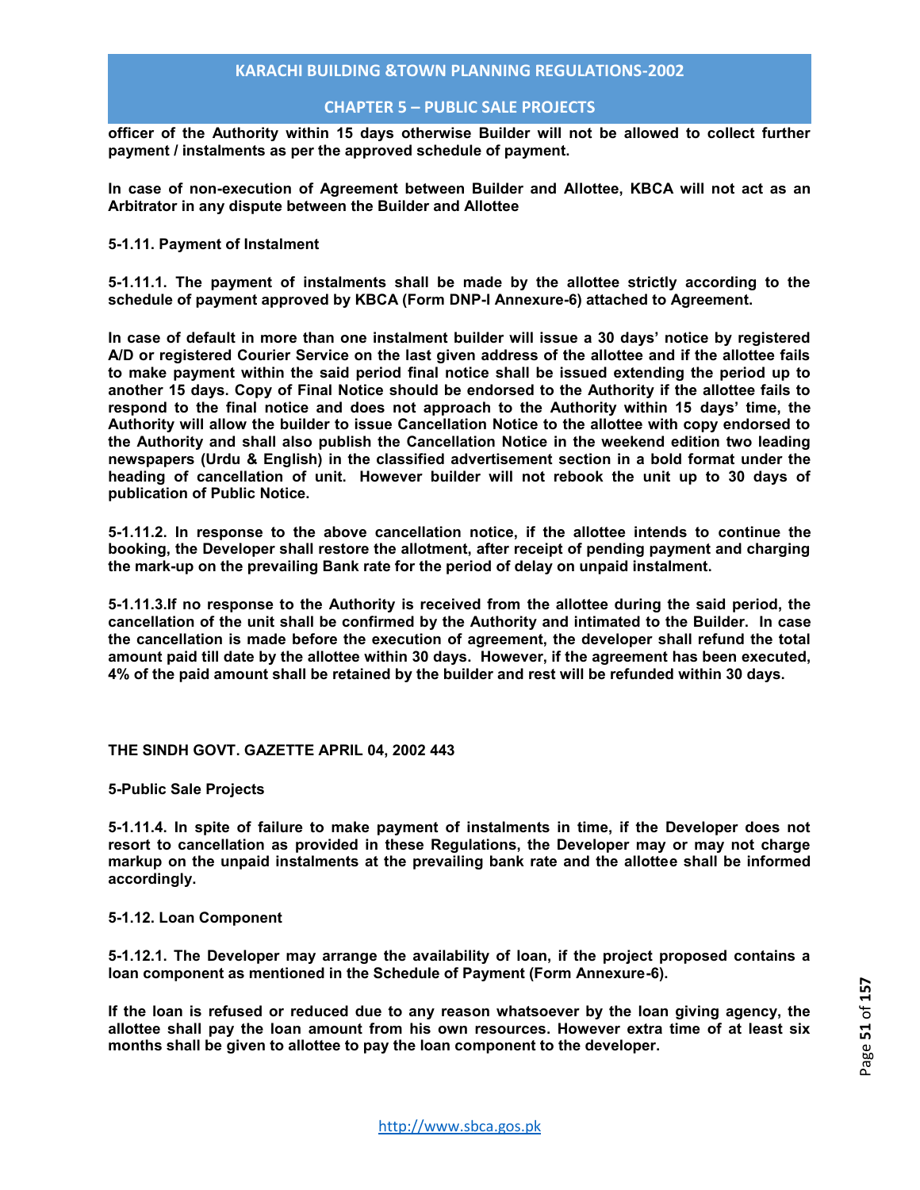**officer of the Authority within 15 days otherwise Builder will not be allowed to collect further payment / instalments as per the approved schedule of payment.**

**In case of non-execution of Agreement between Builder and Allottee, KBCA will not act as an Arbitrator in any dispute between the Builder and Allottee**

**5-1.11. Payment of Instalment**

**5-1.11.1. The payment of instalments shall be made by the allottee strictly according to the schedule of payment approved by KBCA (Form DNP-I Annexure-6) attached to Agreement.**

**In case of default in more than one instalment builder will issue a 30 days' notice by registered A/D or registered Courier Service on the last given address of the allottee and if the allottee fails to make payment within the said period final notice shall be issued extending the period up to another 15 days. Copy of Final Notice should be endorsed to the Authority if the allottee fails to respond to the final notice and does not approach to the Authority within 15 days' time, the Authority will allow the builder to issue Cancellation Notice to the allottee with copy endorsed to the Authority and shall also publish the Cancellation Notice in the weekend edition two leading newspapers (Urdu & English) in the classified advertisement section in a bold format under the heading of cancellation of unit. However builder will not rebook the unit up to 30 days of publication of Public Notice.**

**5-1.11.2. In response to the above cancellation notice, if the allottee intends to continue the booking, the Developer shall restore the allotment, after receipt of pending payment and charging the mark-up on the prevailing Bank rate for the period of delay on unpaid instalment.**

**5-1.11.3.If no response to the Authority is received from the allottee during the said period, the cancellation of the unit shall be confirmed by the Authority and intimated to the Builder. In case the cancellation is made before the execution of agreement, the developer shall refund the total amount paid till date by the allottee within 30 days. However, if the agreement has been executed, 4% of the paid amount shall be retained by the builder and rest will be refunded within 30 days.**

**THE SINDH GOVT. GAZETTE APRIL 04, 2002 443**

**5-Public Sale Projects**

**5-1.11.4. In spite of failure to make payment of instalments in time, if the Developer does not resort to cancellation as provided in these Regulations, the Developer may or may not charge markup on the unpaid instalments at the prevailing bank rate and the allottee shall be informed accordingly.**

**5-1.12. Loan Component**

**5-1.12.1. The Developer may arrange the availability of loan, if the project proposed contains a loan component as mentioned in the Schedule of Payment (Form Annexure-6).**

**If the loan is refused or reduced due to any reason whatsoever by the loan giving agency, the allottee shall pay the loan amount from his own resources. However extra time of at least six months shall be given to allottee to pay the loan component to the developer.**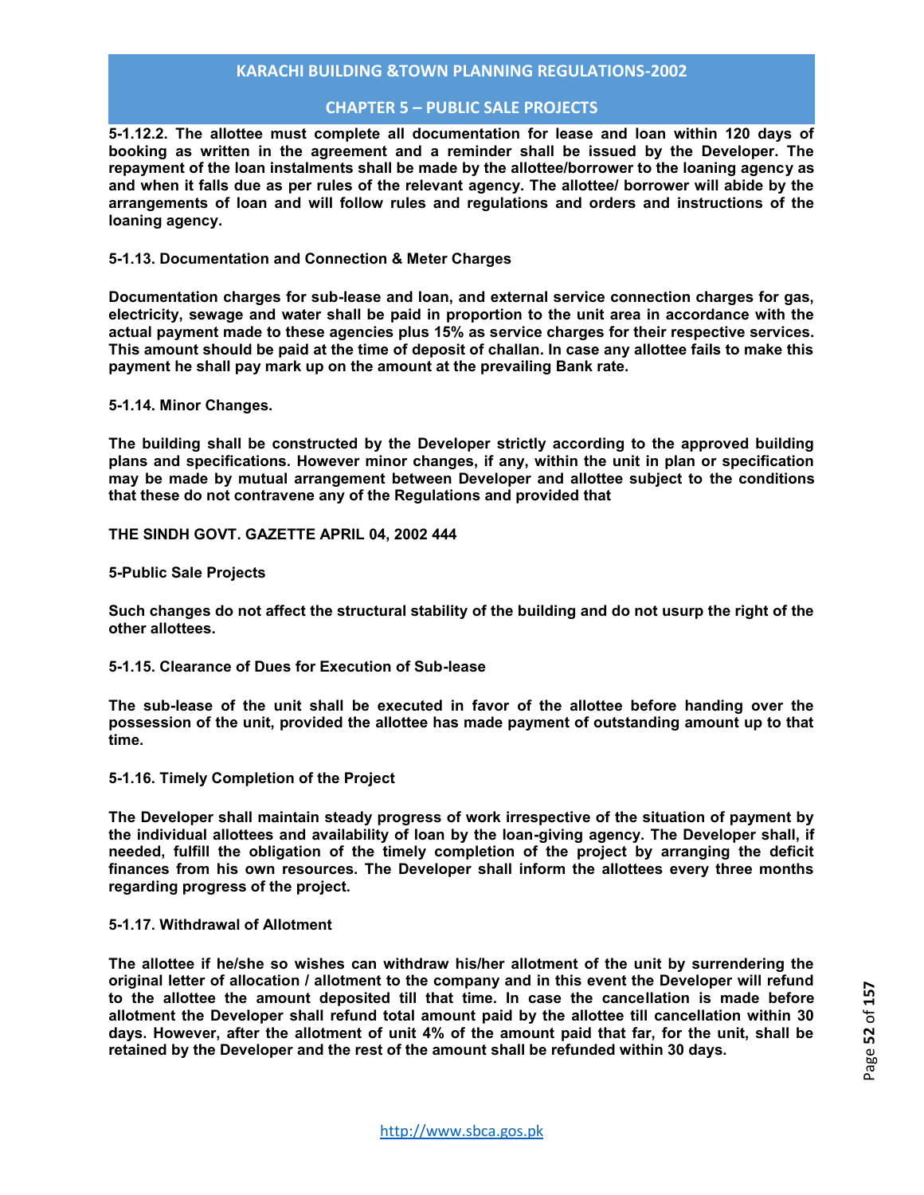**5-1.12.2. The allottee must complete all documentation for lease and loan within 120 days of booking as written in the agreement and a reminder shall be issued by the Developer. The repayment of the loan instalments shall be made by the allottee/borrower to the loaning agency as and when it falls due as per rules of the relevant agency. The allottee/ borrower will abide by the arrangements of loan and will follow rules and regulations and orders and instructions of the loaning agency.**

**5-1.13. Documentation and Connection & Meter Charges**

**Documentation charges for sub-lease and loan, and external service connection charges for gas, electricity, sewage and water shall be paid in proportion to the unit area in accordance with the actual payment made to these agencies plus 15% as service charges for their respective services. This amount should be paid at the time of deposit of challan. In case any allottee fails to make this payment he shall pay mark up on the amount at the prevailing Bank rate.**

**5-1.14. Minor Changes.**

**The building shall be constructed by the Developer strictly according to the approved building plans and specifications. However minor changes, if any, within the unit in plan or specification may be made by mutual arrangement between Developer and allottee subject to the conditions that these do not contravene any of the Regulations and provided that**

**THE SINDH GOVT. GAZETTE APRIL 04, 2002 444**

**5-Public Sale Projects**

**Such changes do not affect the structural stability of the building and do not usurp the right of the other allottees.**

**5-1.15. Clearance of Dues for Execution of Sub-lease**

**The sub-lease of the unit shall be executed in favor of the allottee before handing over the possession of the unit, provided the allottee has made payment of outstanding amount up to that time.**

**5-1.16. Timely Completion of the Project**

**The Developer shall maintain steady progress of work irrespective of the situation of payment by the individual allottees and availability of loan by the loan-giving agency. The Developer shall, if needed, fulfill the obligation of the timely completion of the project by arranging the deficit finances from his own resources. The Developer shall inform the allottees every three months regarding progress of the project.**

**5-1.17. Withdrawal of Allotment**

**The allottee if he/she so wishes can withdraw his/her allotment of the unit by surrendering the original letter of allocation / allotment to the company and in this event the Developer will refund to the allottee the amount deposited till that time. In case the cancellation is made before allotment the Developer shall refund total amount paid by the allottee till cancellation within 30 days. However, after the allotment of unit 4% of the amount paid that far, for the unit, shall be retained by the Developer and the rest of the amount shall be refunded within 30 days.**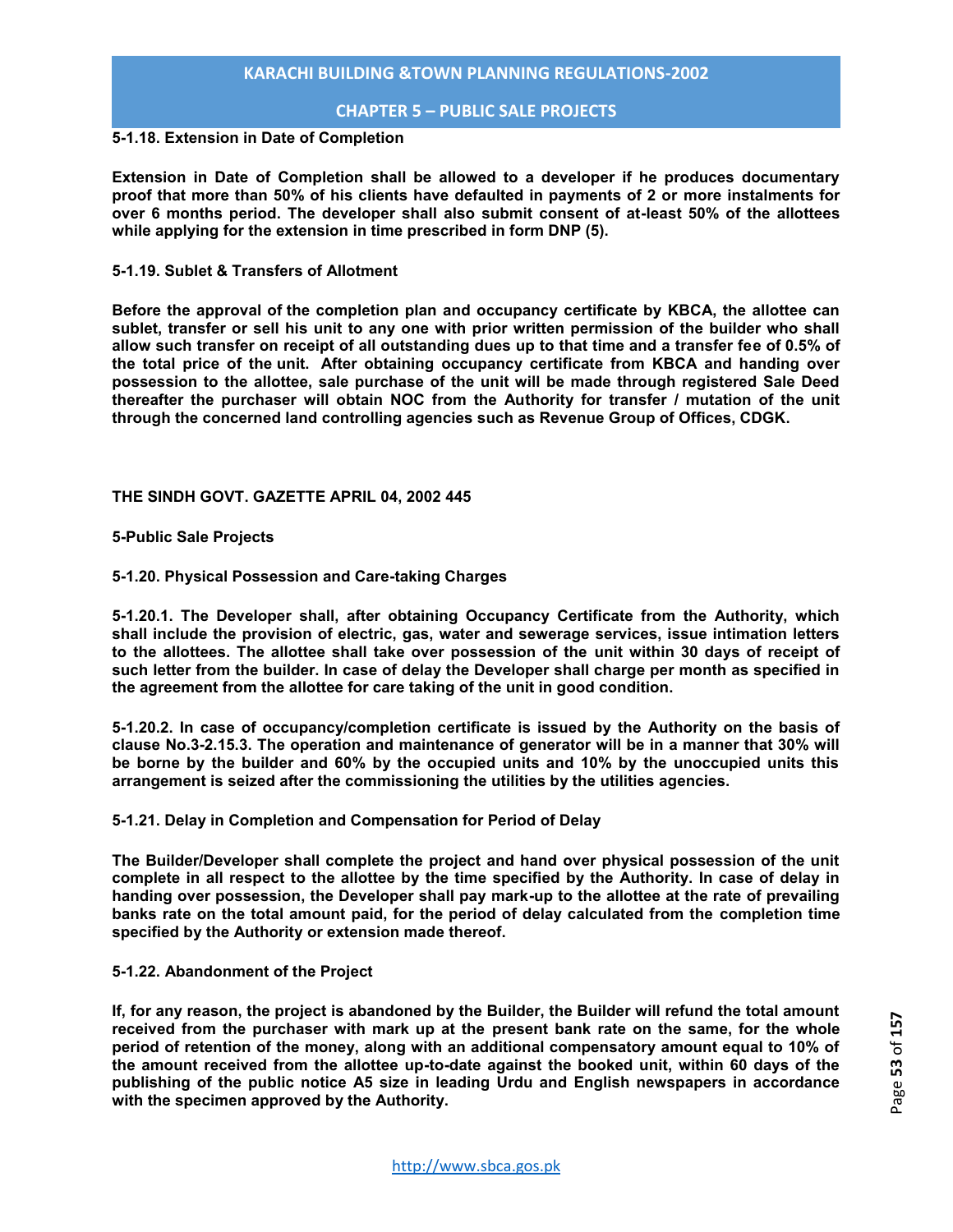**5-1.18. Extension in Date of Completion**

**Extension in Date of Completion shall be allowed to a developer if he produces documentary proof that more than 50% of his clients have defaulted in payments of 2 or more instalments for over 6 months period. The developer shall also submit consent of at-least 50% of the allottees while applying for the extension in time prescribed in form DNP (5).**

**5-1.19. Sublet & Transfers of Allotment**

**Before the approval of the completion plan and occupancy certificate by KBCA, the allottee can sublet, transfer or sell his unit to any one with prior written permission of the builder who shall allow such transfer on receipt of all outstanding dues up to that time and a transfer fee of 0.5% of the total price of the unit. After obtaining occupancy certificate from KBCA and handing over possession to the allottee, sale purchase of the unit will be made through registered Sale Deed thereafter the purchaser will obtain NOC from the Authority for transfer / mutation of the unit through the concerned land controlling agencies such as Revenue Group of Offices, CDGK.**

**THE SINDH GOVT. GAZETTE APRIL 04, 2002 445**

**5-Public Sale Projects**

**5-1.20. Physical Possession and Care-taking Charges**

**5-1.20.1. The Developer shall, after obtaining Occupancy Certificate from the Authority, which shall include the provision of electric, gas, water and sewerage services, issue intimation letters to the allottees. The allottee shall take over possession of the unit within 30 days of receipt of such letter from the builder. In case of delay the Developer shall charge per month as specified in the agreement from the allottee for care taking of the unit in good condition.**

**5-1.20.2. In case of occupancy/completion certificate is issued by the Authority on the basis of clause No.3-2.15.3. The operation and maintenance of generator will be in a manner that 30% will be borne by the builder and 60% by the occupied units and 10% by the unoccupied units this arrangement is seized after the commissioning the utilities by the utilities agencies.**

**5-1.21. Delay in Completion and Compensation for Period of Delay**

**The Builder/Developer shall complete the project and hand over physical possession of the unit complete in all respect to the allottee by the time specified by the Authority. In case of delay in handing over possession, the Developer shall pay mark-up to the allottee at the rate of prevailing banks rate on the total amount paid, for the period of delay calculated from the completion time specified by the Authority or extension made thereof.**

**5-1.22. Abandonment of the Project**

**If, for any reason, the project is abandoned by the Builder, the Builder will refund the total amount received from the purchaser with mark up at the present bank rate on the same, for the whole period of retention of the money, along with an additional compensatory amount equal to 10% of the amount received from the allottee up-to-date against the booked unit, within 60 days of the publishing of the public notice A5 size in leading Urdu and English newspapers in accordance with the specimen approved by the Authority.**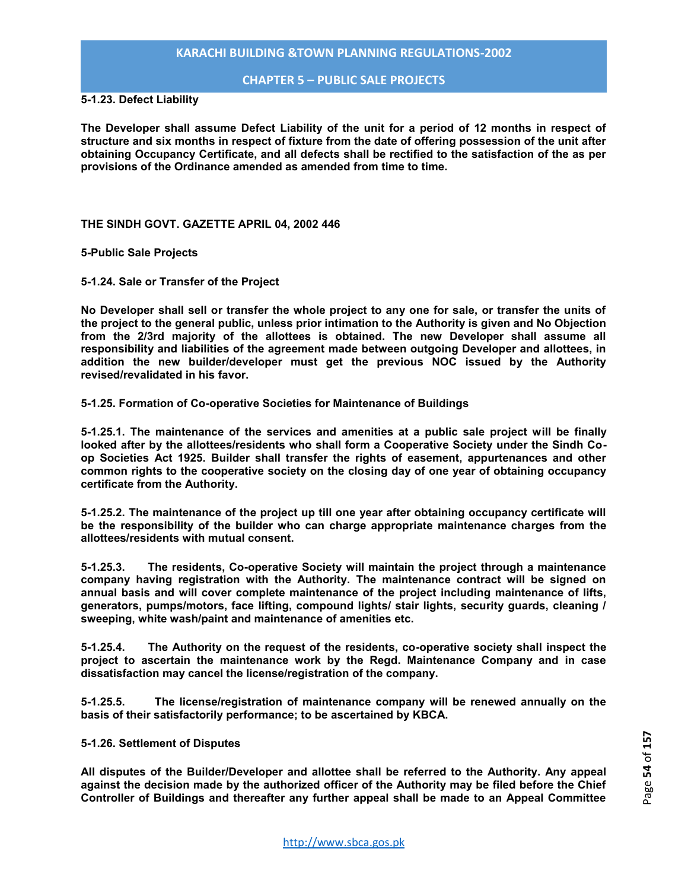**5-1.23. Defect Liability**

**The Developer shall assume Defect Liability of the unit for a period of 12 months in respect of structure and six months in respect of fixture from the date of offering possession of the unit after obtaining Occupancy Certificate, and all defects shall be rectified to the satisfaction of the as per provisions of the Ordinance amended as amended from time to time.**

**THE SINDH GOVT. GAZETTE APRIL 04, 2002 446**

**5-Public Sale Projects**

**5-1.24. Sale or Transfer of the Project**

**No Developer shall sell or transfer the whole project to any one for sale, or transfer the units of the project to the general public, unless prior intimation to the Authority is given and No Objection from the 2/3rd majority of the allottees is obtained. The new Developer shall assume all responsibility and liabilities of the agreement made between outgoing Developer and allottees, in addition the new builder/developer must get the previous NOC issued by the Authority revised/revalidated in his favor.**

**5-1.25. Formation of Co-operative Societies for Maintenance of Buildings**

**5-1.25.1. The maintenance of the services and amenities at a public sale project will be finally looked after by the allottees/residents who shall form a Cooperative Society under the Sindh Co-op Societies Act 1925. Builder shall transfer the rights of easement, appurtenances and other common rights to the cooperative society on the closing day of one year of obtaining occupancy certificate from the Authority.**

**5-1.25.2. The maintenance of the project up till one year after obtaining occupancy certificate will be the responsibility of the builder who can charge appropriate maintenance charges from the allottees/residents with mutual consent.**

**5-1.25.3. The residents, Co-operative Society will maintain the project through a maintenance company having registration with the Authority. The maintenance contract will be signed on annual basis and will cover complete maintenance of the project including maintenance of lifts, generators, pumps/motors, face lifting, compound lights/ stair lights, security guards, cleaning / sweeping, white wash/paint and maintenance of amenities etc.**

**5-1.25.4. The Authority on the request of the residents, co-operative society shall inspect the project to ascertain the maintenance work by the Regd. Maintenance Company and in case dissatisfaction may cancel the license/registration of the company.**

**5-1.25.5. The license/registration of maintenance company will be renewed annually on the basis of their satisfactorily performance; to be ascertained by KBCA.**

**5-1.26. Settlement of Disputes**

**All disputes of the Builder/Developer and allottee shall be referred to the Authority. Any appeal against the decision made by the authorized officer of the Authority may be filed before the Chief Controller of Buildings and thereafter any further appeal shall be made to an Appeal Committee**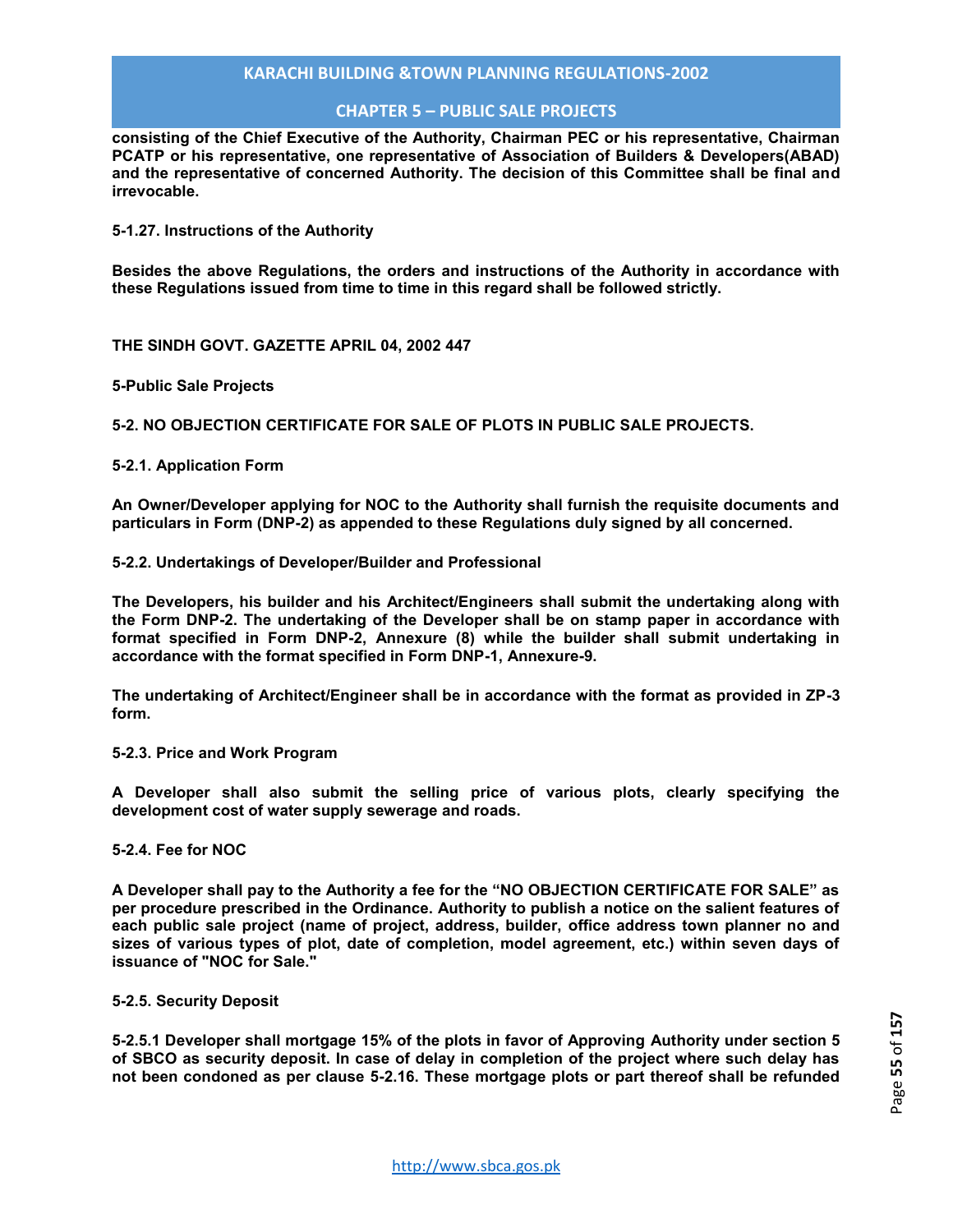**consisting of the Chief Executive of the Authority, Chairman PEC or his representative, Chairman PCATP or his representative, one representative of Association of Builders & Developers(ABAD) and the representative of concerned Authority. The decision of this Committee shall be final and irrevocable.**

**5-1.27. Instructions of the Authority**

**Besides the above Regulations, the orders and instructions of the Authority in accordance with these Regulations issued from time to time in this regard shall be followed strictly.**

**THE SINDH GOVT. GAZETTE APRIL 04, 2002 447**

**5-Public Sale Projects**

**5-2. NO OBJECTION CERTIFICATE FOR SALE OF PLOTS IN PUBLIC SALE PROJECTS.**

**5-2.1. Application Form**

**An Owner/Developer applying for NOC to the Authority shall furnish the requisite documents and particulars in Form (DNP-2) as appended to these Regulations duly signed by all concerned.**

**5-2.2. Undertakings of Developer/Builder and Professional**

**The Developers, his builder and his Architect/Engineers shall submit the undertaking along with the Form DNP-2. The undertaking of the Developer shall be on stamp paper in accordance with format specified in Form DNP-2, Annexure (8) while the builder shall submit undertaking in accordance with the format specified in Form DNP-1, Annexure-9.**

**The undertaking of Architect/Engineer shall be in accordance with the format as provided in ZP-3 form.**

**5-2.3. Price and Work Program**

**A Developer shall also submit the selling price of various plots, clearly specifying the development cost of water supply sewerage and roads.**

**5-2.4. Fee for NOC**

**A Developer shall pay to the Authority a fee for the "NO OBJECTION CERTIFICATE FOR SALE" as per procedure prescribed in the Ordinance. Authority to publish a notice on the salient features of each public sale project (name of project, address, builder, office address town planner no and sizes of various types of plot, date of completion, model agreement, etc.) within seven days of issuance of "NOC for Sale."**

**5-2.5. Security Deposit**

**5-2.5.1 Developer shall mortgage 15% of the plots in favor of Approving Authority under section 5 of SBCO as security deposit. In case of delay in completion of the project where such delay has not been condoned as per clause 5-2.16. These mortgage plots or part thereof shall be refunded**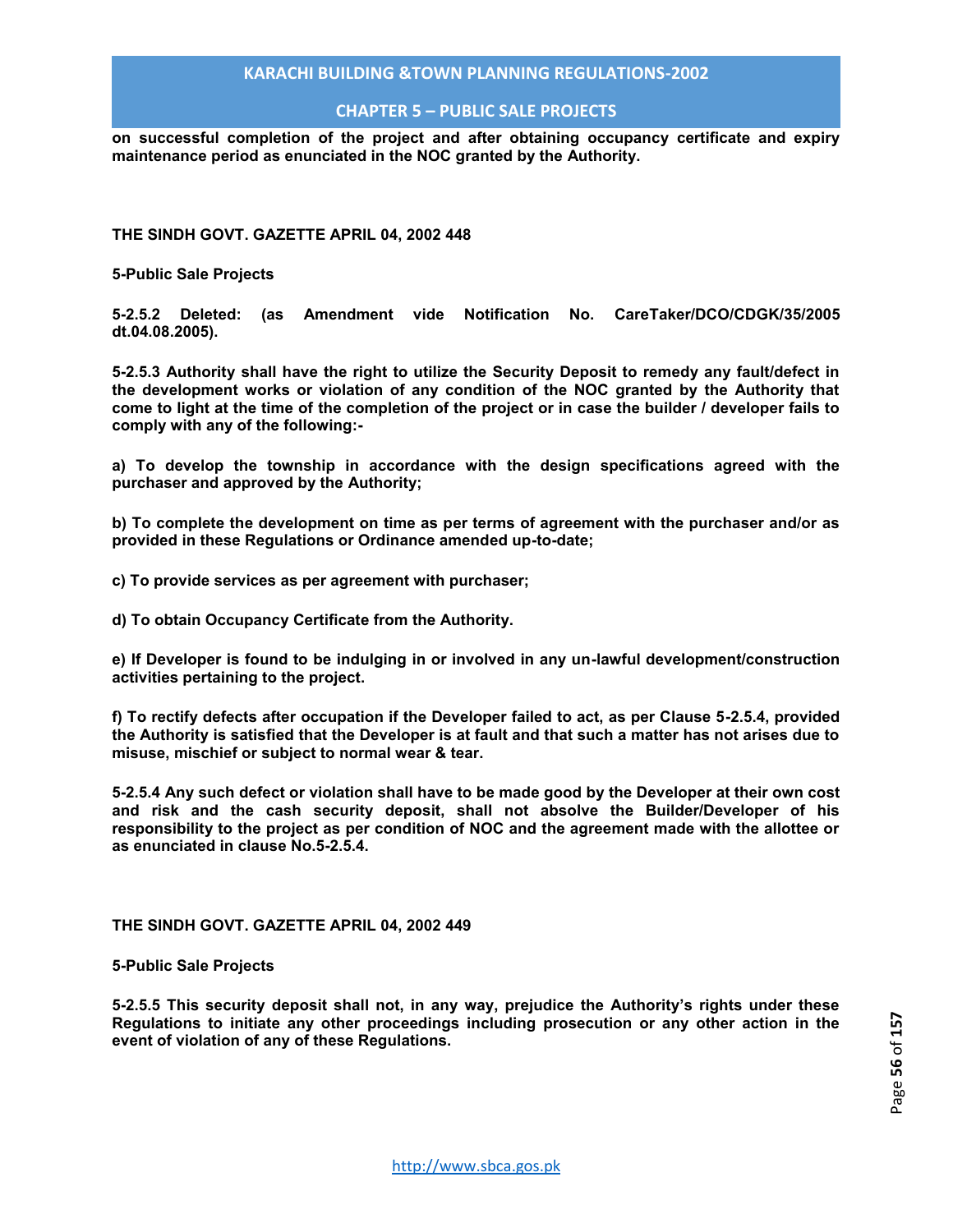**on successful completion of the project and after obtaining occupancy certificate and expiry maintenance period as enunciated in the NOC granted by the Authority.**

**THE SINDH GOVT. GAZETTE APRIL 04, 2002 448**

**5-Public Sale Projects**

**5-2.5.2 Deleted: (as Amendment vide Notification No. CareTaker/DCO/CDGK/35/2005 dt.04.08.2005).**

**5-2.5.3 Authority shall have the right to utilize the Security Deposit to remedy any fault/defect in the development works or violation of any condition of the NOC granted by the Authority that come to light at the time of the completion of the project or in case the builder / developer fails to comply with any of the following:-**

**a) To develop the township in accordance with the design specifications agreed with the purchaser and approved by the Authority;**

**b) To complete the development on time as per terms of agreement with the purchaser and/or as provided in these Regulations or Ordinance amended up-to-date;**

**c) To provide services as per agreement with purchaser;**

**d) To obtain Occupancy Certificate from the Authority.**

**e) If Developer is found to be indulging in or involved in any un-lawful development/construction activities pertaining to the project.**

**f) To rectify defects after occupation if the Developer failed to act, as per Clause 5-2.5.4, provided the Authority is satisfied that the Developer is at fault and that such a matter has not arises due to misuse, mischief or subject to normal wear & tear.**

**5-2.5.4 Any such defect or violation shall have to be made good by the Developer at their own cost and risk and the cash security deposit, shall not absolve the Builder/Developer of his responsibility to the project as per condition of NOC and the agreement made with the allottee or as enunciated in clause No.5-2.5.4.**

**THE SINDH GOVT. GAZETTE APRIL 04, 2002 449**

**5-Public Sale Projects**

**5-2.5.5 This security deposit shall not, in any way, prejudice the Authority's rights under these Regulations to initiate any other proceedings including prosecution or any other action in the event of violation of any of these Regulations.**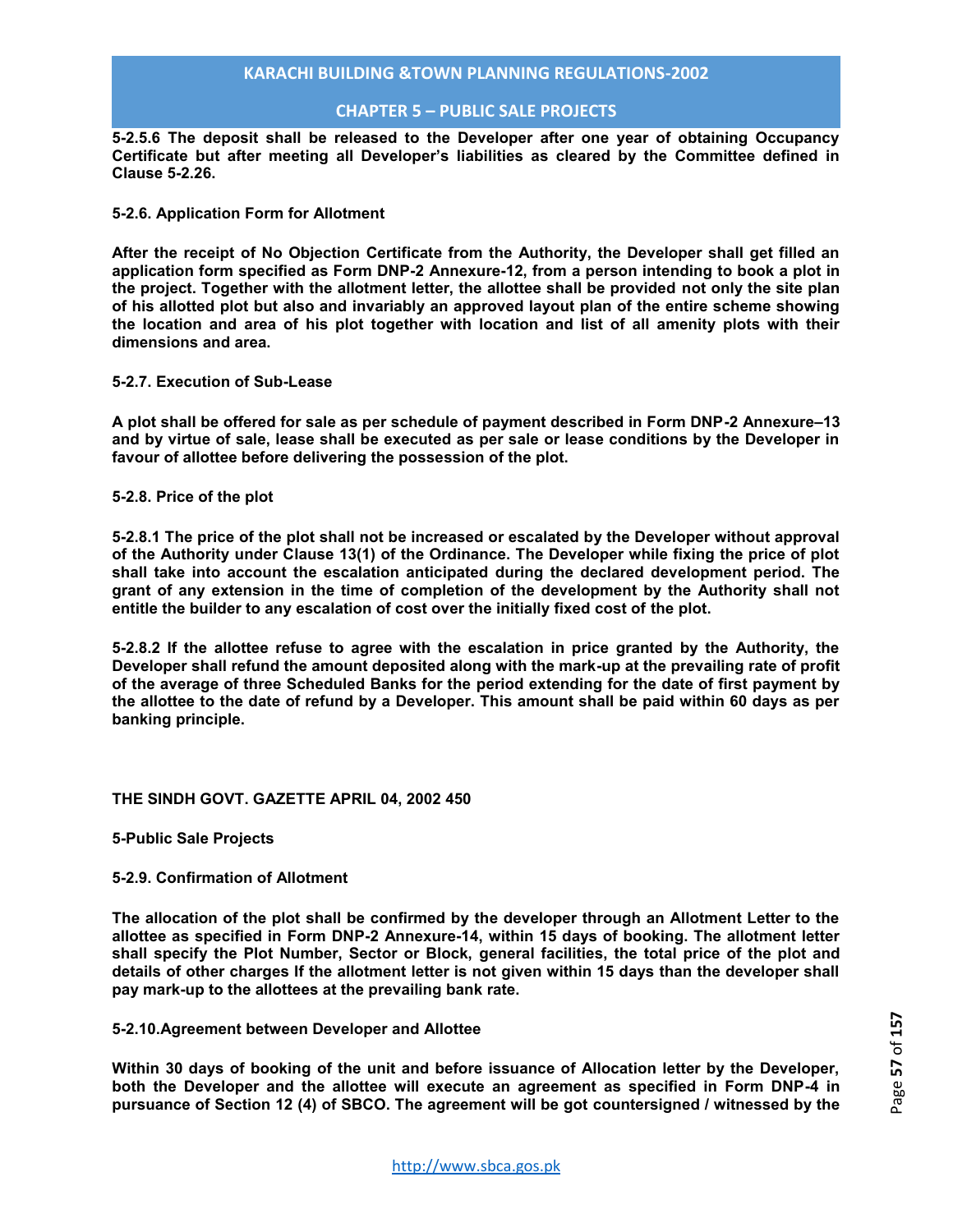**5-2.5.6 The deposit shall be released to the Developer after one year of obtaining Occupancy Certificate but after meeting all Developer's liabilities as cleared by the Committee defined in Clause 5-2.26.**

**5-2.6. Application Form for Allotment**

**After the receipt of No Objection Certificate from the Authority, the Developer shall get filled an application form specified as Form DNP-2 Annexure-12, from a person intending to book a plot in the project. Together with the allotment letter, the allottee shall be provided not only the site plan of his allotted plot but also and invariably an approved layout plan of the entire scheme showing the location and area of his plot together with location and list of all amenity plots with their dimensions and area.**

**5-2.7. Execution of Sub-Lease**

**A plot shall be offered for sale as per schedule of payment described in Form DNP-2 Annexure–13 and by virtue of sale, lease shall be executed as per sale or lease conditions by the Developer in favour of allottee before delivering the possession of the plot.**

**5-2.8. Price of the plot**

**5-2.8.1 The price of the plot shall not be increased or escalated by the Developer without approval of the Authority under Clause 13(1) of the Ordinance. The Developer while fixing the price of plot shall take into account the escalation anticipated during the declared development period. The grant of any extension in the time of completion of the development by the Authority shall not entitle the builder to any escalation of cost over the initially fixed cost of the plot.**

**5-2.8.2 If the allottee refuse to agree with the escalation in price granted by the Authority, the Developer shall refund the amount deposited along with the mark-up at the prevailing rate of profit of the average of three Scheduled Banks for the period extending for the date of first payment by the allottee to the date of refund by a Developer. This amount shall be paid within 60 days as per banking principle.**

**THE SINDH GOVT. GAZETTE APRIL 04, 2002 450**

**5-Public Sale Projects**

**5-2.9. Confirmation of Allotment**

**The allocation of the plot shall be confirmed by the developer through an Allotment Letter to the allottee as specified in Form DNP-2 Annexure-14, within 15 days of booking. The allotment letter shall specify the Plot Number, Sector or Block, general facilities, the total price of the plot and details of other charges If the allotment letter is not given within 15 days than the developer shall pay mark-up to the allottees at the prevailing bank rate.**

**5-2.10.Agreement between Developer and Allottee**

**Within 30 days of booking of the unit and before issuance of Allocation letter by the Developer, both the Developer and the allottee will execute an agreement as specified in Form DNP-4 in pursuance of Section 12 (4) of SBCO. The agreement will be got countersigned / witnessed by the**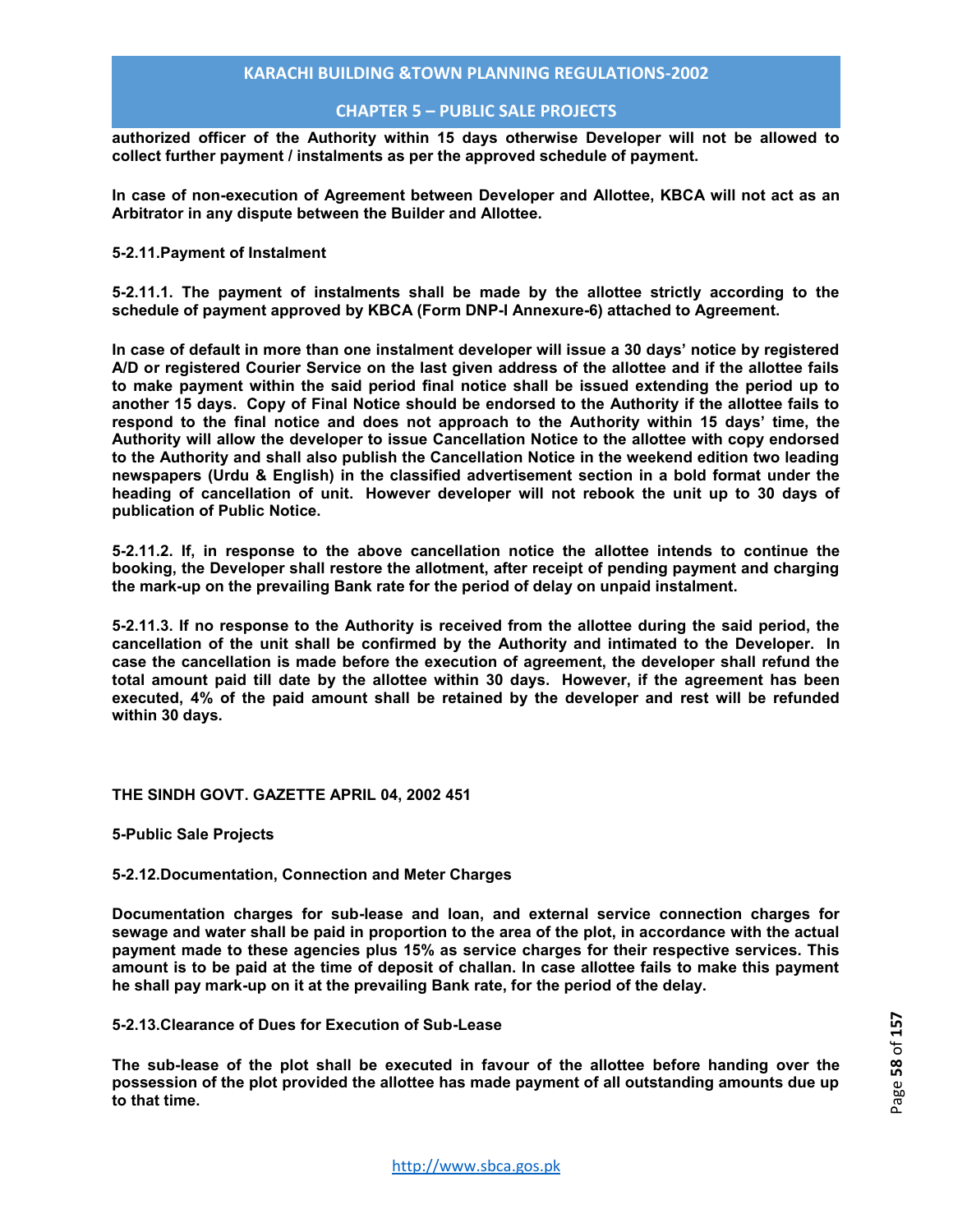**authorized officer of the Authority within 15 days otherwise Developer will not be allowed to collect further payment / instalments as per the approved schedule of payment.**

**In case of non-execution of Agreement between Developer and Allottee, KBCA will not act as an Arbitrator in any dispute between the Builder and Allottee.**

**5-2.11.Payment of Instalment**

**5-2.11.1. The payment of instalments shall be made by the allottee strictly according to the schedule of payment approved by KBCA (Form DNP-I Annexure-6) attached to Agreement.**

**In case of default in more than one instalment developer will issue a 30 days' notice by registered A/D or registered Courier Service on the last given address of the allottee and if the allottee fails to make payment within the said period final notice shall be issued extending the period up to another 15 days. Copy of Final Notice should be endorsed to the Authority if the allottee fails to respond to the final notice and does not approach to the Authority within 15 days' time, the Authority will allow the developer to issue Cancellation Notice to the allottee with copy endorsed to the Authority and shall also publish the Cancellation Notice in the weekend edition two leading newspapers (Urdu & English) in the classified advertisement section in a bold format under the heading of cancellation of unit. However developer will not rebook the unit up to 30 days of publication of Public Notice.**

**5-2.11.2. If, in response to the above cancellation notice the allottee intends to continue the booking, the Developer shall restore the allotment, after receipt of pending payment and charging the mark-up on the prevailing Bank rate for the period of delay on unpaid instalment.**

**5-2.11.3. If no response to the Authority is received from the allottee during the said period, the cancellation of the unit shall be confirmed by the Authority and intimated to the Developer. In case the cancellation is made before the execution of agreement, the developer shall refund the total amount paid till date by the allottee within 30 days. However, if the agreement has been executed, 4% of the paid amount shall be retained by the developer and rest will be refunded within 30 days.**

**THE SINDH GOVT. GAZETTE APRIL 04, 2002 451**

**5-Public Sale Projects**

**5-2.12.Documentation, Connection and Meter Charges**

**Documentation charges for sub-lease and loan, and external service connection charges for sewage and water shall be paid in proportion to the area of the plot, in accordance with the actual payment made to these agencies plus 15% as service charges for their respective services. This amount is to be paid at the time of deposit of challan. In case allottee fails to make this payment he shall pay mark-up on it at the prevailing Bank rate, for the period of the delay.**

**5-2.13.Clearance of Dues for Execution of Sub-Lease**

**The sub-lease of the plot shall be executed in favour of the allottee before handing over the possession of the plot provided the allottee has made payment of all outstanding amounts due up to that time.**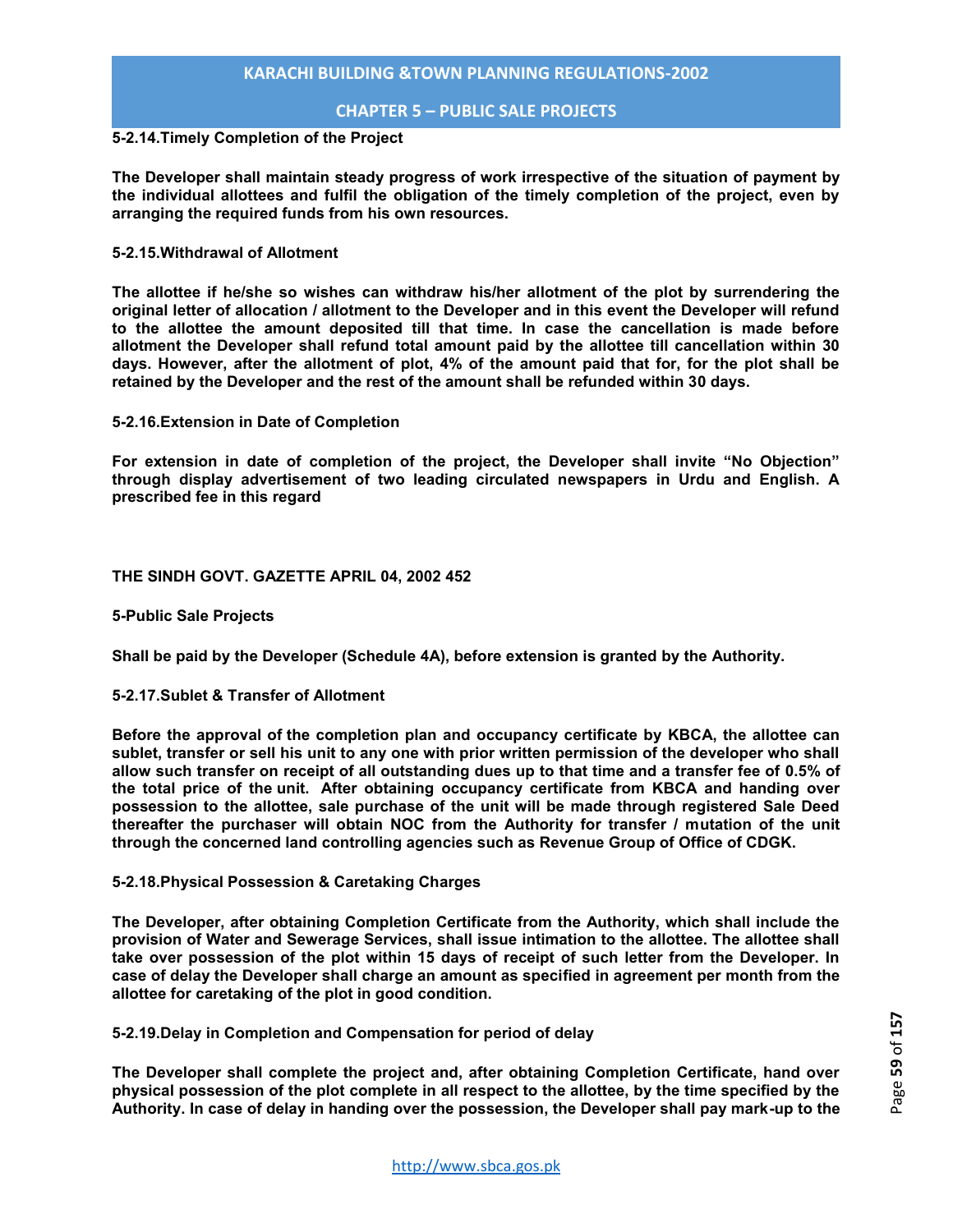**5-2.14.Timely Completion of the Project**

**The Developer shall maintain steady progress of work irrespective of the situation of payment by the individual allottees and fulfil the obligation of the timely completion of the project, even by arranging the required funds from his own resources.**

**5-2.15.Withdrawal of Allotment**

**The allottee if he/she so wishes can withdraw his/her allotment of the plot by surrendering the original letter of allocation / allotment to the Developer and in this event the Developer will refund to the allottee the amount deposited till that time. In case the cancellation is made before allotment the Developer shall refund total amount paid by the allottee till cancellation within 30 days. However, after the allotment of plot, 4% of the amount paid that for, for the plot shall be retained by the Developer and the rest of the amount shall be refunded within 30 days.**

**5-2.16.Extension in Date of Completion**

**For extension in date of completion of the project, the Developer shall invite "No Objection" through display advertisement of two leading circulated newspapers in Urdu and English. A prescribed fee in this regard**

**THE SINDH GOVT. GAZETTE APRIL 04, 2002 452**

**5-Public Sale Projects**

**Shall be paid by the Developer (Schedule 4A), before extension is granted by the Authority.**

**5-2.17.Sublet & Transfer of Allotment**

**Before the approval of the completion plan and occupancy certificate by KBCA, the allottee can sublet, transfer or sell his unit to any one with prior written permission of the developer who shall allow such transfer on receipt of all outstanding dues up to that time and a transfer fee of 0.5% of the total price of the unit. After obtaining occupancy certificate from KBCA and handing over possession to the allottee, sale purchase of the unit will be made through registered Sale Deed thereafter the purchaser will obtain NOC from the Authority for transfer / mutation of the unit through the concerned land controlling agencies such as Revenue Group of Office of CDGK.**

**5-2.18.Physical Possession & Caretaking Charges**

**The Developer, after obtaining Completion Certificate from the Authority, which shall include the provision of Water and Sewerage Services, shall issue intimation to the allottee. The allottee shall take over possession of the plot within 15 days of receipt of such letter from the Developer. In case of delay the Developer shall charge an amount as specified in agreement per month from the allottee for caretaking of the plot in good condition.**

**5-2.19.Delay in Completion and Compensation for period of delay**

**The Developer shall complete the project and, after obtaining Completion Certificate, hand over physical possession of the plot complete in all respect to the allottee, by the time specified by the Authority. In case of delay in handing over the possession, the Developer shall pay mark-up to the**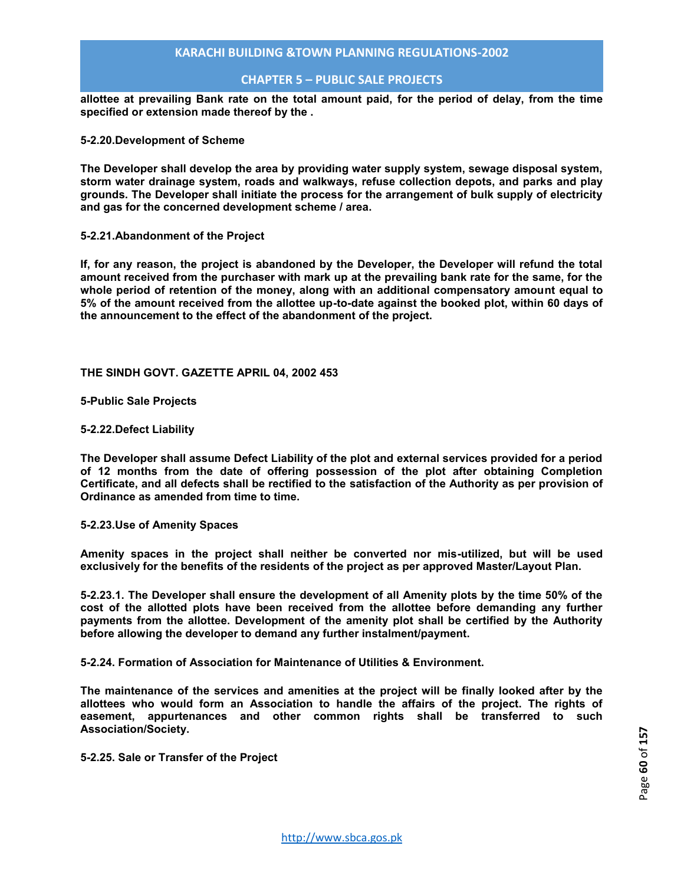**allottee at prevailing Bank rate on the total amount paid, for the period of delay, from the time specified or extension made thereof by the .**

**5-2.20.Development of Scheme**

**The Developer shall develop the area by providing water supply system, sewage disposal system, storm water drainage system, roads and walkways, refuse collection depots, and parks and play grounds. The Developer shall initiate the process for the arrangement of bulk supply of electricity and gas for the concerned development scheme / area.**

**5-2.21.Abandonment of the Project**

**If, for any reason, the project is abandoned by the Developer, the Developer will refund the total amount received from the purchaser with mark up at the prevailing bank rate for the same, for the whole period of retention of the money, along with an additional compensatory amount equal to 5% of the amount received from the allottee up-to-date against the booked plot, within 60 days of the announcement to the effect of the abandonment of the project.**

**THE SINDH GOVT. GAZETTE APRIL 04, 2002 453**

**5-Public Sale Projects**

**5-2.22.Defect Liability**

**The Developer shall assume Defect Liability of the plot and external services provided for a period of 12 months from the date of offering possession of the plot after obtaining Completion Certificate, and all defects shall be rectified to the satisfaction of the Authority as per provision of Ordinance as amended from time to time.**

**5-2.23.Use of Amenity Spaces**

**Amenity spaces in the project shall neither be converted nor mis-utilized, but will be used exclusively for the benefits of the residents of the project as per approved Master/Layout Plan.**

**5-2.23.1. The Developer shall ensure the development of all Amenity plots by the time 50% of the cost of the allotted plots have been received from the allottee before demanding any further payments from the allottee. Development of the amenity plot shall be certified by the Authority before allowing the developer to demand any further instalment/payment.**

**5-2.24. Formation of Association for Maintenance of Utilities & Environment.**

**The maintenance of the services and amenities at the project will be finally looked after by the allottees who would form an Association to handle the affairs of the project. The rights of easement, appurtenances and other common rights shall be transferred to such Association/Society.**

**5-2.25. Sale or Transfer of the Project**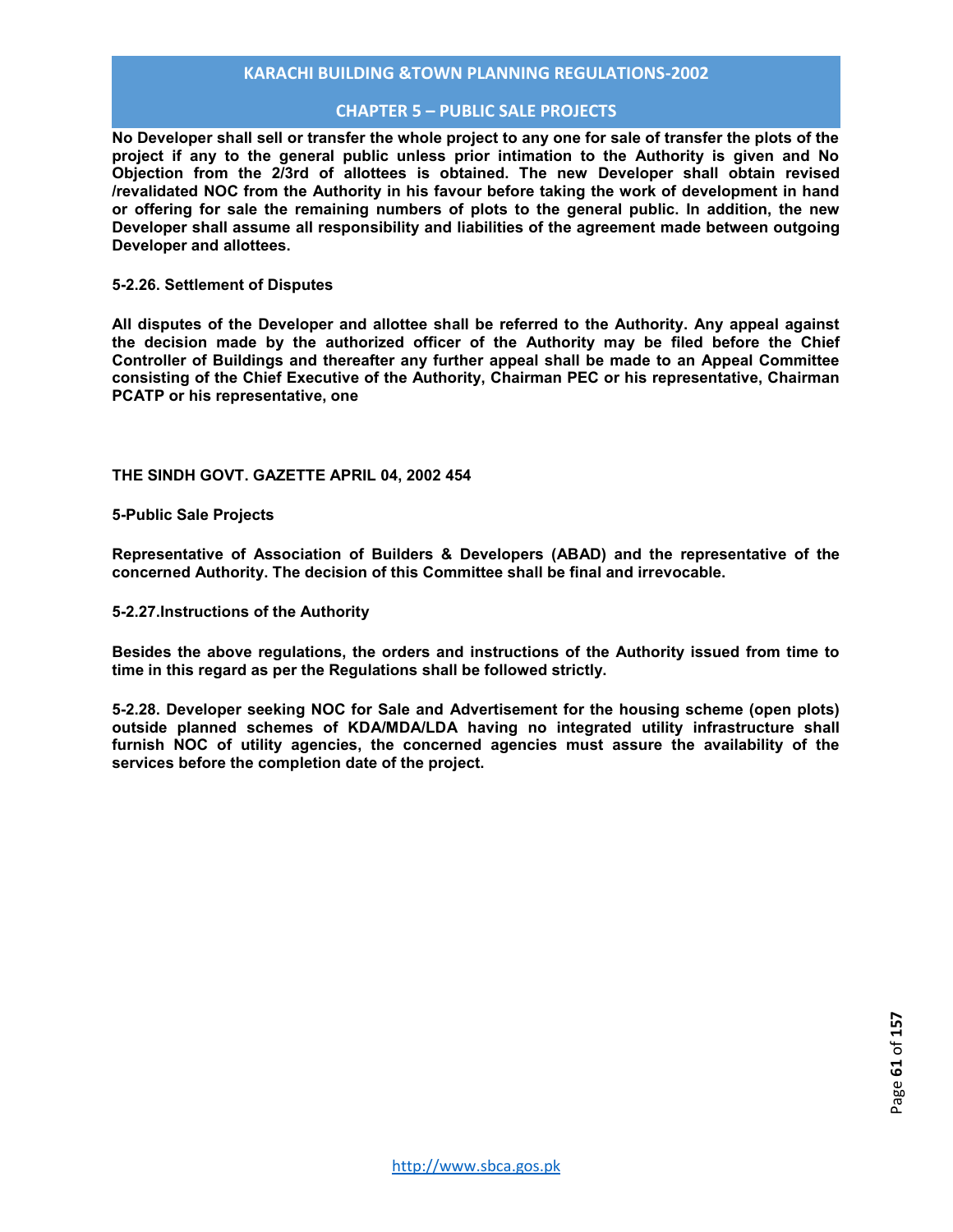**No Developer shall sell or transfer the whole project to any one for sale of transfer the plots of the project if any to the general public unless prior intimation to the Authority is given and No Objection from the 2/3rd of allottees is obtained. The new Developer shall obtain revised /revalidated NOC from the Authority in his favour before taking the work of development in hand or offering for sale the remaining numbers of plots to the general public. In addition, the new Developer shall assume all responsibility and liabilities of the agreement made between outgoing Developer and allottees.**

**5-2.26. Settlement of Disputes**

**All disputes of the Developer and allottee shall be referred to the Authority. Any appeal against the decision made by the authorized officer of the Authority may be filed before the Chief Controller of Buildings and thereafter any further appeal shall be made to an Appeal Committee consisting of the Chief Executive of the Authority, Chairman PEC or his representative, Chairman PCATP or his representative, one**

**THE SINDH GOVT. GAZETTE APRIL 04, 2002 454**

**5-Public Sale Projects**

**Representative of Association of Builders & Developers (ABAD) and the representative of the concerned Authority. The decision of this Committee shall be final and irrevocable.**

**5-2.27.Instructions of the Authority**

**Besides the above regulations, the orders and instructions of the Authority issued from time to time in this regard as per the Regulations shall be followed strictly.**

**5-2.28. Developer seeking NOC for Sale and Advertisement for the housing scheme (open plots) outside planned schemes of KDA/MDA/LDA having no integrated utility infrastructure shall furnish NOC of utility agencies, the concerned agencies must assure the availability of the services before the completion date of the project.**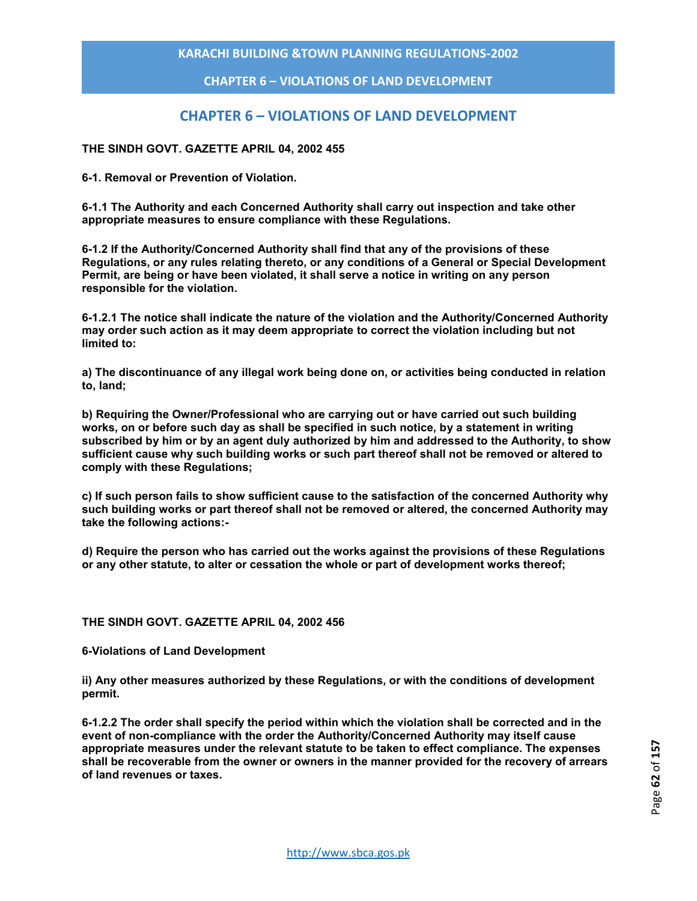# CHAPTER 6 – VIOLATIONS OF LAND DEVELOPMENT

**THE SINDH GOVT. GAZETTE APRIL 04, 2002 455**

**6-1. Removal or Prevention of Violation.**

**6-1.1 The Authority and each Concerned Authority shall carry out inspection and take other appropriate measures to ensure compliance with these Regulations.**

**6-1.2 If the Authority/Concerned Authority shall find that any of the provisions of these Regulations, or any rules relating thereto, or any conditions of a General or Special Development Permit, are being or have been violated, it shall serve a notice in writing on any person responsible for the violation.**

**6-1.2.1 The notice shall indicate the nature of the violation and the Authority/Concerned Authority may order such action as it may deem appropriate to correct the violation including but not limited to:**

**a) The discontinuance of any illegal work being done on, or activities being conducted in relation to, land;**

**b) Requiring the Owner/Professional who are carrying out or have carried out such building works, on or before such day as shall be specified in such notice, by a statement in writing subscribed by him or by an agent duly authorized by him and addressed to the Authority, to show sufficient cause why such building works or such part thereof shall not be removed or altered to comply with these Regulations;**

**c) If such person fails to show sufficient cause to the satisfaction of the concerned Authority why such building works or part thereof shall not be removed or altered, the concerned Authority may take the following actions:-**

**d) Require the person who has carried out the works against the provisions of these Regulations or any other statute, to alter or cessation the whole or part of development works thereof;**

**THE SINDH GOVT. GAZETTE APRIL 04, 2002 456**

**6-Violations of Land Development**

**ii) Any other measures authorized by these Regulations, or with the conditions of development permit.**

**6-1.2.2 The order shall specify the period within which the violation shall be corrected and in the event of non-compliance with the order the Authority/Concerned Authority may itself cause appropriate measures under the relevant statute to be taken to effect compliance. The expenses shall be recoverable from the owner or owners in the manner provided for the recovery of arrears of land revenues or taxes.**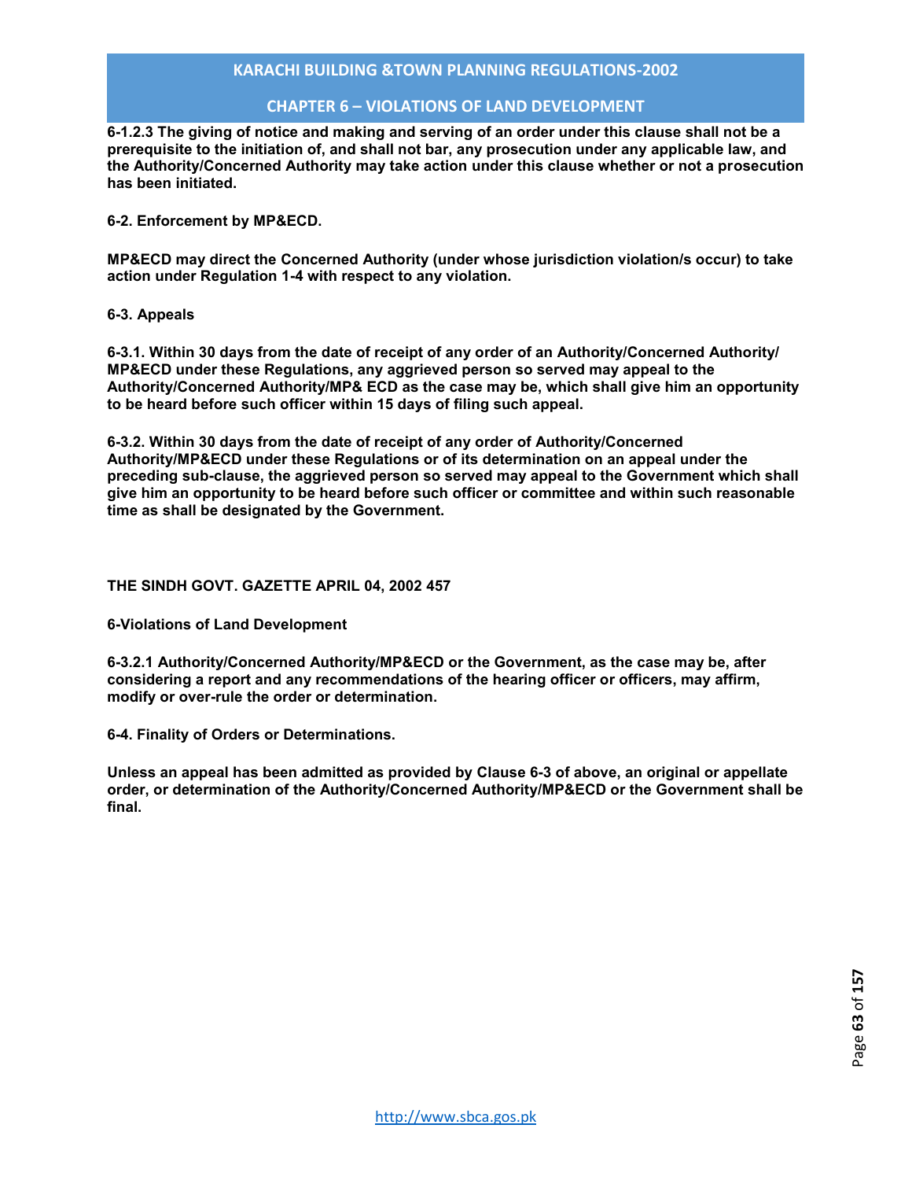**6-1.2.3 The giving of notice and making and serving of an order under this clause shall not be a prerequisite to the initiation of, and shall not bar, any prosecution under any applicable law, and the Authority/Concerned Authority may take action under this clause whether or not a prosecution has been initiated.**

**6-2. Enforcement by MP&ECD.**

**MP&ECD may direct the Concerned Authority (under whose jurisdiction violation/s occur) to take action under Regulation 1-4 with respect to any violation.**

**6-3. Appeals**

**6-3.1. Within 30 days from the date of receipt of any order of an Authority/Concerned Authority/ MP&ECD under these Regulations, any aggrieved person so served may appeal to the Authority/Concerned Authority/MP& ECD as the case may be, which shall give him an opportunity to be heard before such officer within 15 days of filing such appeal.**

**6-3.2. Within 30 days from the date of receipt of any order of Authority/Concerned Authority/MP&ECD under these Regulations or of its determination on an appeal under the preceding sub-clause, the aggrieved person so served may appeal to the Government which shall give him an opportunity to be heard before such officer or committee and within such reasonable time as shall be designated by the Government.**

**THE SINDH GOVT. GAZETTE APRIL 04, 2002 457**

**6-Violations of Land Development**

**6-3.2.1 Authority/Concerned Authority/MP&ECD or the Government, as the case may be, after considering a report and any recommendations of the hearing officer or officers, may affirm, modify or over-rule the order or determination.**

**6-4. Finality of Orders or Determinations.**

**Unless an appeal has been admitted as provided by Clause 6-3 of above, an original or appellate order, or determination of the Authority/Concerned Authority/MP&ECD or the Government shall be final.**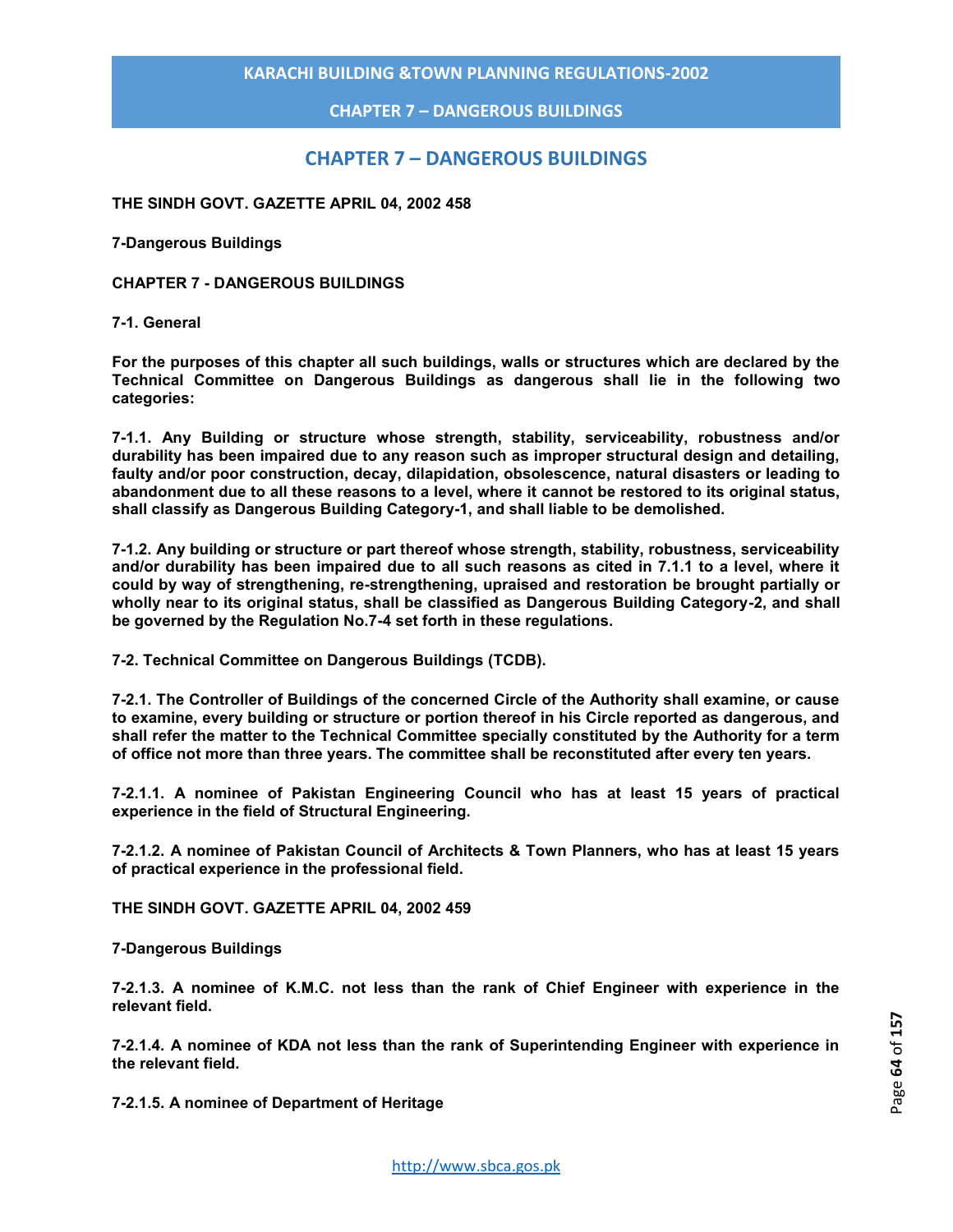# CHAPTER 7 – DANGEROUS BUILDINGS

**THE SINDH GOVT. GAZETTE APRIL 04, 2002 458**

**7-Dangerous Buildings**

**CHAPTER 7 - DANGEROUS BUILDINGS**

**7-1. General**

**For the purposes of this chapter all such buildings, walls or structures which are declared by the Technical Committee on Dangerous Buildings as dangerous shall lie in the following two categories:**

**7-1.1. Any Building or structure whose strength, stability, serviceability, robustness and/or durability has been impaired due to any reason such as improper structural design and detailing, faulty and/or poor construction, decay, dilapidation, obsolescence, natural disasters or leading to abandonment due to all these reasons to a level, where it cannot be restored to its original status, shall classify as Dangerous Building Category-1, and shall liable to be demolished.**

**7-1.2. Any building or structure or part thereof whose strength, stability, robustness, serviceability and/or durability has been impaired due to all such reasons as cited in 7.1.1 to a level, where it could by way of strengthening, re-strengthening, upraised and restoration be brought partially or wholly near to its original status, shall be classified as Dangerous Building Category-2, and shall be governed by the Regulation No.7-4 set forth in these regulations.**

**7-2. Technical Committee on Dangerous Buildings (TCDB).**

**7-2.1. The Controller of Buildings of the concerned Circle of the Authority shall examine, or cause to examine, every building or structure or portion thereof in his Circle reported as dangerous, and shall refer the matter to the Technical Committee specially constituted by the Authority for a term of office not more than three years. The committee shall be reconstituted after every ten years.**

**7-2.1.1. A nominee of Pakistan Engineering Council who has at least 15 years of practical experience in the field of Structural Engineering.**

**7-2.1.2. A nominee of Pakistan Council of Architects & Town Planners, who has at least 15 years of practical experience in the professional field.**

**THE SINDH GOVT. GAZETTE APRIL 04, 2002 459**

**7-Dangerous Buildings**

**7-2.1.3. A nominee of K.M.C. not less than the rank of Chief Engineer with experience in the relevant field.**

**7-2.1.4. A nominee of KDA not less than the rank of Superintending Engineer with experience in the relevant field.**

**7-2.1.5. A nominee of Department of Heritage**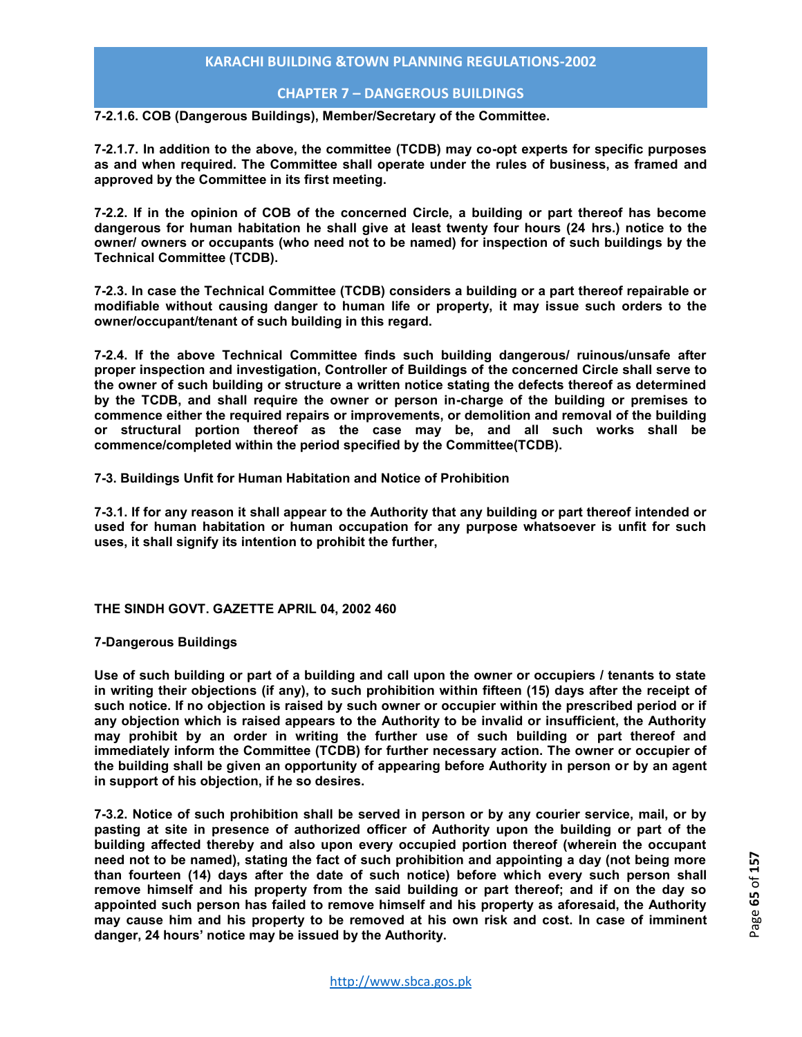**7-2.1.6. COB (Dangerous Buildings), Member/Secretary of the Committee.**

**7-2.1.7. In addition to the above, the committee (TCDB) may co-opt experts for specific purposes as and when required. The Committee shall operate under the rules of business, as framed and approved by the Committee in its first meeting.**

**7-2.2. If in the opinion of COB of the concerned Circle, a building or part thereof has become dangerous for human habitation he shall give at least twenty four hours (24 hrs.) notice to the owner/ owners or occupants (who need not to be named) for inspection of such buildings by the Technical Committee (TCDB).**

**7-2.3. In case the Technical Committee (TCDB) considers a building or a part thereof repairable or modifiable without causing danger to human life or property, it may issue such orders to the owner/occupant/tenant of such building in this regard.**

**7-2.4. If the above Technical Committee finds such building dangerous/ ruinous/unsafe after proper inspection and investigation, Controller of Buildings of the concerned Circle shall serve to the owner of such building or structure a written notice stating the defects thereof as determined by the TCDB, and shall require the owner or person in-charge of the building or premises to commence either the required repairs or improvements, or demolition and removal of the building or structural portion thereof as the case may be, and all such works shall be commence/completed within the period specified by the Committee(TCDB).**

**7-3. Buildings Unfit for Human Habitation and Notice of Prohibition**

**7-3.1. If for any reason it shall appear to the Authority that any building or part thereof intended or used for human habitation or human occupation for any purpose whatsoever is unfit for such uses, it shall signify its intention to prohibit the further,**

**THE SINDH GOVT. GAZETTE APRIL 04, 2002 460**

**7-Dangerous Buildings**

**Use of such building or part of a building and call upon the owner or occupiers / tenants to state in writing their objections (if any), to such prohibition within fifteen (15) days after the receipt of such notice. If no objection is raised by such owner or occupier within the prescribed period or if any objection which is raised appears to the Authority to be invalid or insufficient, the Authority may prohibit by an order in writing the further use of such building or part thereof and immediately inform the Committee (TCDB) for further necessary action. The owner or occupier of the building shall be given an opportunity of appearing before Authority in person or by an agent in support of his objection, if he so desires.**

**7-3.2. Notice of such prohibition shall be served in person or by any courier service, mail, or by pasting at site in presence of authorized officer of Authority upon the building or part of the building affected thereby and also upon every occupied portion thereof (wherein the occupant need not to be named), stating the fact of such prohibition and appointing a day (not being more than fourteen (14) days after the date of such notice) before which every such person shall remove himself and his property from the said building or part thereof; and if on the day so appointed such person has failed to remove himself and his property as aforesaid, the Authority may cause him and his property to be removed at his own risk and cost. In case of imminent danger, 24 hours' notice may be issued by the Authority.**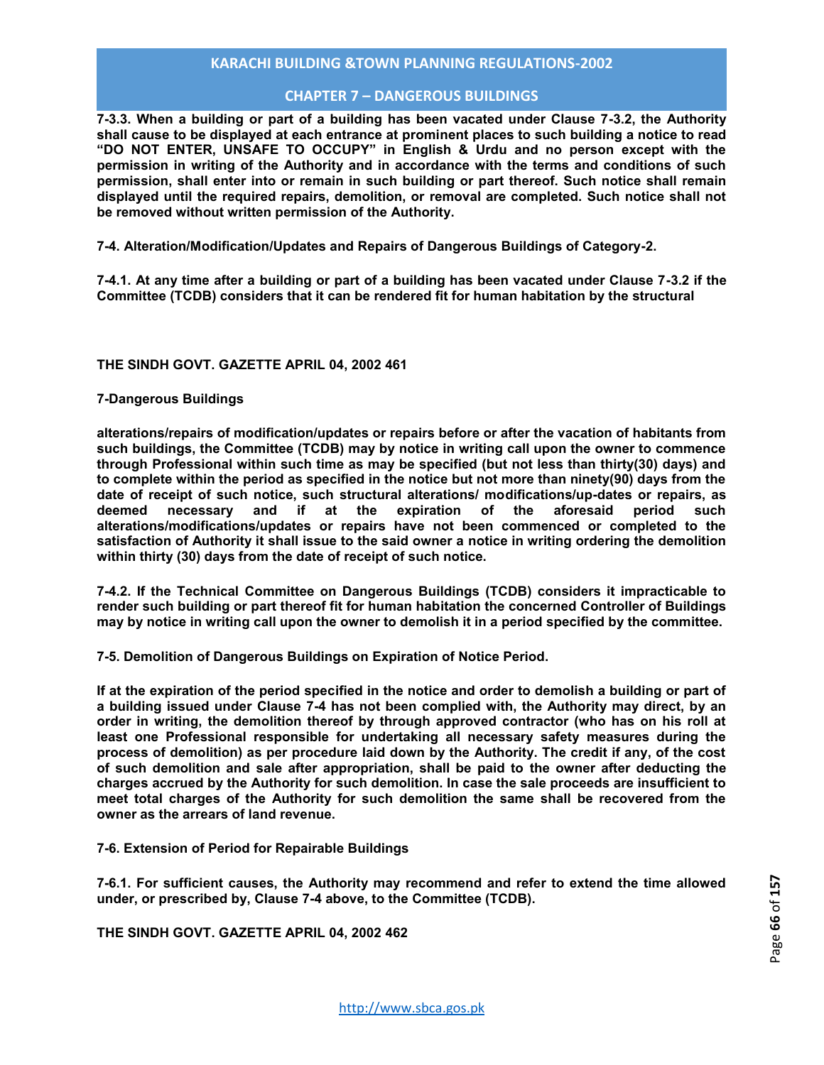**7-3.3. When a building or part of a building has been vacated under Clause 7-3.2, the Authority shall cause to be displayed at each entrance at prominent places to such building a notice to read "DO NOT ENTER, UNSAFE TO OCCUPY" in English & Urdu and no person except with the permission in writing of the Authority and in accordance with the terms and conditions of such permission, shall enter into or remain in such building or part thereof. Such notice shall remain displayed until the required repairs, demolition, or removal are completed. Such notice shall not be removed without written permission of the Authority.**

**7-4. Alteration/Modification/Updates and Repairs of Dangerous Buildings of Category-2.**

**7-4.1. At any time after a building or part of a building has been vacated under Clause 7-3.2 if the Committee (TCDB) considers that it can be rendered fit for human habitation by the structural**

**THE SINDH GOVT. GAZETTE APRIL 04, 2002 461**

**7-Dangerous Buildings**

**alterations/repairs of modification/updates or repairs before or after the vacation of habitants from such buildings, the Committee (TCDB) may by notice in writing call upon the owner to commence through Professional within such time as may be specified (but not less than thirty(30) days) and to complete within the period as specified in the notice but not more than ninety(90) days from the date of receipt of such notice, such structural alterations/ modifications/up-dates or repairs, as deemed necessary and if at the expiration of the aforesaid period such alterations/modifications/updates or repairs have not been commenced or completed to the satisfaction of Authority it shall issue to the said owner a notice in writing ordering the demolition within thirty (30) days from the date of receipt of such notice.**

**7-4.2. If the Technical Committee on Dangerous Buildings (TCDB) considers it impracticable to render such building or part thereof fit for human habitation the concerned Controller of Buildings may by notice in writing call upon the owner to demolish it in a period specified by the committee.**

**7-5. Demolition of Dangerous Buildings on Expiration of Notice Period.**

**If at the expiration of the period specified in the notice and order to demolish a building or part of a building issued under Clause 7-4 has not been complied with, the Authority may direct, by an order in writing, the demolition thereof by through approved contractor (who has on his roll at least one Professional responsible for undertaking all necessary safety measures during the process of demolition) as per procedure laid down by the Authority. The credit if any, of the cost of such demolition and sale after appropriation, shall be paid to the owner after deducting the charges accrued by the Authority for such demolition. In case the sale proceeds are insufficient to meet total charges of the Authority for such demolition the same shall be recovered from the owner as the arrears of land revenue.**

**7-6. Extension of Period for Repairable Buildings**

**7-6.1. For sufficient causes, the Authority may recommend and refer to extend the time allowed under, or prescribed by, Clause 7-4 above, to the Committee (TCDB).**

**THE SINDH GOVT. GAZETTE APRIL 04, 2002 462**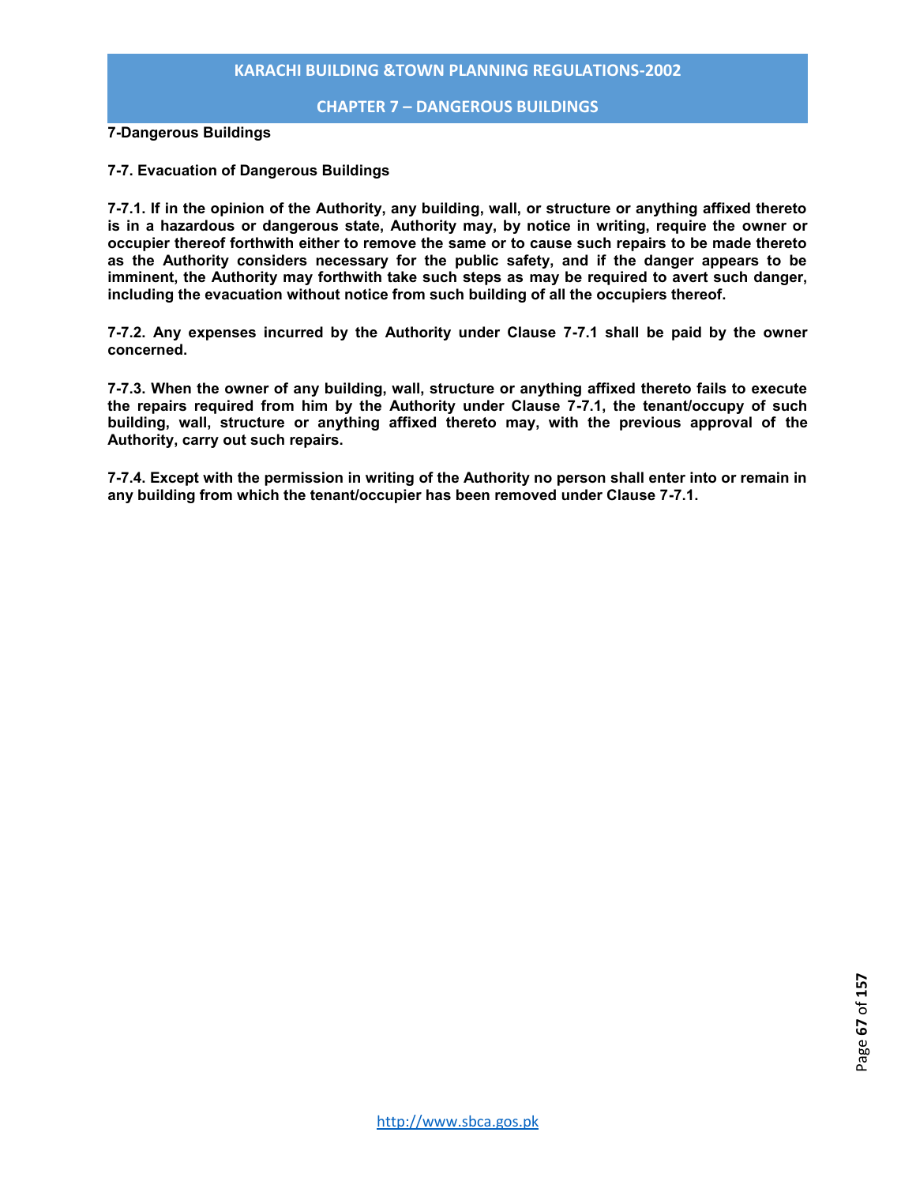**7-Dangerous Buildings**

**7-7. Evacuation of Dangerous Buildings**

**7-7.1. If in the opinion of the Authority, any building, wall, or structure or anything affixed thereto is in a hazardous or dangerous state, Authority may, by notice in writing, require the owner or occupier thereof forthwith either to remove the same or to cause such repairs to be made thereto as the Authority considers necessary for the public safety, and if the danger appears to be imminent, the Authority may forthwith take such steps as may be required to avert such danger, including the evacuation without notice from such building of all the occupiers thereof.**

**7-7.2. Any expenses incurred by the Authority under Clause 7-7.1 shall be paid by the owner concerned.**

**7-7.3. When the owner of any building, wall, structure or anything affixed thereto fails to execute the repairs required from him by the Authority under Clause 7-7.1, the tenant/occupy of such building, wall, structure or anything affixed thereto may, with the previous approval of the Authority, carry out such repairs.**

**7-7.4. Except with the permission in writing of the Authority no person shall enter into or remain in any building from which the tenant/occupier has been removed under Clause 7-7.1.**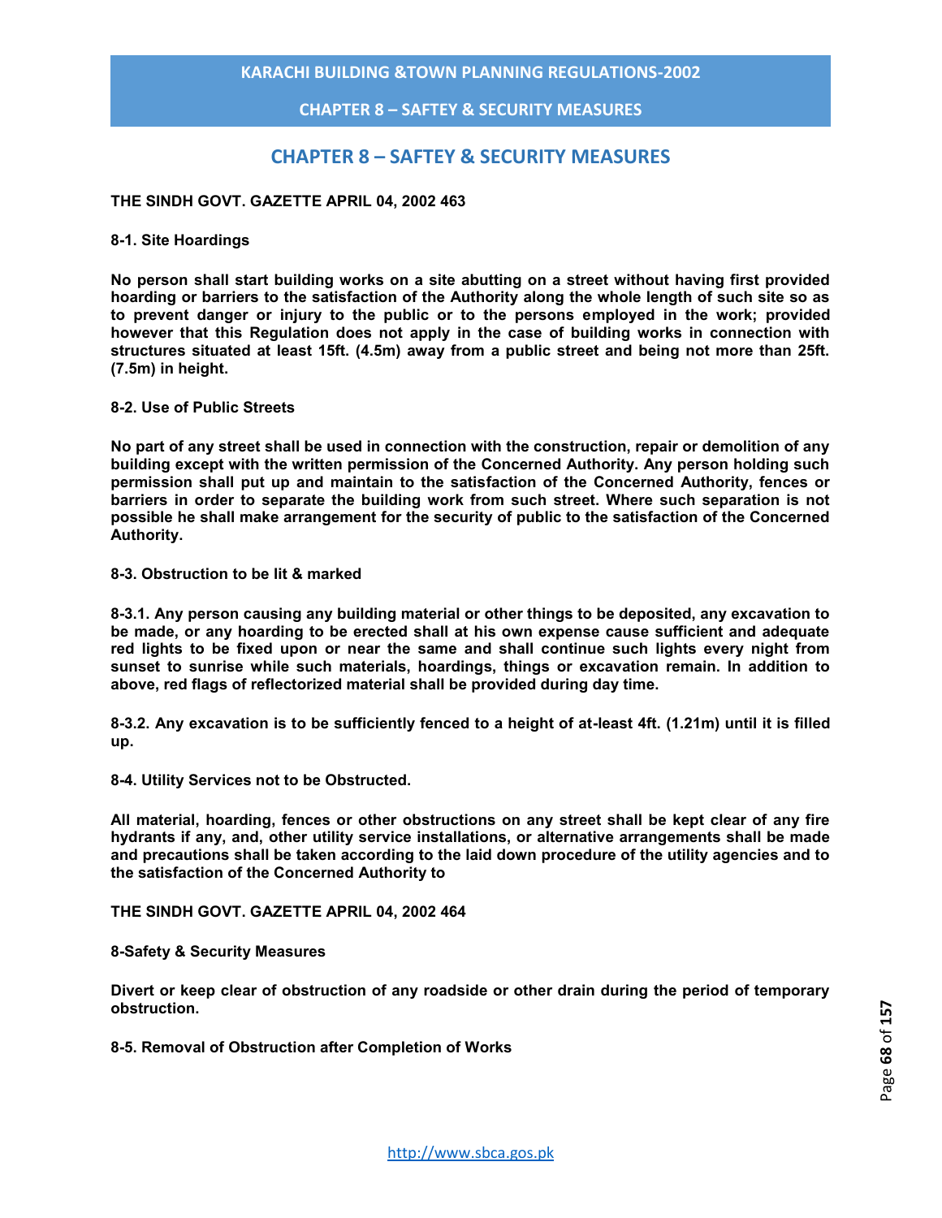# CHAPTER 8 – SAFTEY & SECURITY MEASURES

**THE SINDH GOVT. GAZETTE APRIL 04, 2002 463**

**8-1. Site Hoardings**

**No person shall start building works on a site abutting on a street without having first provided hoarding or barriers to the satisfaction of the Authority along the whole length of such site so as to prevent danger or injury to the public or to the persons employed in the work; provided however that this Regulation does not apply in the case of building works in connection with structures situated at least 15ft. (4.5m) away from a public street and being not more than 25ft. (7.5m) in height.**

**8-2. Use of Public Streets**

**No part of any street shall be used in connection with the construction, repair or demolition of any building except with the written permission of the Concerned Authority. Any person holding such permission shall put up and maintain to the satisfaction of the Concerned Authority, fences or barriers in order to separate the building work from such street. Where such separation is not possible he shall make arrangement for the security of public to the satisfaction of the Concerned Authority.**

**8-3. Obstruction to be lit & marked**

**8-3.1. Any person causing any building material or other things to be deposited, any excavation to be made, or any hoarding to be erected shall at his own expense cause sufficient and adequate red lights to be fixed upon or near the same and shall continue such lights every night from sunset to sunrise while such materials, hoardings, things or excavation remain. In addition to above, red flags of reflectorized material shall be provided during day time.**

**8-3.2. Any excavation is to be sufficiently fenced to a height of at-least 4ft. (1.21m) until it is filled up.**

**8-4. Utility Services not to be Obstructed.**

**All material, hoarding, fences or other obstructions on any street shall be kept clear of any fire hydrants if any, and, other utility service installations, or alternative arrangements shall be made and precautions shall be taken according to the laid down procedure of the utility agencies and to the satisfaction of the Concerned Authority to**

**THE SINDH GOVT. GAZETTE APRIL 04, 2002 464**

**8-Safety & Security Measures**

**Divert or keep clear of obstruction of any roadside or other drain during the period of temporary obstruction.**

**8-5. Removal of Obstruction after Completion of Works**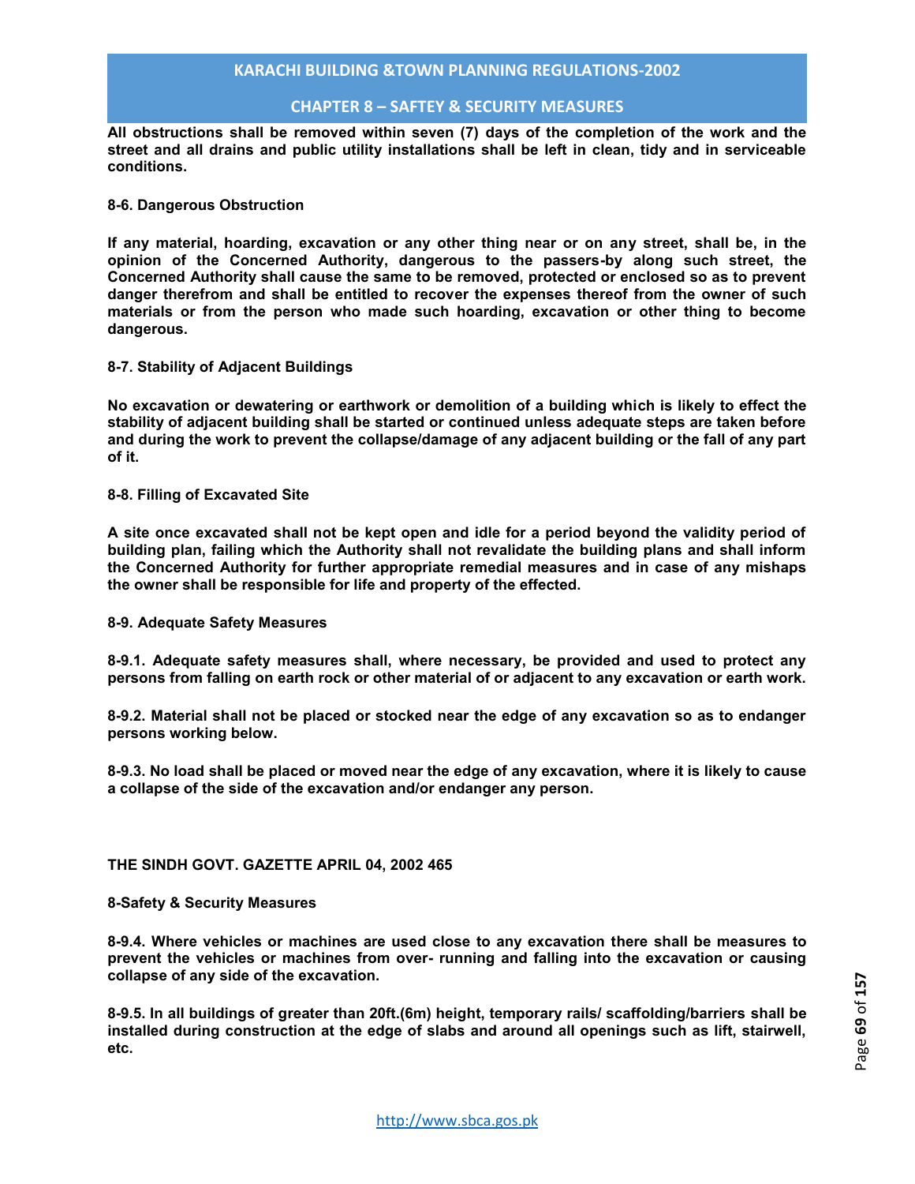**All obstructions shall be removed within seven (7) days of the completion of the work and the street and all drains and public utility installations shall be left in clean, tidy and in serviceable conditions.**

### 8-6. Dangerous Obstruction

**If any material, hoarding, excavation or any other thing near or on any street, shall be, in the opinion of the Concerned Authority, dangerous to the passers-by along such street, the Concerned Authority shall cause the same to be removed, protected or enclosed so as to prevent danger therefrom and shall be entitled to recover the expenses thereof from the owner of such materials or from the person who made such hoarding, excavation or other thing to become dangerous.**

### 8-7. Stability of Adjacent Buildings

**No excavation or dewatering or earthwork or demolition of a building which is likely to effect the stability of adjacent building shall be started or continued unless adequate steps are taken before and during the work to prevent the collapse/damage of any adjacent building or the fall of any part of it.**

### 8-8. Filling of Excavated Site

**A site once excavated shall not be kept open and idle for a period beyond the validity period of building plan, failing which the Authority shall not revalidate the building plans and shall inform the Concerned Authority for further appropriate remedial measures and in case of any mishaps the owner shall be responsible for life and property of the effected.**

### 8-9. Adequate Safety Measures

**8-9.1. Adequate safety measures shall, where necessary, be provided and used to protect any persons from falling on earth rock or other material of or adjacent to any excavation or earth work.**

**8-9.2. Material shall not be placed or stocked near the edge of any excavation so as to endanger persons working below.**

**8-9.3. No load shall be placed or moved near the edge of any excavation, where it is likely to cause a collapse of the side of the excavation and/or endanger any person.**

**THE SINDH GOVT. GAZETTE APRIL 04, 2002 465**

**8-Safety & Security Measures**

**8-9.4. Where vehicles or machines are used close to any excavation there shall be measures to prevent the vehicles or machines from over- running and falling into the excavation or causing collapse of any side of the excavation.**

**8-9.5. In all buildings of greater than 20ft.(6m) height, temporary rails/ scaffolding/barriers shall be installed during construction at the edge of slabs and around all openings such as lift, stairwell, etc.**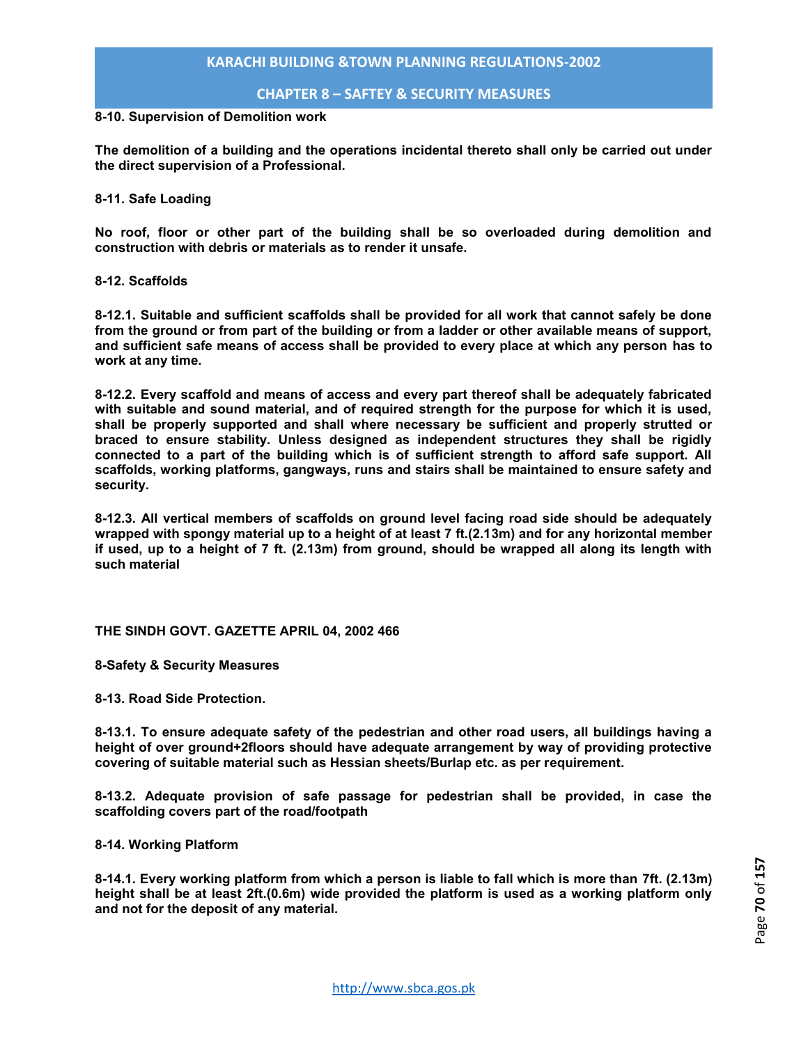**8-10. Supervision of Demolition work**

**The demolition of a building and the operations incidental thereto shall only be carried out under the direct supervision of a Professional.**

**8-11. Safe Loading**

**No roof, floor or other part of the building shall be so overloaded during demolition and construction with debris or materials as to render it unsafe.**

**8-12. Scaffolds**

**8-12.1. Suitable and sufficient scaffolds shall be provided for all work that cannot safely be done from the ground or from part of the building or from a ladder or other available means of support, and sufficient safe means of access shall be provided to every place at which any person has to work at any time.**

**8-12.2. Every scaffold and means of access and every part thereof shall be adequately fabricated with suitable and sound material, and of required strength for the purpose for which it is used, shall be properly supported and shall where necessary be sufficient and properly strutted or braced to ensure stability. Unless designed as independent structures they shall be rigidly connected to a part of the building which is of sufficient strength to afford safe support. All scaffolds, working platforms, gangways, runs and stairs shall be maintained to ensure safety and security.**

**8-12.3. All vertical members of scaffolds on ground level facing road side should be adequately wrapped with spongy material up to a height of at least 7 ft.(2.13m) and for any horizontal member if used, up to a height of 7 ft. (2.13m) from ground, should be wrapped all along its length with such material**

**THE SINDH GOVT. GAZETTE APRIL 04, 2002 466**

**8-Safety & Security Measures**

**8-13. Road Side Protection.**

**8-13.1. To ensure adequate safety of the pedestrian and other road users, all buildings having a height of over ground+2floors should have adequate arrangement by way of providing protective covering of suitable material such as Hessian sheets/Burlap etc. as per requirement.**

**8-13.2. Adequate provision of safe passage for pedestrian shall be provided, in case the scaffolding covers part of the road/footpath**

**8-14. Working Platform**

**8-14.1. Every working platform from which a person is liable to fall which is more than 7ft. (2.13m) height shall be at least 2ft.(0.6m) wide provided the platform is used as a working platform only and not for the deposit of any material.**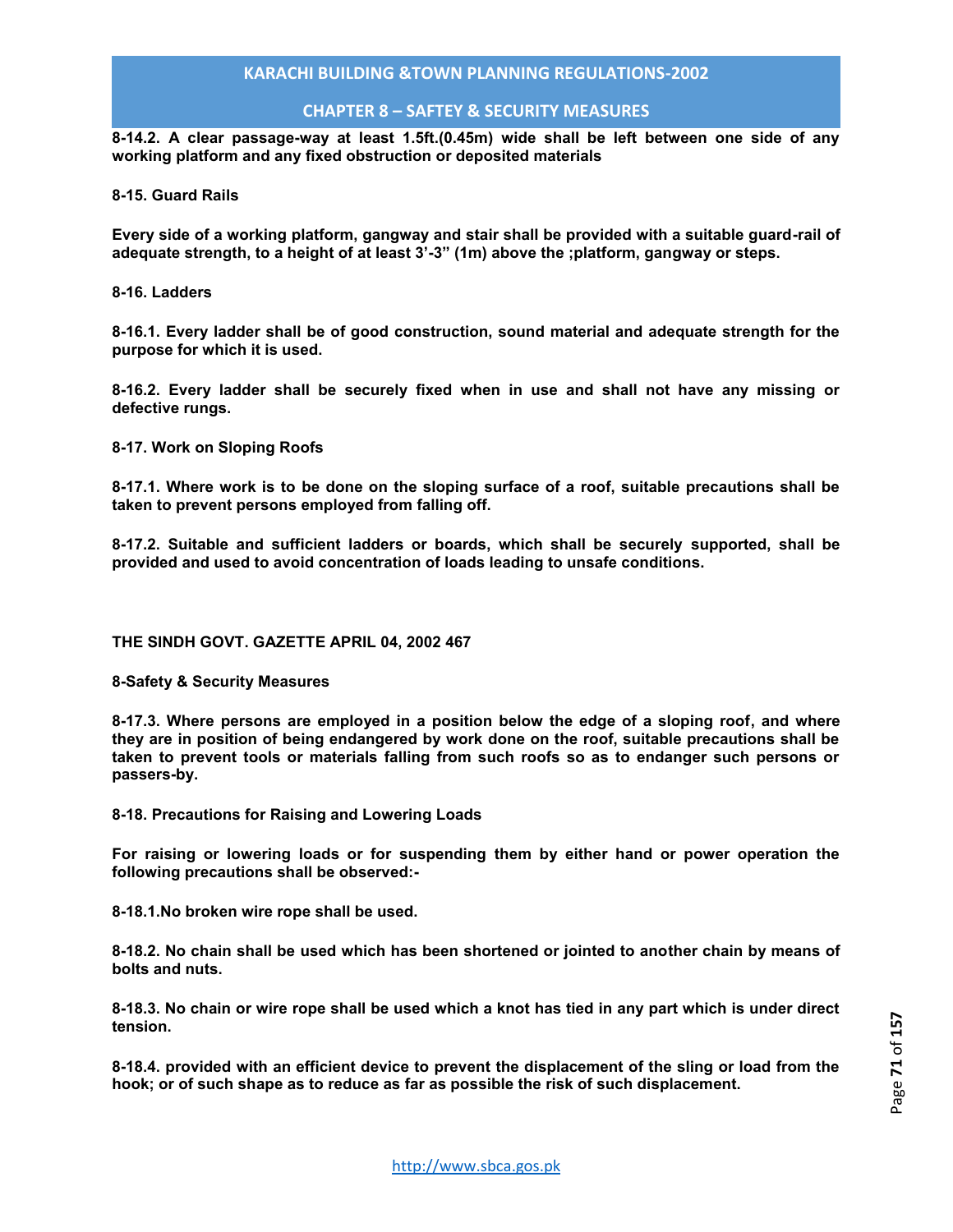**8-14.2. A clear passage-way at least 1.5ft.(0.45m) wide shall be left between one side of any working platform and any fixed obstruction or deposited materials**

**8-15. Guard Rails**

**Every side of a working platform, gangway and stair shall be provided with a suitable guard-rail of adequate strength, to a height of at least 3'-3" (1m) above the ;platform, gangway or steps.**

**8-16. Ladders**

**8-16.1. Every ladder shall be of good construction, sound material and adequate strength for the purpose for which it is used.**

**8-16.2. Every ladder shall be securely fixed when in use and shall not have any missing or defective rungs.**

**8-17. Work on Sloping Roofs**

**8-17.1. Where work is to be done on the sloping surface of a roof, suitable precautions shall be taken to prevent persons employed from falling off.**

**8-17.2. Suitable and sufficient ladders or boards, which shall be securely supported, shall be provided and used to avoid concentration of loads leading to unsafe conditions.**

**THE SINDH GOVT. GAZETTE APRIL 04, 2002 467**

**8-Safety & Security Measures**

**8-17.3. Where persons are employed in a position below the edge of a sloping roof, and where they are in position of being endangered by work done on the roof, suitable precautions shall be taken to prevent tools or materials falling from such roofs so as to endanger such persons or passers-by.**

**8-18. Precautions for Raising and Lowering Loads**

**For raising or lowering loads or for suspending them by either hand or power operation the following precautions shall be observed:-**

**8-18.1.No broken wire rope shall be used.**

**8-18.2. No chain shall be used which has been shortened or jointed to another chain by means of bolts and nuts.**

**8-18.3. No chain or wire rope shall be used which a knot has tied in any part which is under direct tension.**

**8-18.4. provided with an efficient device to prevent the displacement of the sling or load from the hook; or of such shape as to reduce as far as possible the risk of such displacement.**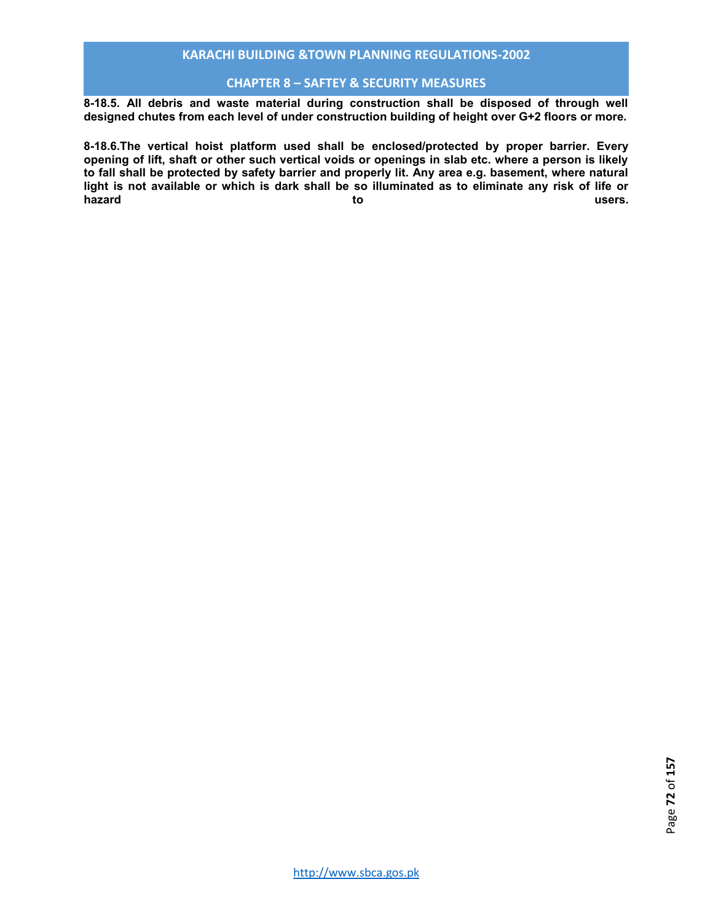**8-18.5. All debris and waste material during construction shall be disposed of through well designed chutes from each level of under construction building of height over G+2 floors or more.**

**8-18.6.The vertical hoist platform used shall be enclosed/protected by proper barrier. Every opening of lift, shaft or other such vertical voids or openings in slab etc. where a person is likely to fall shall be protected by safety barrier and properly lit. Any area e.g. basement, where natural light is not available or which is dark shall be so illuminated as to eliminate any risk of life or hazard to users.**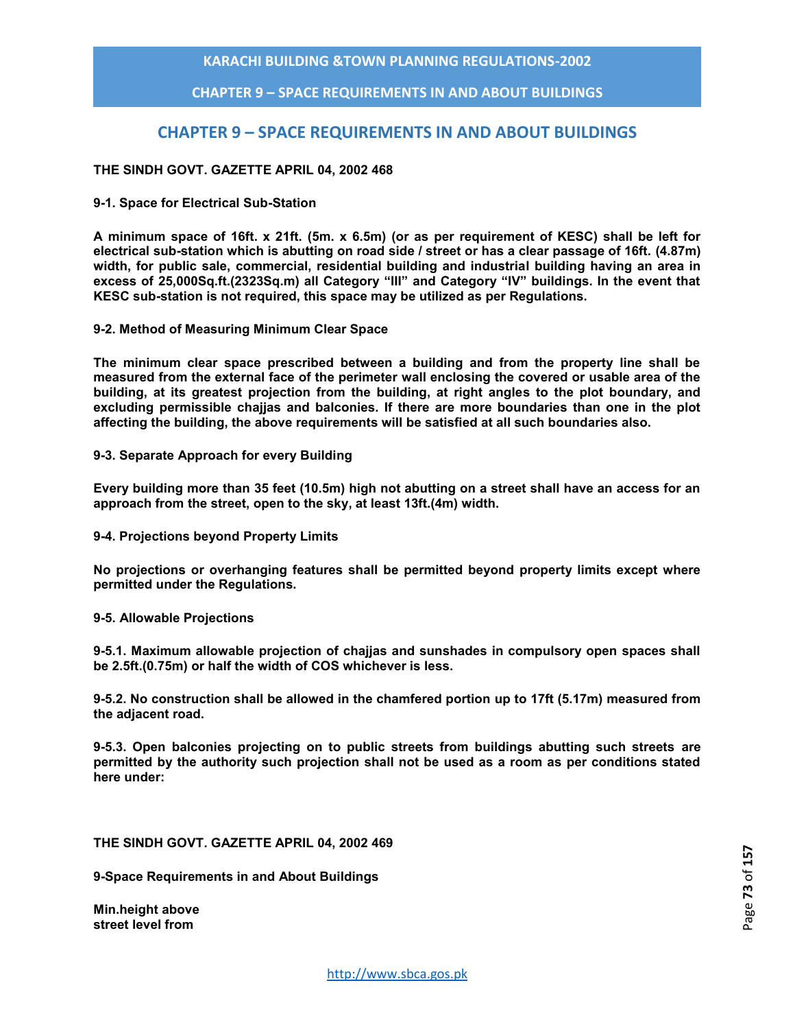# CHAPTER 9 – SPACE REQUIREMENTS IN AND ABOUT BUILDINGS

**THE SINDH GOVT. GAZETTE APRIL 04, 2002 468**

**9-1. Space for Electrical Sub-Station**

**A minimum space of 16ft. x 21ft. (5m. x 6.5m) (or as per requirement of KESC) shall be left for electrical sub-station which is abutting on road side / street or has a clear passage of 16ft. (4.87m) width, for public sale, commercial, residential building and industrial building having an area in excess of 25,000Sq.ft.(2323Sq.m) all Category "III" and Category "IV" buildings. In the event that KESC sub-station is not required, this space may be utilized as per Regulations.**

**9-2. Method of Measuring Minimum Clear Space**

**The minimum clear space prescribed between a building and from the property line shall be measured from the external face of the perimeter wall enclosing the covered or usable area of the building, at its greatest projection from the building, at right angles to the plot boundary, and excluding permissible chajjas and balconies. If there are more boundaries than one in the plot affecting the building, the above requirements will be satisfied at all such boundaries also.**

**9-3. Separate Approach for every Building**

**Every building more than 35 feet (10.5m) high not abutting on a street shall have an access for an approach from the street, open to the sky, at least 13ft.(4m) width.**

**9-4. Projections beyond Property Limits**

**No projections or overhanging features shall be permitted beyond property limits except where permitted under the Regulations.**

**9-5. Allowable Projections**

**9-5.1. Maximum allowable projection of chajjas and sunshades in compulsory open spaces shall be 2.5ft.(0.75m) or half the width of COS whichever is less.**

**9-5.2. No construction shall be allowed in the chamfered portion up to 17ft (5.17m) measured from the adjacent road.**

**9-5.3. Open balconies projecting on to public streets from buildings abutting such streets are permitted by the authority such projection shall not be used as a room as per conditions stated here under:**

**THE SINDH GOVT. GAZETTE APRIL 04, 2002 469**

**9-Space Requirements in and About Buildings**

**Min.height above street level from**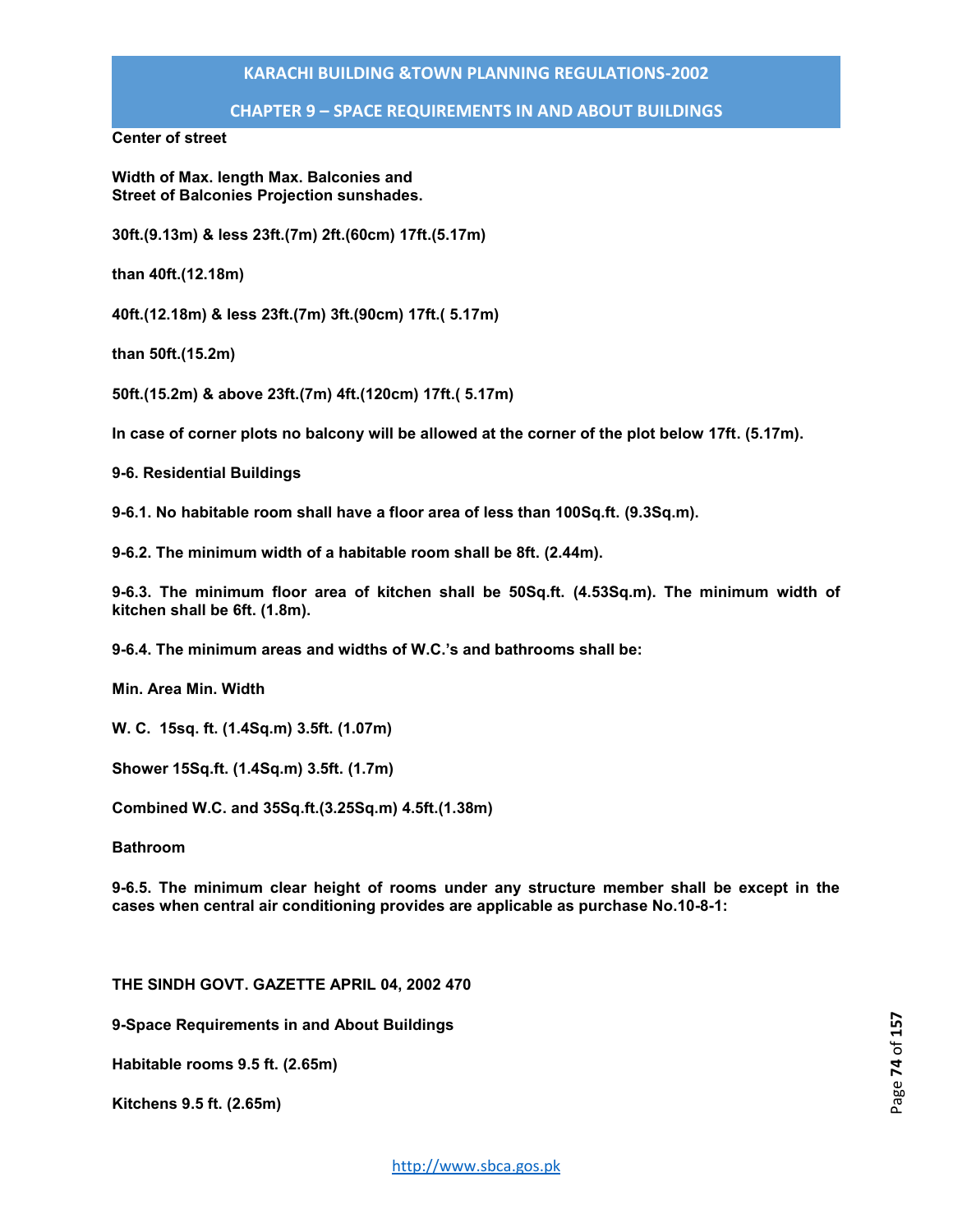**Center of street**

| Width of Street | Max. length of Balconies | Max. Projection | Balconies and sunshades. |
|---|---|---|---|
| 30ft.(9.13m) & less than 40ft.(12.18m) | 23ft.(7m) | 2ft.(60cm) | 17ft.(5.17m) |
| 40ft.(12.18m) & less than 50ft.(15.2m) | 23ft.(7m) | 3ft.(90cm) | 17ft.( 5.17m) |
| 50ft.(15.2m) & above | 23ft.(7m) | 4ft.(120cm) | 17ft.( 5.17m) |

**In case of corner plots no balcony will be allowed at the corner of the plot below 17ft. (5.17m).**

**9-6. Residential Buildings**

**9-6.1. No habitable room shall have a floor area of less than 100Sq.ft. (9.3Sq.m).**

**9-6.2. The minimum width of a habitable room shall be 8ft. (2.44m).**

**9-6.3. The minimum floor area of kitchen shall be 50Sq.ft. (4.53Sq.m). The minimum width of kitchen shall be 6ft. (1.8m).**

**9-6.4. The minimum areas and widths of W.C.'s and bathrooms shall be:**

| | Min. Area | Min. Width |
|---|---|---|
| W. C. | 15sq. ft. (1.4Sq.m) | 3.5ft. (1.07m) |
| Shower | 15Sq.ft. (1.4Sq.m) | 3.5ft. (1.7m) |
| Combined W.C. and Bathroom | 35Sq.ft.(3.25Sq.m) | 4.5ft.(1.38m) |

**9-6.5. The minimum clear height of rooms under any structure member shall be except in the cases when central air conditioning provides are applicable as purchase No.10-8-1:**

**THE SINDH GOVT. GAZETTE APRIL 04, 2002 470**

**9-Space Requirements in and About Buildings**

**Habitable rooms 9.5 ft. (2.65m)**

**Kitchens 9.5 ft. (2.65m)**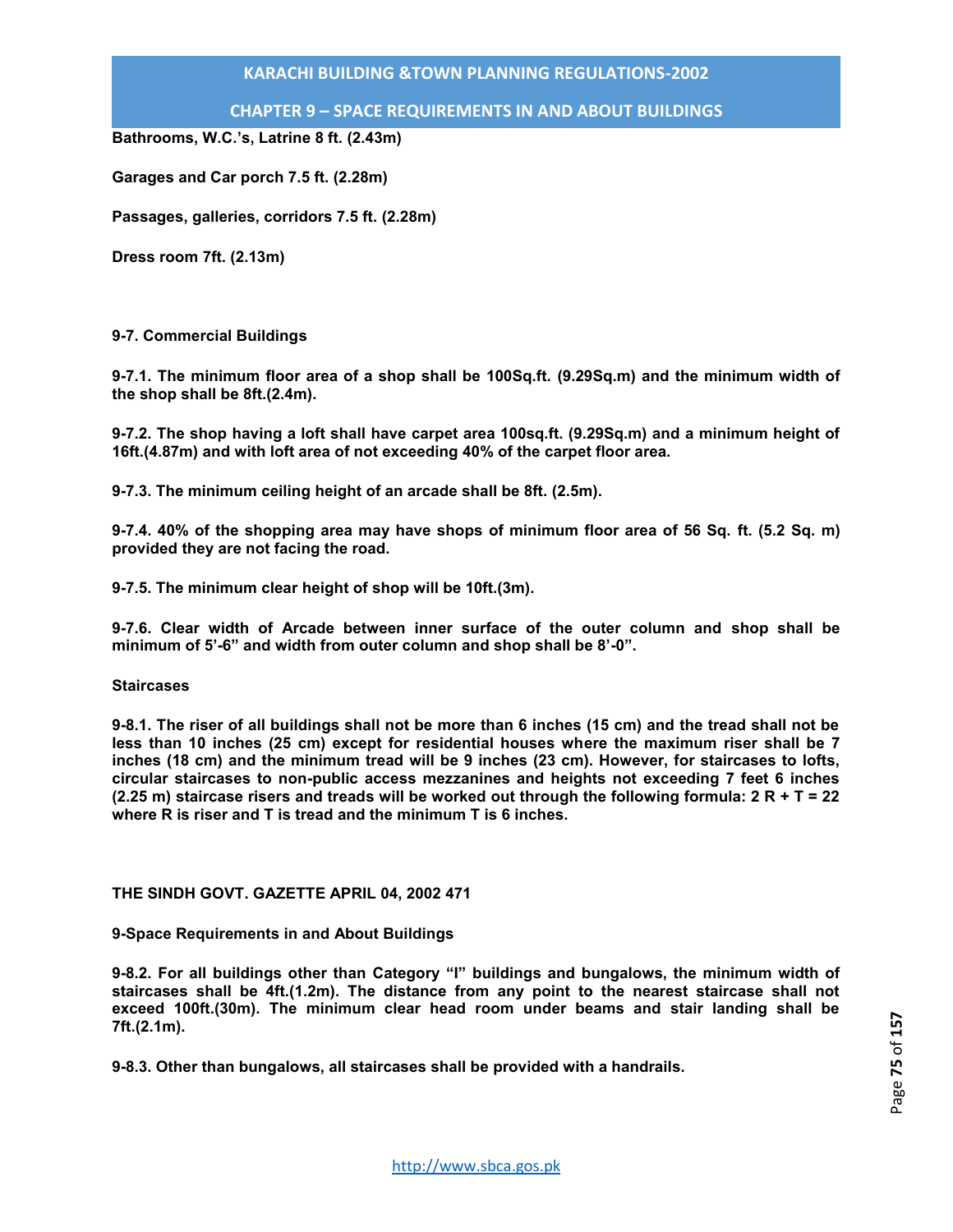**Bathrooms, W.C.'s, Latrine 8 ft. (2.43m)**

**Garages and Car porch 7.5 ft. (2.28m)**

**Passages, galleries, corridors 7.5 ft. (2.28m)**

**Dress room 7ft. (2.13m)**

**9-7. Commercial Buildings**

**9-7.1. The minimum floor area of a shop shall be 100Sq.ft. (9.29Sq.m) and the minimum width of the shop shall be 8ft.(2.4m).**

**9-7.2. The shop having a loft shall have carpet area 100sq.ft. (9.29Sq.m) and a minimum height of 16ft.(4.87m) and with loft area of not exceeding 40% of the carpet floor area.**

**9-7.3. The minimum ceiling height of an arcade shall be 8ft. (2.5m).**

**9-7.4. 40% of the shopping area may have shops of minimum floor area of 56 Sq. ft. (5.2 Sq. m) provided they are not facing the road.**

**9-7.5. The minimum clear height of shop will be 10ft.(3m).**

**9-7.6. Clear width of Arcade between inner surface of the outer column and shop shall be minimum of 5'-6" and width from outer column and shop shall be 8'-0".**

**Staircases**

**9-8.1. The riser of all buildings shall not be more than 6 inches (15 cm) and the tread shall not be less than 10 inches (25 cm) except for residential houses where the maximum riser shall be 7 inches (18 cm) and the minimum tread will be 9 inches (23 cm). However, for staircases to lofts, circular staircases to non-public access mezzanines and heights not exceeding 7 feet 6 inches (2.25 m) staircase risers and treads will be worked out through the following formula: $2R + T = 22$ where R is riser and T is tread and the minimum T is 6 inches.**

**THE SINDH GOVT. GAZETTE APRIL 04, 2002 471**

**9-Space Requirements in and About Buildings**

**9-8.2. For all buildings other than Category "I" buildings and bungalows, the minimum width of staircases shall be 4ft.(1.2m). The distance from any point to the nearest staircase shall not exceed 100ft.(30m). The minimum clear head room under beams and stair landing shall be 7ft.(2.1m).**

**9-8.3. Other than bungalows, all staircases shall be provided with a handrails.**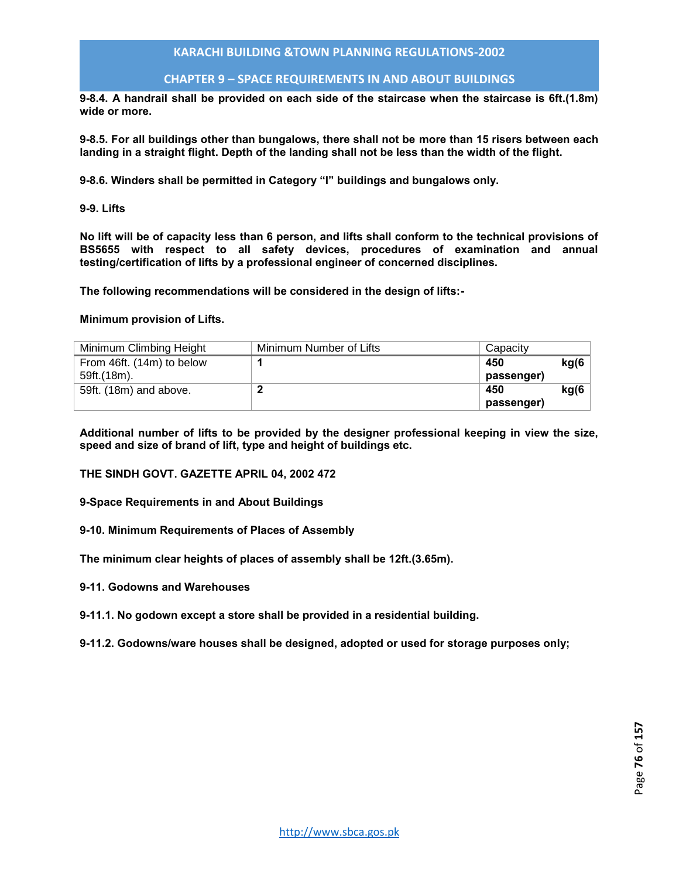**9-8.4. A handrail shall be provided on each side of the staircase when the staircase is 6ft.(1.8m) wide or more.**

**9-8.5. For all buildings other than bungalows, there shall not be more than 15 risers between each landing in a straight flight. Depth of the landing shall not be less than the width of the flight.**

**9-8.6. Winders shall be permitted in Category "I" buildings and bungalows only.**

**9-9. Lifts**

**No lift will be of capacity less than 6 person, and lifts shall conform to the technical provisions of BS5655 with respect to all safety devices, procedures of examination and annual testing/certification of lifts by a professional engineer of concerned disciplines.**

**The following recommendations will be considered in the design of lifts:-**

**Minimum provision of Lifts.**

| Minimum Climbing Height | Minimum Number of Lifts | Capacity |
|---|---|---|
| From 46ft. (14m) to below 59ft.(18m). | **1** | **450 kg(6 passenger)** |
| 59ft. (18m) and above. | **2** | **450 kg(6 passenger)** |

**Additional number of lifts to be provided by the designer professional keeping in view the size, speed and size of brand of lift, type and height of buildings etc.**

**THE SINDH GOVT. GAZETTE APRIL 04, 2002 472**

**9-Space Requirements in and About Buildings**

**9-10. Minimum Requirements of Places of Assembly**

**The minimum clear heights of places of assembly shall be 12ft.(3.65m).**

**9-11. Godowns and Warehouses**

**9-11.1. No godown except a store shall be provided in a residential building.**

**9-11.2. Godowns/ware houses shall be designed, adopted or used for storage purposes only;**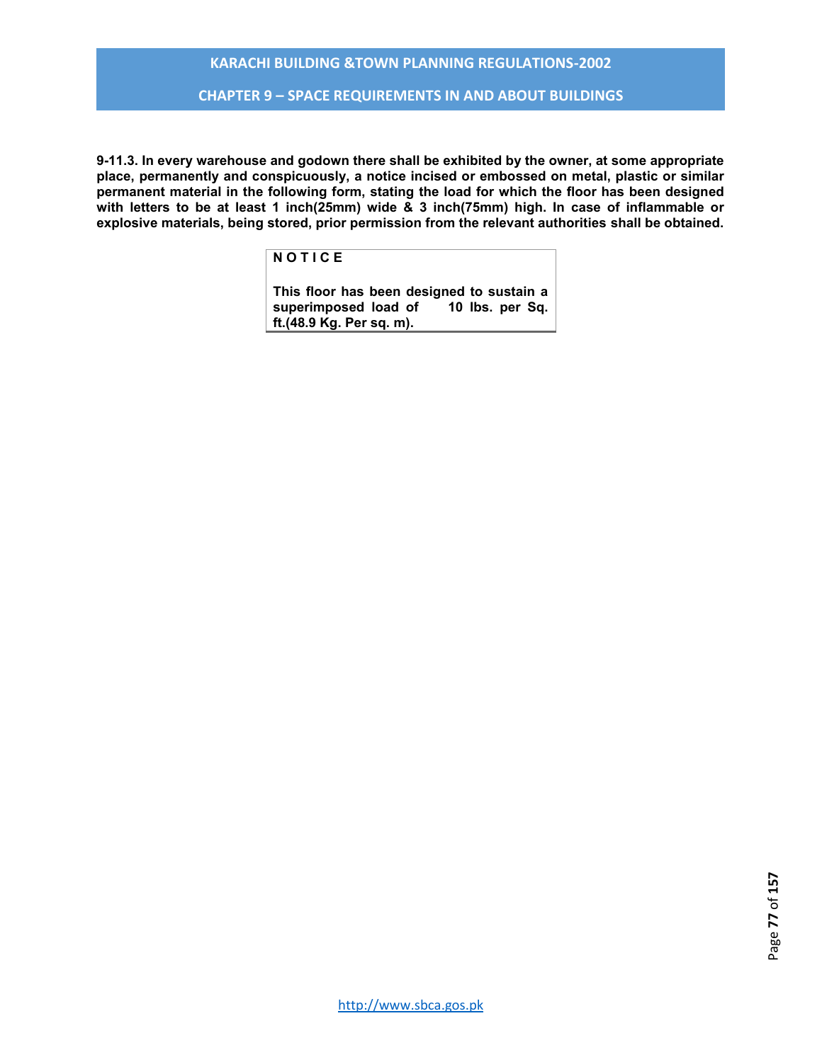**9-11.3. In every warehouse and godown there shall be exhibited by the owner, at some appropriate place, permanently and conspicuously, a notice incised or embossed on metal, plastic or similar permanent material in the following form, stating the load for which the floor has been designed with letters to be at least 1 inch(25mm) wide & 3 inch(75mm) high. In case of inflammable or explosive materials, being stored, prior permission from the relevant authorities shall be obtained.**

| **N O T I C E**<br><br>**This floor has been designed to sustain a superimposed load of 10 lbs. per Sq. ft.(48.9 Kg. Per sq. m).** |
|---|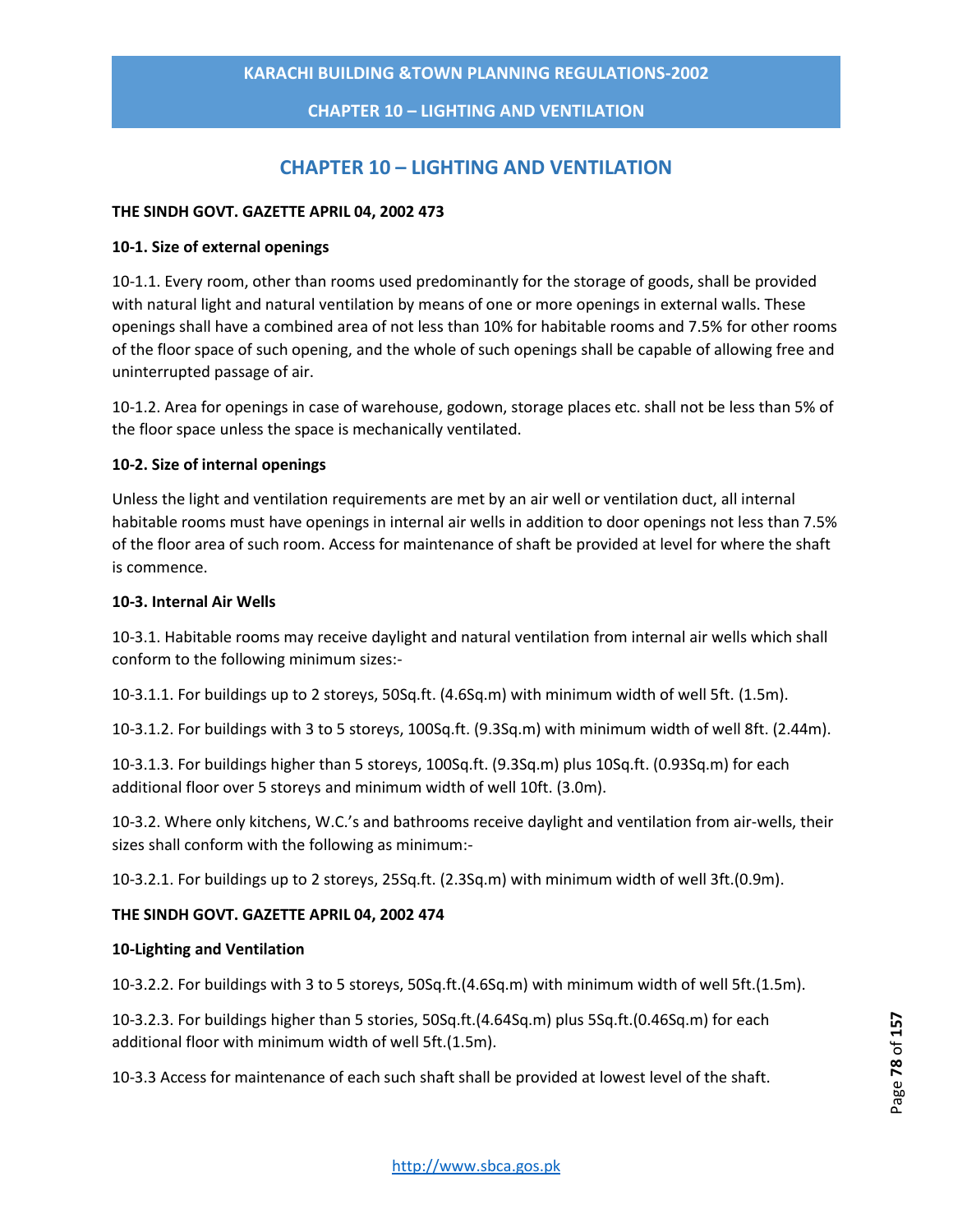# CHAPTER 10 – LIGHTING AND VENTILATION

**THE SINDH GOVT. GAZETTE APRIL 04, 2002 473**

**10-1. Size of external openings**

10-1.1. Every room, other than rooms used predominantly for the storage of goods, shall be provided with natural light and natural ventilation by means of one or more openings in external walls. These openings shall have a combined area of not less than 10% for habitable rooms and 7.5% for other rooms of the floor space of such opening, and the whole of such openings shall be capable of allowing free and uninterrupted passage of air.

10-1.2. Area for openings in case of warehouse, godown, storage places etc. shall not be less than 5% of the floor space unless the space is mechanically ventilated.

**10-2. Size of internal openings**

Unless the light and ventilation requirements are met by an air well or ventilation duct, all internal habitable rooms must have openings in internal air wells in addition to door openings not less than 7.5% of the floor area of such room. Access for maintenance of shaft be provided at level for where the shaft is commence.

**10-3. Internal Air Wells**

10-3.1. Habitable rooms may receive daylight and natural ventilation from internal air wells which shall conform to the following minimum sizes:-

10-3.1.1. For buildings up to 2 storeys, 50Sq.ft. (4.6Sq.m) with minimum width of well 5ft. (1.5m).

10-3.1.2. For buildings with 3 to 5 storeys, 100Sq.ft. (9.3Sq.m) with minimum width of well 8ft. (2.44m).

10-3.1.3. For buildings higher than 5 storeys, 100Sq.ft. (9.3Sq.m) plus 10Sq.ft. (0.93Sq.m) for each additional floor over 5 storeys and minimum width of well 10ft. (3.0m).

10-3.2. Where only kitchens, W.C.'s and bathrooms receive daylight and ventilation from air-wells, their sizes shall conform with the following as minimum:-

10-3.2.1. For buildings up to 2 storeys, 25Sq.ft. (2.3Sq.m) with minimum width of well 3ft.(0.9m).

**THE SINDH GOVT. GAZETTE APRIL 04, 2002 474**

**10-Lighting and Ventilation**

10-3.2.2. For buildings with 3 to 5 storeys, 50Sq.ft.(4.6Sq.m) with minimum width of well 5ft.(1.5m).

10-3.2.3. For buildings higher than 5 stories, 50Sq.ft.(4.64Sq.m) plus 5Sq.ft.(0.46Sq.m) for each additional floor with minimum width of well 5ft.(1.5m).

10-3.3 Access for maintenance of each such shaft shall be provided at lowest level of the shaft.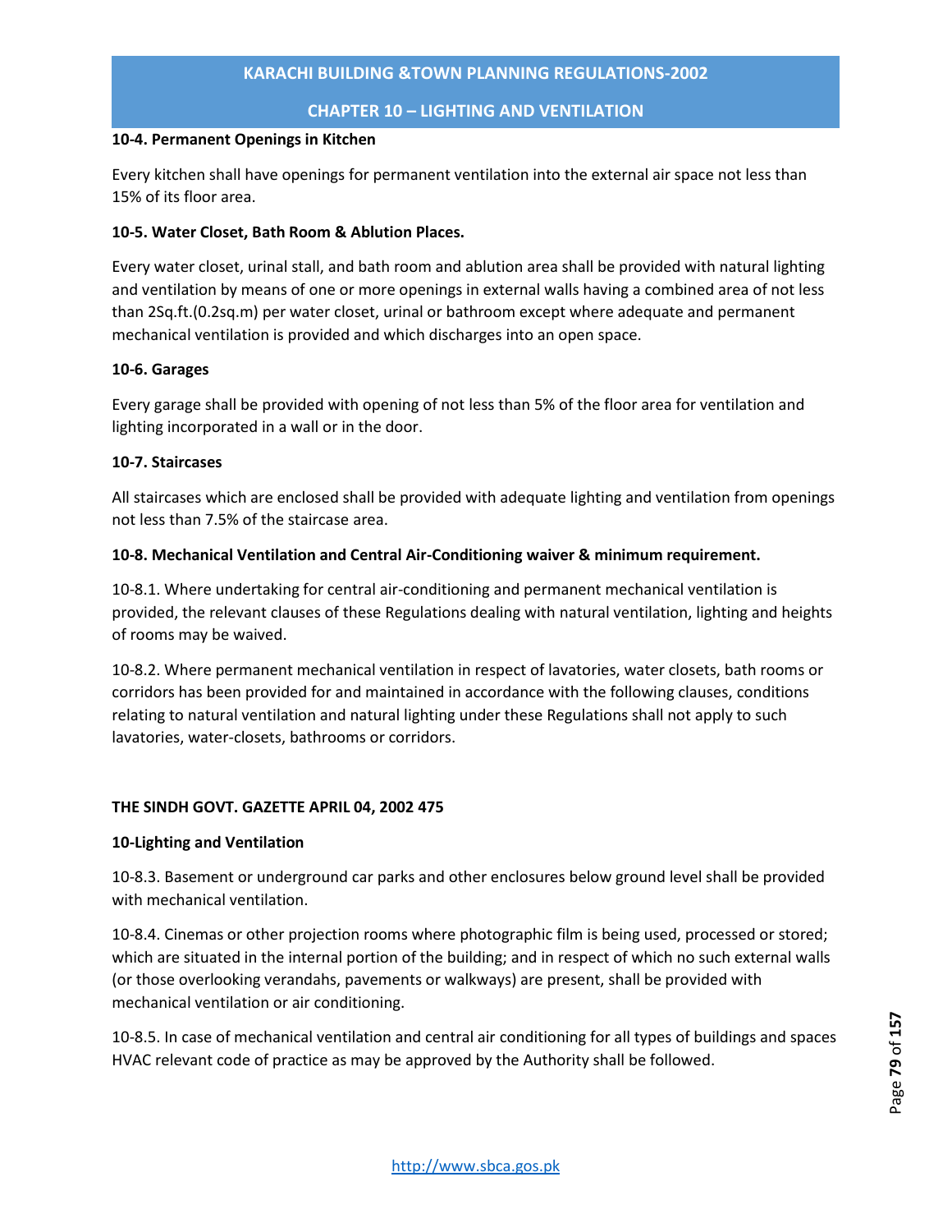**10-4. Permanent Openings in Kitchen**

Every kitchen shall have openings for permanent ventilation into the external air space not less than 15% of its floor area.

**10-5. Water Closet, Bath Room & Ablution Places.**

Every water closet, urinal stall, and bath room and ablution area shall be provided with natural lighting and ventilation by means of one or more openings in external walls having a combined area of not less than 2Sq.ft.(0.2sq.m) per water closet, urinal or bathroom except where adequate and permanent mechanical ventilation is provided and which discharges into an open space.

**10-6. Garages**

Every garage shall be provided with opening of not less than 5% of the floor area for ventilation and lighting incorporated in a wall or in the door.

**10-7. Staircases**

All staircases which are enclosed shall be provided with adequate lighting and ventilation from openings not less than 7.5% of the staircase area.

**10-8. Mechanical Ventilation and Central Air-Conditioning waiver & minimum requirement.**

10-8.1. Where undertaking for central air-conditioning and permanent mechanical ventilation is provided, the relevant clauses of these Regulations dealing with natural ventilation, lighting and heights of rooms may be waived.

10-8.2. Where permanent mechanical ventilation in respect of lavatories, water closets, bath rooms or corridors has been provided for and maintained in accordance with the following clauses, conditions relating to natural ventilation and natural lighting under these Regulations shall not apply to such lavatories, water-closets, bathrooms or corridors.

**THE SINDH GOVT. GAZETTE APRIL 04, 2002 475**

**10-Lighting and Ventilation**

10-8.3. Basement or underground car parks and other enclosures below ground level shall be provided with mechanical ventilation.

10-8.4. Cinemas or other projection rooms where photographic film is being used, processed or stored; which are situated in the internal portion of the building; and in respect of which no such external walls (or those overlooking verandahs, pavements or walkways) are present, shall be provided with mechanical ventilation or air conditioning.

10-8.5. In case of mechanical ventilation and central air conditioning for all types of buildings and spaces HVAC relevant code of practice as may be approved by the Authority shall be followed.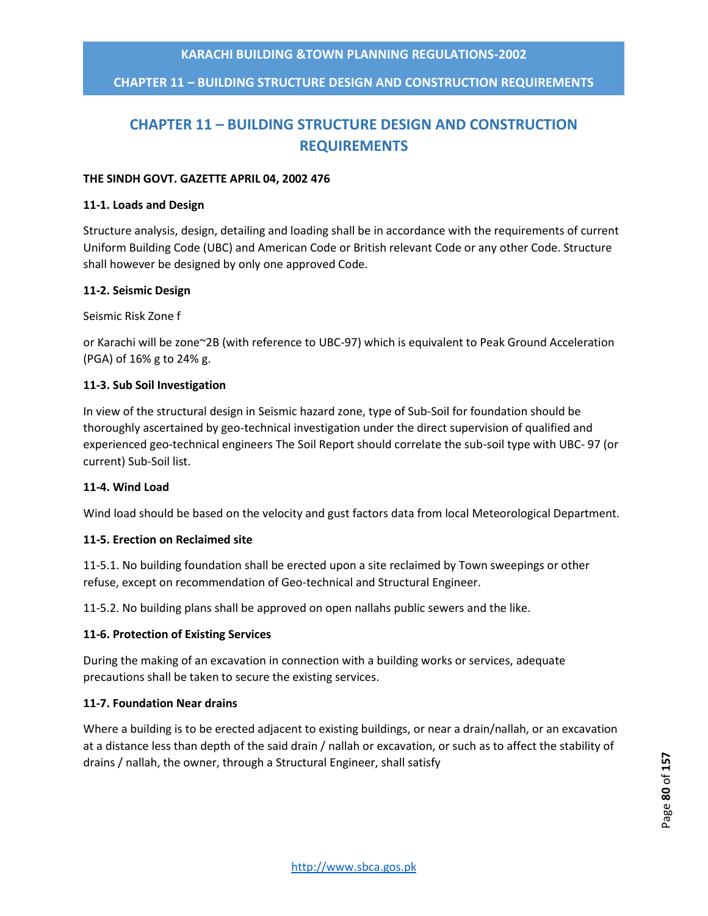# CHAPTER 11 – BUILDING STRUCTURE DESIGN AND CONSTRUCTION REQUIREMENTS

**THE SINDH GOVT. GAZETTE APRIL 04, 2002 476**

**11-1. Loads and Design**

Structure analysis, design, detailing and loading shall be in accordance with the requirements of current Uniform Building Code (UBC) and American Code or British relevant Code or any other Code. Structure shall however be designed by only one approved Code.

**11-2. Seismic Design**

Seismic Risk Zone f

or Karachi will be zone~2B (with reference to UBC-97) which is equivalent to Peak Ground Acceleration (PGA) of 16% g to 24% g.

**11-3. Sub Soil Investigation**

In view of the structural design in Seismic hazard zone, type of Sub-Soil for foundation should be thoroughly ascertained by geo-technical investigation under the direct supervision of qualified and experienced geo-technical engineers The Soil Report should correlate the sub-soil type with UBC- 97 (or current) Sub-Soil list.

**11-4. Wind Load**

Wind load should be based on the velocity and gust factors data from local Meteorological Department.

**11-5. Erection on Reclaimed site**

11-5.1. No building foundation shall be erected upon a site reclaimed by Town sweepings or other refuse, except on recommendation of Geo-technical and Structural Engineer.

11-5.2. No building plans shall be approved on open nallahs public sewers and the like.

**11-6. Protection of Existing Services**

During the making of an excavation in connection with a building works or services, adequate precautions shall be taken to secure the existing services.

**11-7. Foundation Near drains**

Where a building is to be erected adjacent to existing buildings, or near a drain/nallah, or an excavation at a distance less than depth of the said drain / nallah or excavation, or such as to affect the stability of drains / nallah, the owner, through a Structural Engineer, shall satisfy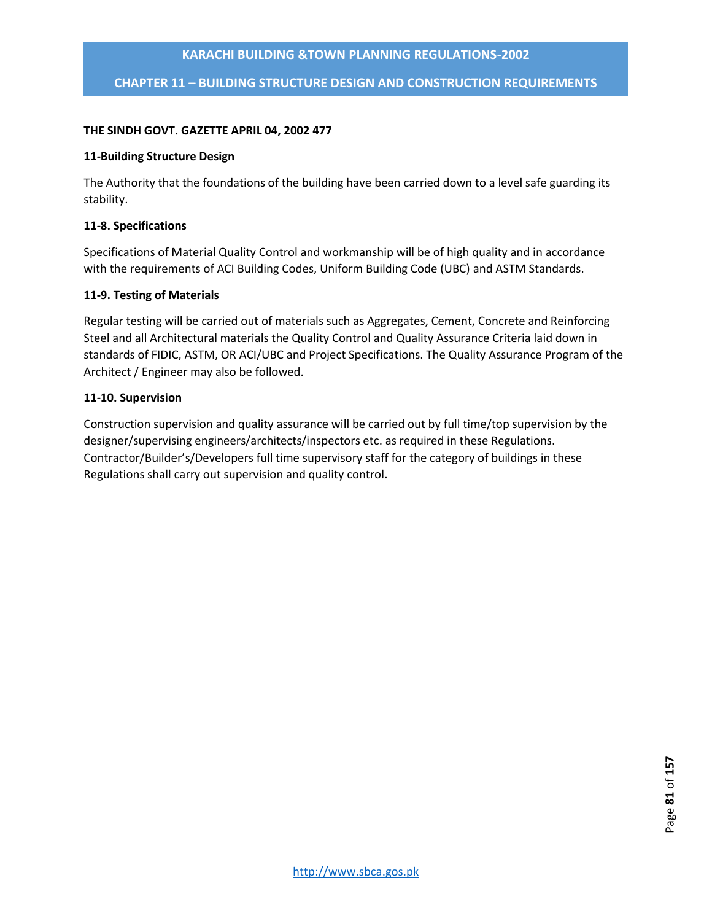**THE SINDH GOVT. GAZETTE APRIL 04, 2002 477**

**11-Building Structure Design**

The Authority that the foundations of the building have been carried down to a level safe guarding its stability.

**11-8. Specifications**

Specifications of Material Quality Control and workmanship will be of high quality and in accordance with the requirements of ACI Building Codes, Uniform Building Code (UBC) and ASTM Standards.

**11-9. Testing of Materials**

Regular testing will be carried out of materials such as Aggregates, Cement, Concrete and Reinforcing Steel and all Architectural materials the Quality Control and Quality Assurance Criteria laid down in standards of FIDIC, ASTM, OR ACI/UBC and Project Specifications. The Quality Assurance Program of the Architect / Engineer may also be followed.

**11-10. Supervision**

Construction supervision and quality assurance will be carried out by full time/top supervision by the designer/supervising engineers/architects/inspectors etc. as required in these Regulations. Contractor/Builder's/Developers full time supervisory staff for the category of buildings in these Regulations shall carry out supervision and quality control.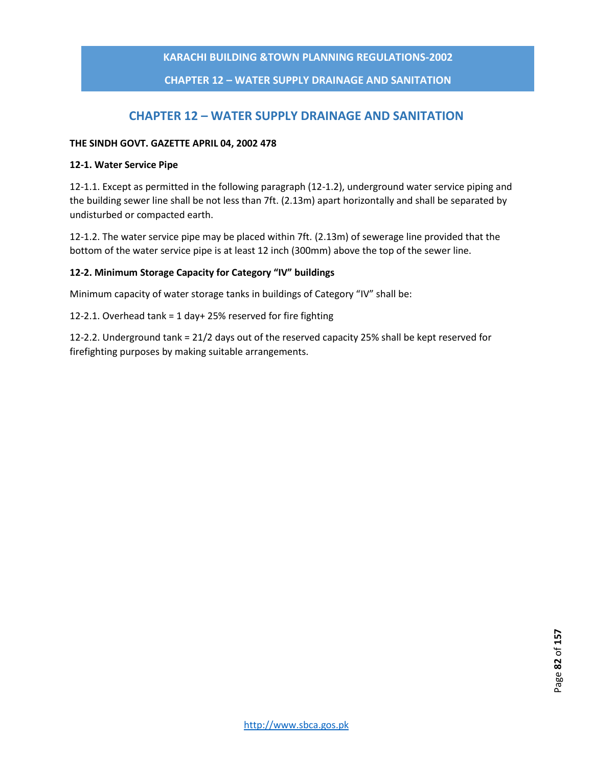# CHAPTER 12 – WATER SUPPLY DRAINAGE AND SANITATION

**THE SINDH GOVT. GAZETTE APRIL 04, 2002 478**

**12-1. Water Service Pipe**

12-1.1. Except as permitted in the following paragraph (12-1.2), underground water service piping and the building sewer line shall be not less than 7ft. (2.13m) apart horizontally and shall be separated by undisturbed or compacted earth.

12-1.2. The water service pipe may be placed within 7ft. (2.13m) of sewerage line provided that the bottom of the water service pipe is at least 12 inch (300mm) above the top of the sewer line.

**12-2. Minimum Storage Capacity for Category "IV" buildings**

Minimum capacity of water storage tanks in buildings of Category "IV" shall be:

12-2.1. Overhead tank = 1 day+ 25% reserved for fire fighting

12-2.2. Underground tank = 21/2 days out of the reserved capacity 25% shall be kept reserved for firefighting purposes by making suitable arrangements.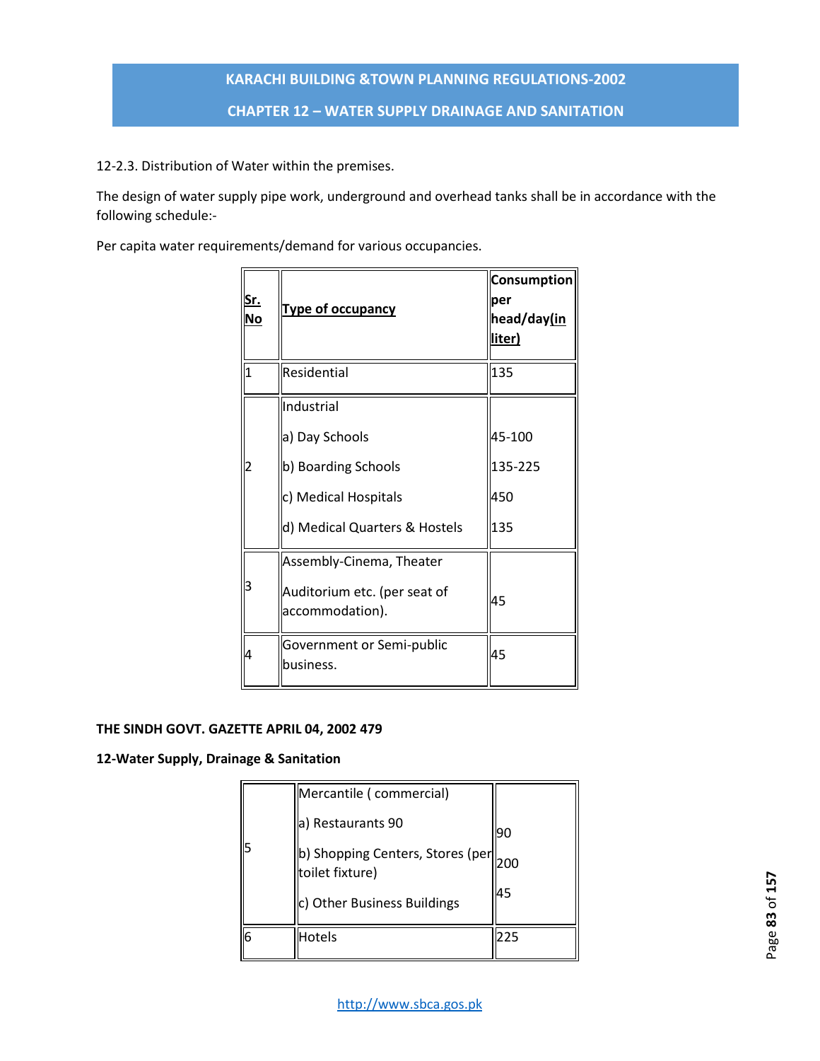12-2.3. Distribution of Water within the premises.

The design of water supply pipe work, underground and overhead tanks shall be in accordance with the following schedule:-

Per capita water requirements/demand for various occupancies.

| Sr. No | Type of occupancy | Consumption per head/day(in liter) |
|---|---|---|
| 1 | Residential | 135 |
| 2 | Industrial<br>a) Day Schools<br>b) Boarding Schools<br>c) Medical Hospitals<br>d) Medical Quarters & Hostels | <br>45-100<br>135-225<br>450<br>135 |
| 3 | Assembly-Cinema, Theater<br>Auditorium etc. (per seat of accommodation). | 45 |
| 4 | Government or Semi-public business. | 45 |
| 5 | Mercantile ( commercial)<br>a) Restaurants 90<br>b) Shopping Centers, Stores (per toilet fixture)<br>c) Other Business Buildings | <br>90<br>200<br>45 |
| 6 | Hotels | 225 |

**THE SINDH GOVT. GAZETTE APRIL 04, 2002 479**

**12-Water Supply, Drainage & Sanitation**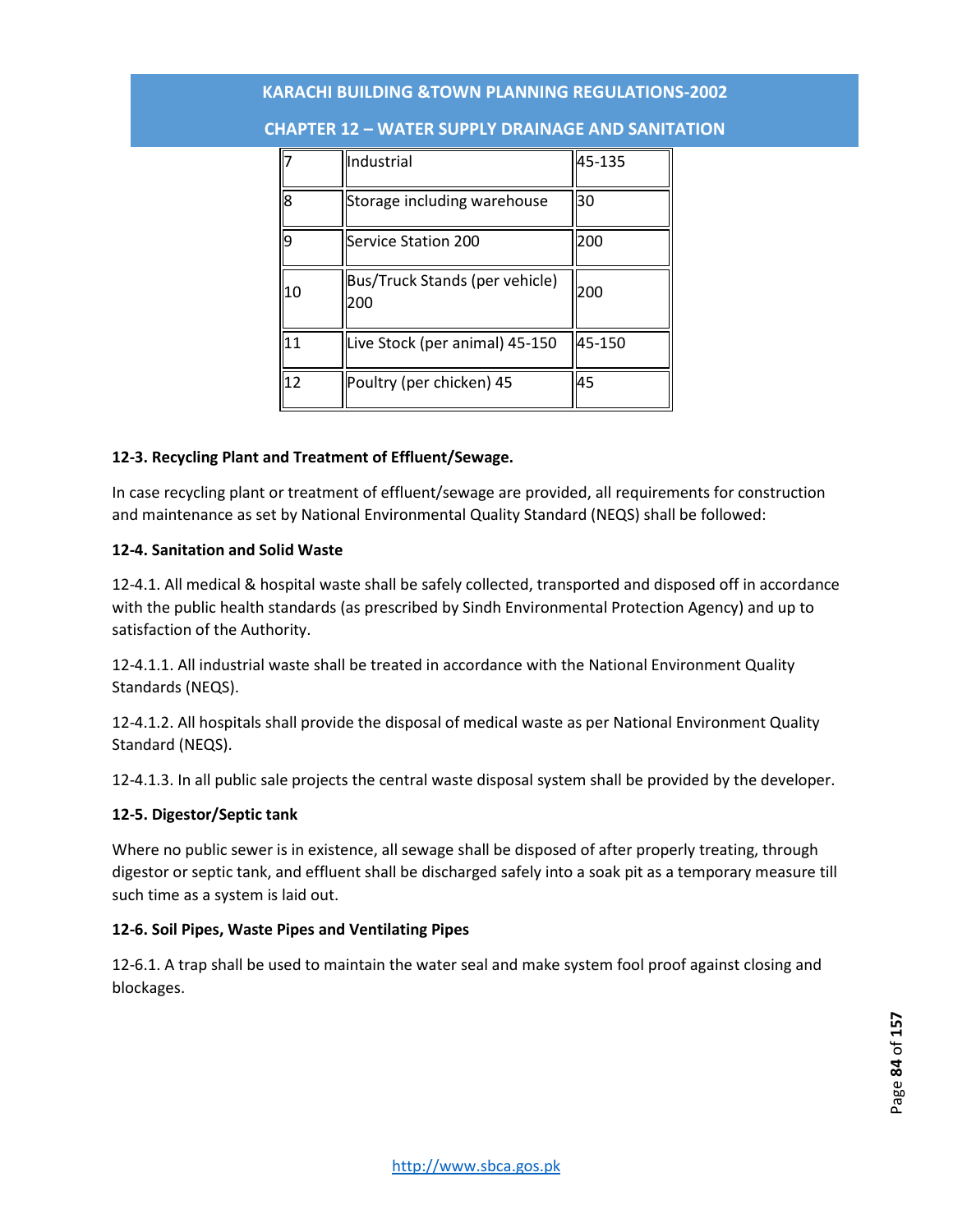| | | |
|---|---|---|
| 7 | Industrial | 45-135 |
| 8 | Storage including warehouse | 30 |
| 9 | Service Station 200 | 200 |
| 10 | Bus/Truck Stands (per vehicle) 200 | 200 |
| 11 | Live Stock (per animal) 45-150 | 45-150 |
| 12 | Poultry (per chicken) 45 | 45 |

**12-3. Recycling Plant and Treatment of Effluent/Sewage.**

In case recycling plant or treatment of effluent/sewage are provided, all requirements for construction and maintenance as set by National Environmental Quality Standard (NEQS) shall be followed:

**12-4. Sanitation and Solid Waste**

12-4.1. All medical & hospital waste shall be safely collected, transported and disposed off in accordance with the public health standards (as prescribed by Sindh Environmental Protection Agency) and up to satisfaction of the Authority.

12-4.1.1. All industrial waste shall be treated in accordance with the National Environment Quality Standards (NEQS).

12-4.1.2. All hospitals shall provide the disposal of medical waste as per National Environment Quality Standard (NEQS).

12-4.1.3. In all public sale projects the central waste disposal system shall be provided by the developer.

**12-5. Digestor/Septic tank**

Where no public sewer is in existence, all sewage shall be disposed of after properly treating, through digestor or septic tank, and effluent shall be discharged safely into a soak pit as a temporary measure till such time as a system is laid out.

**12-6. Soil Pipes, Waste Pipes and Ventilating Pipes**

12-6.1. A trap shall be used to maintain the water seal and make system fool proof against closing and blockages.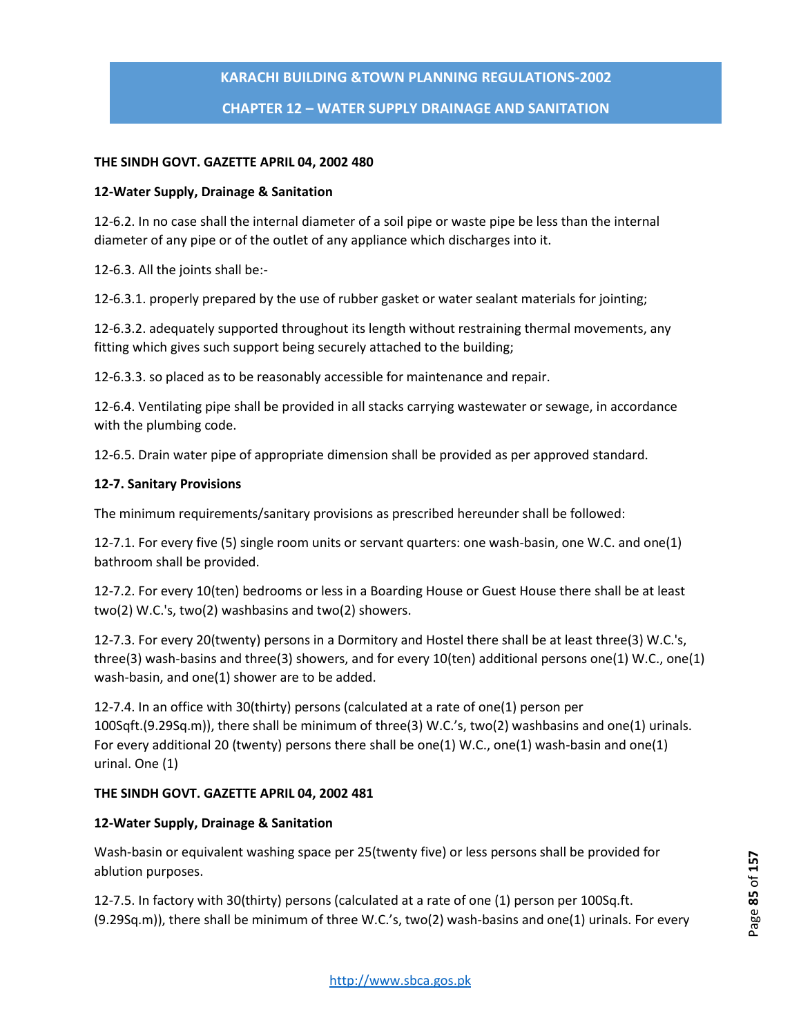**THE SINDH GOVT. GAZETTE APRIL 04, 2002 480**

**12-Water Supply, Drainage & Sanitation**

12-6.2. In no case shall the internal diameter of a soil pipe or waste pipe be less than the internal diameter of any pipe or of the outlet of any appliance which discharges into it.

12-6.3. All the joints shall be:-

12-6.3.1. properly prepared by the use of rubber gasket or water sealant materials for jointing;

12-6.3.2. adequately supported throughout its length without restraining thermal movements, any fitting which gives such support being securely attached to the building;

12-6.3.3. so placed as to be reasonably accessible for maintenance and repair.

12-6.4. Ventilating pipe shall be provided in all stacks carrying wastewater or sewage, in accordance with the plumbing code.

12-6.5. Drain water pipe of appropriate dimension shall be provided as per approved standard.

**12-7. Sanitary Provisions**

The minimum requirements/sanitary provisions as prescribed hereunder shall be followed:

12-7.1. For every five (5) single room units or servant quarters: one wash-basin, one W.C. and one(1) bathroom shall be provided.

12-7.2. For every 10(ten) bedrooms or less in a Boarding House or Guest House there shall be at least two(2) W.C.'s, two(2) washbasins and two(2) showers.

12-7.3. For every 20(twenty) persons in a Dormitory and Hostel there shall be at least three(3) W.C.'s, three(3) wash-basins and three(3) showers, and for every 10(ten) additional persons one(1) W.C., one(1) wash-basin, and one(1) shower are to be added.

12-7.4. In an office with 30(thirty) persons (calculated at a rate of one(1) person per 100Sqft.(9.29Sq.m)), there shall be minimum of three(3) W.C.'s, two(2) washbasins and one(1) urinals. For every additional 20 (twenty) persons there shall be one(1) W.C., one(1) wash-basin and one(1) urinal. One (1)

**THE SINDH GOVT. GAZETTE APRIL 04, 2002 481**

**12-Water Supply, Drainage & Sanitation**

Wash-basin or equivalent washing space per 25(twenty five) or less persons shall be provided for ablution purposes.

12-7.5. In factory with 30(thirty) persons (calculated at a rate of one (1) person per 100Sq.ft. (9.29Sq.m)), there shall be minimum of three W.C.'s, two(2) wash-basins and one(1) urinals. For every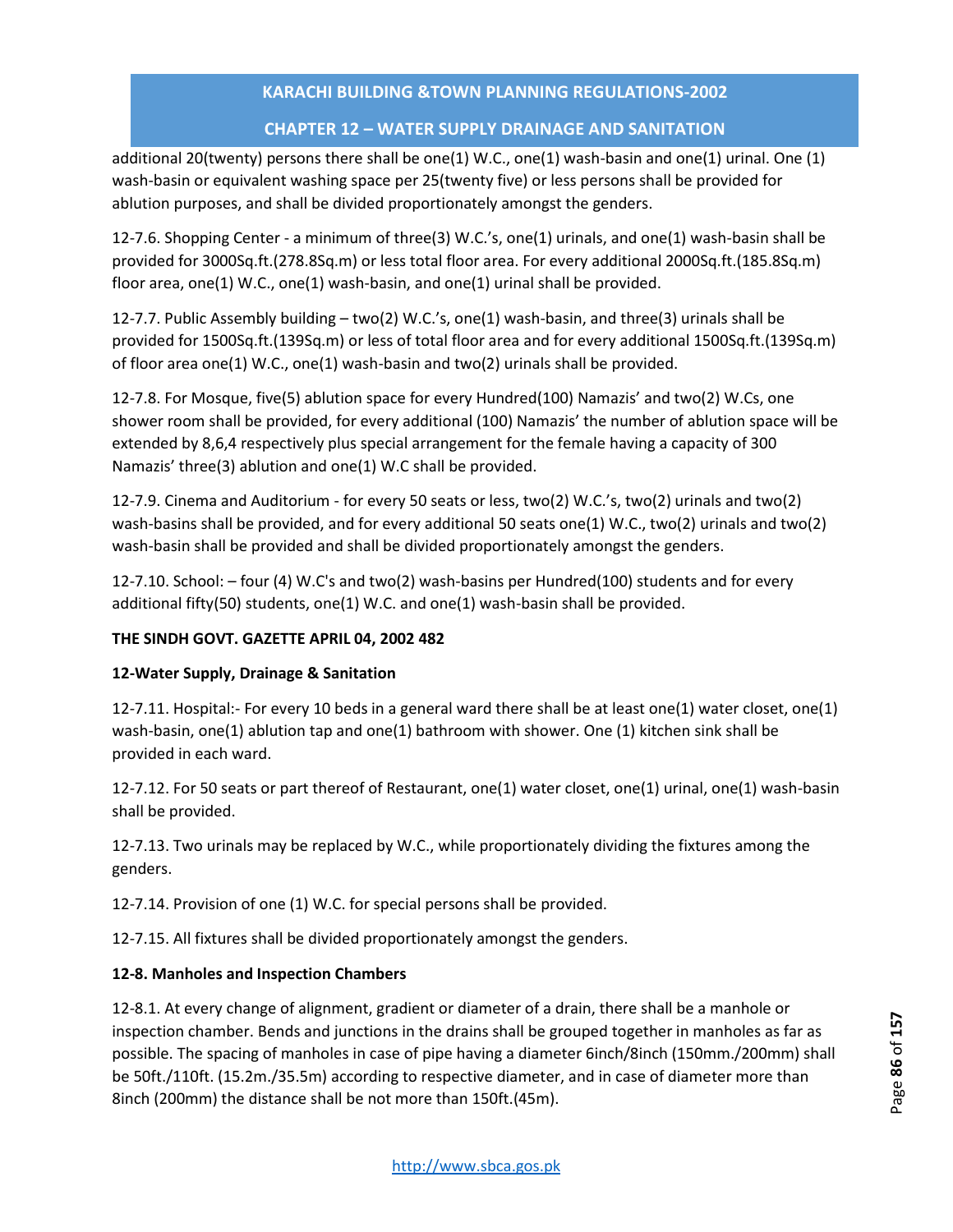additional 20(twenty) persons there shall be one(1) W.C., one(1) wash-basin and one(1) urinal. One (1) wash-basin or equivalent washing space per 25(twenty five) or less persons shall be provided for ablution purposes, and shall be divided proportionately amongst the genders.

12-7.6. Shopping Center - a minimum of three(3) W.C.'s, one(1) urinals, and one(1) wash-basin shall be provided for 3000Sq.ft.(278.8Sq.m) or less total floor area. For every additional 2000Sq.ft.(185.8Sq.m) floor area, one(1) W.C., one(1) wash-basin, and one(1) urinal shall be provided.

12-7.7. Public Assembly building – two(2) W.C.'s, one(1) wash-basin, and three(3) urinals shall be provided for 1500Sq.ft.(139Sq.m) or less of total floor area and for every additional 1500Sq.ft.(139Sq.m) of floor area one(1) W.C., one(1) wash-basin and two(2) urinals shall be provided.

12-7.8. For Mosque, five(5) ablution space for every Hundred(100) Namazis' and two(2) W.Cs, one shower room shall be provided, for every additional (100) Namazis' the number of ablution space will be extended by 8,6,4 respectively plus special arrangement for the female having a capacity of 300 Namazis' three(3) ablution and one(1) W.C shall be provided.

12-7.9. Cinema and Auditorium - for every 50 seats or less, two(2) W.C.'s, two(2) urinals and two(2) wash-basins shall be provided, and for every additional 50 seats one(1) W.C., two(2) urinals and two(2) wash-basin shall be provided and shall be divided proportionately amongst the genders.

12-7.10. School: – four (4) W.C's and two(2) wash-basins per Hundred(100) students and for every additional fifty(50) students, one(1) W.C. and one(1) wash-basin shall be provided.

**THE SINDH GOVT. GAZETTE APRIL 04, 2002 482**

**12-Water Supply, Drainage & Sanitation**

12-7.11. Hospital:- For every 10 beds in a general ward there shall be at least one(1) water closet, one(1) wash-basin, one(1) ablution tap and one(1) bathroom with shower. One (1) kitchen sink shall be provided in each ward.

12-7.12. For 50 seats or part thereof of Restaurant, one(1) water closet, one(1) urinal, one(1) wash-basin shall be provided.

12-7.13. Two urinals may be replaced by W.C., while proportionately dividing the fixtures among the genders.

12-7.14. Provision of one (1) W.C. for special persons shall be provided.

12-7.15. All fixtures shall be divided proportionately amongst the genders.

**12-8. Manholes and Inspection Chambers**

12-8.1. At every change of alignment, gradient or diameter of a drain, there shall be a manhole or inspection chamber. Bends and junctions in the drains shall be grouped together in manholes as far as possible. The spacing of manholes in case of pipe having a diameter 6inch/8inch (150mm./200mm) shall be 50ft./110ft. (15.2m./35.5m) according to respective diameter, and in case of diameter more than 8inch (200mm) the distance shall be not more than 150ft.(45m).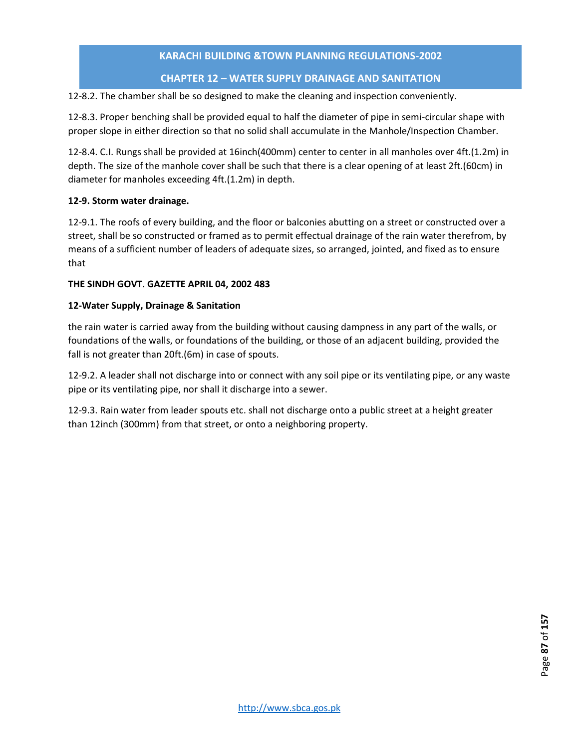12-8.2. The chamber shall be so designed to make the cleaning and inspection conveniently.

12-8.3. Proper benching shall be provided equal to half the diameter of pipe in semi-circular shape with proper slope in either direction so that no solid shall accumulate in the Manhole/Inspection Chamber.

12-8.4. C.I. Rungs shall be provided at 16inch(400mm) center to center in all manholes over 4ft.(1.2m) in depth. The size of the manhole cover shall be such that there is a clear opening of at least 2ft.(60cm) in diameter for manholes exceeding 4ft.(1.2m) in depth.

**12-9. Storm water drainage.**

12-9.1. The roofs of every building, and the floor or balconies abutting on a street or constructed over a street, shall be so constructed or framed as to permit effectual drainage of the rain water therefrom, by means of a sufficient number of leaders of adequate sizes, so arranged, jointed, and fixed as to ensure that

**THE SINDH GOVT. GAZETTE APRIL 04, 2002 483**

**12-Water Supply, Drainage & Sanitation**

the rain water is carried away from the building without causing dampness in any part of the walls, or foundations of the walls, or foundations of the building, or those of an adjacent building, provided the fall is not greater than 20ft.(6m) in case of spouts.

12-9.2. A leader shall not discharge into or connect with any soil pipe or its ventilating pipe, or any waste pipe or its ventilating pipe, nor shall it discharge into a sewer.

12-9.3. Rain water from leader spouts etc. shall not discharge onto a public street at a height greater than 12inch (300mm) from that street, or onto a neighboring property.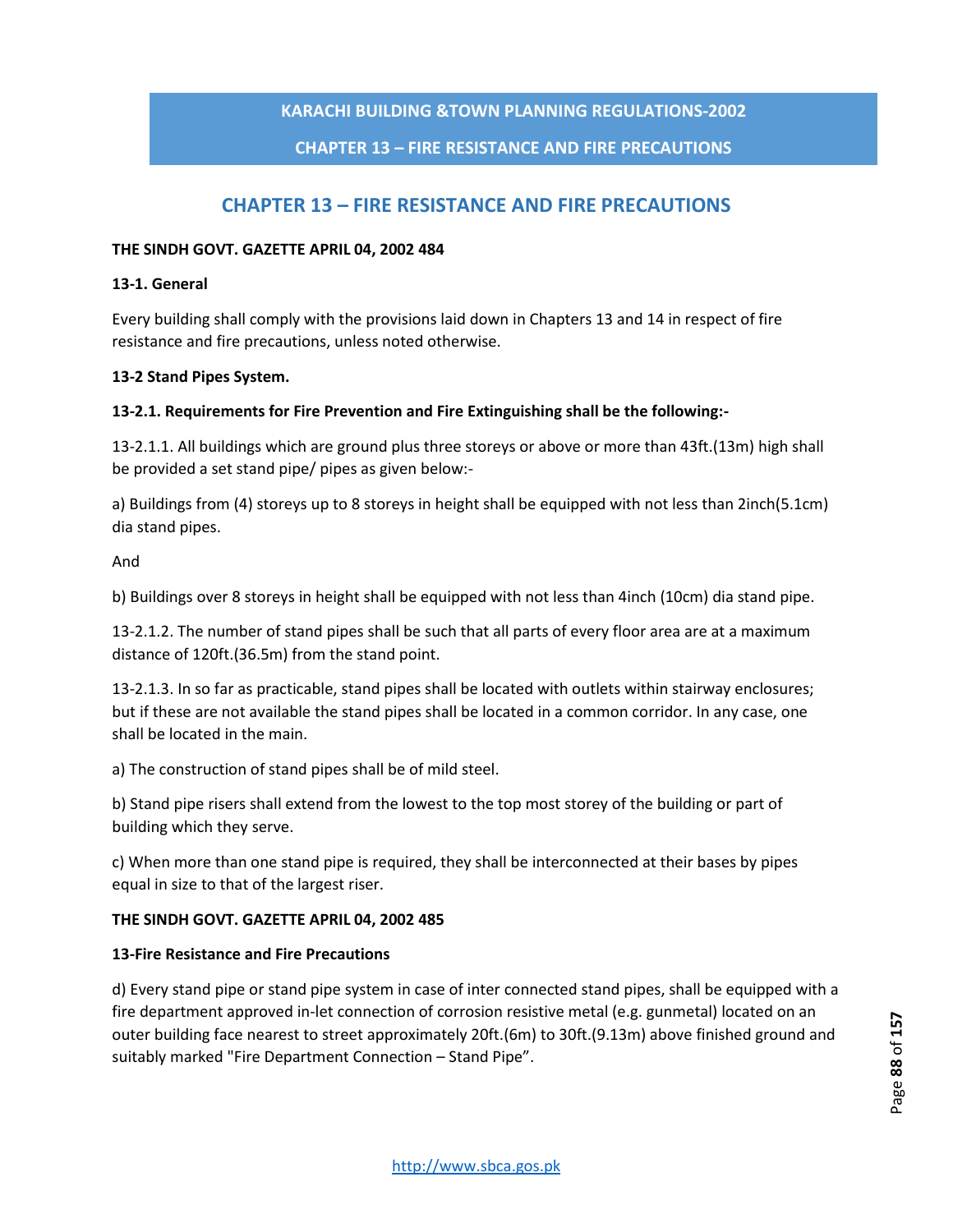# CHAPTER 13 – FIRE RESISTANCE AND FIRE PRECAUTIONS

**THE SINDH GOVT. GAZETTE APRIL 04, 2002 484**

**13-1. General**

Every building shall comply with the provisions laid down in Chapters 13 and 14 in respect of fire resistance and fire precautions, unless noted otherwise.

**13-2 Stand Pipes System.**

**13-2.1. Requirements for Fire Prevention and Fire Extinguishing shall be the following:-**

13-2.1.1. All buildings which are ground plus three storeys or above or more than 43ft.(13m) high shall be provided a set stand pipe/ pipes as given below:-

a) Buildings from (4) storeys up to 8 storeys in height shall be equipped with not less than 2inch(5.1cm) dia stand pipes.

And

b) Buildings over 8 storeys in height shall be equipped with not less than 4inch (10cm) dia stand pipe.

13-2.1.2. The number of stand pipes shall be such that all parts of every floor area are at a maximum distance of 120ft.(36.5m) from the stand point.

13-2.1.3. In so far as practicable, stand pipes shall be located with outlets within stairway enclosures; but if these are not available the stand pipes shall be located in a common corridor. In any case, one shall be located in the main.

a) The construction of stand pipes shall be of mild steel.

b) Stand pipe risers shall extend from the lowest to the top most storey of the building or part of building which they serve.

c) When more than one stand pipe is required, they shall be interconnected at their bases by pipes equal in size to that of the largest riser.

**THE SINDH GOVT. GAZETTE APRIL 04, 2002 485**

**13-Fire Resistance and Fire Precautions**

d) Every stand pipe or stand pipe system in case of inter connected stand pipes, shall be equipped with a fire department approved in-let connection of corrosion resistive metal (e.g. gunmetal) located on an outer building face nearest to street approximately 20ft.(6m) to 30ft.(9.13m) above finished ground and suitably marked "Fire Department Connection – Stand Pipe".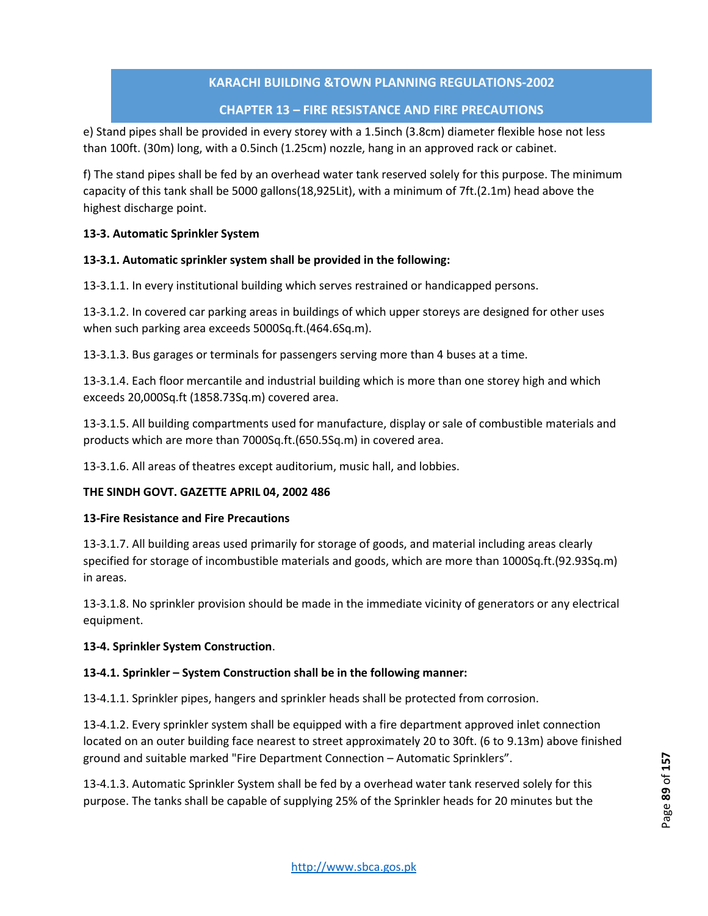e) Stand pipes shall be provided in every storey with a 1.5inch (3.8cm) diameter flexible hose not less than 100ft. (30m) long, with a 0.5inch (1.25cm) nozzle, hang in an approved rack or cabinet.

f) The stand pipes shall be fed by an overhead water tank reserved solely for this purpose. The minimum capacity of this tank shall be 5000 gallons(18,925Lit), with a minimum of 7ft.(2.1m) head above the highest discharge point.

**13-3. Automatic Sprinkler System**

**13-3.1. Automatic sprinkler system shall be provided in the following:**

13-3.1.1. In every institutional building which serves restrained or handicapped persons.

13-3.1.2. In covered car parking areas in buildings of which upper storeys are designed for other uses when such parking area exceeds 5000Sq.ft.(464.6Sq.m).

13-3.1.3. Bus garages or terminals for passengers serving more than 4 buses at a time.

13-3.1.4. Each floor mercantile and industrial building which is more than one storey high and which exceeds 20,000Sq.ft (1858.73Sq.m) covered area.

13-3.1.5. All building compartments used for manufacture, display or sale of combustible materials and products which are more than 7000Sq.ft.(650.5Sq.m) in covered area.

13-3.1.6. All areas of theatres except auditorium, music hall, and lobbies.

**THE SINDH GOVT. GAZETTE APRIL 04, 2002 486**

**13-Fire Resistance and Fire Precautions**

13-3.1.7. All building areas used primarily for storage of goods, and material including areas clearly specified for storage of incombustible materials and goods, which are more than 1000Sq.ft.(92.93Sq.m) in areas.

13-3.1.8. No sprinkler provision should be made in the immediate vicinity of generators or any electrical equipment.

**13-4. Sprinkler System Construction**.

**13-4.1. Sprinkler – System Construction shall be in the following manner:**

13-4.1.1. Sprinkler pipes, hangers and sprinkler heads shall be protected from corrosion.

13-4.1.2. Every sprinkler system shall be equipped with a fire department approved inlet connection located on an outer building face nearest to street approximately 20 to 30ft. (6 to 9.13m) above finished ground and suitable marked "Fire Department Connection – Automatic Sprinklers".

13-4.1.3. Automatic Sprinkler System shall be fed by a overhead water tank reserved solely for this purpose. The tanks shall be capable of supplying 25% of the Sprinkler heads for 20 minutes but the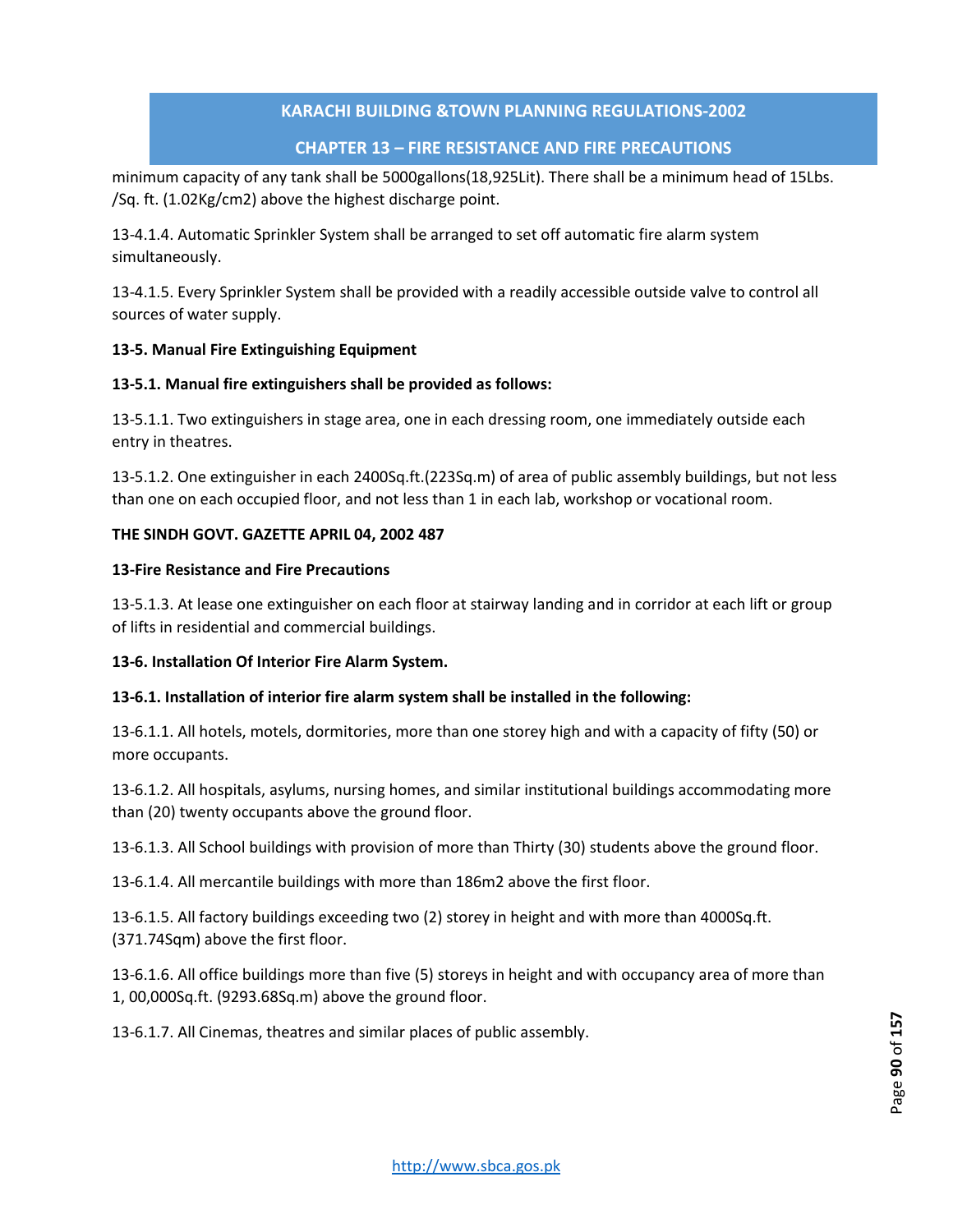minimum capacity of any tank shall be 5000gallons(18,925Lit). There shall be a minimum head of 15Lbs. /Sq. ft. (1.02Kg/cm2) above the highest discharge point.

13-4.1.4. Automatic Sprinkler System shall be arranged to set off automatic fire alarm system simultaneously.

13-4.1.5. Every Sprinkler System shall be provided with a readily accessible outside valve to control all sources of water supply.

**13-5. Manual Fire Extinguishing Equipment**

**13-5.1. Manual fire extinguishers shall be provided as follows:**

13-5.1.1. Two extinguishers in stage area, one in each dressing room, one immediately outside each entry in theatres.

13-5.1.2. One extinguisher in each 2400Sq.ft.(223Sq.m) of area of public assembly buildings, but not less than one on each occupied floor, and not less than 1 in each lab, workshop or vocational room.

**THE SINDH GOVT. GAZETTE APRIL 04, 2002 487**

**13-Fire Resistance and Fire Precautions**

13-5.1.3. At lease one extinguisher on each floor at stairway landing and in corridor at each lift or group of lifts in residential and commercial buildings.

**13-6. Installation Of Interior Fire Alarm System.**

**13-6.1. Installation of interior fire alarm system shall be installed in the following:**

13-6.1.1. All hotels, motels, dormitories, more than one storey high and with a capacity of fifty (50) or more occupants.

13-6.1.2. All hospitals, asylums, nursing homes, and similar institutional buildings accommodating more than (20) twenty occupants above the ground floor.

13-6.1.3. All School buildings with provision of more than Thirty (30) students above the ground floor.

13-6.1.4. All mercantile buildings with more than 186m2 above the first floor.

13-6.1.5. All factory buildings exceeding two (2) storey in height and with more than 4000Sq.ft. (371.74Sqm) above the first floor.

13-6.1.6. All office buildings more than five (5) storeys in height and with occupancy area of more than 1, 00,000Sq.ft. (9293.68Sq.m) above the ground floor.

13-6.1.7. All Cinemas, theatres and similar places of public assembly.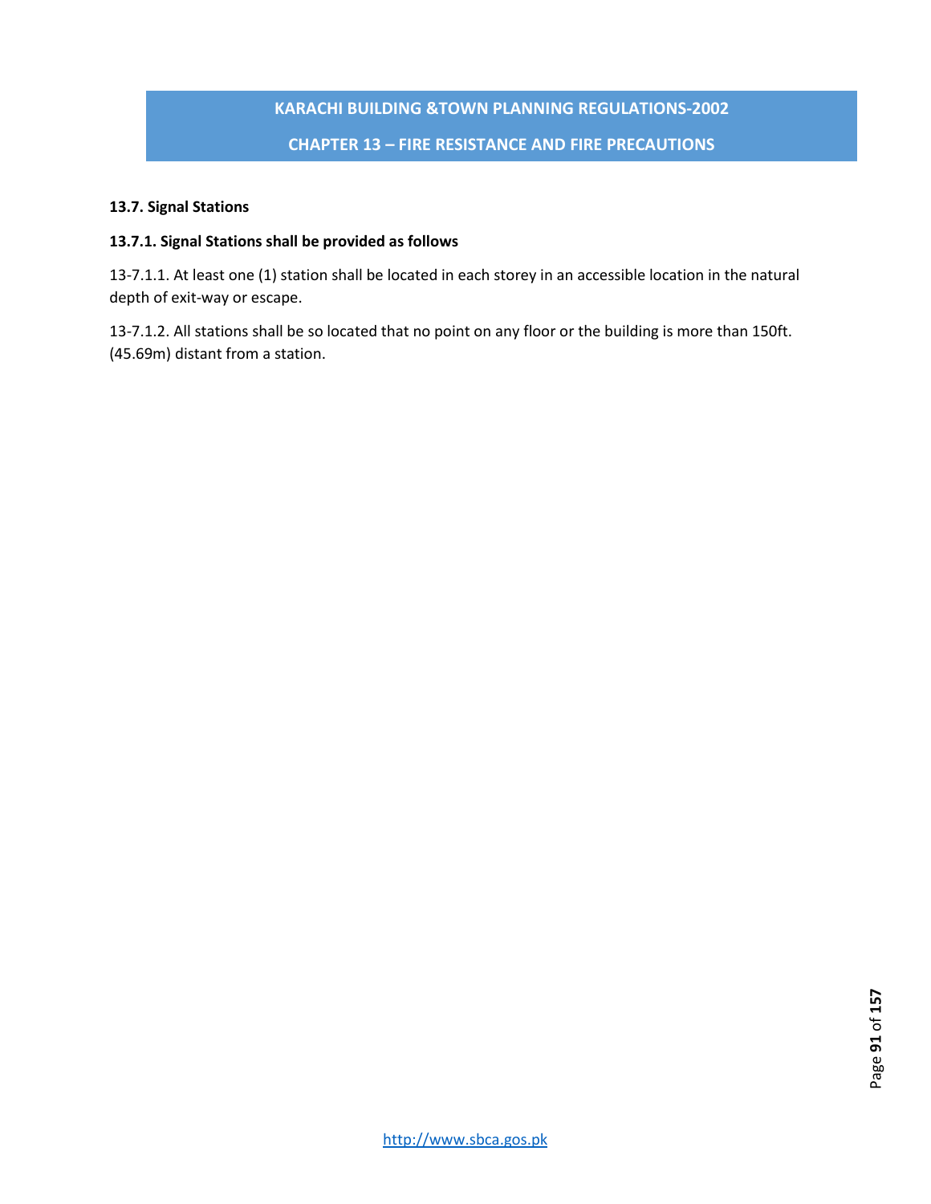### 13.7. Signal Stations

**13.7.1. Signal Stations shall be provided as follows**

13-7.1.1. At least one (1) station shall be located in each storey in an accessible location in the natural depth of exit-way or escape.

13-7.1.2. All stations shall be so located that no point on any floor or the building is more than 150ft. (45.69m) distant from a station.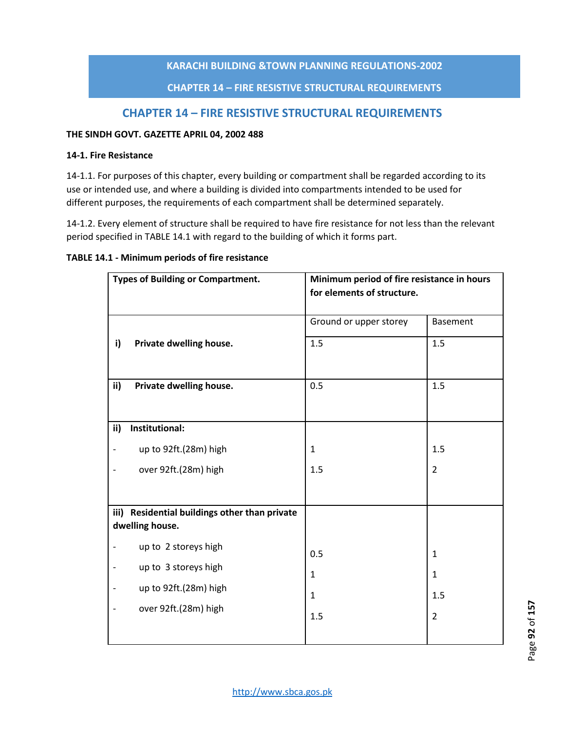# CHAPTER 14 – FIRE RESISTIVE STRUCTURAL REQUIREMENTS

**THE SINDH GOVT. GAZETTE APRIL 04, 2002 488**

**14-1. Fire Resistance**

14-1.1. For purposes of this chapter, every building or compartment shall be regarded according to its use or intended use, and where a building is divided into compartments intended to be used for different purposes, the requirements of each compartment shall be determined separately.

14-1.2. Every element of structure shall be required to have fire resistance for not less than the relevant period specified in TABLE 14.1 with regard to the building of which it forms part.

**TABLE 14.1 - Minimum periods of fire resistance**

| **Types of Building or Compartment.** | **Minimum period of fire resistance in hours for elements of structure.** | |
|---|---|---|
| | Ground or upper storey | Basement |
| **i) Private dwelling house.** | 1.5 | 1.5 |
| **ii) Private dwelling house.** | 0.5 | 1.5 |
| **ii) Institutional:** | | |
| - up to 92ft.(28m) high | 1 | 1.5 |
| - over 92ft.(28m) high | 1.5 | 2 |
| **iii) Residential buildings other than private dwelling house.** | | |
| - up to 2 storeys high | 0.5 | 1 |
| - up to 3 storeys high | 1 | 1 |
| - up to 92ft.(28m) high | 1 | 1.5 |
| - over 92ft.(28m) high | 1.5 | 2 |

http://www.sbca.gos.pk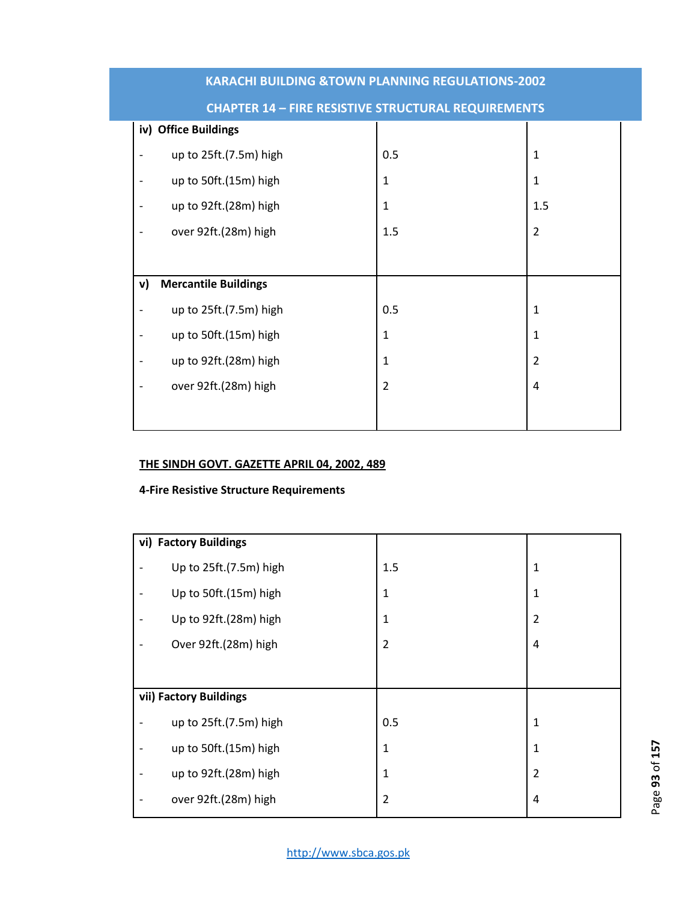| | | |
|---|---|---|
| **iv) Office Buildings** | | |
| - up to 25ft.(7.5m) high | 0.5 | 1 |
| - up to 50ft.(15m) high | 1 | 1 |
| - up to 92ft.(28m) high | 1 | 1.5 |
| - over 92ft.(28m) high | 1.5 | 2 |
| **v) Mercantile Buildings** | | |
| - up to 25ft.(7.5m) high | 0.5 | 1 |
| - up to 50ft.(15m) high | 1 | 1 |
| - up to 92ft.(28m) high | 1 | 2 |
| - over 92ft.(28m) high | 2 | 4 |

**<u>THE SINDH GOVT. GAZETTE APRIL 04, 2002, 489</u>**

**4-Fire Resistive Structure Requirements**

| | | |
|---|---|---|
| **vi) Factory Buildings** | | |
| - Up to 25ft.(7.5m) high | 1.5 | 1 |
| - Up to 50ft.(15m) high | 1 | 1 |
| - Up to 92ft.(28m) high | 1 | 2 |
| - Over 92ft.(28m) high | 2 | 4 |
| **vii) Factory Buildings** | | |
| - up to 25ft.(7.5m) high | 0.5 | 1 |
| - up to 50ft.(15m) high | 1 | 1 |
| - up to 92ft.(28m) high | 1 | 2 |
| - over 92ft.(28m) high | 2 | 4 |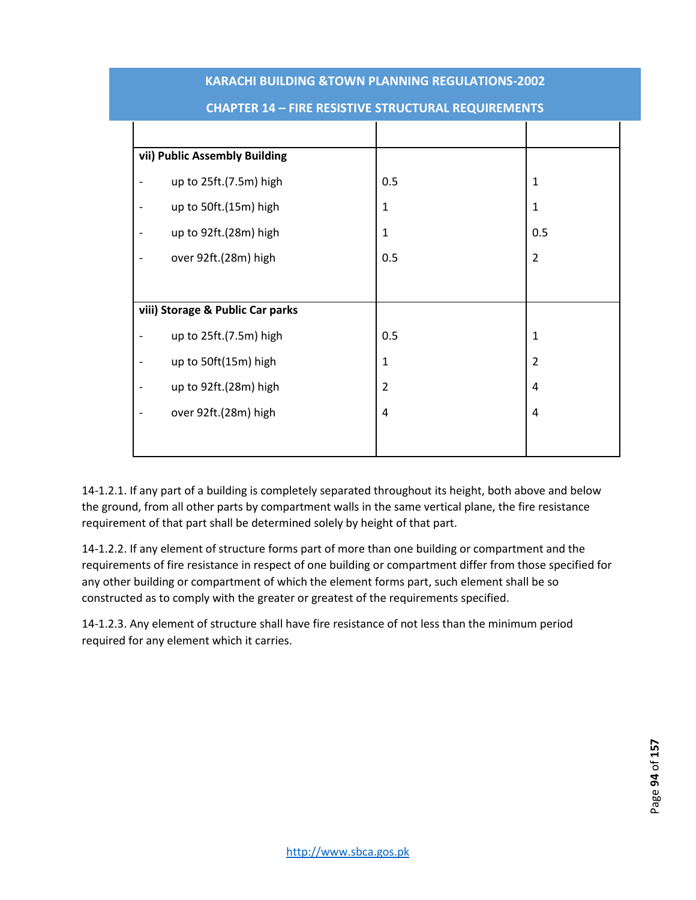| | | |
|---|---|---|
| **vii) Public Assembly Building** | | |
| - up to 25ft.(7.5m) high | 0.5 | 1 |
| - up to 50ft.(15m) high | 1 | 1 |
| - up to 92ft.(28m) high | 1 | 0.5 |
| - over 92ft.(28m) high | 0.5 | 2 |
| **viii) Storage & Public Car parks** | | |
| - up to 25ft.(7.5m) high | 0.5 | 1 |
| - up to 50ft(15m) high | 1 | 2 |
| - up to 92ft.(28m) high | 2 | 4 |
| - over 92ft.(28m) high | 4 | 4 |

14-1.2.1. If any part of a building is completely separated throughout its height, both above and below the ground, from all other parts by compartment walls in the same vertical plane, the fire resistance requirement of that part shall be determined solely by height of that part.

14-1.2.2. If any element of structure forms part of more than one building or compartment and the requirements of fire resistance in respect of one building or compartment differ from those specified for any other building or compartment of which the element forms part, such element shall be so constructed as to comply with the greater or greatest of the requirements specified.

14-1.2.3. Any element of structure shall have fire resistance of not less than the minimum period required for any element which it carries.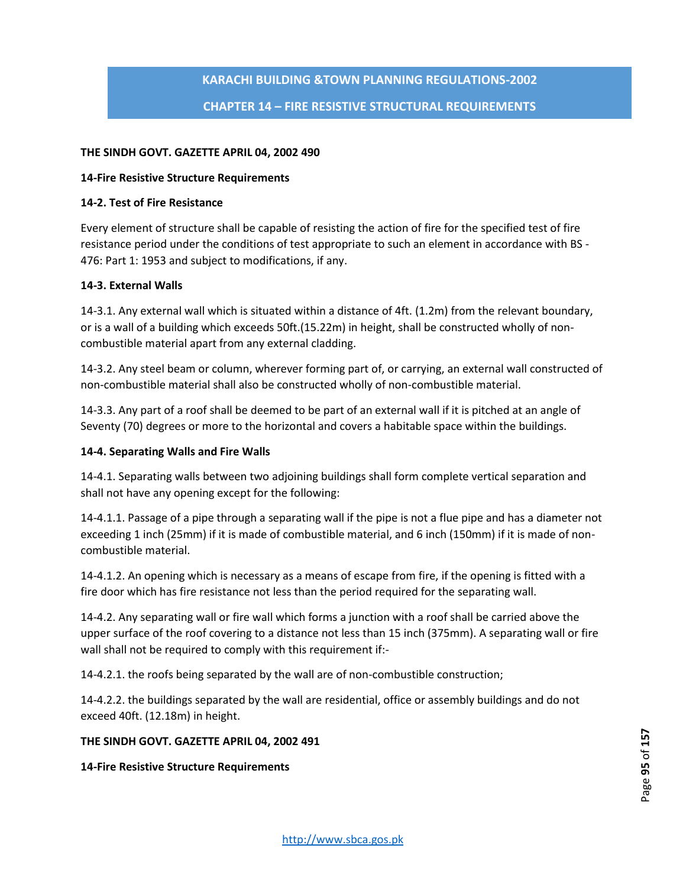**THE SINDH GOVT. GAZETTE APRIL 04, 2002 490**

**14-Fire Resistive Structure Requirements**

**14-2. Test of Fire Resistance**

Every element of structure shall be capable of resisting the action of fire for the specified test of fire resistance period under the conditions of test appropriate to such an element in accordance with BS - 476: Part 1: 1953 and subject to modifications, if any.

**14-3. External Walls**

14-3.1. Any external wall which is situated within a distance of 4ft. (1.2m) from the relevant boundary, or is a wall of a building which exceeds 50ft.(15.22m) in height, shall be constructed wholly of non-combustible material apart from any external cladding.

14-3.2. Any steel beam or column, wherever forming part of, or carrying, an external wall constructed of non-combustible material shall also be constructed wholly of non-combustible material.

14-3.3. Any part of a roof shall be deemed to be part of an external wall if it is pitched at an angle of Seventy (70) degrees or more to the horizontal and covers a habitable space within the buildings.

**14-4. Separating Walls and Fire Walls**

14-4.1. Separating walls between two adjoining buildings shall form complete vertical separation and shall not have any opening except for the following:

14-4.1.1. Passage of a pipe through a separating wall if the pipe is not a flue pipe and has a diameter not exceeding 1 inch (25mm) if it is made of combustible material, and 6 inch (150mm) if it is made of non-combustible material.

14-4.1.2. An opening which is necessary as a means of escape from fire, if the opening is fitted with a fire door which has fire resistance not less than the period required for the separating wall.

14-4.2. Any separating wall or fire wall which forms a junction with a roof shall be carried above the upper surface of the roof covering to a distance not less than 15 inch (375mm). A separating wall or fire wall shall not be required to comply with this requirement if:-

14-4.2.1. the roofs being separated by the wall are of non-combustible construction;

14-4.2.2. the buildings separated by the wall are residential, office or assembly buildings and do not exceed 40ft. (12.18m) in height.

**THE SINDH GOVT. GAZETTE APRIL 04, 2002 491**

**14-Fire Resistive Structure Requirements**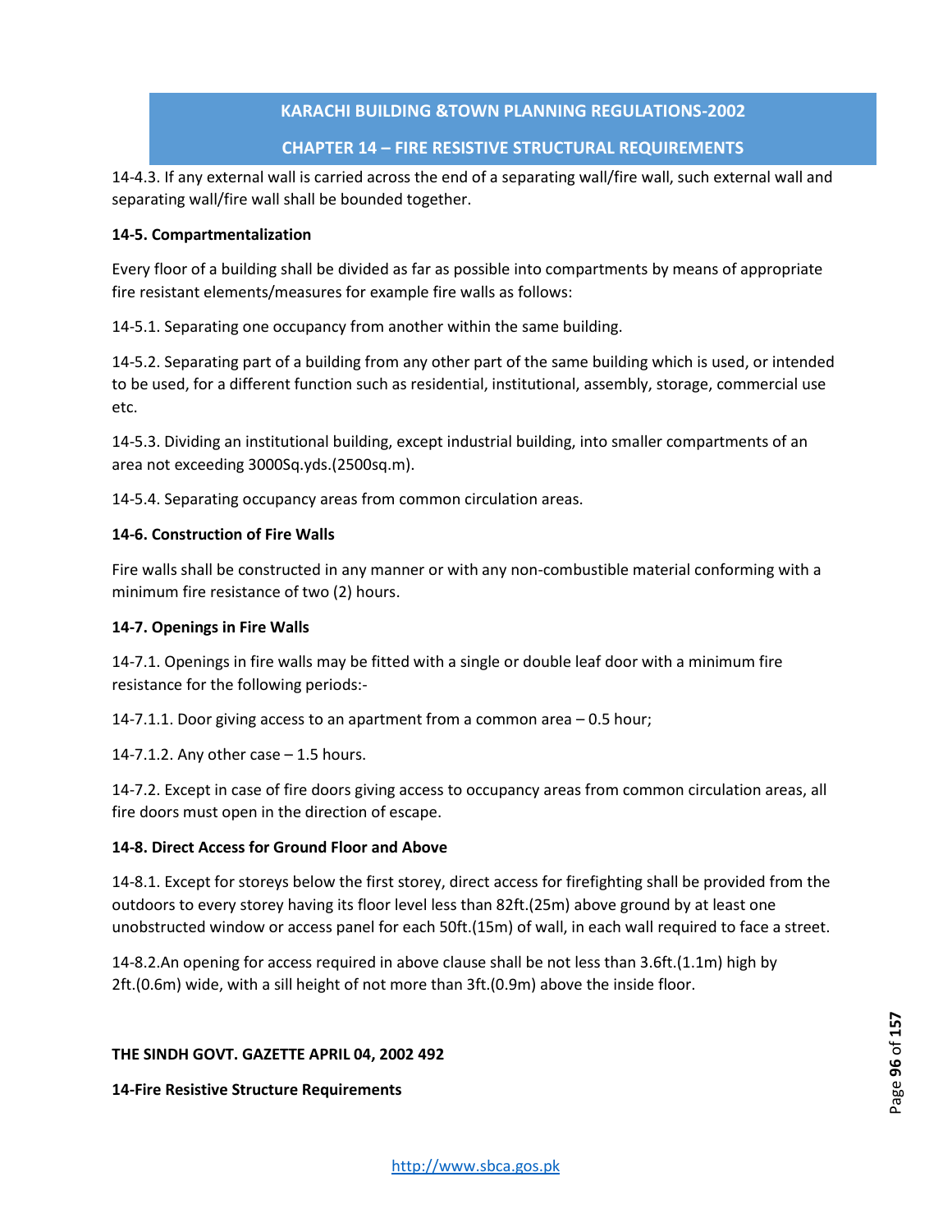14-4.3. If any external wall is carried across the end of a separating wall/fire wall, such external wall and separating wall/fire wall shall be bounded together.

**14-5. Compartmentalization**

Every floor of a building shall be divided as far as possible into compartments by means of appropriate fire resistant elements/measures for example fire walls as follows:

14-5.1. Separating one occupancy from another within the same building.

14-5.2. Separating part of a building from any other part of the same building which is used, or intended to be used, for a different function such as residential, institutional, assembly, storage, commercial use etc.

14-5.3. Dividing an institutional building, except industrial building, into smaller compartments of an area not exceeding 3000Sq.yds.(2500sq.m).

14-5.4. Separating occupancy areas from common circulation areas.

**14-6. Construction of Fire Walls**

Fire walls shall be constructed in any manner or with any non-combustible material conforming with a minimum fire resistance of two (2) hours.

**14-7. Openings in Fire Walls**

14-7.1. Openings in fire walls may be fitted with a single or double leaf door with a minimum fire resistance for the following periods:-

14-7.1.1. Door giving access to an apartment from a common area – 0.5 hour;

14-7.1.2. Any other case – 1.5 hours.

14-7.2. Except in case of fire doors giving access to occupancy areas from common circulation areas, all fire doors must open in the direction of escape.

**14-8. Direct Access for Ground Floor and Above**

14-8.1. Except for storeys below the first storey, direct access for firefighting shall be provided from the outdoors to every storey having its floor level less than 82ft.(25m) above ground by at least one unobstructed window or access panel for each 50ft.(15m) of wall, in each wall required to face a street.

14-8.2.An opening for access required in above clause shall be not less than 3.6ft.(1.1m) high by 2ft.(0.6m) wide, with a sill height of not more than 3ft.(0.9m) above the inside floor.

**THE SINDH GOVT. GAZETTE APRIL 04, 2002 492**

**14-Fire Resistive Structure Requirements**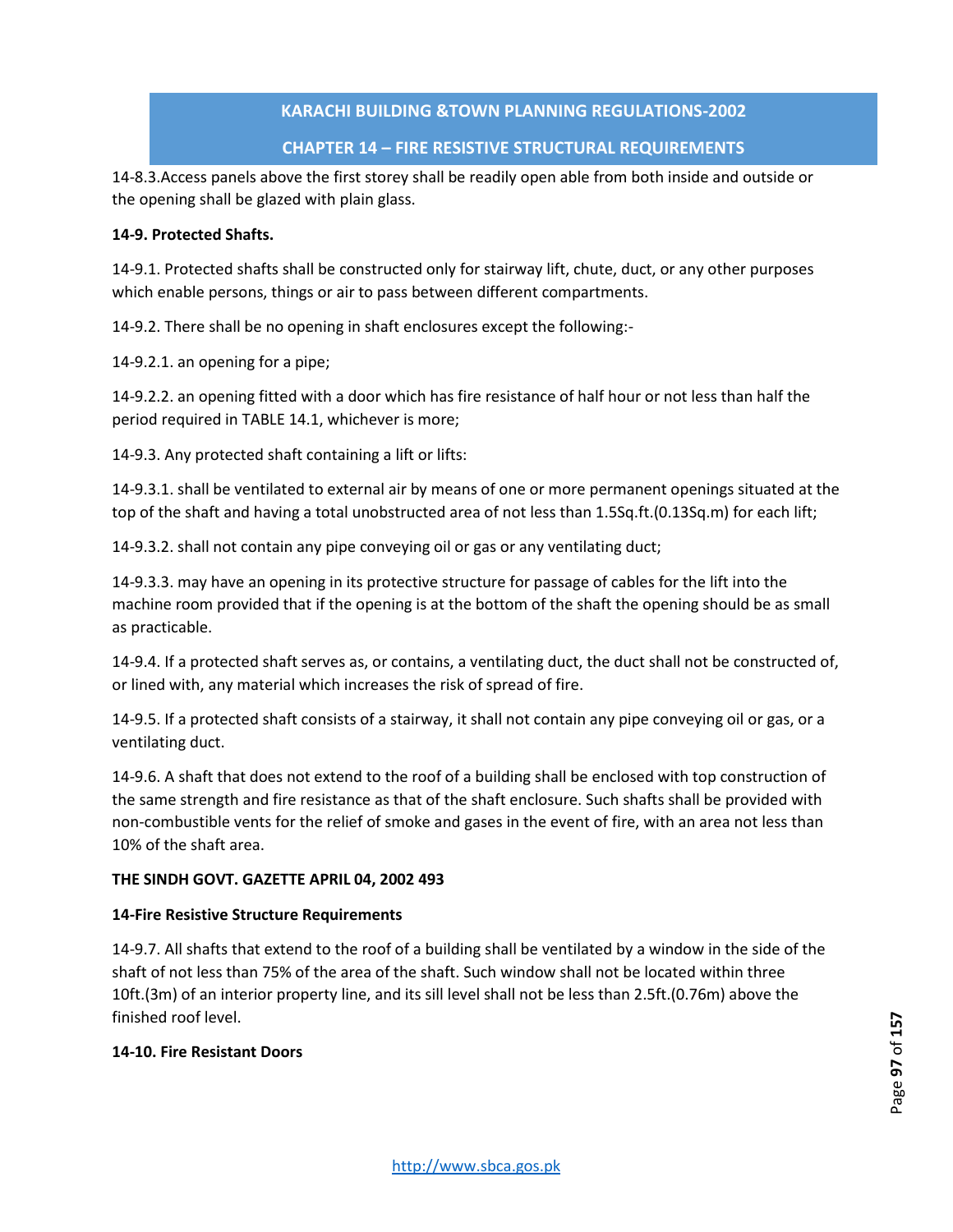14-8.3.Access panels above the first storey shall be readily open able from both inside and outside or the opening shall be glazed with plain glass.

**14-9. Protected Shafts.**

14-9.1. Protected shafts shall be constructed only for stairway lift, chute, duct, or any other purposes which enable persons, things or air to pass between different compartments.

14-9.2. There shall be no opening in shaft enclosures except the following:-

14-9.2.1. an opening for a pipe;

14-9.2.2. an opening fitted with a door which has fire resistance of half hour or not less than half the period required in TABLE 14.1, whichever is more;

14-9.3. Any protected shaft containing a lift or lifts:

14-9.3.1. shall be ventilated to external air by means of one or more permanent openings situated at the top of the shaft and having a total unobstructed area of not less than 1.5Sq.ft.(0.13Sq.m) for each lift;

14-9.3.2. shall not contain any pipe conveying oil or gas or any ventilating duct;

14-9.3.3. may have an opening in its protective structure for passage of cables for the lift into the machine room provided that if the opening is at the bottom of the shaft the opening should be as small as practicable.

14-9.4. If a protected shaft serves as, or contains, a ventilating duct, the duct shall not be constructed of, or lined with, any material which increases the risk of spread of fire.

14-9.5. If a protected shaft consists of a stairway, it shall not contain any pipe conveying oil or gas, or a ventilating duct.

14-9.6. A shaft that does not extend to the roof of a building shall be enclosed with top construction of the same strength and fire resistance as that of the shaft enclosure. Such shafts shall be provided with non-combustible vents for the relief of smoke and gases in the event of fire, with an area not less than 10% of the shaft area.

**THE SINDH GOVT. GAZETTE APRIL 04, 2002 493**

**14-Fire Resistive Structure Requirements**

14-9.7. All shafts that extend to the roof of a building shall be ventilated by a window in the side of the shaft of not less than 75% of the area of the shaft. Such window shall not be located within three 10ft.(3m) of an interior property line, and its sill level shall not be less than 2.5ft.(0.76m) above the finished roof level.

**14-10. Fire Resistant Doors**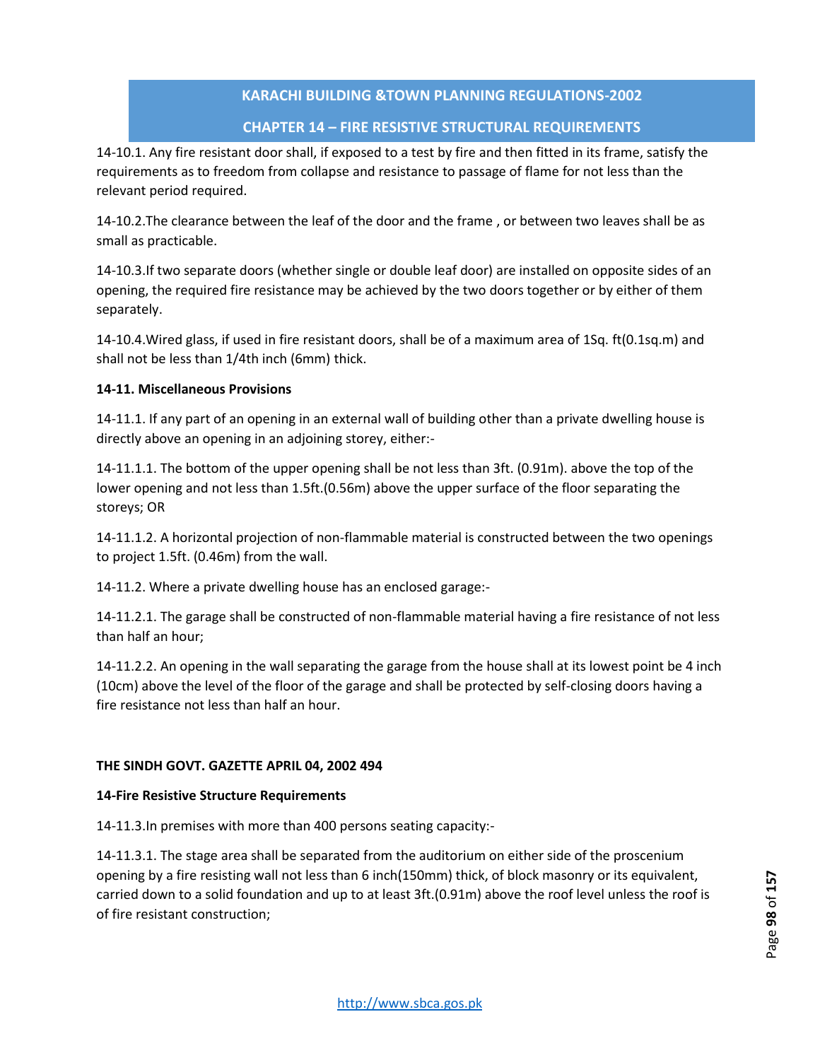14-10.1. Any fire resistant door shall, if exposed to a test by fire and then fitted in its frame, satisfy the requirements as to freedom from collapse and resistance to passage of flame for not less than the relevant period required.

14-10.2.The clearance between the leaf of the door and the frame , or between two leaves shall be as small as practicable.

14-10.3.If two separate doors (whether single or double leaf door) are installed on opposite sides of an opening, the required fire resistance may be achieved by the two doors together or by either of them separately.

14-10.4.Wired glass, if used in fire resistant doors, shall be of a maximum area of 1Sq. ft(0.1sq.m) and shall not be less than 1/4th inch (6mm) thick.

**14-11. Miscellaneous Provisions**

14-11.1. If any part of an opening in an external wall of building other than a private dwelling house is directly above an opening in an adjoining storey, either:-

14-11.1.1. The bottom of the upper opening shall be not less than 3ft. (0.91m). above the top of the lower opening and not less than 1.5ft.(0.56m) above the upper surface of the floor separating the storeys; OR

14-11.1.2. A horizontal projection of non-flammable material is constructed between the two openings to project 1.5ft. (0.46m) from the wall.

14-11.2. Where a private dwelling house has an enclosed garage:-

14-11.2.1. The garage shall be constructed of non-flammable material having a fire resistance of not less than half an hour;

14-11.2.2. An opening in the wall separating the garage from the house shall at its lowest point be 4 inch (10cm) above the level of the floor of the garage and shall be protected by self-closing doors having a fire resistance not less than half an hour.

**THE SINDH GOVT. GAZETTE APRIL 04, 2002 494**

**14-Fire Resistive Structure Requirements**

14-11.3.In premises with more than 400 persons seating capacity:-

14-11.3.1. The stage area shall be separated from the auditorium on either side of the proscenium opening by a fire resisting wall not less than 6 inch(150mm) thick, of block masonry or its equivalent, carried down to a solid foundation and up to at least 3ft.(0.91m) above the roof level unless the roof is of fire resistant construction;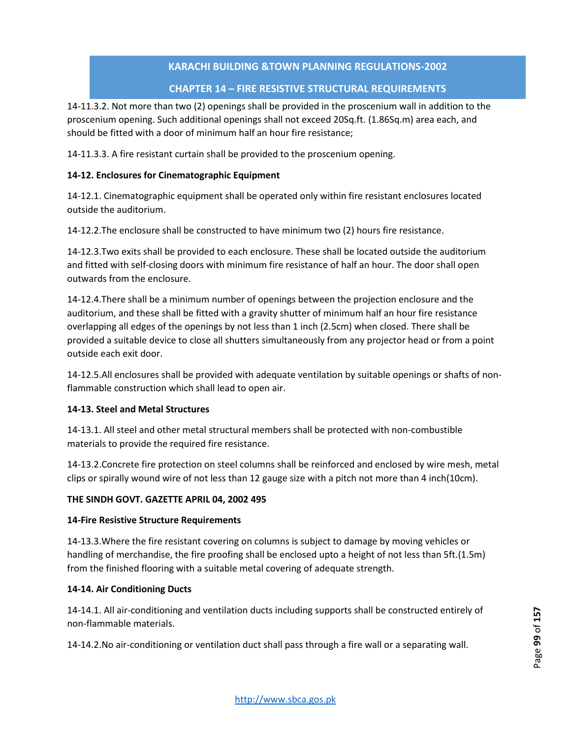14-11.3.2. Not more than two (2) openings shall be provided in the proscenium wall in addition to the proscenium opening. Such additional openings shall not exceed 20Sq.ft. (1.86Sq.m) area each, and should be fitted with a door of minimum half an hour fire resistance;

14-11.3.3. A fire resistant curtain shall be provided to the proscenium opening.

**14-12. Enclosures for Cinematographic Equipment**

14-12.1. Cinematographic equipment shall be operated only within fire resistant enclosures located outside the auditorium.

14-12.2.The enclosure shall be constructed to have minimum two (2) hours fire resistance.

14-12.3.Two exits shall be provided to each enclosure. These shall be located outside the auditorium and fitted with self-closing doors with minimum fire resistance of half an hour. The door shall open outwards from the enclosure.

14-12.4.There shall be a minimum number of openings between the projection enclosure and the auditorium, and these shall be fitted with a gravity shutter of minimum half an hour fire resistance overlapping all edges of the openings by not less than 1 inch (2.5cm) when closed. There shall be provided a suitable device to close all shutters simultaneously from any projector head or from a point outside each exit door.

14-12.5.All enclosures shall be provided with adequate ventilation by suitable openings or shafts of non-flammable construction which shall lead to open air.

**14-13. Steel and Metal Structures**

14-13.1. All steel and other metal structural members shall be protected with non-combustible materials to provide the required fire resistance.

14-13.2.Concrete fire protection on steel columns shall be reinforced and enclosed by wire mesh, metal clips or spirally wound wire of not less than 12 gauge size with a pitch not more than 4 inch(10cm).

**THE SINDH GOVT. GAZETTE APRIL 04, 2002 495**

**14-Fire Resistive Structure Requirements**

14-13.3.Where the fire resistant covering on columns is subject to damage by moving vehicles or handling of merchandise, the fire proofing shall be enclosed upto a height of not less than 5ft.(1.5m) from the finished flooring with a suitable metal covering of adequate strength.

**14-14. Air Conditioning Ducts**

14-14.1. All air-conditioning and ventilation ducts including supports shall be constructed entirely of non-flammable materials.

14-14.2.No air-conditioning or ventilation duct shall pass through a fire wall or a separating wall.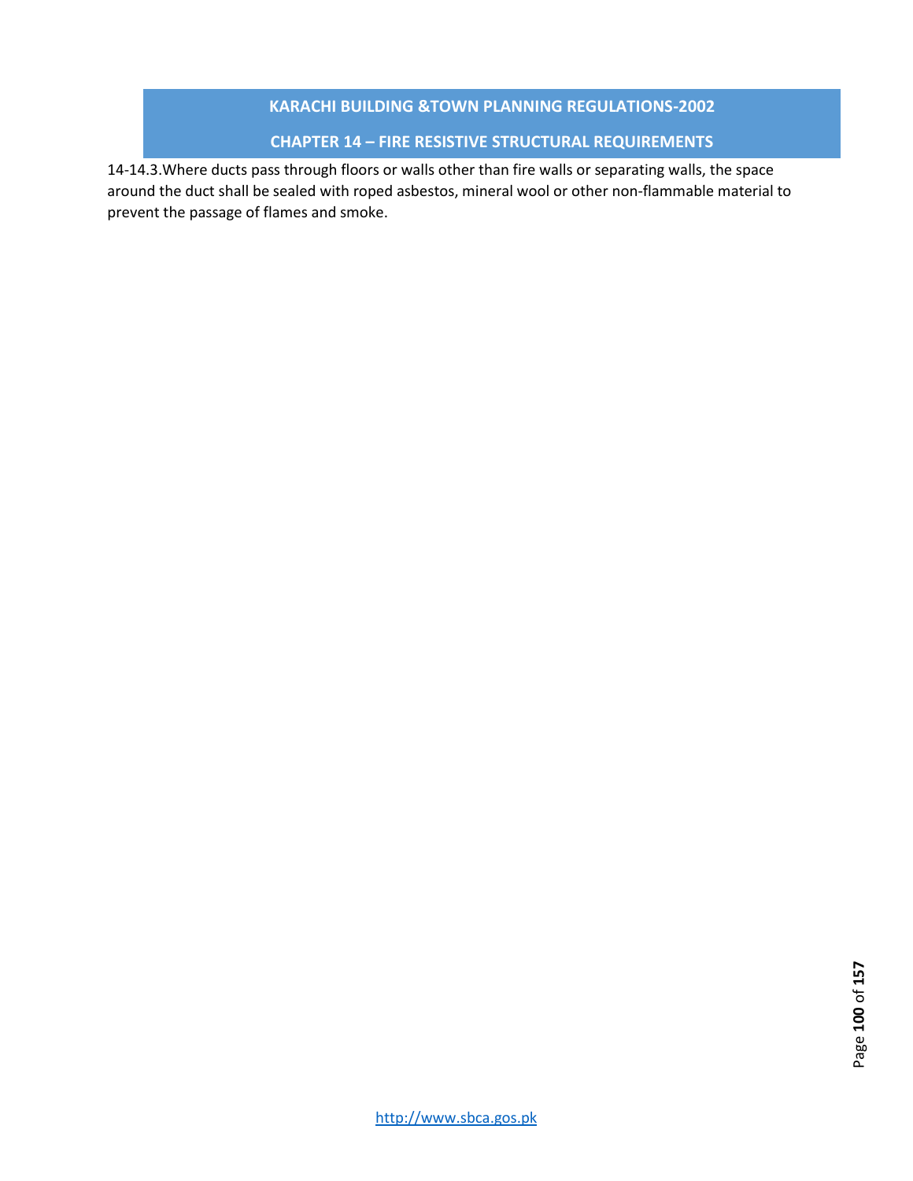14-14.3.Where ducts pass through floors or walls other than fire walls or separating walls, the space around the duct shall be sealed with roped asbestos, mineral wool or other non-flammable material to prevent the passage of flames and smoke.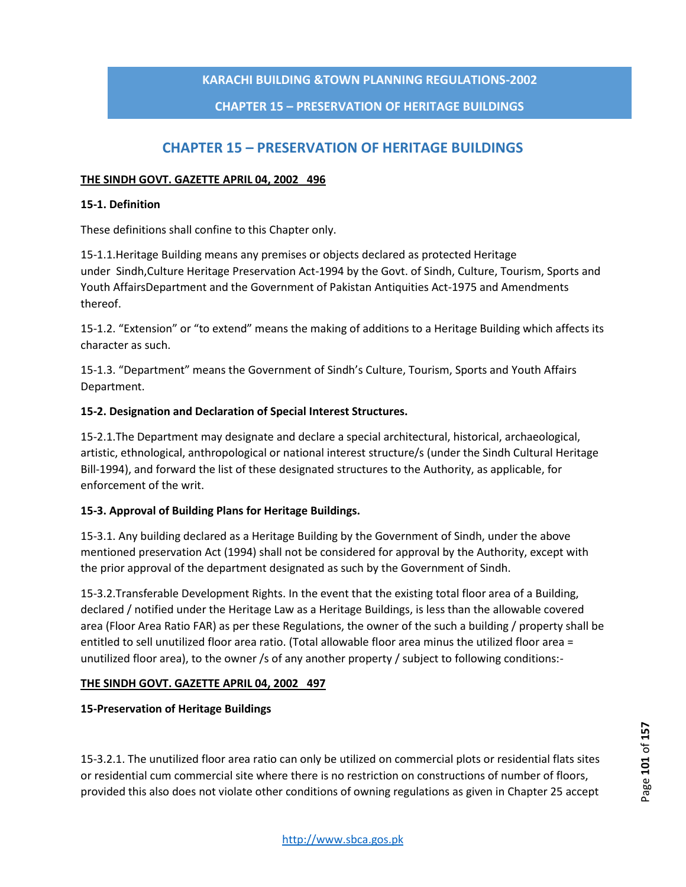# CHAPTER 15 – PRESERVATION OF HERITAGE BUILDINGS

**THE SINDH GOVT. GAZETTE APRIL 04, 2002 496**

**15-1. Definition**

These definitions shall confine to this Chapter only.

15-1.1.Heritage Building means any premises or objects declared as protected Heritage under Sindh,Culture Heritage Preservation Act-1994 by the Govt. of Sindh, Culture, Tourism, Sports and Youth AffairsDepartment and the Government of Pakistan Antiquities Act-1975 and Amendments thereof.

15-1.2. "Extension" or "to extend" means the making of additions to a Heritage Building which affects its character as such.

15-1.3. "Department" means the Government of Sindh's Culture, Tourism, Sports and Youth Affairs Department.

**15-2. Designation and Declaration of Special Interest Structures.**

15-2.1.The Department may designate and declare a special architectural, historical, archaeological, artistic, ethnological, anthropological or national interest structure/s (under the Sindh Cultural Heritage Bill-1994), and forward the list of these designated structures to the Authority, as applicable, for enforcement of the writ.

**15-3. Approval of Building Plans for Heritage Buildings.**

15-3.1. Any building declared as a Heritage Building by the Government of Sindh, under the above mentioned preservation Act (1994) shall not be considered for approval by the Authority, except with the prior approval of the department designated as such by the Government of Sindh.

15-3.2.Transferable Development Rights. In the event that the existing total floor area of a Building, declared / notified under the Heritage Law as a Heritage Buildings, is less than the allowable covered area (Floor Area Ratio FAR) as per these Regulations, the owner of the such a building / property shall be entitled to sell unutilized floor area ratio. (Total allowable floor area minus the utilized floor area = unutilized floor area), to the owner /s of any another property / subject to following conditions:-

**THE SINDH GOVT. GAZETTE APRIL 04, 2002 497**

**15-Preservation of Heritage Buildings**

15-3.2.1. The unutilized floor area ratio can only be utilized on commercial plots or residential flats sites or residential cum commercial site where there is no restriction on constructions of number of floors, provided this also does not violate other conditions of owning regulations as given in Chapter 25 accept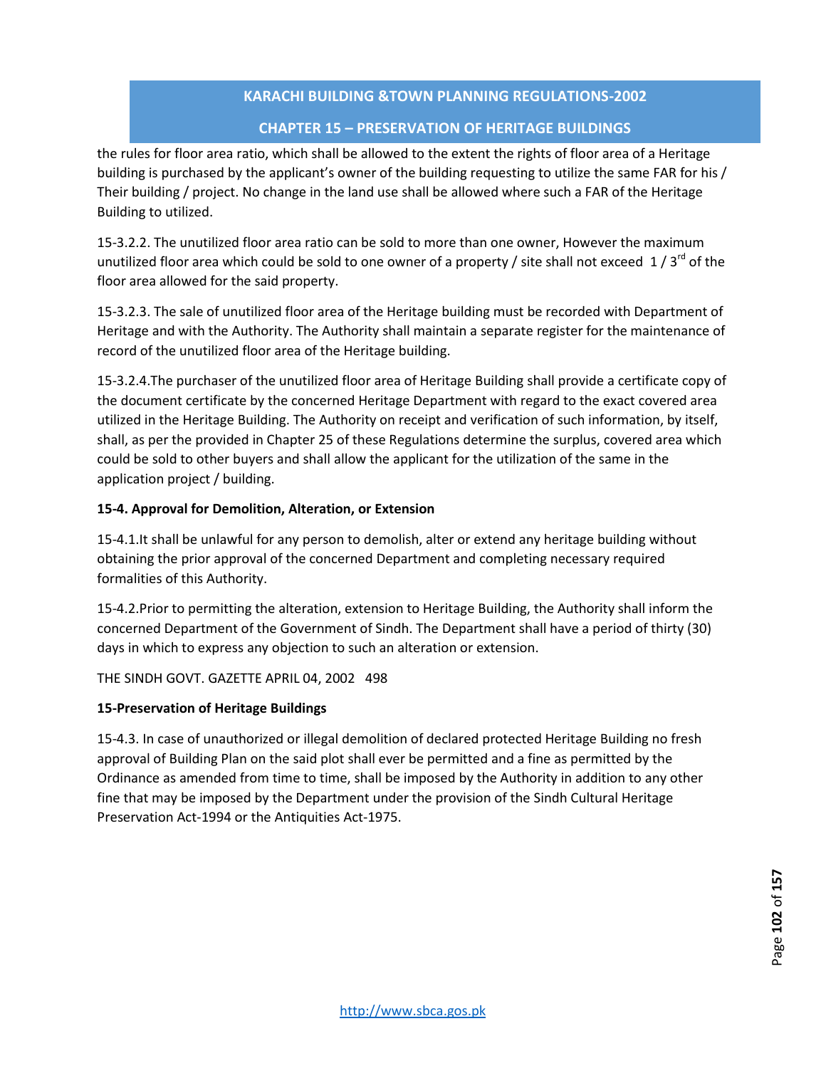the rules for floor area ratio, which shall be allowed to the extent the rights of floor area of a Heritage building is purchased by the applicant's owner of the building requesting to utilize the same FAR for his / Their building / project. No change in the land use shall be allowed where such a FAR of the Heritage Building to utilized.

15-3.2.2. The unutilized floor area ratio can be sold to more than one owner, However the maximum unutilized floor area which could be sold to one owner of a property / site shall not exceed 1 / 3rd of the floor area allowed for the said property.

15-3.2.3. The sale of unutilized floor area of the Heritage building must be recorded with Department of Heritage and with the Authority. The Authority shall maintain a separate register for the maintenance of record of the unutilized floor area of the Heritage building.

15-3.2.4.The purchaser of the unutilized floor area of Heritage Building shall provide a certificate copy of the document certificate by the concerned Heritage Department with regard to the exact covered area utilized in the Heritage Building. The Authority on receipt and verification of such information, by itself, shall, as per the provided in Chapter 25 of these Regulations determine the surplus, covered area which could be sold to other buyers and shall allow the applicant for the utilization of the same in the application project / building.

**15-4. Approval for Demolition, Alteration, or Extension**

15-4.1.It shall be unlawful for any person to demolish, alter or extend any heritage building without obtaining the prior approval of the concerned Department and completing necessary required formalities of this Authority.

15-4.2.Prior to permitting the alteration, extension to Heritage Building, the Authority shall inform the concerned Department of the Government of Sindh. The Department shall have a period of thirty (30) days in which to express any objection to such an alteration or extension.

THE SINDH GOVT. GAZETTE APRIL 04, 2002 498

**15-Preservation of Heritage Buildings**

15-4.3. In case of unauthorized or illegal demolition of declared protected Heritage Building no fresh approval of Building Plan on the said plot shall ever be permitted and a fine as permitted by the Ordinance as amended from time to time, shall be imposed by the Authority in addition to any other fine that may be imposed by the Department under the provision of the Sindh Cultural Heritage Preservation Act-1994 or the Antiquities Act-1975.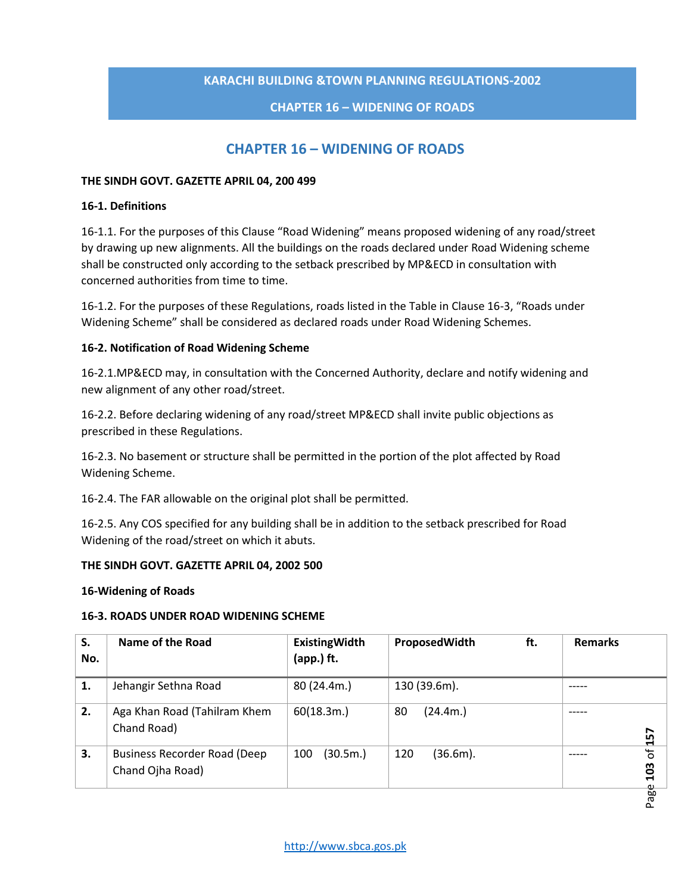# CHAPTER 16 – WIDENING OF ROADS

**THE SINDH GOVT. GAZETTE APRIL 04, 200 499**

**16-1. Definitions**

16-1.1. For the purposes of this Clause "Road Widening" means proposed widening of any road/street by drawing up new alignments. All the buildings on the roads declared under Road Widening scheme shall be constructed only according to the setback prescribed by MP&ECD in consultation with concerned authorities from time to time.

16-1.2. For the purposes of these Regulations, roads listed in the Table in Clause 16-3, "Roads under Widening Scheme" shall be considered as declared roads under Road Widening Schemes.

**16-2. Notification of Road Widening Scheme**

16-2.1.MP&ECD may, in consultation with the Concerned Authority, declare and notify widening and new alignment of any other road/street.

16-2.2. Before declaring widening of any road/street MP&ECD shall invite public objections as prescribed in these Regulations.

16-2.3. No basement or structure shall be permitted in the portion of the plot affected by Road Widening Scheme.

16-2.4. The FAR allowable on the original plot shall be permitted.

16-2.5. Any COS specified for any building shall be in addition to the setback prescribed for Road Widening of the road/street on which it abuts.

**THE SINDH GOVT. GAZETTE APRIL 04, 2002 500**

**16-Widening of Roads**

**16-3. ROADS UNDER ROAD WIDENING SCHEME**

| S. No. | Name of the Road | ExistingWidth (app.) ft. | ProposedWidth ft. | Remarks |
|---|---|---|---|---|
| **1.** | Jehangir Sethna Road | 80 (24.4m.) | 130 (39.6m). | ----- |
| **2.** | Aga Khan Road (Tahilram Khem Chand Road) | 60(18.3m.) | 80 (24.4m.) | ----- |
| **3.** | Business Recorder Road (Deep Chand Ojha Road) | 100 (30.5m.) | 120 (36.6m). | ----- |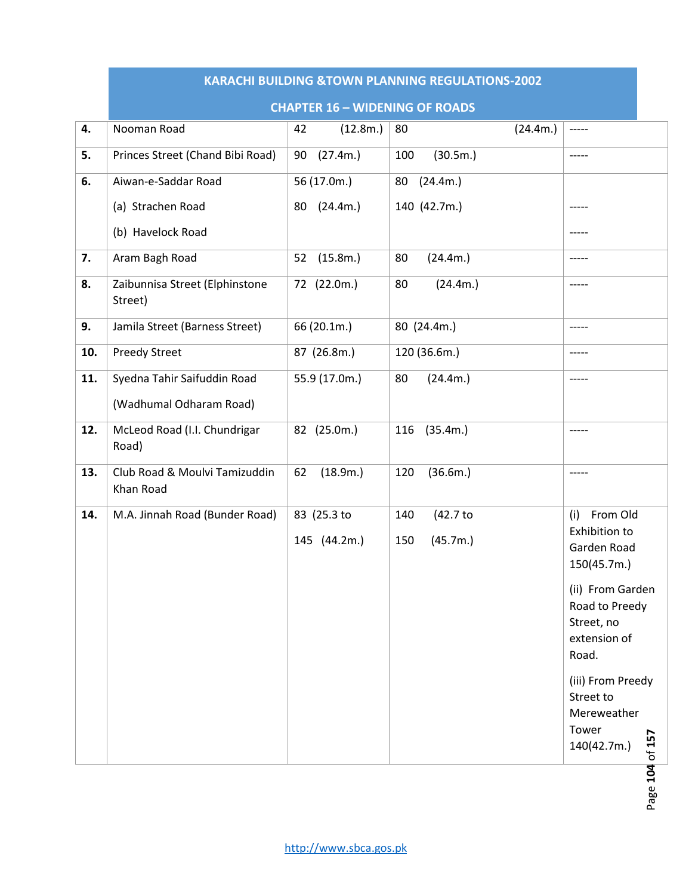# KARACHI BUILDING &TOWN PLANNING REGULATIONS-2002

## CHAPTER 16 – WIDENING OF ROADS

| | | | | |
|---|---|---|---|---|
| **4.** | Nooman Road | 42 (12.8m.) | 80 (24.4m.) | ----- |
| **5.** | Princes Street (Chand Bibi Road) | 90 (27.4m.) | 100 (30.5m.) | ----- |
| **6.** | Aiwan-e-Saddar Road<br>(a) Strachen Road<br>(b) Havelock Road | 56 (17.0m.)<br>80 (24.4m.) | 80 (24.4m.)<br>140 (42.7m.) | <br>-----<br>----- |
| **7.** | Aram Bagh Road | 52 (15.8m.) | 80 (24.4m.) | ----- |
| **8.** | Zaibunnisa Street (Elphinstone Street) | 72 (22.0m.) | 80 (24.4m.) | ----- |
| **9.** | Jamila Street (Barness Street) | 66 (20.1m.) | 80 (24.4m.) | ----- |
| **10.** | Preedy Street | 87 (26.8m.) | 120 (36.6m.) | ----- |
| **11.** | Syedna Tahir Saifuddin Road<br>(Wadhumal Odharam Road) | 55.9 (17.0m.) | 80 (24.4m.) | ----- |
| **12.** | McLeod Road (I.I. Chundrigar Road) | 82 (25.0m.) | 116 (35.4m.) | ----- |
| **13.** | Club Road & Moulvi Tamizuddin Khan Road | 62 (18.9m.) | 120 (36.6m.) | ----- |
| **14.** | M.A. Jinnah Road (Bunder Road) | 83 (25.3 to<br>145 (44.2m.) | 140 (42.7 to<br>150 (45.7m.) | (i) From Old Exhibition to Garden Road 150(45.7m.)<br>(ii) From Garden Road to Preedy Street, no extension of Road.<br>(iii) From Preedy Street to Mereweather Tower 140(42.7m.) |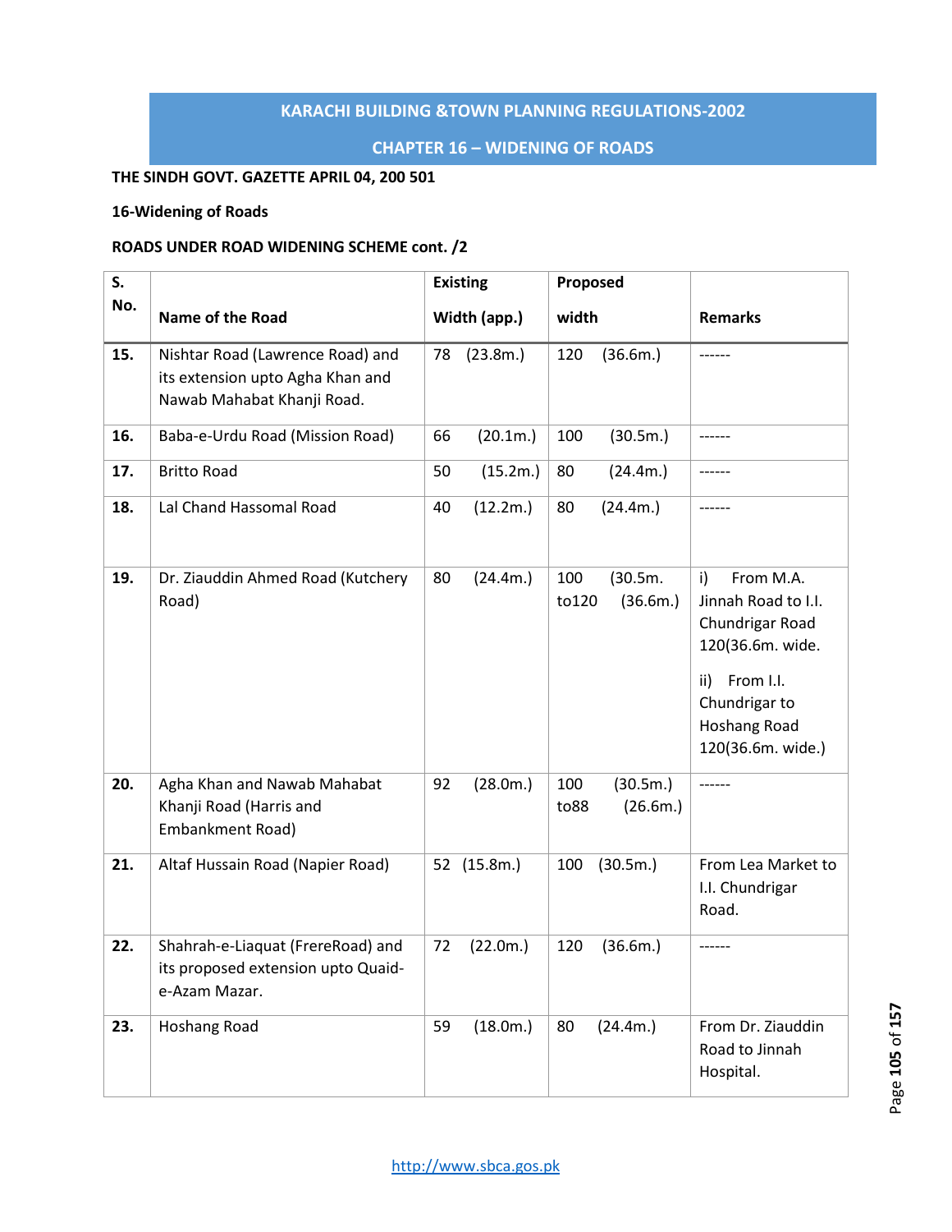**THE SINDH GOVT. GAZETTE APRIL 04, 200 501**

**16-Widening of Roads**

**ROADS UNDER ROAD WIDENING SCHEME cont. /2**

| S. No. | Name of the Road | Existing Width (app.) | Proposed width | Remarks |
|---|---|---|---|---|
| **15.** | Nishtar Road (Lawrence Road) and its extension upto Agha Khan and Nawab Mahabat Khanji Road. | 78 (23.8m.) | 120 (36.6m.) | ------ |
| **16.** | Baba-e-Urdu Road (Mission Road) | 66 (20.1m.) | 100 (30.5m.) | ------ |
| **17.** | Britto Road | 50 (15.2m.) | 80 (24.4m.) | ------ |
| **18.** | Lal Chand Hassomal Road | 40 (12.2m.) | 80 (24.4m.) | ------ |
| **19.** | Dr. Ziauddin Ahmed Road (Kutchery Road) | 80 (24.4m.) | 100 (30.5m. to120 (36.6m.) | i) From M.A. Jinnah Road to I.I. Chundrigar Road 120(36.6m. wide. ii) From I.I. Chundrigar to Hoshang Road 120(36.6m. wide.) |
| **20.** | Agha Khan and Nawab Mahabat Khanji Road (Harris and Embankment Road) | 92 (28.0m.) | 100 (30.5m.) to88 (26.6m.) | ------ |
| **21.** | Altaf Hussain Road (Napier Road) | 52 (15.8m.) | 100 (30.5m.) | From Lea Market to I.I. Chundrigar Road. |
| **22.** | Shahrah-e-Liaquat (FrereRoad) and its proposed extension upto Quaid-e-Azam Mazar. | 72 (22.0m.) | 120 (36.6m.) | ------ |
| **23.** | Hoshang Road | 59 (18.0m.) | 80 (24.4m.) | From Dr. Ziauddin Road to Jinnah Hospital. |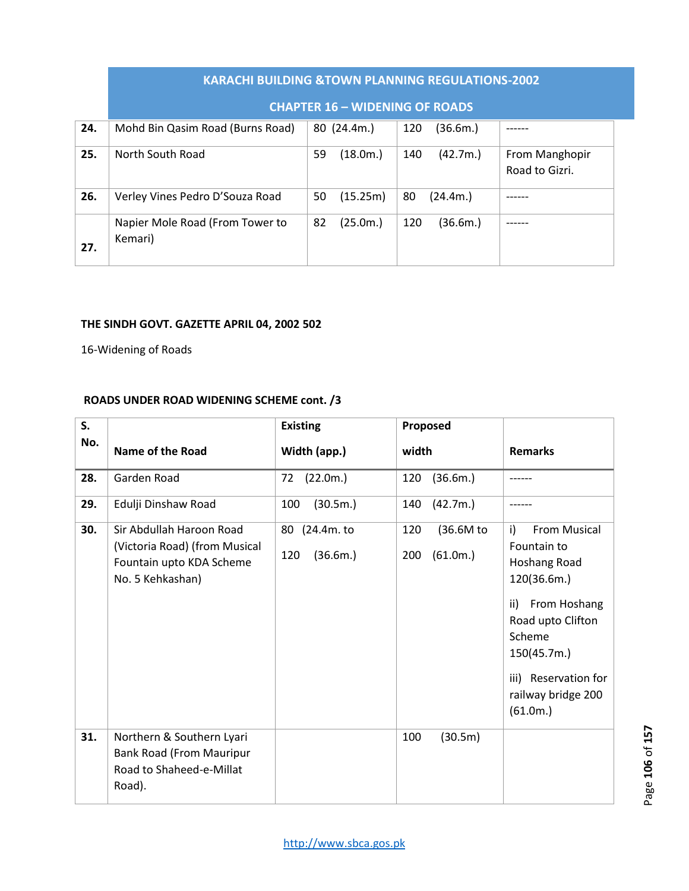| 24. | Mohd Bin Qasim Road (Burns Road) | 80 (24.4m.) | 120 (36.6m.) | ------ |
|---|---|---|---|---|
| 25. | North South Road | 59 (18.0m.) | 140 (42.7m.) | From Manghopir Road to Gizri. |
| 26. | Verley Vines Pedro D'Souza Road | 50 (15.25m) | 80 (24.4m.) | ------ |
| 27. | Napier Mole Road (From Tower to Kemari) | 82 (25.0m.) | 120 (36.6m.) | ------ |

**THE SINDH GOVT. GAZETTE APRIL 04, 2002 502**

16-Widening of Roads

**ROADS UNDER ROAD WIDENING SCHEME cont. /3**

| S. No. | Name of the Road | Existing Width (app.) | Proposed width | Remarks |
|---|---|---|---|---|
| 28. | Garden Road | 72 (22.0m.) | 120 (36.6m.) | ------ |
| 29. | Edulji Dinshaw Road | 100 (30.5m.) | 140 (42.7m.) | ------ |
| 30. | Sir Abdullah Haroon Road (Victoria Road) (from Musical Fountain upto KDA Scheme No. 5 Kehkashan) | 80 (24.4m. to 120 (36.6m.) | 120 (36.6M to 200 (61.0m.) | i) From Musical Fountain to Hoshang Road 120(36.6m.) ii) From Hoshang Road upto Clifton Scheme 150(45.7m.) iii) Reservation for railway bridge 200 (61.0m.) |
| 31. | Northern & Southern Lyari Bank Road (From Mauripur Road to Shaheed-e-Millat Road). | | 100 (30.5m) | |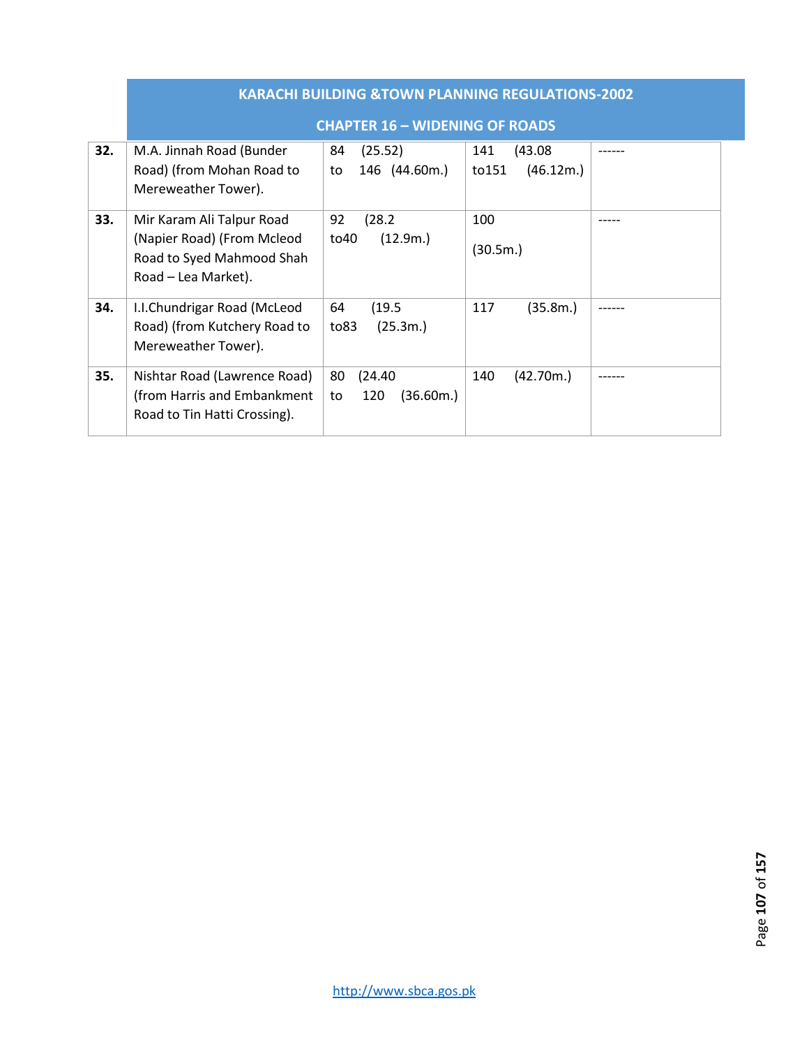| 32. | M.A. Jinnah Road (Bunder Road) (from Mohan Road to Mereweather Tower). | 84 (25.52) to 146 (44.60m.) | 141 (43.08 to151 (46.12m.) | ------ |
|---|---|---|---|---|
| 33. | Mir Karam Ali Talpur Road (Napier Road) (From Mcleod Road to Syed Mahmood Shah Road – Lea Market). | 92 (28.2 to40 (12.9m.) | 100 (30.5m.) | ----- |
| 34. | I.I.Chundrigar Road (McLeod Road) (from Kutchery Road to Mereweather Tower). | 64 (19.5 to83 (25.3m.) | 117 (35.8m.) | ------ |
| 35. | Nishtar Road (Lawrence Road) (from Harris and Embankment Road to Tin Hatti Crossing). | 80 (24.40 to 120 (36.60m.) | 140 (42.70m.) | ------ |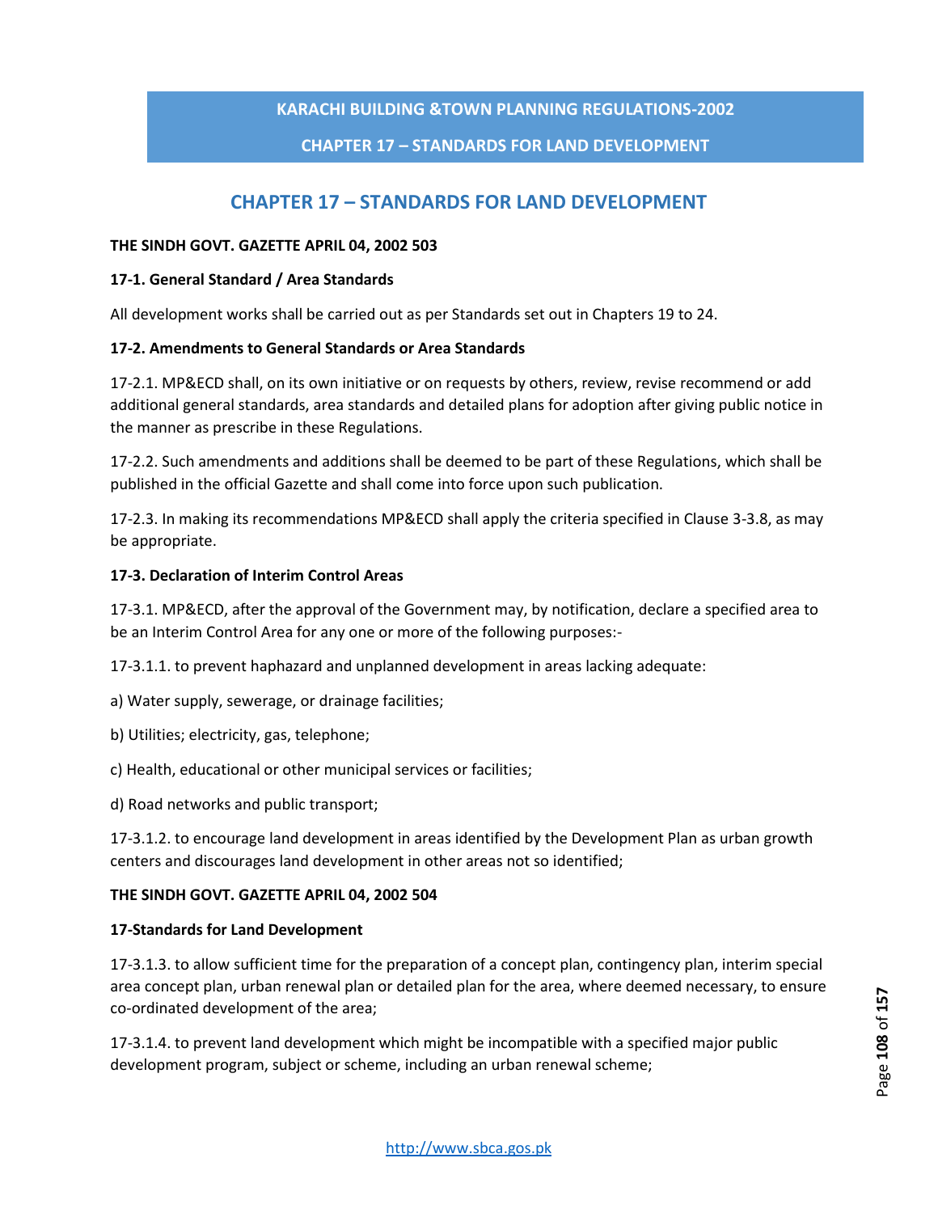# CHAPTER 17 – STANDARDS FOR LAND DEVELOPMENT

**THE SINDH GOVT. GAZETTE APRIL 04, 2002 503**

**17-1. General Standard / Area Standards**

All development works shall be carried out as per Standards set out in Chapters 19 to 24.

**17-2. Amendments to General Standards or Area Standards**

17-2.1. MP&ECD shall, on its own initiative or on requests by others, review, revise recommend or add additional general standards, area standards and detailed plans for adoption after giving public notice in the manner as prescribe in these Regulations.

17-2.2. Such amendments and additions shall be deemed to be part of these Regulations, which shall be published in the official Gazette and shall come into force upon such publication.

17-2.3. In making its recommendations MP&ECD shall apply the criteria specified in Clause 3-3.8, as may be appropriate.

**17-3. Declaration of Interim Control Areas**

17-3.1. MP&ECD, after the approval of the Government may, by notification, declare a specified area to be an Interim Control Area for any one or more of the following purposes:-

17-3.1.1. to prevent haphazard and unplanned development in areas lacking adequate:

a) Water supply, sewerage, or drainage facilities;

b) Utilities; electricity, gas, telephone;

c) Health, educational or other municipal services or facilities;

d) Road networks and public transport;

17-3.1.2. to encourage land development in areas identified by the Development Plan as urban growth centers and discourages land development in other areas not so identified;

**THE SINDH GOVT. GAZETTE APRIL 04, 2002 504**

**17-Standards for Land Development**

17-3.1.3. to allow sufficient time for the preparation of a concept plan, contingency plan, interim special area concept plan, urban renewal plan or detailed plan for the area, where deemed necessary, to ensure co-ordinated development of the area;

17-3.1.4. to prevent land development which might be incompatible with a specified major public development program, subject or scheme, including an urban renewal scheme;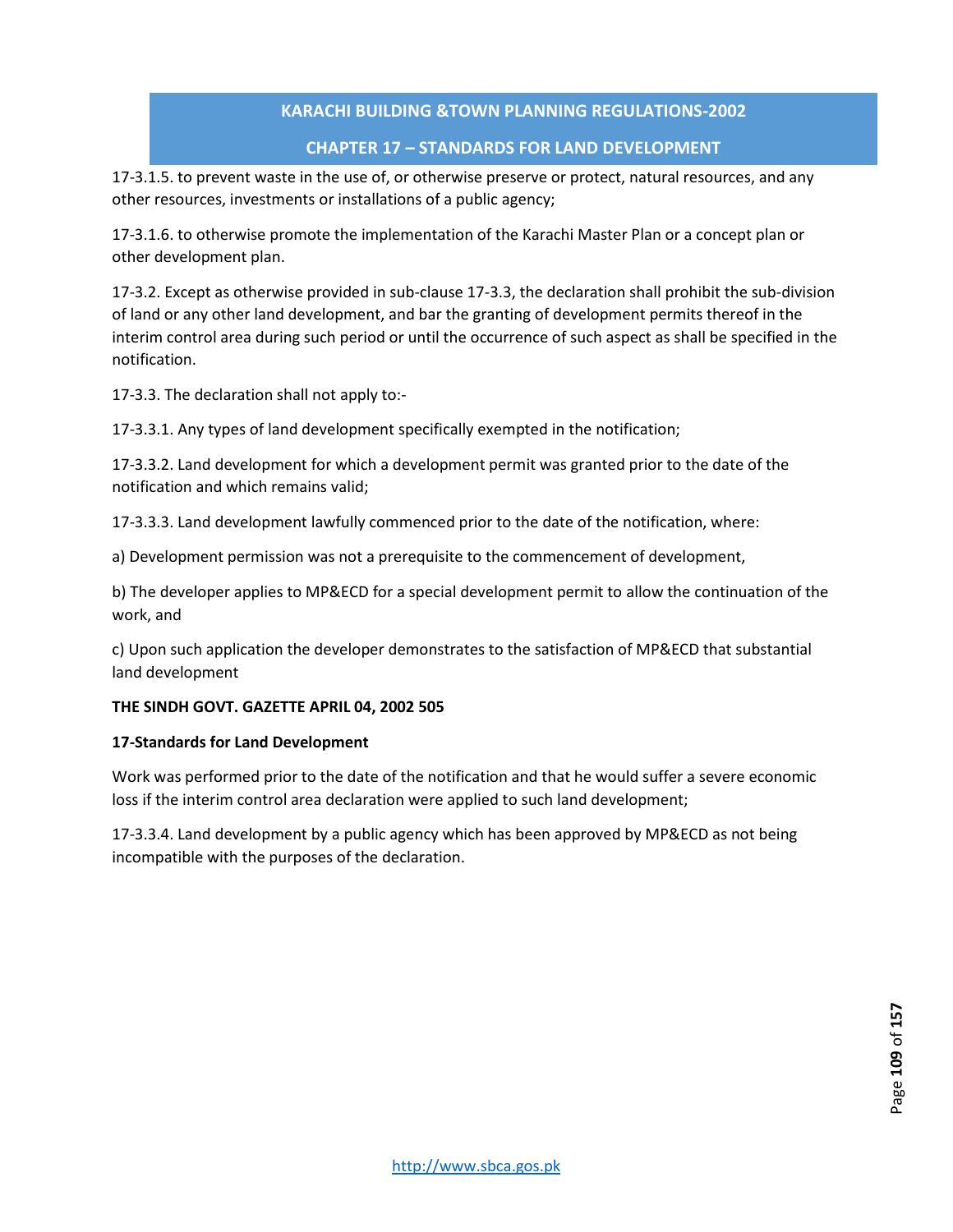17-3.1.5. to prevent waste in the use of, or otherwise preserve or protect, natural resources, and any other resources, investments or installations of a public agency;

17-3.1.6. to otherwise promote the implementation of the Karachi Master Plan or a concept plan or other development plan.

17-3.2. Except as otherwise provided in sub-clause 17-3.3, the declaration shall prohibit the sub-division of land or any other land development, and bar the granting of development permits thereof in the interim control area during such period or until the occurrence of such aspect as shall be specified in the notification.

17-3.3. The declaration shall not apply to:-

17-3.3.1. Any types of land development specifically exempted in the notification;

17-3.3.2. Land development for which a development permit was granted prior to the date of the notification and which remains valid;

17-3.3.3. Land development lawfully commenced prior to the date of the notification, where:

a) Development permission was not a prerequisite to the commencement of development,

b) The developer applies to MP&ECD for a special development permit to allow the continuation of the work, and

c) Upon such application the developer demonstrates to the satisfaction of MP&ECD that substantial land development

**THE SINDH GOVT. GAZETTE APRIL 04, 2002 505**

**17-Standards for Land Development**

Work was performed prior to the date of the notification and that he would suffer a severe economic loss if the interim control area declaration were applied to such land development;

17-3.3.4. Land development by a public agency which has been approved by MP&ECD as not being incompatible with the purposes of the declaration.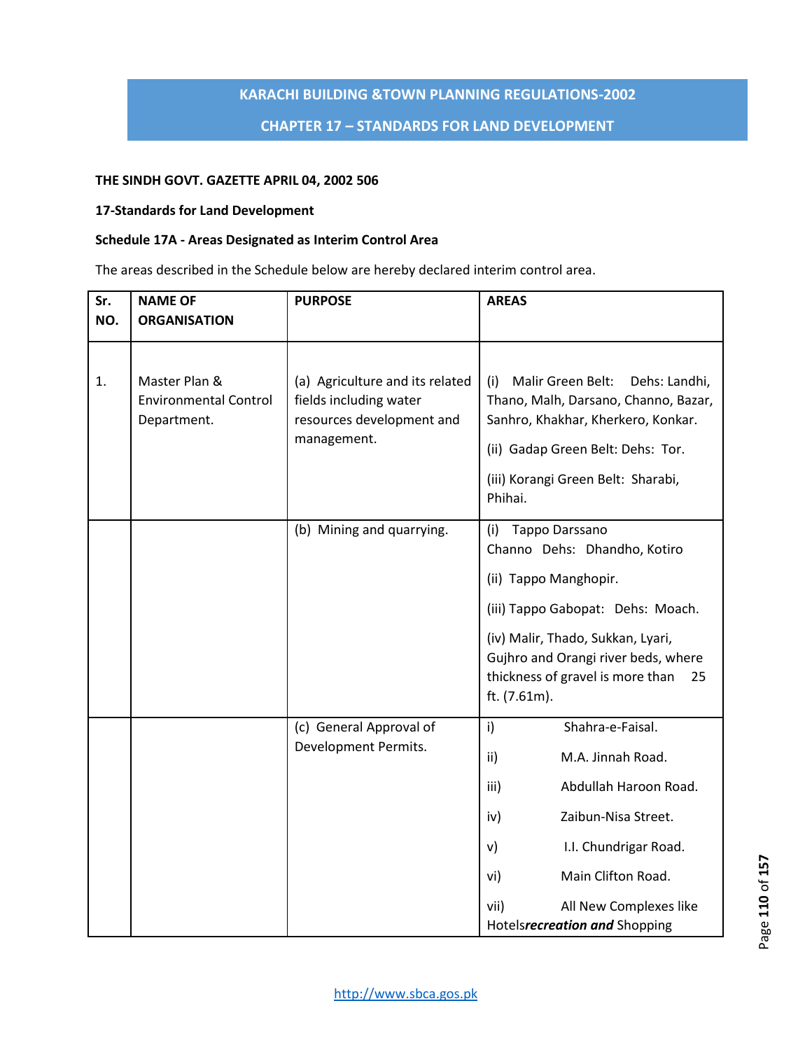THE SINDH GOVT. GAZETTE APRIL 04, 2002 506

**17-Standards for Land Development**

**Schedule 17A - Areas Designated as Interim Control Area**

The areas described in the Schedule below are hereby declared interim control area.

| Sr. NO. | NAME OF ORGANISATION | PURPOSE | AREAS |
|---|---|---|---|
| 1. | Master Plan & Environmental Control Department. | (a) Agriculture and its related fields including water resources development and management. | (i) Malir Green Belt: Dehs: Landhi, Thano, Malh, Darsano, Channo, Bazar, Sanhro, Khakhar, Kherkero, Konkar.<br>(ii) Gadap Green Belt: Dehs: Tor.<br>(iii) Korangi Green Belt: Sharabi, Phihai. |
| | | (b) Mining and quarrying. | (i) Tappo Darssano Channo Dehs: Dhandho, Kotiro<br>(ii) Tappo Manghopir.<br>(iii) Tappo Gabopat: Dehs: Moach.<br>(iv) Malir, Thado, Sukkan, Lyari, Gujhro and Orangi river beds, where thickness of gravel is more than 25 ft. (7.61m). |
| | | (c) General Approval of Development Permits. | i) Shahra-e-Faisal.<br>ii) M.A. Jinnah Road.<br>iii) Abdullah Haroon Road.<br>iv) Zaibun-Nisa Street.<br>v) I.I. Chundrigar Road.<br>vi) Main Clifton Road.<br>vii) All New Complexes like Hotels***recreation and*** Shopping |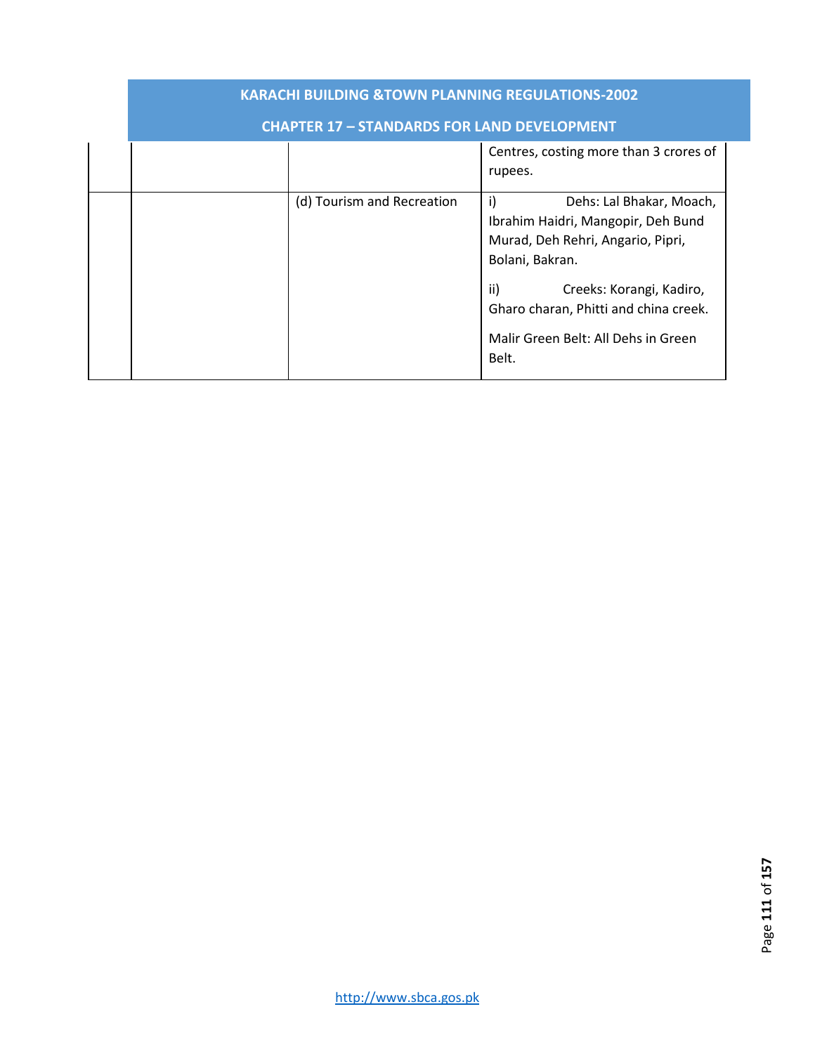| | | | |
|---|---|---|---|
| | | | Centres, costing more than 3 crores of rupees. |
| | | (d) Tourism and Recreation | i) Dehs: Lal Bhakar, Moach, Ibrahim Haidri, Mangopir, Deh Bund Murad, Deh Rehri, Angario, Pipri, Bolani, Bakran.<br><br>ii) Creeks: Korangi, Kadiro, Gharo charan, Phitti and china creek.<br><br>Malir Green Belt: All Dehs in Green Belt. |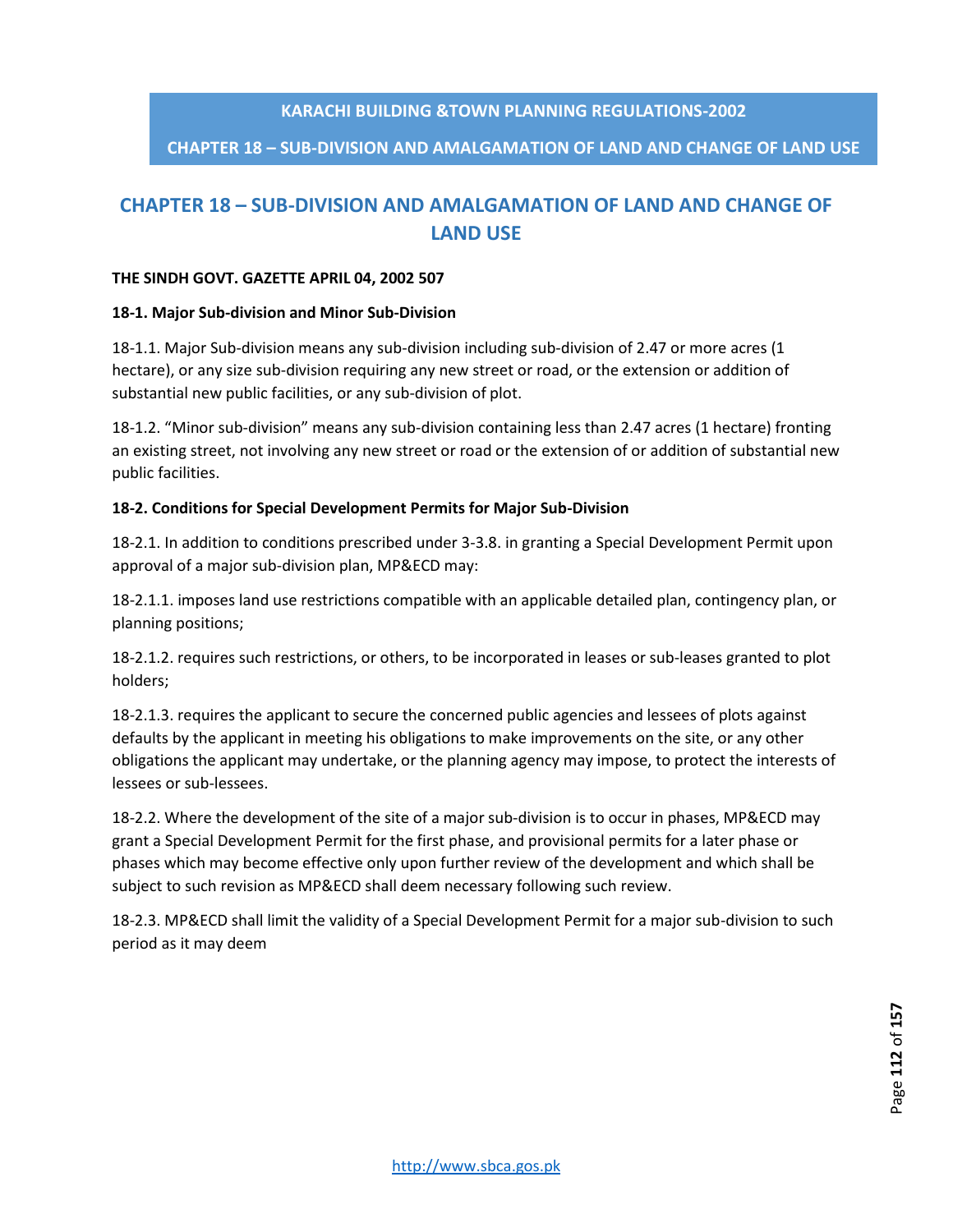# CHAPTER 18 – SUB-DIVISION AND AMALGAMATION OF LAND AND CHANGE OF LAND USE

**THE SINDH GOVT. GAZETTE APRIL 04, 2002 507**

**18-1. Major Sub-division and Minor Sub-Division**

18-1.1. Major Sub-division means any sub-division including sub-division of 2.47 or more acres (1 hectare), or any size sub-division requiring any new street or road, or the extension or addition of substantial new public facilities, or any sub-division of plot.

18-1.2. "Minor sub-division" means any sub-division containing less than 2.47 acres (1 hectare) fronting an existing street, not involving any new street or road or the extension of or addition of substantial new public facilities.

**18-2. Conditions for Special Development Permits for Major Sub-Division**

18-2.1. In addition to conditions prescribed under 3-3.8. in granting a Special Development Permit upon approval of a major sub-division plan, MP&ECD may:

18-2.1.1. imposes land use restrictions compatible with an applicable detailed plan, contingency plan, or planning positions;

18-2.1.2. requires such restrictions, or others, to be incorporated in leases or sub-leases granted to plot holders;

18-2.1.3. requires the applicant to secure the concerned public agencies and lessees of plots against defaults by the applicant in meeting his obligations to make improvements on the site, or any other obligations the applicant may undertake, or the planning agency may impose, to protect the interests of lessees or sub-lessees.

18-2.2. Where the development of the site of a major sub-division is to occur in phases, MP&ECD may grant a Special Development Permit for the first phase, and provisional permits for a later phase or phases which may become effective only upon further review of the development and which shall be subject to such revision as MP&ECD shall deem necessary following such review.

18-2.3. MP&ECD shall limit the validity of a Special Development Permit for a major sub-division to such period as it may deem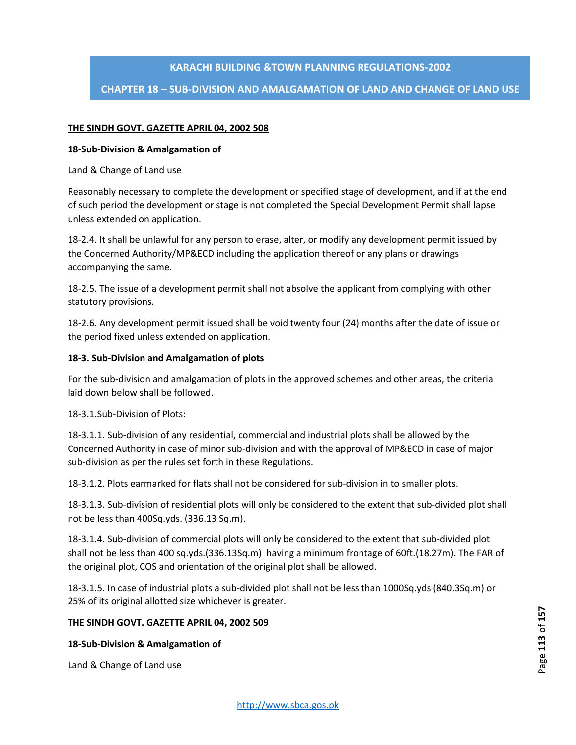**THE SINDH GOVT. GAZETTE APRIL 04, 2002 508**

**18-Sub-Division & Amalgamation of**

Land & Change of Land use

Reasonably necessary to complete the development or specified stage of development, and if at the end of such period the development or stage is not completed the Special Development Permit shall lapse unless extended on application.

18-2.4. It shall be unlawful for any person to erase, alter, or modify any development permit issued by the Concerned Authority/MP&ECD including the application thereof or any plans or drawings accompanying the same.

18-2.5. The issue of a development permit shall not absolve the applicant from complying with other statutory provisions.

18-2.6. Any development permit issued shall be void twenty four (24) months after the date of issue or the period fixed unless extended on application.

**18-3. Sub-Division and Amalgamation of plots**

For the sub-division and amalgamation of plots in the approved schemes and other areas, the criteria laid down below shall be followed.

18-3.1.Sub-Division of Plots:

18-3.1.1. Sub-division of any residential, commercial and industrial plots shall be allowed by the Concerned Authority in case of minor sub-division and with the approval of MP&ECD in case of major sub-division as per the rules set forth in these Regulations.

18-3.1.2. Plots earmarked for flats shall not be considered for sub-division in to smaller plots.

18-3.1.3. Sub-division of residential plots will only be considered to the extent that sub-divided plot shall not be less than 400Sq.yds. (336.13 Sq.m).

18-3.1.4. Sub-division of commercial plots will only be considered to the extent that sub-divided plot shall not be less than 400 sq.yds.(336.13Sq.m) having a minimum frontage of 60ft.(18.27m). The FAR of the original plot, COS and orientation of the original plot shall be allowed.

18-3.1.5. In case of industrial plots a sub-divided plot shall not be less than 1000Sq.yds (840.3Sq.m) or 25% of its original allotted size whichever is greater.

**THE SINDH GOVT. GAZETTE APRIL 04, 2002 509**

**18-Sub-Division & Amalgamation of**

Land & Change of Land use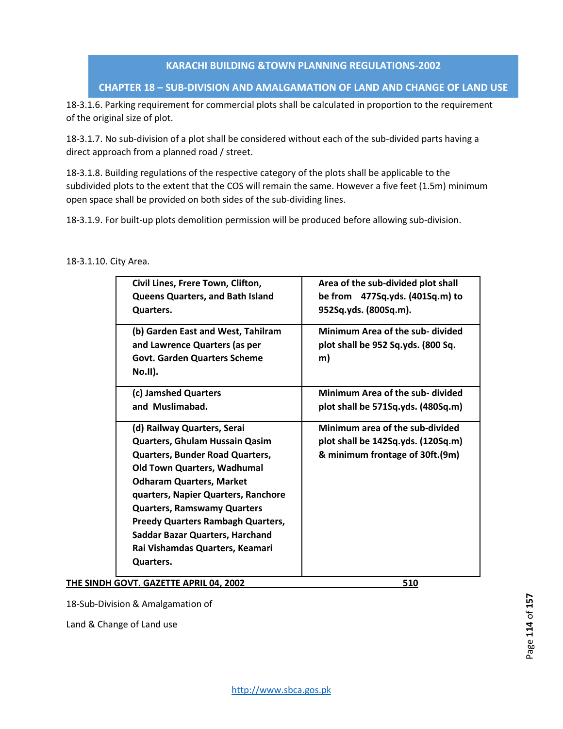18-3.1.6. Parking requirement for commercial plots shall be calculated in proportion to the requirement of the original size of plot.

18-3.1.7. No sub-division of a plot shall be considered without each of the sub-divided parts having a direct approach from a planned road / street.

18-3.1.8. Building regulations of the respective category of the plots shall be applicable to the subdivided plots to the extent that the COS will remain the same. However a five feet (1.5m) minimum open space shall be provided on both sides of the sub-dividing lines.

18-3.1.9. For built-up plots demolition permission will be produced before allowing sub-division.

18-3.1.10. City Area.

| | |
|---|---|
| **Civil Lines, Frere Town, Clifton, Queens Quarters, and Bath Island Quarters.** | **Area of the sub-divided plot shall be from 477Sq.yds. (401Sq.m) to 952Sq.yds. (800Sq.m).** |
| **(b) Garden East and West, Tahilram and Lawrence Quarters (as per Govt. Garden Quarters Scheme No.II).** | **Minimum Area of the sub- divided plot shall be 952 Sq.yds. (800 Sq. m)** |
| **(c) Jamshed Quarters and Muslimabad.** | **Minimum Area of the sub- divided plot shall be 571Sq.yds. (480Sq.m)** |
| **(d) Railway Quarters, Serai Quarters, Ghulam Hussain Qasim Quarters, Bunder Road Quarters, Old Town Quarters, Wadhumal Odharam Quarters, Market quarters, Napier Quarters, Ranchore Quarters, Ramswamy Quarters Preedy Quarters Rambagh Quarters, Saddar Bazar Quarters, Harchand Rai Vishamdas Quarters, Keamari Quarters.** | **Minimum area of the sub-divided plot shall be 142Sq.yds. (120Sq.m) & minimum frontage of 30ft.(9m)** |

**THE SINDH GOVT. GAZETTE APRIL 04, 2002 510**

18-Sub-Division & Amalgamation of

Land & Change of Land use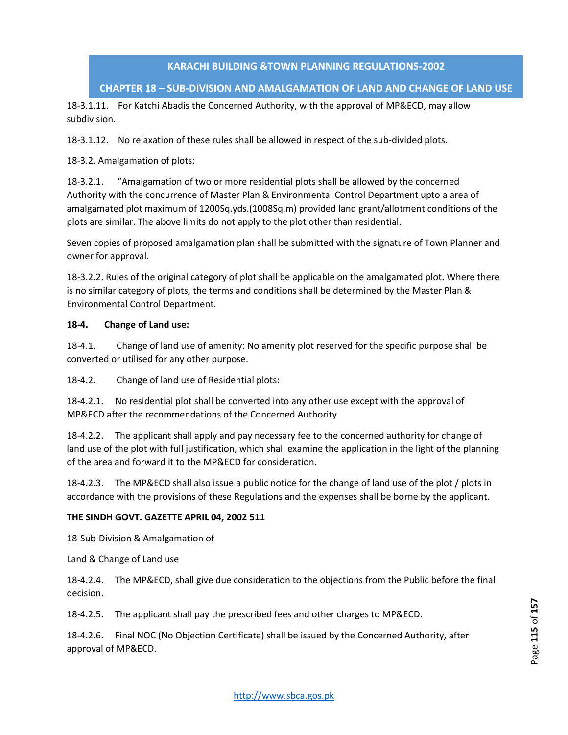18-3.1.11. For Katchi Abadis the Concerned Authority, with the approval of MP&ECD, may allow subdivision.

18-3.1.12. No relaxation of these rules shall be allowed in respect of the sub-divided plots.

18-3.2. Amalgamation of plots:

18-3.2.1. "Amalgamation of two or more residential plots shall be allowed by the concerned Authority with the concurrence of Master Plan & Environmental Control Department upto a area of amalgamated plot maximum of 1200Sq.yds.(1008Sq.m) provided land grant/allotment conditions of the plots are similar. The above limits do not apply to the plot other than residential.

Seven copies of proposed amalgamation plan shall be submitted with the signature of Town Planner and owner for approval.

18-3.2.2. Rules of the original category of plot shall be applicable on the amalgamated plot. Where there is no similar category of plots, the terms and conditions shall be determined by the Master Plan & Environmental Control Department.

**18-4. Change of Land use:**

18-4.1. Change of land use of amenity: No amenity plot reserved for the specific purpose shall be converted or utilised for any other purpose.

18-4.2. Change of land use of Residential plots:

18-4.2.1. No residential plot shall be converted into any other use except with the approval of MP&ECD after the recommendations of the Concerned Authority

18-4.2.2. The applicant shall apply and pay necessary fee to the concerned authority for change of land use of the plot with full justification, which shall examine the application in the light of the planning of the area and forward it to the MP&ECD for consideration.

18-4.2.3. The MP&ECD shall also issue a public notice for the change of land use of the plot / plots in accordance with the provisions of these Regulations and the expenses shall be borne by the applicant.

**THE SINDH GOVT. GAZETTE APRIL 04, 2002 511**

18-Sub-Division & Amalgamation of

Land & Change of Land use

18-4.2.4. The MP&ECD, shall give due consideration to the objections from the Public before the final decision.

18-4.2.5. The applicant shall pay the prescribed fees and other charges to MP&ECD.

18-4.2.6. Final NOC (No Objection Certificate) shall be issued by the Concerned Authority, after approval of MP&ECD.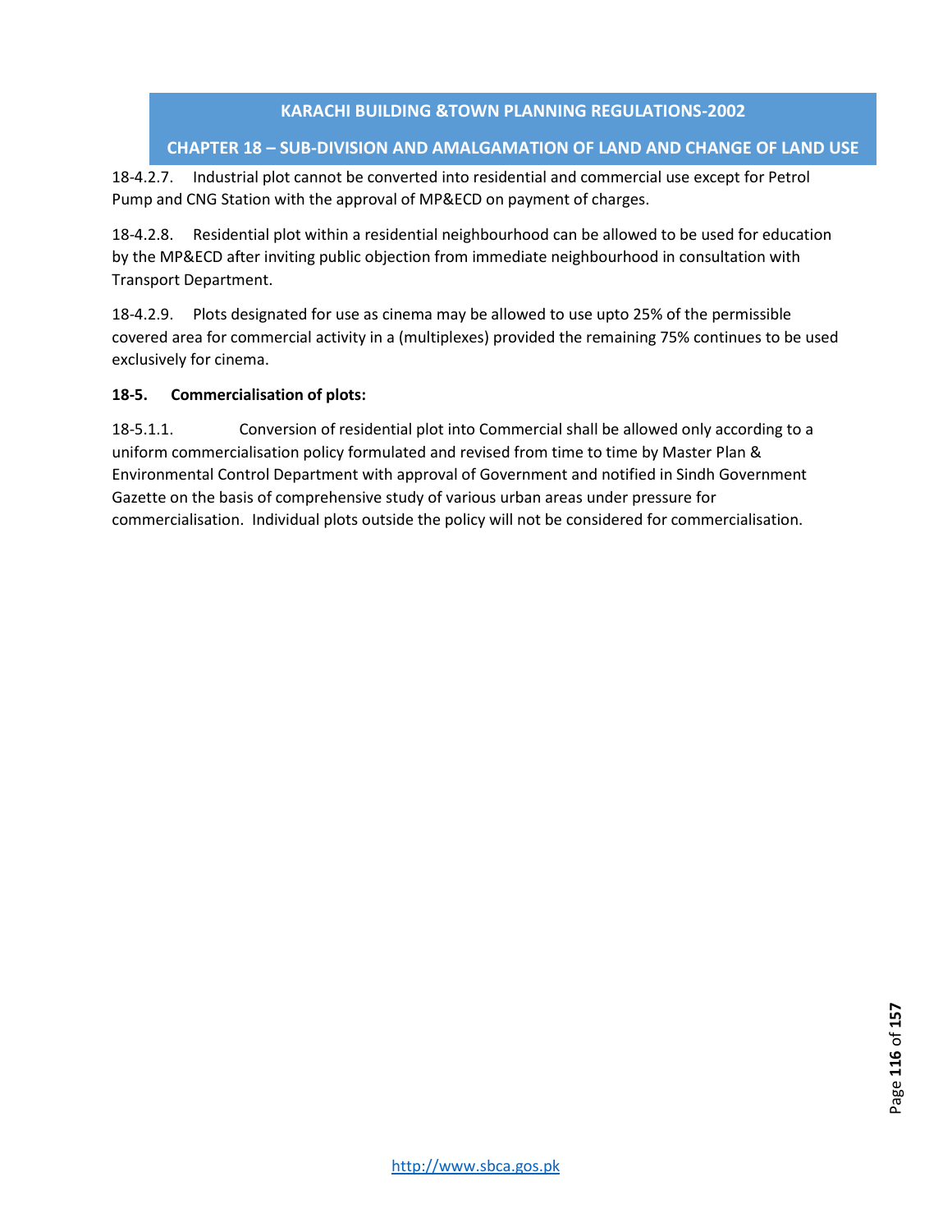18-4.2.7. Industrial plot cannot be converted into residential and commercial use except for Petrol Pump and CNG Station with the approval of MP&ECD on payment of charges.

18-4.2.8. Residential plot within a residential neighbourhood can be allowed to be used for education by the MP&ECD after inviting public objection from immediate neighbourhood in consultation with Transport Department.

18-4.2.9. Plots designated for use as cinema may be allowed to use upto 25% of the permissible covered area for commercial activity in a (multiplexes) provided the remaining 75% continues to be used exclusively for cinema.

**18-5. Commercialisation of plots:**

18-5.1.1. Conversion of residential plot into Commercial shall be allowed only according to a uniform commercialisation policy formulated and revised from time to time by Master Plan & Environmental Control Department with approval of Government and notified in Sindh Government Gazette on the basis of comprehensive study of various urban areas under pressure for commercialisation. Individual plots outside the policy will not be considered for commercialisation.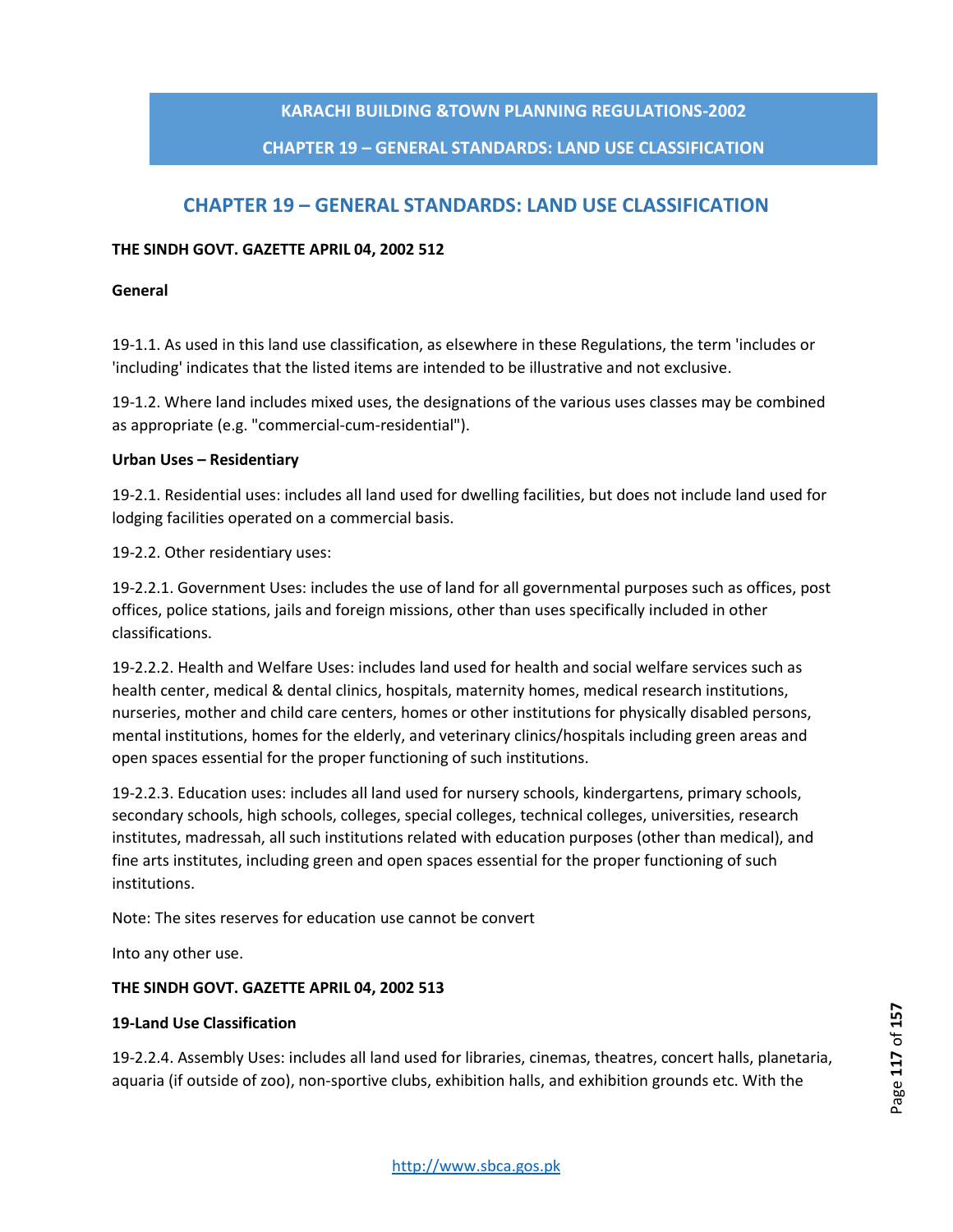# CHAPTER 19 – GENERAL STANDARDS: LAND USE CLASSIFICATION

**THE SINDH GOVT. GAZETTE APRIL 04, 2002 512**

**General**

19-1.1. As used in this land use classification, as elsewhere in these Regulations, the term 'includes or 'including' indicates that the listed items are intended to be illustrative and not exclusive.

19-1.2. Where land includes mixed uses, the designations of the various uses classes may be combined as appropriate (e.g. "commercial-cum-residential").

**Urban Uses – Residentiary**

19-2.1. Residential uses: includes all land used for dwelling facilities, but does not include land used for lodging facilities operated on a commercial basis.

19-2.2. Other residentiary uses:

19-2.2.1. Government Uses: includes the use of land for all governmental purposes such as offices, post offices, police stations, jails and foreign missions, other than uses specifically included in other classifications.

19-2.2.2. Health and Welfare Uses: includes land used for health and social welfare services such as health center, medical & dental clinics, hospitals, maternity homes, medical research institutions, nurseries, mother and child care centers, homes or other institutions for physically disabled persons, mental institutions, homes for the elderly, and veterinary clinics/hospitals including green areas and open spaces essential for the proper functioning of such institutions.

19-2.2.3. Education uses: includes all land used for nursery schools, kindergartens, primary schools, secondary schools, high schools, colleges, special colleges, technical colleges, universities, research institutes, madressah, all such institutions related with education purposes (other than medical), and fine arts institutes, including green and open spaces essential for the proper functioning of such institutions.

Note: The sites reserves for education use cannot be convert

Into any other use.

**THE SINDH GOVT. GAZETTE APRIL 04, 2002 513**

**19-Land Use Classification**

19-2.2.4. Assembly Uses: includes all land used for libraries, cinemas, theatres, concert halls, planetaria, aquaria (if outside of zoo), non-sportive clubs, exhibition halls, and exhibition grounds etc. With the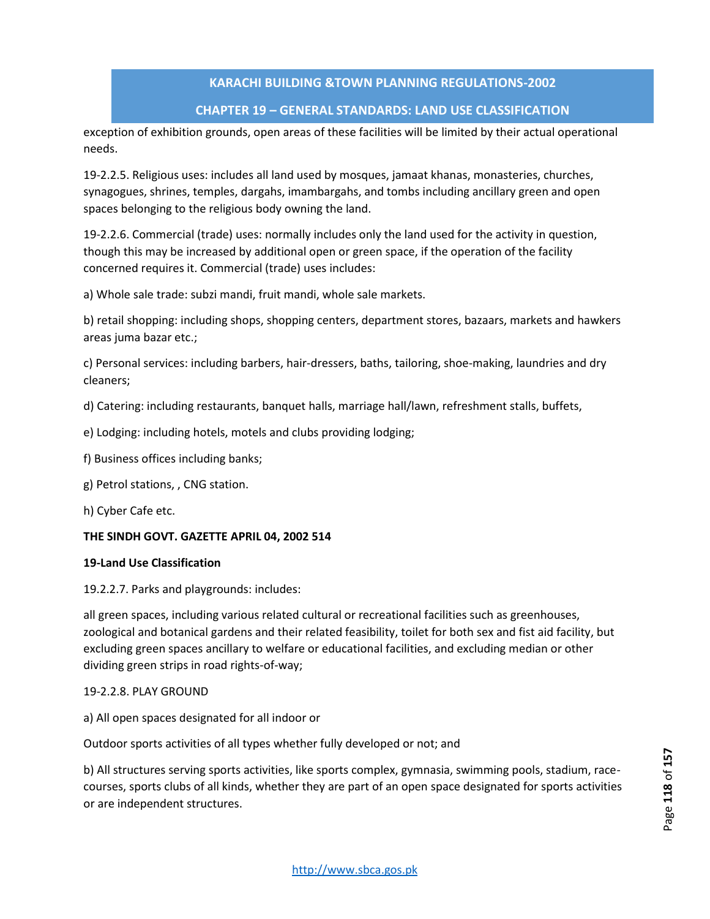exception of exhibition grounds, open areas of these facilities will be limited by their actual operational needs.

19-2.2.5. Religious uses: includes all land used by mosques, jamaat khanas, monasteries, churches, synagogues, shrines, temples, dargahs, imambargahs, and tombs including ancillary green and open spaces belonging to the religious body owning the land.

19-2.2.6. Commercial (trade) uses: normally includes only the land used for the activity in question, though this may be increased by additional open or green space, if the operation of the facility concerned requires it. Commercial (trade) uses includes:

a) Whole sale trade: subzi mandi, fruit mandi, whole sale markets.

b) retail shopping: including shops, shopping centers, department stores, bazaars, markets and hawkers areas juma bazar etc.;

c) Personal services: including barbers, hair-dressers, baths, tailoring, shoe-making, laundries and dry cleaners;

d) Catering: including restaurants, banquet halls, marriage hall/lawn, refreshment stalls, buffets,

e) Lodging: including hotels, motels and clubs providing lodging;

f) Business offices including banks;

g) Petrol stations, , CNG station.

h) Cyber Cafe etc.

**THE SINDH GOVT. GAZETTE APRIL 04, 2002 514**

**19-Land Use Classification**

19.2.2.7. Parks and playgrounds: includes:

all green spaces, including various related cultural or recreational facilities such as greenhouses, zoological and botanical gardens and their related feasibility, toilet for both sex and fist aid facility, but excluding green spaces ancillary to welfare or educational facilities, and excluding median or other dividing green strips in road rights-of-way;

19-2.2.8. PLAY GROUND

a) All open spaces designated for all indoor or

Outdoor sports activities of all types whether fully developed or not; and

b) All structures serving sports activities, like sports complex, gymnasia, swimming pools, stadium, race-courses, sports clubs of all kinds, whether they are part of an open space designated for sports activities or are independent structures.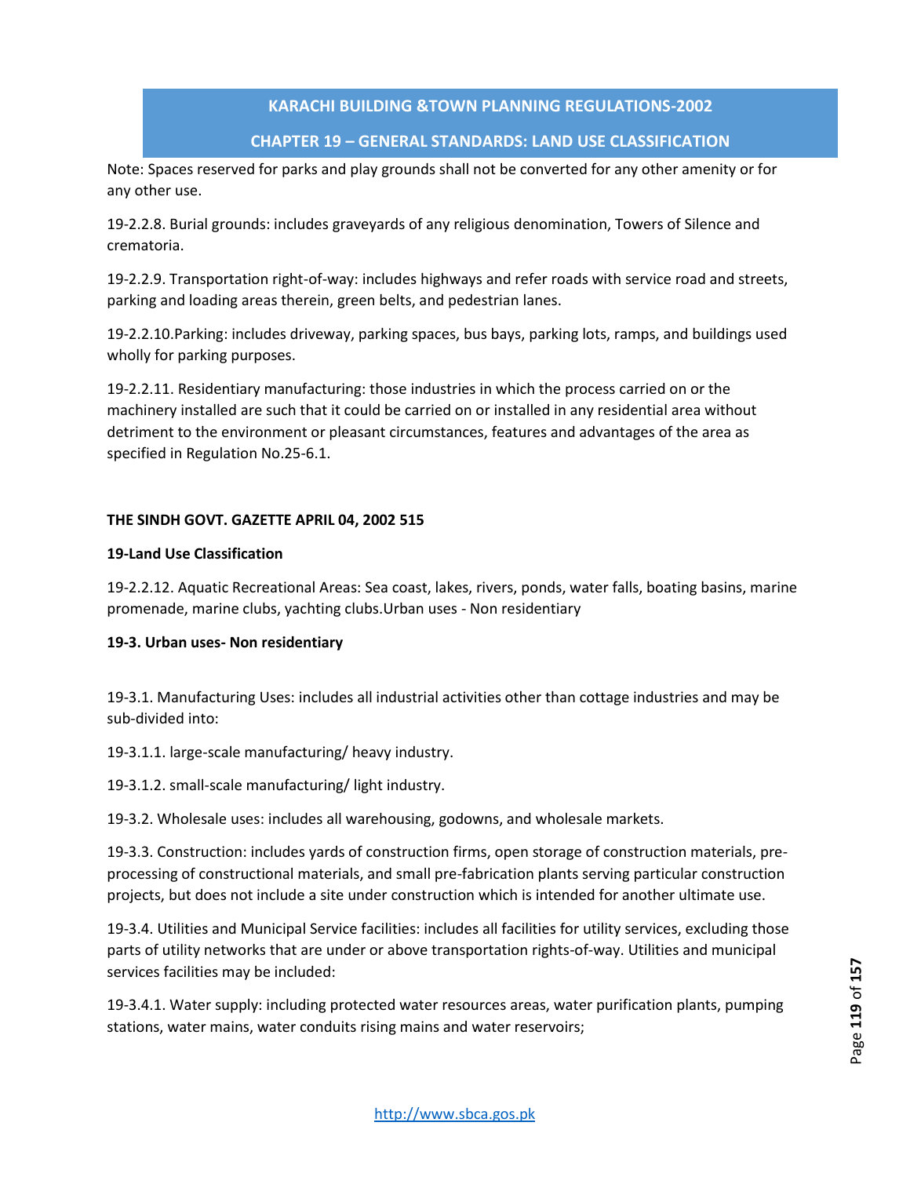Note: Spaces reserved for parks and play grounds shall not be converted for any other amenity or for any other use.

19-2.2.8. Burial grounds: includes graveyards of any religious denomination, Towers of Silence and crematoria.

19-2.2.9. Transportation right-of-way: includes highways and refer roads with service road and streets, parking and loading areas therein, green belts, and pedestrian lanes.

19-2.2.10.Parking: includes driveway, parking spaces, bus bays, parking lots, ramps, and buildings used wholly for parking purposes.

19-2.2.11. Residentiary manufacturing: those industries in which the process carried on or the machinery installed are such that it could be carried on or installed in any residential area without detriment to the environment or pleasant circumstances, features and advantages of the area as specified in Regulation No.25-6.1.

**THE SINDH GOVT. GAZETTE APRIL 04, 2002 515**

**19-Land Use Classification**

19-2.2.12. Aquatic Recreational Areas: Sea coast, lakes, rivers, ponds, water falls, boating basins, marine promenade, marine clubs, yachting clubs.Urban uses - Non residentiary

**19-3. Urban uses- Non residentiary**

19-3.1. Manufacturing Uses: includes all industrial activities other than cottage industries and may be sub-divided into:

19-3.1.1. large-scale manufacturing/ heavy industry.

19-3.1.2. small-scale manufacturing/ light industry.

19-3.2. Wholesale uses: includes all warehousing, godowns, and wholesale markets.

19-3.3. Construction: includes yards of construction firms, open storage of construction materials, pre-processing of constructional materials, and small pre-fabrication plants serving particular construction projects, but does not include a site under construction which is intended for another ultimate use.

19-3.4. Utilities and Municipal Service facilities: includes all facilities for utility services, excluding those parts of utility networks that are under or above transportation rights-of-way. Utilities and municipal services facilities may be included:

19-3.4.1. Water supply: including protected water resources areas, water purification plants, pumping stations, water mains, water conduits rising mains and water reservoirs;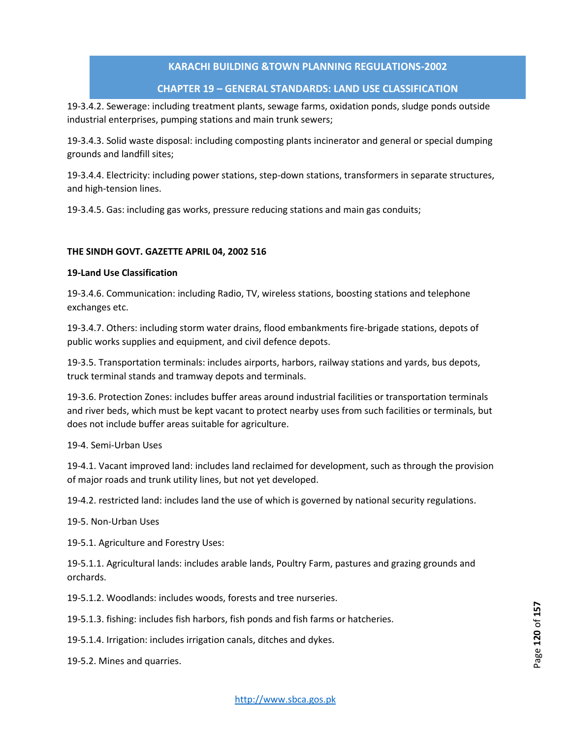19-3.4.2. Sewerage: including treatment plants, sewage farms, oxidation ponds, sludge ponds outside industrial enterprises, pumping stations and main trunk sewers;

19-3.4.3. Solid waste disposal: including composting plants incinerator and general or special dumping grounds and landfill sites;

19-3.4.4. Electricity: including power stations, step-down stations, transformers in separate structures, and high-tension lines.

19-3.4.5. Gas: including gas works, pressure reducing stations and main gas conduits;

**THE SINDH GOVT. GAZETTE APRIL 04, 2002 516**

**19-Land Use Classification**

19-3.4.6. Communication: including Radio, TV, wireless stations, boosting stations and telephone exchanges etc.

19-3.4.7. Others: including storm water drains, flood embankments fire-brigade stations, depots of public works supplies and equipment, and civil defence depots.

19-3.5. Transportation terminals: includes airports, harbors, railway stations and yards, bus depots, truck terminal stands and tramway depots and terminals.

19-3.6. Protection Zones: includes buffer areas around industrial facilities or transportation terminals and river beds, which must be kept vacant to protect nearby uses from such facilities or terminals, but does not include buffer areas suitable for agriculture.

19-4. Semi-Urban Uses

19-4.1. Vacant improved land: includes land reclaimed for development, such as through the provision of major roads and trunk utility lines, but not yet developed.

19-4.2. restricted land: includes land the use of which is governed by national security regulations.

19-5. Non-Urban Uses

19-5.1. Agriculture and Forestry Uses:

19-5.1.1. Agricultural lands: includes arable lands, Poultry Farm, pastures and grazing grounds and orchards.

19-5.1.2. Woodlands: includes woods, forests and tree nurseries.

19-5.1.3. fishing: includes fish harbors, fish ponds and fish farms or hatcheries.

19-5.1.4. Irrigation: includes irrigation canals, ditches and dykes.

19-5.2. Mines and quarries.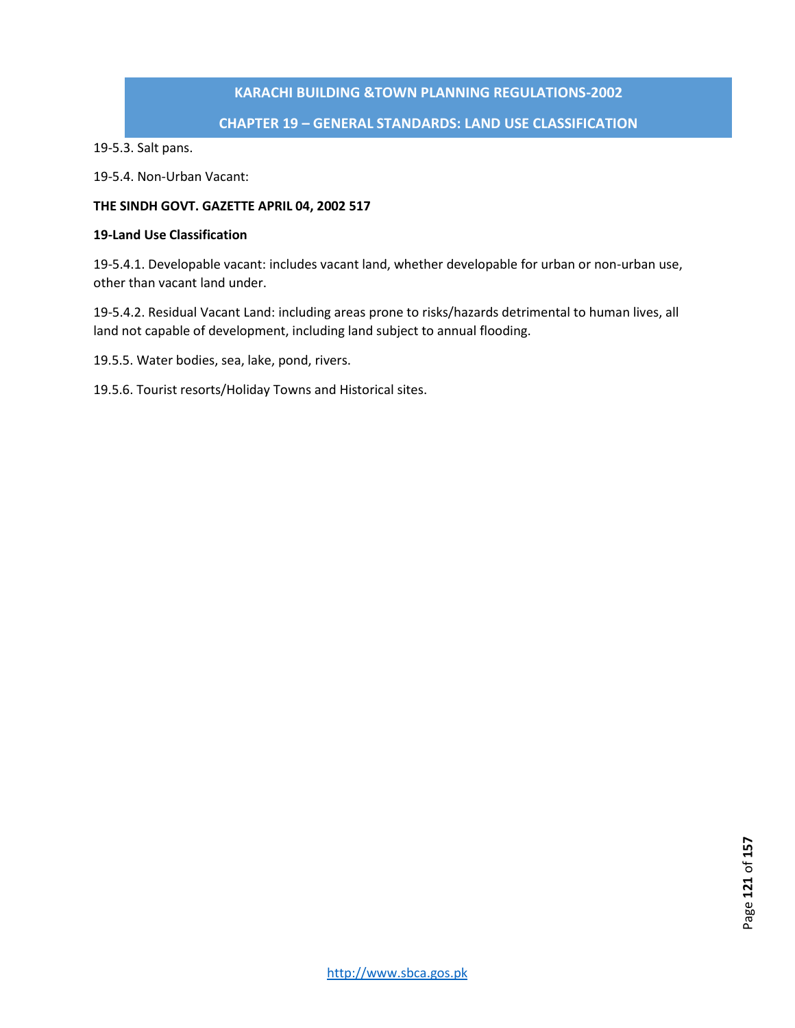19-5.3. Salt pans.

19-5.4. Non-Urban Vacant:

**THE SINDH GOVT. GAZETTE APRIL 04, 2002 517**

**19-Land Use Classification**

19-5.4.1. Developable vacant: includes vacant land, whether developable for urban or non-urban use, other than vacant land under.

19-5.4.2. Residual Vacant Land: including areas prone to risks/hazards detrimental to human lives, all land not capable of development, including land subject to annual flooding.

19.5.5. Water bodies, sea, lake, pond, rivers.

19.5.6. Tourist resorts/Holiday Towns and Historical sites.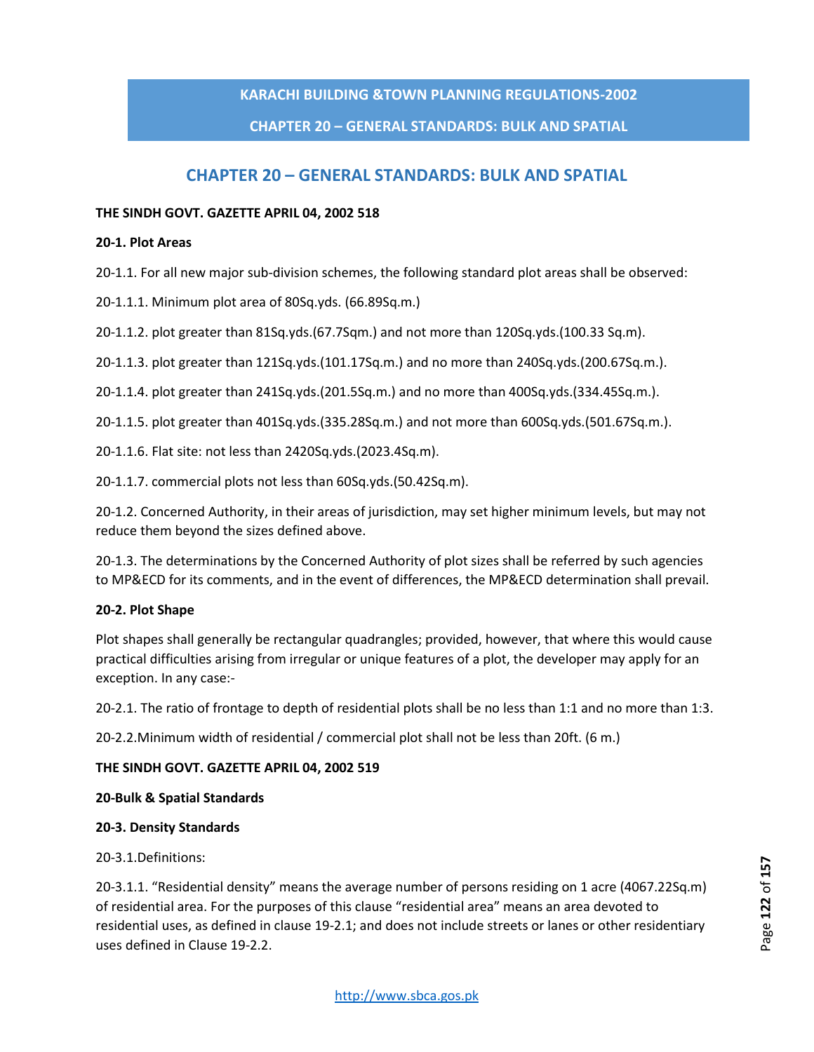# CHAPTER 20 – GENERAL STANDARDS: BULK AND SPATIAL

**THE SINDH GOVT. GAZETTE APRIL 04, 2002 518**

**20-1. Plot Areas**

20-1.1. For all new major sub-division schemes, the following standard plot areas shall be observed:

20-1.1.1. Minimum plot area of 80Sq.yds. (66.89Sq.m.)

20-1.1.2. plot greater than 81Sq.yds.(67.7Sqm.) and not more than 120Sq.yds.(100.33 Sq.m).

20-1.1.3. plot greater than 121Sq.yds.(101.17Sq.m.) and no more than 240Sq.yds.(200.67Sq.m.).

20-1.1.4. plot greater than 241Sq.yds.(201.5Sq.m.) and no more than 400Sq.yds.(334.45Sq.m.).

20-1.1.5. plot greater than 401Sq.yds.(335.28Sq.m.) and not more than 600Sq.yds.(501.67Sq.m.).

20-1.1.6. Flat site: not less than 2420Sq.yds.(2023.4Sq.m).

20-1.1.7. commercial plots not less than 60Sq.yds.(50.42Sq.m).

20-1.2. Concerned Authority, in their areas of jurisdiction, may set higher minimum levels, but may not reduce them beyond the sizes defined above.

20-1.3. The determinations by the Concerned Authority of plot sizes shall be referred by such agencies to MP&ECD for its comments, and in the event of differences, the MP&ECD determination shall prevail.

**20-2. Plot Shape**

Plot shapes shall generally be rectangular quadrangles; provided, however, that where this would cause practical difficulties arising from irregular or unique features of a plot, the developer may apply for an exception. In any case:-

20-2.1. The ratio of frontage to depth of residential plots shall be no less than 1:1 and no more than 1:3.

20-2.2.Minimum width of residential / commercial plot shall not be less than 20ft. (6 m.)

**THE SINDH GOVT. GAZETTE APRIL 04, 2002 519**

**20-Bulk & Spatial Standards**

**20-3. Density Standards**

20-3.1.Definitions:

20-3.1.1. "Residential density" means the average number of persons residing on 1 acre (4067.22Sq.m) of residential area. For the purposes of this clause "residential area" means an area devoted to residential uses, as defined in clause 19-2.1; and does not include streets or lanes or other residentiary uses defined in Clause 19-2.2.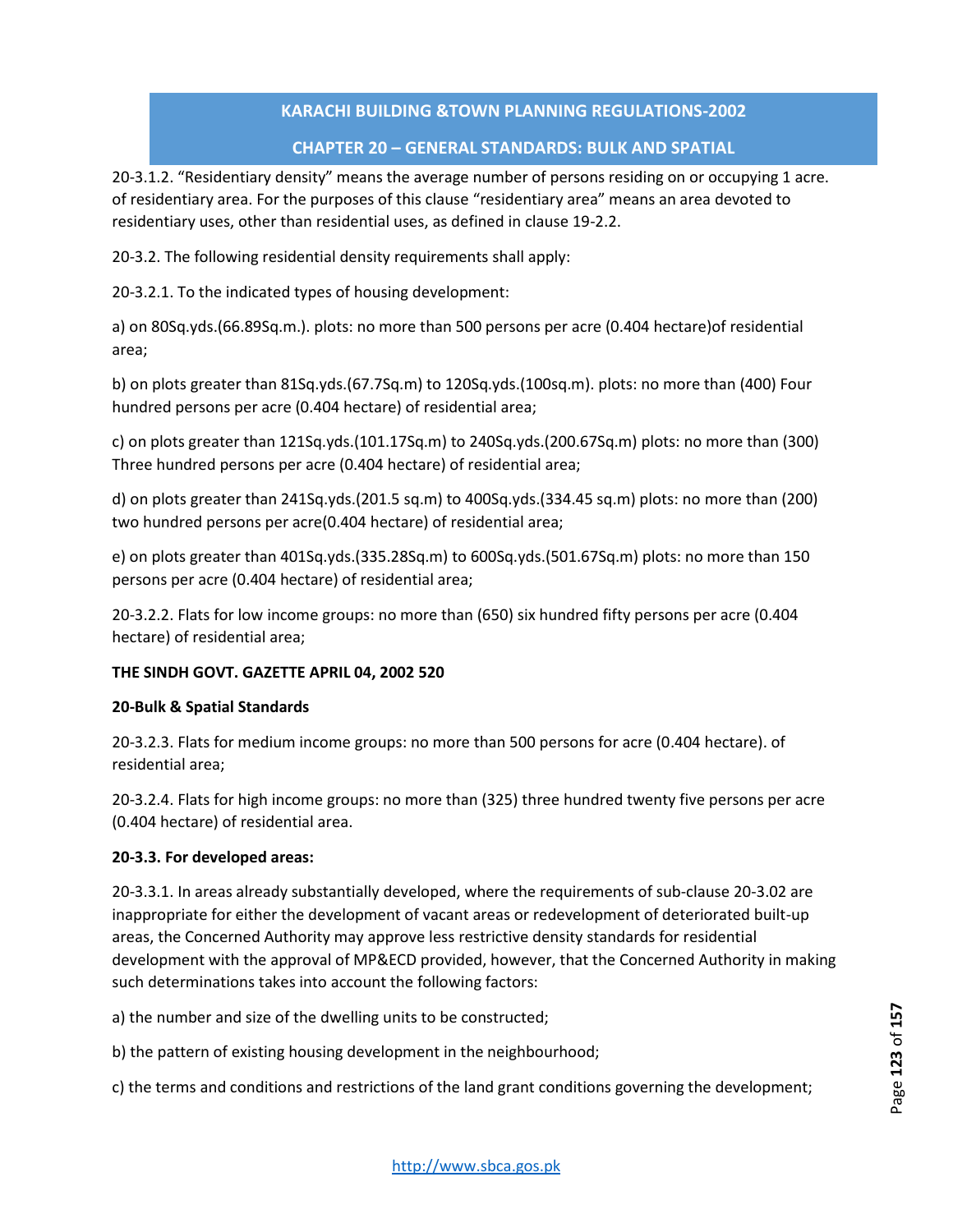20-3.1.2. "Residentiary density" means the average number of persons residing on or occupying 1 acre. of residentiary area. For the purposes of this clause "residentiary area" means an area devoted to residentiary uses, other than residential uses, as defined in clause 19-2.2.

20-3.2. The following residential density requirements shall apply:

20-3.2.1. To the indicated types of housing development:

a) on 80Sq.yds.(66.89Sq.m.). plots: no more than 500 persons per acre (0.404 hectare)of residential area;

b) on plots greater than 81Sq.yds.(67.7Sq.m) to 120Sq.yds.(100sq.m). plots: no more than (400) Four hundred persons per acre (0.404 hectare) of residential area;

c) on plots greater than 121Sq.yds.(101.17Sq.m) to 240Sq.yds.(200.67Sq.m) plots: no more than (300) Three hundred persons per acre (0.404 hectare) of residential area;

d) on plots greater than 241Sq.yds.(201.5 sq.m) to 400Sq.yds.(334.45 sq.m) plots: no more than (200) two hundred persons per acre(0.404 hectare) of residential area;

e) on plots greater than 401Sq.yds.(335.28Sq.m) to 600Sq.yds.(501.67Sq.m) plots: no more than 150 persons per acre (0.404 hectare) of residential area;

20-3.2.2. Flats for low income groups: no more than (650) six hundred fifty persons per acre (0.404 hectare) of residential area;

**THE SINDH GOVT. GAZETTE APRIL 04, 2002 520**

**20-Bulk & Spatial Standards**

20-3.2.3. Flats for medium income groups: no more than 500 persons for acre (0.404 hectare). of residential area;

20-3.2.4. Flats for high income groups: no more than (325) three hundred twenty five persons per acre (0.404 hectare) of residential area.

**20-3.3. For developed areas:**

20-3.3.1. In areas already substantially developed, where the requirements of sub-clause 20-3.02 are inappropriate for either the development of vacant areas or redevelopment of deteriorated built-up areas, the Concerned Authority may approve less restrictive density standards for residential development with the approval of MP&ECD provided, however, that the Concerned Authority in making such determinations takes into account the following factors:

a) the number and size of the dwelling units to be constructed;

b) the pattern of existing housing development in the neighbourhood;

c) the terms and conditions and restrictions of the land grant conditions governing the development;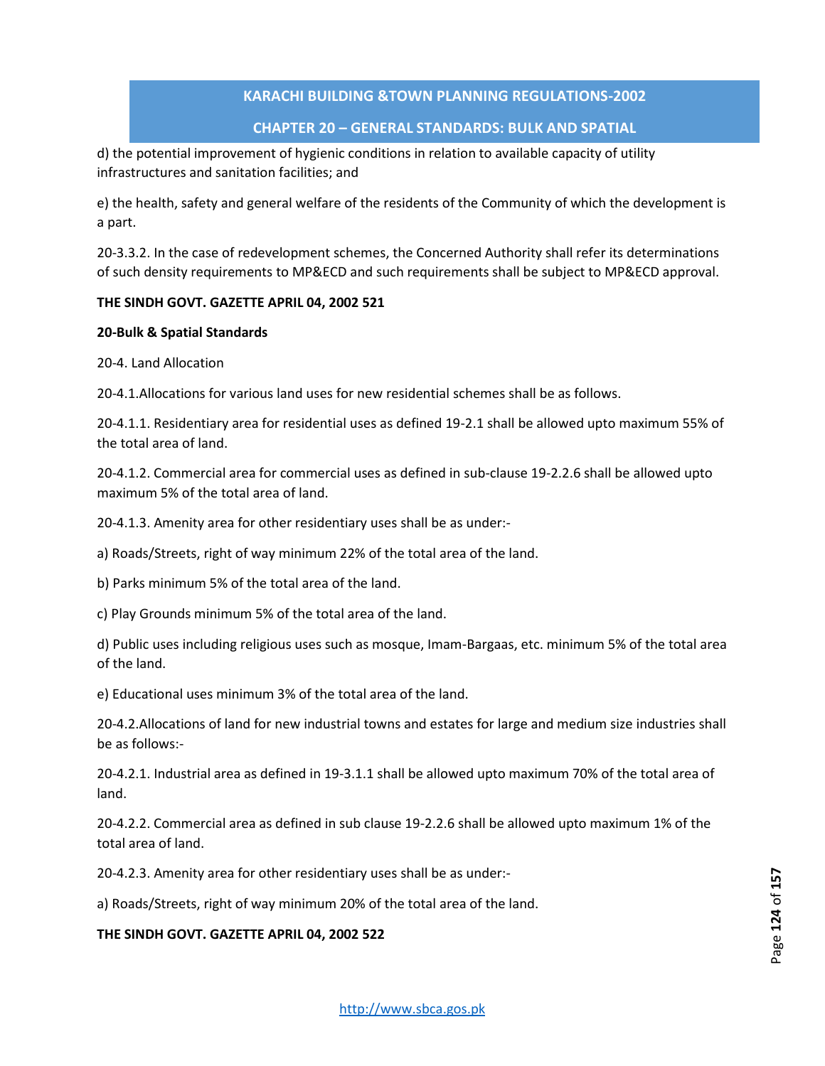d) the potential improvement of hygienic conditions in relation to available capacity of utility infrastructures and sanitation facilities; and

e) the health, safety and general welfare of the residents of the Community of which the development is a part.

20-3.3.2. In the case of redevelopment schemes, the Concerned Authority shall refer its determinations of such density requirements to MP&ECD and such requirements shall be subject to MP&ECD approval.

**THE SINDH GOVT. GAZETTE APRIL 04, 2002 521**

**20-Bulk & Spatial Standards**

20-4. Land Allocation

20-4.1.Allocations for various land uses for new residential schemes shall be as follows.

20-4.1.1. Residentiary area for residential uses as defined 19-2.1 shall be allowed upto maximum 55% of the total area of land.

20-4.1.2. Commercial area for commercial uses as defined in sub-clause 19-2.2.6 shall be allowed upto maximum 5% of the total area of land.

20-4.1.3. Amenity area for other residentiary uses shall be as under:-

a) Roads/Streets, right of way minimum 22% of the total area of the land.

b) Parks minimum 5% of the total area of the land.

c) Play Grounds minimum 5% of the total area of the land.

d) Public uses including religious uses such as mosque, Imam-Bargaas, etc. minimum 5% of the total area of the land.

e) Educational uses minimum 3% of the total area of the land.

20-4.2.Allocations of land for new industrial towns and estates for large and medium size industries shall be as follows:-

20-4.2.1. Industrial area as defined in 19-3.1.1 shall be allowed upto maximum 70% of the total area of land.

20-4.2.2. Commercial area as defined in sub clause 19-2.2.6 shall be allowed upto maximum 1% of the total area of land.

20-4.2.3. Amenity area for other residentiary uses shall be as under:-

a) Roads/Streets, right of way minimum 20% of the total area of the land.

**THE SINDH GOVT. GAZETTE APRIL 04, 2002 522**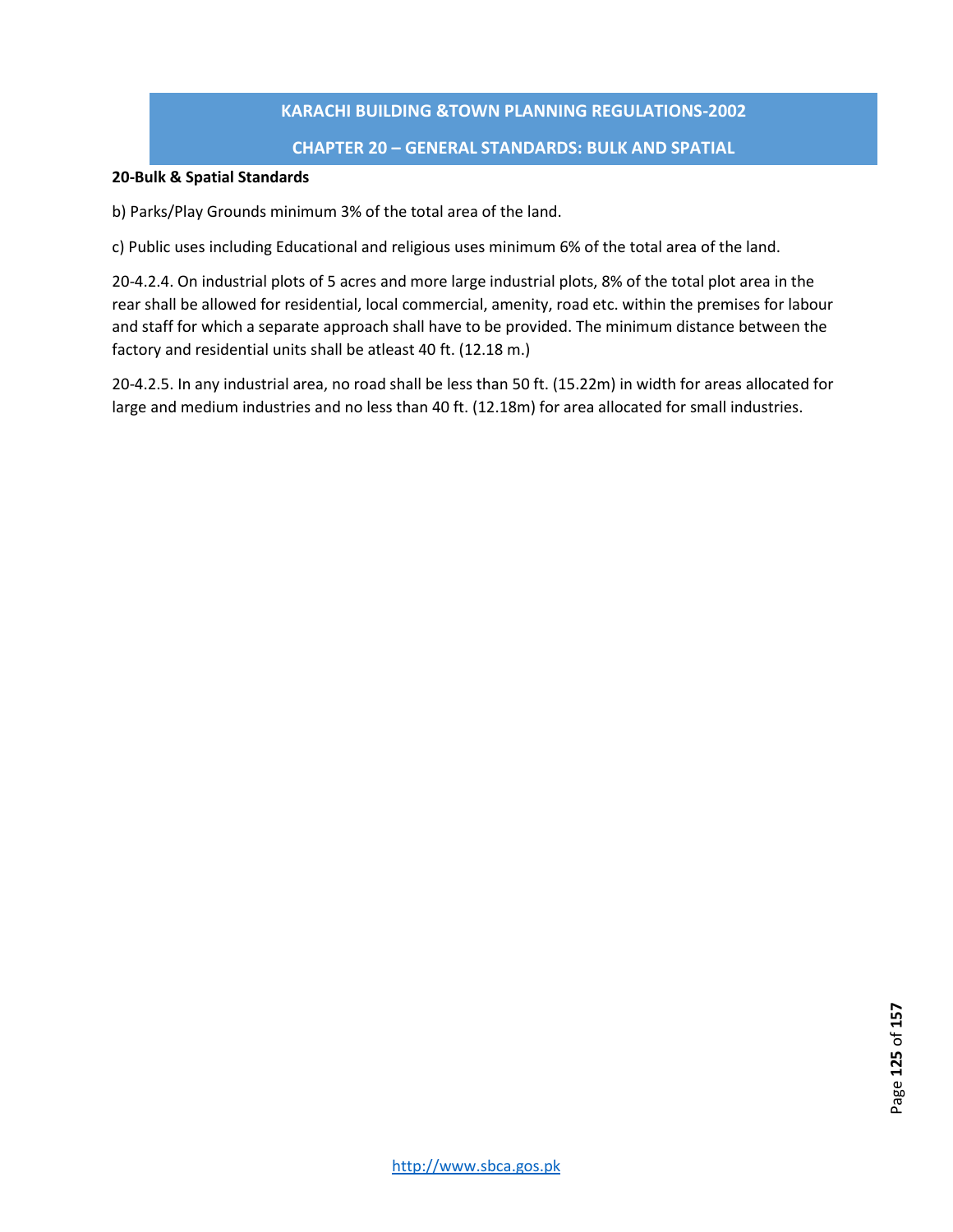**20-Bulk & Spatial Standards**

b) Parks/Play Grounds minimum 3% of the total area of the land.

c) Public uses including Educational and religious uses minimum 6% of the total area of the land.

20-4.2.4. On industrial plots of 5 acres and more large industrial plots, 8% of the total plot area in the rear shall be allowed for residential, local commercial, amenity, road etc. within the premises for labour and staff for which a separate approach shall have to be provided. The minimum distance between the factory and residential units shall be atleast 40 ft. (12.18 m.)

20-4.2.5. In any industrial area, no road shall be less than 50 ft. (15.22m) in width for areas allocated for large and medium industries and no less than 40 ft. (12.18m) for area allocated for small industries.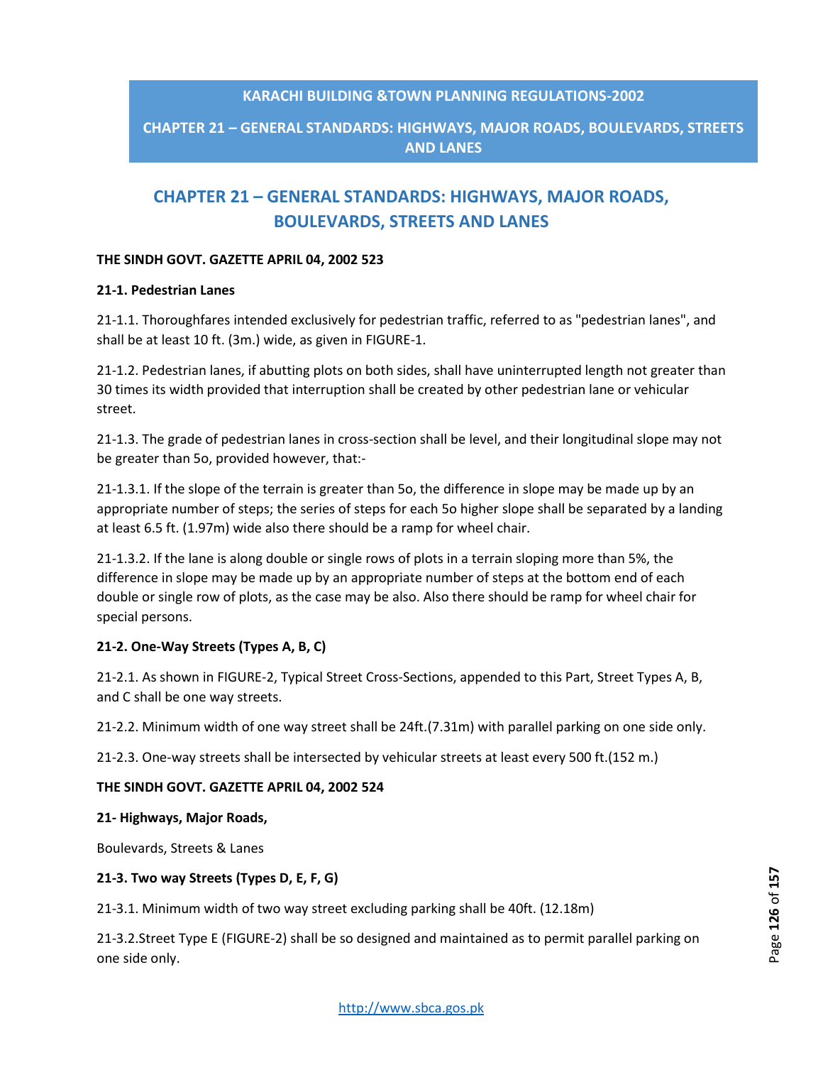# CHAPTER 21 – GENERAL STANDARDS: HIGHWAYS, MAJOR ROADS, BOULEVARDS, STREETS AND LANES

**THE SINDH GOVT. GAZETTE APRIL 04, 2002 523**

**21-1. Pedestrian Lanes**

21-1.1. Thoroughfares intended exclusively for pedestrian traffic, referred to as "pedestrian lanes", and shall be at least 10 ft. (3m.) wide, as given in FIGURE-1.

21-1.2. Pedestrian lanes, if abutting plots on both sides, shall have uninterrupted length not greater than 30 times its width provided that interruption shall be created by other pedestrian lane or vehicular street.

21-1.3. The grade of pedestrian lanes in cross-section shall be level, and their longitudinal slope may not be greater than 5o, provided however, that:-

21-1.3.1. If the slope of the terrain is greater than 5o, the difference in slope may be made up by an appropriate number of steps; the series of steps for each 5o higher slope shall be separated by a landing at least 6.5 ft. (1.97m) wide also there should be a ramp for wheel chair.

21-1.3.2. If the lane is along double or single rows of plots in a terrain sloping more than 5%, the difference in slope may be made up by an appropriate number of steps at the bottom end of each double or single row of plots, as the case may be also. Also there should be ramp for wheel chair for special persons.

**21-2. One-Way Streets (Types A, B, C)**

21-2.1. As shown in FIGURE-2, Typical Street Cross-Sections, appended to this Part, Street Types A, B, and C shall be one way streets.

21-2.2. Minimum width of one way street shall be 24ft.(7.31m) with parallel parking on one side only.

21-2.3. One-way streets shall be intersected by vehicular streets at least every 500 ft.(152 m.)

**THE SINDH GOVT. GAZETTE APRIL 04, 2002 524**

**21- Highways, Major Roads,**

Boulevards, Streets & Lanes

**21-3. Two way Streets (Types D, E, F, G)**

21-3.1. Minimum width of two way street excluding parking shall be 40ft. (12.18m)

21-3.2.Street Type E (FIGURE-2) shall be so designed and maintained as to permit parallel parking on one side only.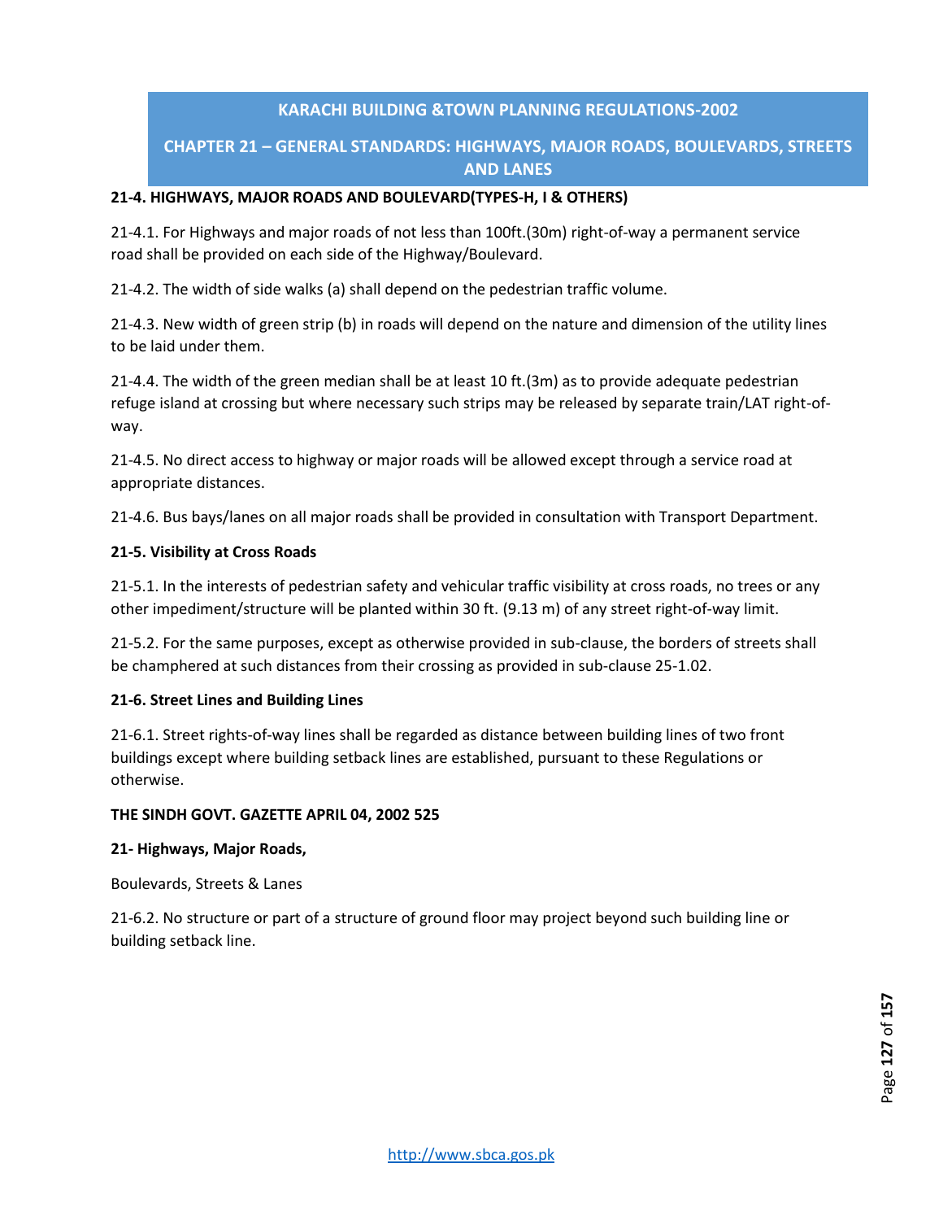## 21-4. HIGHWAYS, MAJOR ROADS AND BOULEVARD(TYPES-H, I & OTHERS)

21-4.1. For Highways and major roads of not less than 100ft.(30m) right-of-way a permanent service road shall be provided on each side of the Highway/Boulevard.

21-4.2. The width of side walks (a) shall depend on the pedestrian traffic volume.

21-4.3. New width of green strip (b) in roads will depend on the nature and dimension of the utility lines to be laid under them.

21-4.4. The width of the green median shall be at least 10 ft.(3m) as to provide adequate pedestrian refuge island at crossing but where necessary such strips may be released by separate train/LAT right-of-way.

21-4.5. No direct access to highway or major roads will be allowed except through a service road at appropriate distances.

21-4.6. Bus bays/lanes on all major roads shall be provided in consultation with Transport Department.

## 21-5. Visibility at Cross Roads

21-5.1. In the interests of pedestrian safety and vehicular traffic visibility at cross roads, no trees or any other impediment/structure will be planted within 30 ft. (9.13 m) of any street right-of-way limit.

21-5.2. For the same purposes, except as otherwise provided in sub-clause, the borders of streets shall be champhered at such distances from their crossing as provided in sub-clause 25-1.02.

## 21-6. Street Lines and Building Lines

21-6.1. Street rights-of-way lines shall be regarded as distance between building lines of two front buildings except where building setback lines are established, pursuant to these Regulations or otherwise.

**THE SINDH GOVT. GAZETTE APRIL 04, 2002 525**

**21- Highways, Major Roads,**

Boulevards, Streets & Lanes

21-6.2. No structure or part of a structure of ground floor may project beyond such building line or building setback line.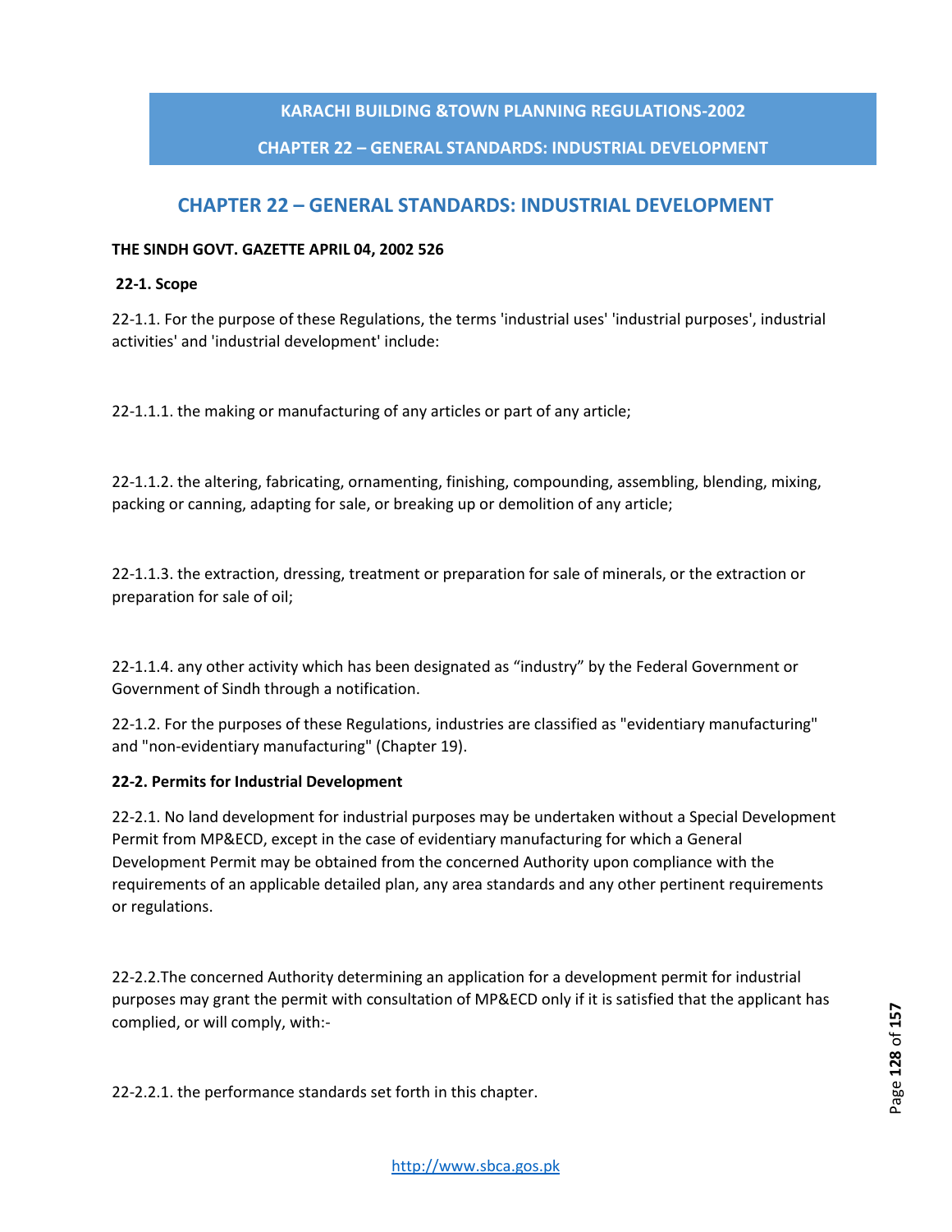# CHAPTER 22 – GENERAL STANDARDS: INDUSTRIAL DEVELOPMENT

**THE SINDH GOVT. GAZETTE APRIL 04, 2002 526**

### 22-1. Scope

22-1.1. For the purpose of these Regulations, the terms 'industrial uses' 'industrial purposes', industrial activities' and 'industrial development' include:

22-1.1.1. the making or manufacturing of any articles or part of any article;

22-1.1.2. the altering, fabricating, ornamenting, finishing, compounding, assembling, blending, mixing, packing or canning, adapting for sale, or breaking up or demolition of any article;

22-1.1.3. the extraction, dressing, treatment or preparation for sale of minerals, or the extraction or preparation for sale of oil;

22-1.1.4. any other activity which has been designated as "industry" by the Federal Government or Government of Sindh through a notification.

22-1.2. For the purposes of these Regulations, industries are classified as "evidentiary manufacturing" and "non-evidentiary manufacturing" (Chapter 19).

### 22-2. Permits for Industrial Development

22-2.1. No land development for industrial purposes may be undertaken without a Special Development Permit from MP&ECD, except in the case of evidentiary manufacturing for which a General Development Permit may be obtained from the concerned Authority upon compliance with the requirements of an applicable detailed plan, any area standards and any other pertinent requirements or regulations.

22-2.2.The concerned Authority determining an application for a development permit for industrial purposes may grant the permit with consultation of MP&ECD only if it is satisfied that the applicant has complied, or will comply, with:-

22-2.2.1. the performance standards set forth in this chapter.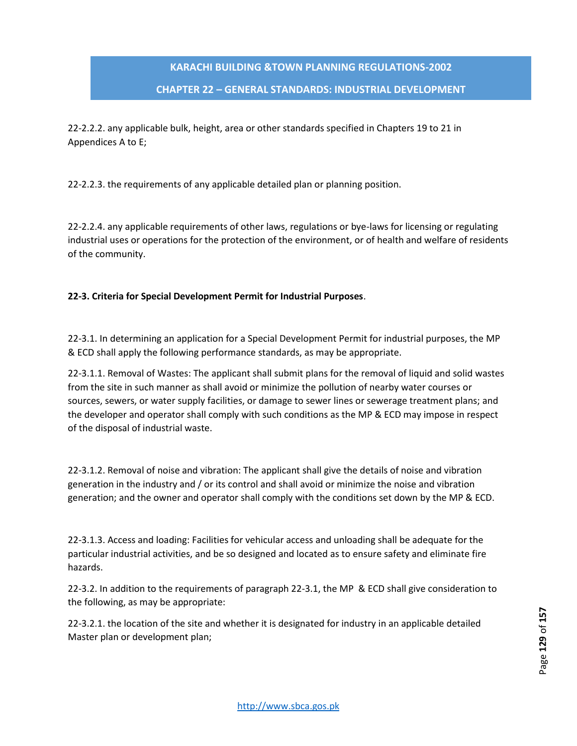22-2.2.2. any applicable bulk, height, area or other standards specified in Chapters 19 to 21 in Appendices A to E;

22-2.2.3. the requirements of any applicable detailed plan or planning position.

22-2.2.4. any applicable requirements of other laws, regulations or bye-laws for licensing or regulating industrial uses or operations for the protection of the environment, or of health and welfare of residents of the community.

**22-3. Criteria for Special Development Permit for Industrial Purposes**.

22-3.1. In determining an application for a Special Development Permit for industrial purposes, the MP & ECD shall apply the following performance standards, as may be appropriate.

22-3.1.1. Removal of Wastes: The applicant shall submit plans for the removal of liquid and solid wastes from the site in such manner as shall avoid or minimize the pollution of nearby water courses or sources, sewers, or water supply facilities, or damage to sewer lines or sewerage treatment plans; and the developer and operator shall comply with such conditions as the MP & ECD may impose in respect of the disposal of industrial waste.

22-3.1.2. Removal of noise and vibration: The applicant shall give the details of noise and vibration generation in the industry and / or its control and shall avoid or minimize the noise and vibration generation; and the owner and operator shall comply with the conditions set down by the MP & ECD.

22-3.1.3. Access and loading: Facilities for vehicular access and unloading shall be adequate for the particular industrial activities, and be so designed and located as to ensure safety and eliminate fire hazards.

22-3.2. In addition to the requirements of paragraph 22-3.1, the MP & ECD shall give consideration to the following, as may be appropriate:

22-3.2.1. the location of the site and whether it is designated for industry in an applicable detailed Master plan or development plan;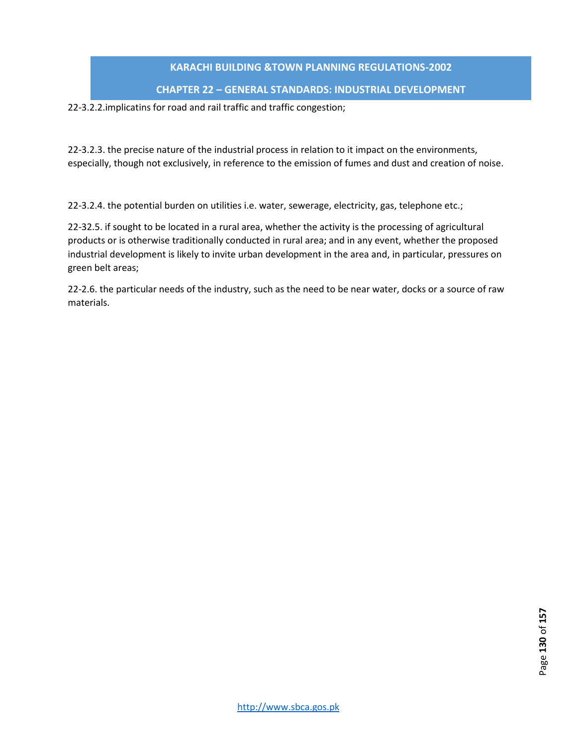22-3.2.2.implicatins for road and rail traffic and traffic congestion;

22-3.2.3. the precise nature of the industrial process in relation to it impact on the environments, especially, though not exclusively, in reference to the emission of fumes and dust and creation of noise.

22-3.2.4. the potential burden on utilities i.e. water, sewerage, electricity, gas, telephone etc.;

22-32.5. if sought to be located in a rural area, whether the activity is the processing of agricultural products or is otherwise traditionally conducted in rural area; and in any event, whether the proposed industrial development is likely to invite urban development in the area and, in particular, pressures on green belt areas;

22-2.6. the particular needs of the industry, such as the need to be near water, docks or a source of raw materials.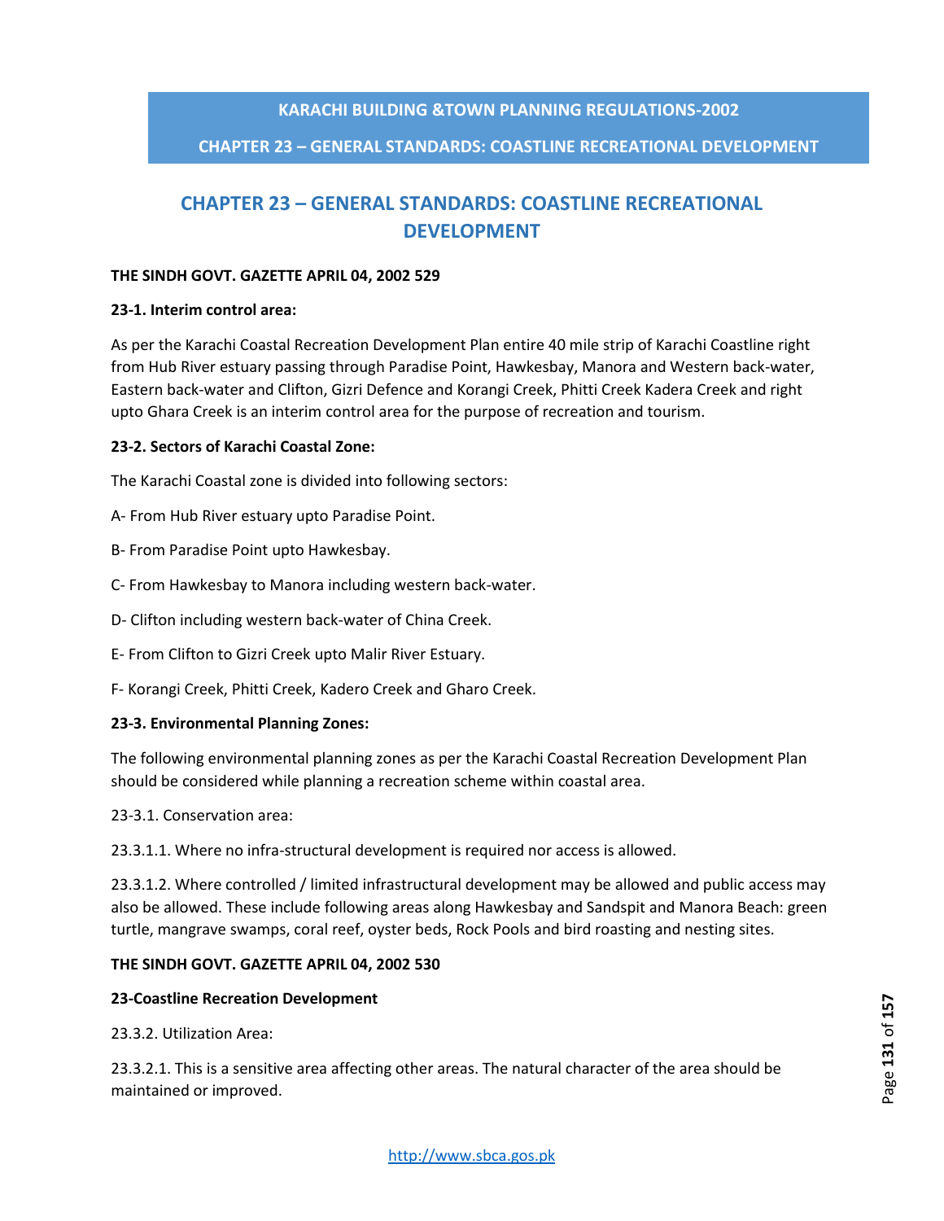# CHAPTER 23 – GENERAL STANDARDS: COASTLINE RECREATIONAL DEVELOPMENT

**THE SINDH GOVT. GAZETTE APRIL 04, 2002 529**

**23-1. Interim control area:**

As per the Karachi Coastal Recreation Development Plan entire 40 mile strip of Karachi Coastline right from Hub River estuary passing through Paradise Point, Hawkesbay, Manora and Western back-water, Eastern back-water and Clifton, Gizri Defence and Korangi Creek, Phitti Creek Kadera Creek and right upto Ghara Creek is an interim control area for the purpose of recreation and tourism.

**23-2. Sectors of Karachi Coastal Zone:**

The Karachi Coastal zone is divided into following sectors:

A- From Hub River estuary upto Paradise Point.

B- From Paradise Point upto Hawkesbay.

C- From Hawkesbay to Manora including western back-water.

D- Clifton including western back-water of China Creek.

E- From Clifton to Gizri Creek upto Malir River Estuary.

F- Korangi Creek, Phitti Creek, Kadero Creek and Gharo Creek.

**23-3. Environmental Planning Zones:**

The following environmental planning zones as per the Karachi Coastal Recreation Development Plan should be considered while planning a recreation scheme within coastal area.

23-3.1. Conservation area:

23.3.1.1. Where no infra-structural development is required nor access is allowed.

23.3.1.2. Where controlled / limited infrastructural development may be allowed and public access may also be allowed. These include following areas along Hawkesbay and Sandspit and Manora Beach: green turtle, mangrave swamps, coral reef, oyster beds, Rock Pools and bird roasting and nesting sites.

**THE SINDH GOVT. GAZETTE APRIL 04, 2002 530**

**23-Coastline Recreation Development**

23.3.2. Utilization Area:

23.3.2.1. This is a sensitive area affecting other areas. The natural character of the area should be maintained or improved.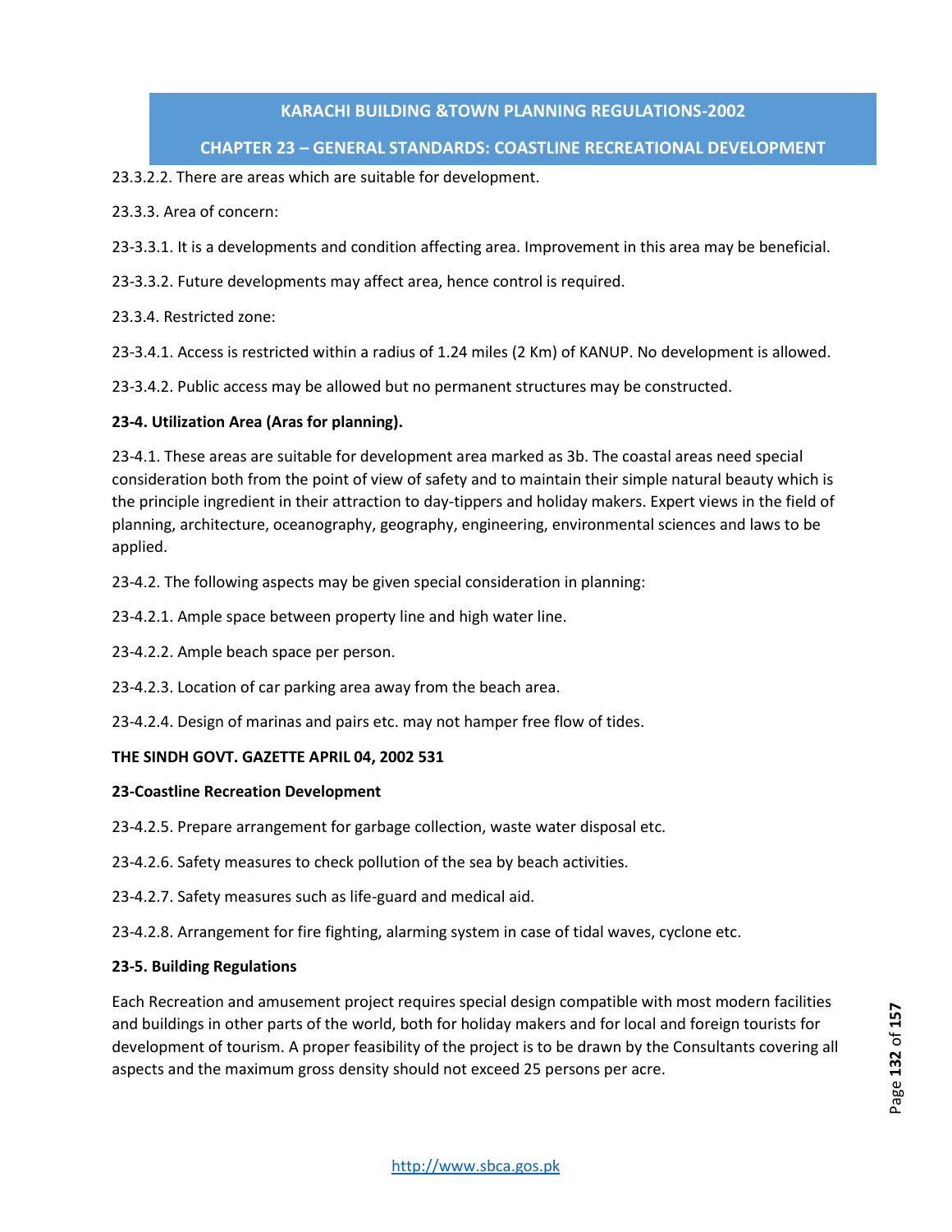23.3.2.2. There are areas which are suitable for development.

23.3.3. Area of concern:

23-3.3.1. It is a developments and condition affecting area. Improvement in this area may be beneficial.

23-3.3.2. Future developments may affect area, hence control is required.

23.3.4. Restricted zone:

23-3.4.1. Access is restricted within a radius of 1.24 miles (2 Km) of KANUP. No development is allowed.

23-3.4.2. Public access may be allowed but no permanent structures may be constructed.

**23-4. Utilization Area (Aras for planning).**

23-4.1. These areas are suitable for development area marked as 3b. The coastal areas need special consideration both from the point of view of safety and to maintain their simple natural beauty which is the principle ingredient in their attraction to day-tippers and holiday makers. Expert views in the field of planning, architecture, oceanography, geography, engineering, environmental sciences and laws to be applied.

23-4.2. The following aspects may be given special consideration in planning:

23-4.2.1. Ample space between property line and high water line.

23-4.2.2. Ample beach space per person.

23-4.2.3. Location of car parking area away from the beach area.

23-4.2.4. Design of marinas and pairs etc. may not hamper free flow of tides.

**THE SINDH GOVT. GAZETTE APRIL 04, 2002 531**

**23-Coastline Recreation Development**

23-4.2.5. Prepare arrangement for garbage collection, waste water disposal etc.

23-4.2.6. Safety measures to check pollution of the sea by beach activities.

23-4.2.7. Safety measures such as life-guard and medical aid.

23-4.2.8. Arrangement for fire fighting, alarming system in case of tidal waves, cyclone etc.

**23-5. Building Regulations**

Each Recreation and amusement project requires special design compatible with most modern facilities and buildings in other parts of the world, both for holiday makers and for local and foreign tourists for development of tourism. A proper feasibility of the project is to be drawn by the Consultants covering all aspects and the maximum gross density should not exceed 25 persons per acre.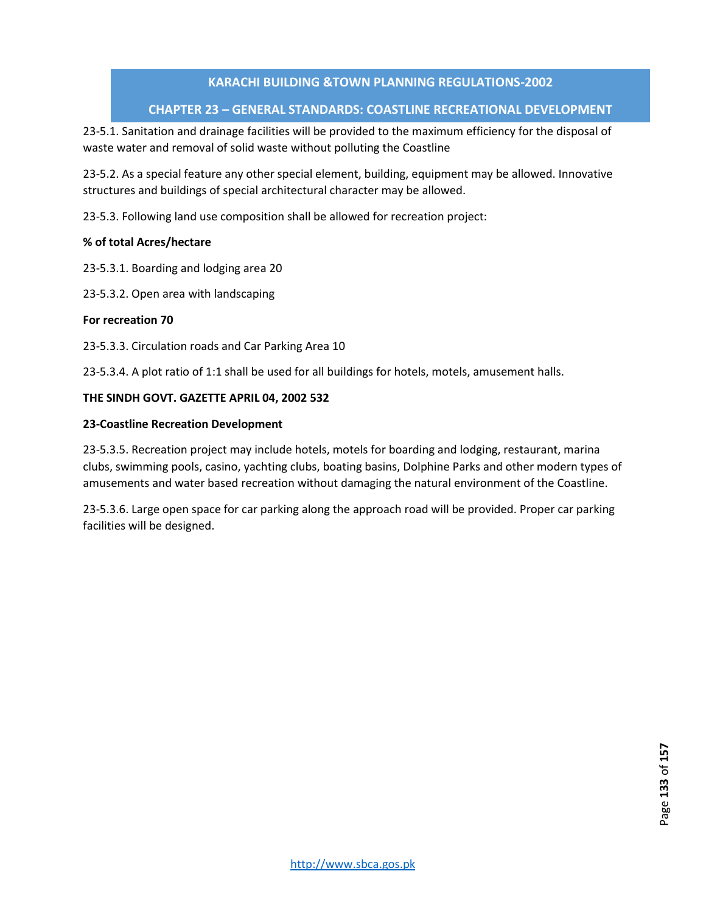23-5.1. Sanitation and drainage facilities will be provided to the maximum efficiency for the disposal of waste water and removal of solid waste without polluting the Coastline

23-5.2. As a special feature any other special element, building, equipment may be allowed. Innovative structures and buildings of special architectural character may be allowed.

23-5.3. Following land use composition shall be allowed for recreation project:

**% of total Acres/hectare**

23-5.3.1. Boarding and lodging area 20

23-5.3.2. Open area with landscaping

**For recreation 70**

23-5.3.3. Circulation roads and Car Parking Area 10

23-5.3.4. A plot ratio of 1:1 shall be used for all buildings for hotels, motels, amusement halls.

**THE SINDH GOVT. GAZETTE APRIL 04, 2002 532**

**23-Coastline Recreation Development**

23-5.3.5. Recreation project may include hotels, motels for boarding and lodging, restaurant, marina clubs, swimming pools, casino, yachting clubs, boating basins, Dolphine Parks and other modern types of amusements and water based recreation without damaging the natural environment of the Coastline.

23-5.3.6. Large open space for car parking along the approach road will be provided. Proper car parking facilities will be designed.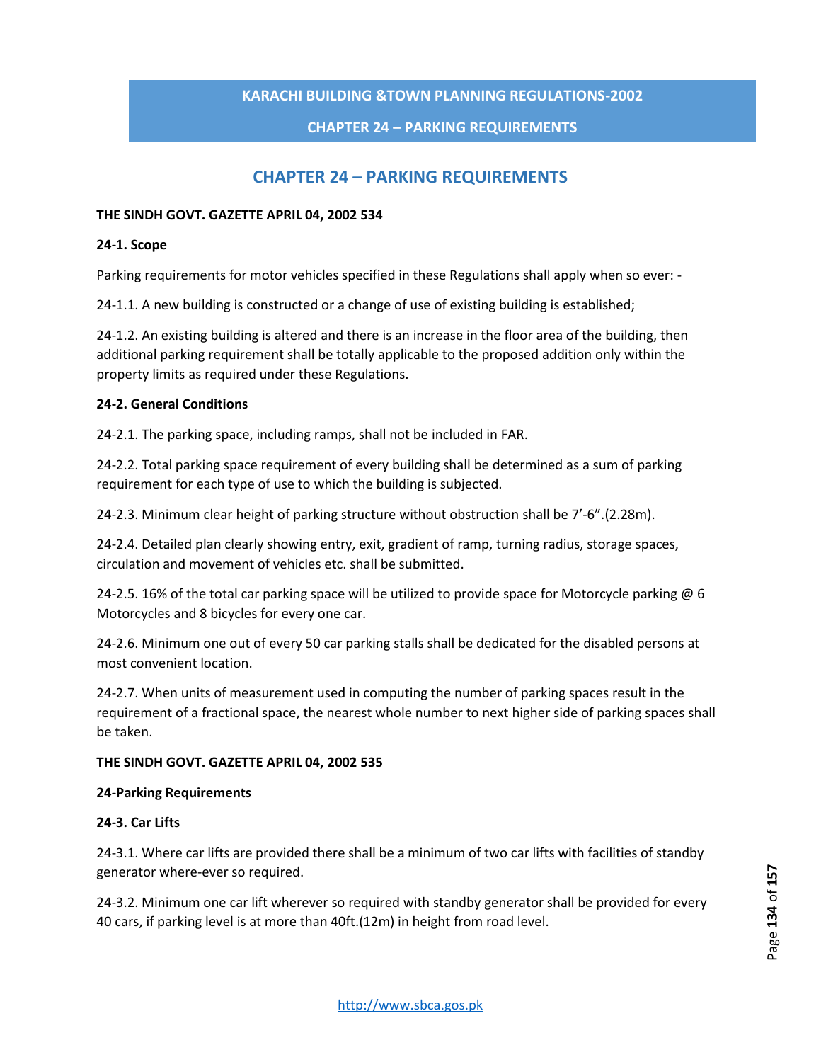# CHAPTER 24 – PARKING REQUIREMENTS

**THE SINDH GOVT. GAZETTE APRIL 04, 2002 534**

**24-1. Scope**

Parking requirements for motor vehicles specified in these Regulations shall apply when so ever: -

24-1.1. A new building is constructed or a change of use of existing building is established;

24-1.2. An existing building is altered and there is an increase in the floor area of the building, then additional parking requirement shall be totally applicable to the proposed addition only within the property limits as required under these Regulations.

**24-2. General Conditions**

24-2.1. The parking space, including ramps, shall not be included in FAR.

24-2.2. Total parking space requirement of every building shall be determined as a sum of parking requirement for each type of use to which the building is subjected.

24-2.3. Minimum clear height of parking structure without obstruction shall be 7'-6".(2.28m).

24-2.4. Detailed plan clearly showing entry, exit, gradient of ramp, turning radius, storage spaces, circulation and movement of vehicles etc. shall be submitted.

24-2.5. 16% of the total car parking space will be utilized to provide space for Motorcycle parking @ 6 Motorcycles and 8 bicycles for every one car.

24-2.6. Minimum one out of every 50 car parking stalls shall be dedicated for the disabled persons at most convenient location.

24-2.7. When units of measurement used in computing the number of parking spaces result in the requirement of a fractional space, the nearest whole number to next higher side of parking spaces shall be taken.

**THE SINDH GOVT. GAZETTE APRIL 04, 2002 535**

**24-Parking Requirements**

**24-3. Car Lifts**

24-3.1. Where car lifts are provided there shall be a minimum of two car lifts with facilities of standby generator where-ever so required.

24-3.2. Minimum one car lift wherever so required with standby generator shall be provided for every 40 cars, if parking level is at more than 40ft.(12m) in height from road level.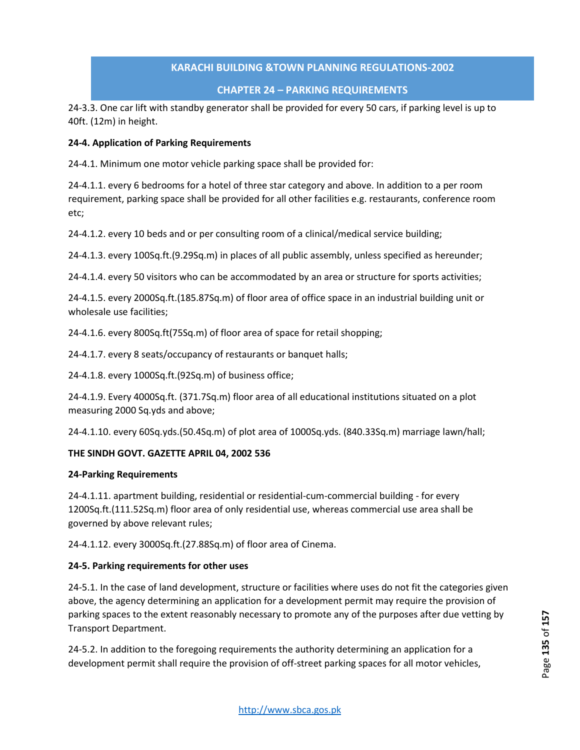24-3.3. One car lift with standby generator shall be provided for every 50 cars, if parking level is up to 40ft. (12m) in height.

**24-4. Application of Parking Requirements**

24-4.1. Minimum one motor vehicle parking space shall be provided for:

24-4.1.1. every 6 bedrooms for a hotel of three star category and above. In addition to a per room requirement, parking space shall be provided for all other facilities e.g. restaurants, conference room etc;

24-4.1.2. every 10 beds and or per consulting room of a clinical/medical service building;

24-4.1.3. every 100Sq.ft.(9.29Sq.m) in places of all public assembly, unless specified as hereunder;

24-4.1.4. every 50 visitors who can be accommodated by an area or structure for sports activities;

24-4.1.5. every 2000Sq.ft.(185.87Sq.m) of floor area of office space in an industrial building unit or wholesale use facilities;

24-4.1.6. every 800Sq.ft(75Sq.m) of floor area of space for retail shopping;

24-4.1.7. every 8 seats/occupancy of restaurants or banquet halls;

24-4.1.8. every 1000Sq.ft.(92Sq.m) of business office;

24-4.1.9. Every 4000Sq.ft. (371.7Sq.m) floor area of all educational institutions situated on a plot measuring 2000 Sq.yds and above;

24-4.1.10. every 60Sq.yds.(50.4Sq.m) of plot area of 1000Sq.yds. (840.33Sq.m) marriage lawn/hall;

**THE SINDH GOVT. GAZETTE APRIL 04, 2002 536**

**24-Parking Requirements**

24-4.1.11. apartment building, residential or residential-cum-commercial building - for every 1200Sq.ft.(111.52Sq.m) floor area of only residential use, whereas commercial use area shall be governed by above relevant rules;

24-4.1.12. every 3000Sq.ft.(27.88Sq.m) of floor area of Cinema.

**24-5. Parking requirements for other uses**

24-5.1. In the case of land development, structure or facilities where uses do not fit the categories given above, the agency determining an application for a development permit may require the provision of parking spaces to the extent reasonably necessary to promote any of the purposes after due vetting by Transport Department.

24-5.2. In addition to the foregoing requirements the authority determining an application for a development permit shall require the provision of off-street parking spaces for all motor vehicles,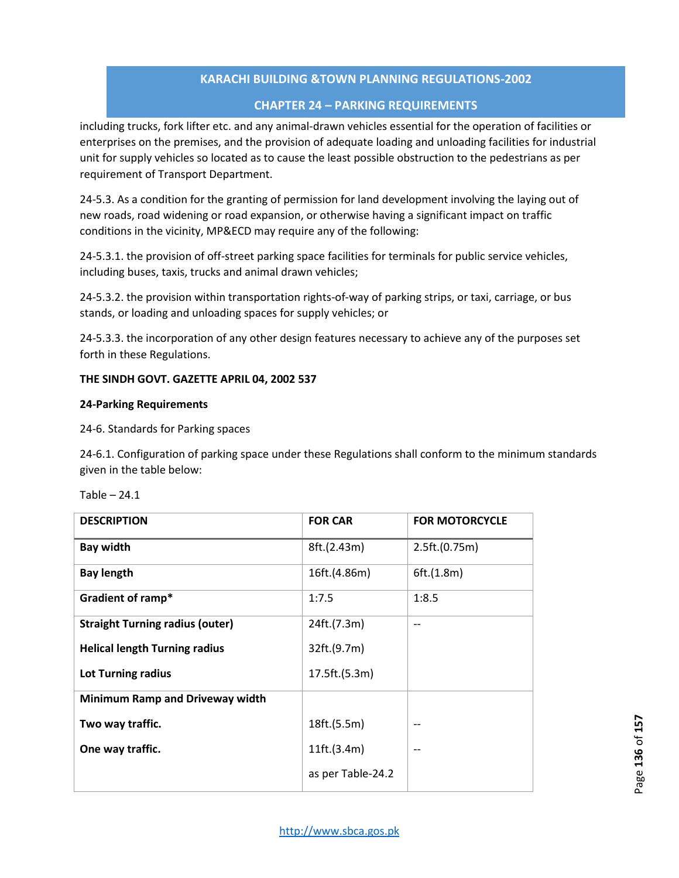including trucks, fork lifter etc. and any animal-drawn vehicles essential for the operation of facilities or enterprises on the premises, and the provision of adequate loading and unloading facilities for industrial unit for supply vehicles so located as to cause the least possible obstruction to the pedestrians as per requirement of Transport Department.

24-5.3. As a condition for the granting of permission for land development involving the laying out of new roads, road widening or road expansion, or otherwise having a significant impact on traffic conditions in the vicinity, MP&ECD may require any of the following:

24-5.3.1. the provision of off-street parking space facilities for terminals for public service vehicles, including buses, taxis, trucks and animal drawn vehicles;

24-5.3.2. the provision within transportation rights-of-way of parking strips, or taxi, carriage, or bus stands, or loading and unloading spaces for supply vehicles; or

24-5.3.3. the incorporation of any other design features necessary to achieve any of the purposes set forth in these Regulations.

**THE SINDH GOVT. GAZETTE APRIL 04, 2002 537**

**24-Parking Requirements**

24-6. Standards for Parking spaces

24-6.1. Configuration of parking space under these Regulations shall conform to the minimum standards given in the table below:

Table – 24.1

| DESCRIPTION | FOR CAR | FOR MOTORCYCLE |
|---|---|---|
| **Bay width** | 8ft.(2.43m) | 2.5ft.(0.75m) |
| **Bay length** | 16ft.(4.86m) | 6ft.(1.8m) |
| **Gradient of ramp*** | 1:7.5 | 1:8.5 |
| **Straight Turning radius (outer)** | 24ft.(7.3m) | -- |
| **Helical length Turning radius** | 32ft.(9.7m) | |
| **Lot Turning radius** | 17.5ft.(5.3m) | |
| **Minimum Ramp and Driveway width** | | |
| **Two way traffic.** | 18ft.(5.5m) | -- |
| **One way traffic.** | 11ft.(3.4m) | -- |
| | as per Table-24.2 | |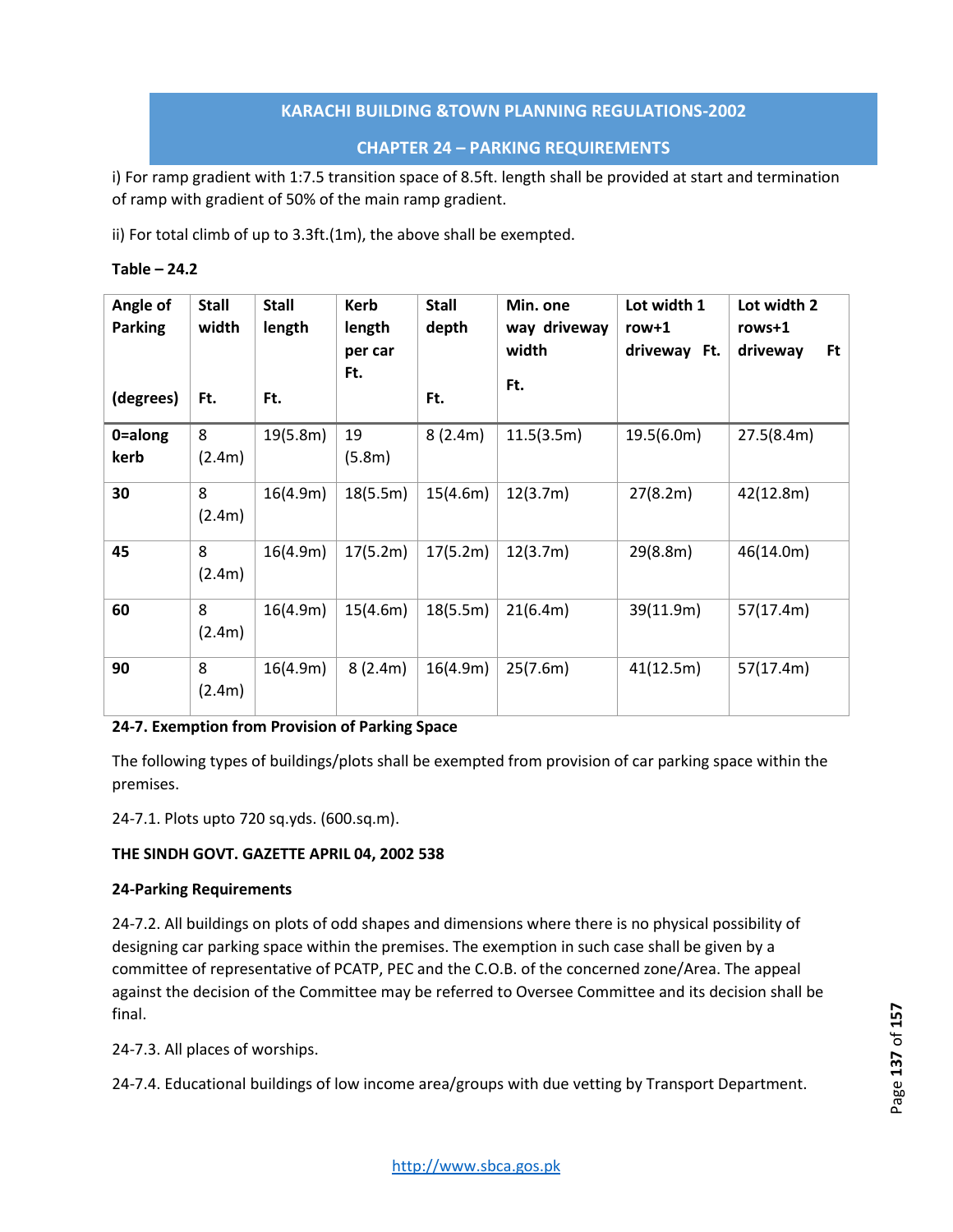i) For ramp gradient with 1:7.5 transition space of 8.5ft. length shall be provided at start and termination of ramp with gradient of 50% of the main ramp gradient.

ii) For total climb of up to 3.3ft.(1m), the above shall be exempted.

**Table – 24.2**

| Angle of Parking (degrees) | Stall width Ft. | Stall length Ft. | Kerb length per car Ft. | Stall depth Ft. | Min. one way driveway width Ft. | Lot width 1 row+1 driveway Ft. | Lot width 2 rows+1 driveway Ft |
|---|---|---|---|---|---|---|---|
| **0=along kerb** | 8 (2.4m) | 19(5.8m) | 19 (5.8m) | 8 (2.4m) | 11.5(3.5m) | 19.5(6.0m) | 27.5(8.4m) |
| **30** | 8 (2.4m) | 16(4.9m) | 18(5.5m) | 15(4.6m) | 12(3.7m) | 27(8.2m) | 42(12.8m) |
| **45** | 8 (2.4m) | 16(4.9m) | 17(5.2m) | 17(5.2m) | 12(3.7m) | 29(8.8m) | 46(14.0m) |
| **60** | 8 (2.4m) | 16(4.9m) | 15(4.6m) | 18(5.5m) | 21(6.4m) | 39(11.9m) | 57(17.4m) |
| **90** | 8 (2.4m) | 16(4.9m) | 8 (2.4m) | 16(4.9m) | 25(7.6m) | 41(12.5m) | 57(17.4m) |

**24-7. Exemption from Provision of Parking Space**

The following types of buildings/plots shall be exempted from provision of car parking space within the premises.

24-7.1. Plots upto 720 sq.yds. (600.sq.m).

**THE SINDH GOVT. GAZETTE APRIL 04, 2002 538**

**24-Parking Requirements**

24-7.2. All buildings on plots of odd shapes and dimensions where there is no physical possibility of designing car parking space within the premises. The exemption in such case shall be given by a committee of representative of PCATP, PEC and the C.O.B. of the concerned zone/Area. The appeal against the decision of the Committee may be referred to Oversee Committee and its decision shall be final.

24-7.3. All places of worships.

24-7.4. Educational buildings of low income area/groups with due vetting by Transport Department.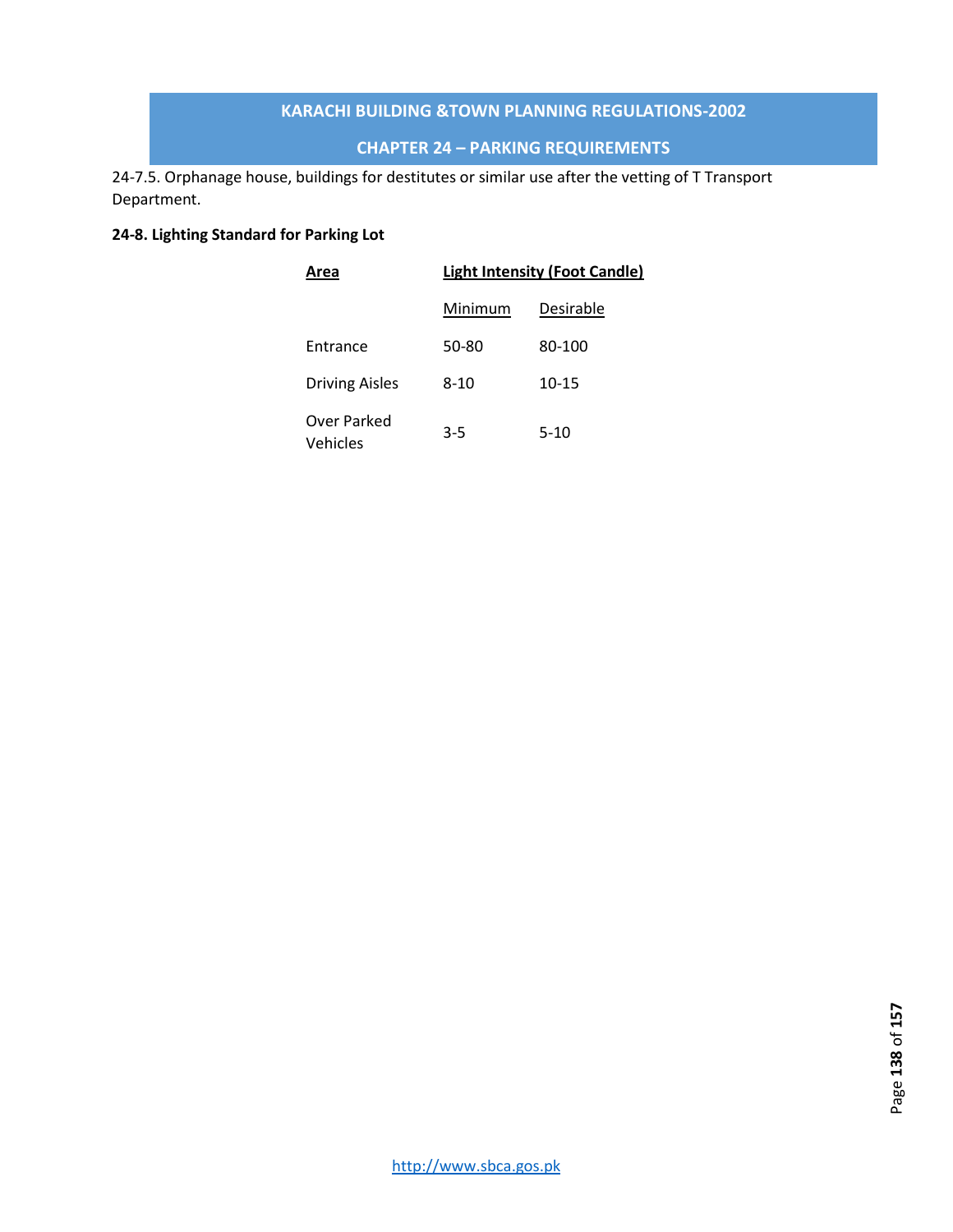24-7.5. Orphanage house, buildings for destitutes or similar use after the vetting of T Transport Department.

**24-8. Lighting Standard for Parking Lot**

| Area | Light Intensity (Foot Candle) | |
|---|---|---|
| | Minimum | Desirable |
| Entrance | 50-80 | 80-100 |
| Driving Aisles | 8-10 | 10-15 |
| Over Parked Vehicles | 3-5 | 5-10 |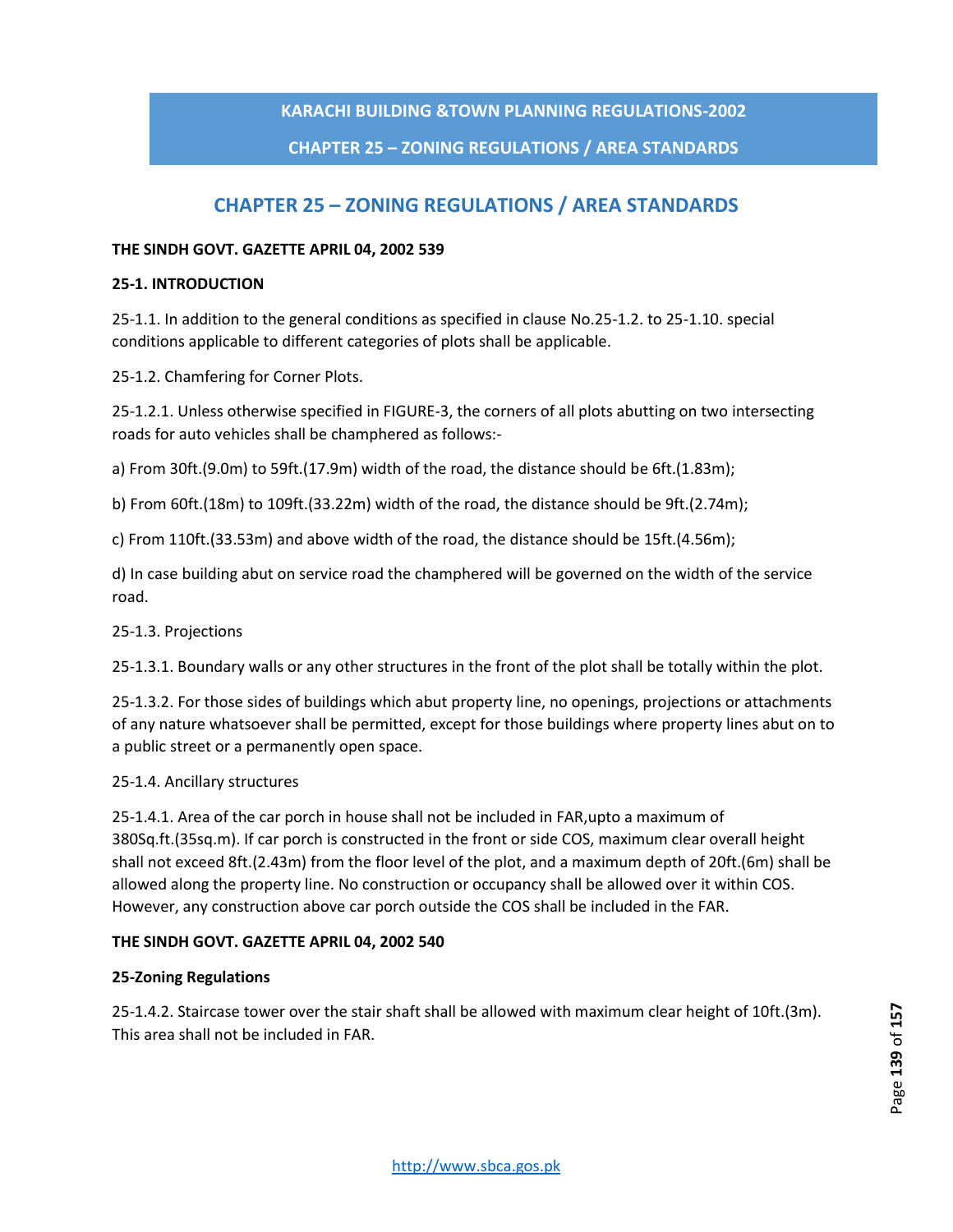# CHAPTER 25 – ZONING REGULATIONS / AREA STANDARDS

**THE SINDH GOVT. GAZETTE APRIL 04, 2002 539**

**25-1. INTRODUCTION**

25-1.1. In addition to the general conditions as specified in clause No.25-1.2. to 25-1.10. special conditions applicable to different categories of plots shall be applicable.

25-1.2. Chamfering for Corner Plots.

25-1.2.1. Unless otherwise specified in FIGURE-3, the corners of all plots abutting on two intersecting roads for auto vehicles shall be champhered as follows:-

a) From 30ft.(9.0m) to 59ft.(17.9m) width of the road, the distance should be 6ft.(1.83m);

b) From 60ft.(18m) to 109ft.(33.22m) width of the road, the distance should be 9ft.(2.74m);

c) From 110ft.(33.53m) and above width of the road, the distance should be 15ft.(4.56m);

d) In case building abut on service road the champhered will be governed on the width of the service road.

25-1.3. Projections

25-1.3.1. Boundary walls or any other structures in the front of the plot shall be totally within the plot.

25-1.3.2. For those sides of buildings which abut property line, no openings, projections or attachments of any nature whatsoever shall be permitted, except for those buildings where property lines abut on to a public street or a permanently open space.

25-1.4. Ancillary structures

25-1.4.1. Area of the car porch in house shall not be included in FAR,upto a maximum of 380Sq.ft.(35sq.m). If car porch is constructed in the front or side COS, maximum clear overall height shall not exceed 8ft.(2.43m) from the floor level of the plot, and a maximum depth of 20ft.(6m) shall be allowed along the property line. No construction or occupancy shall be allowed over it within COS. However, any construction above car porch outside the COS shall be included in the FAR.

**THE SINDH GOVT. GAZETTE APRIL 04, 2002 540**

**25-Zoning Regulations**

25-1.4.2. Staircase tower over the stair shaft shall be allowed with maximum clear height of 10ft.(3m). This area shall not be included in FAR.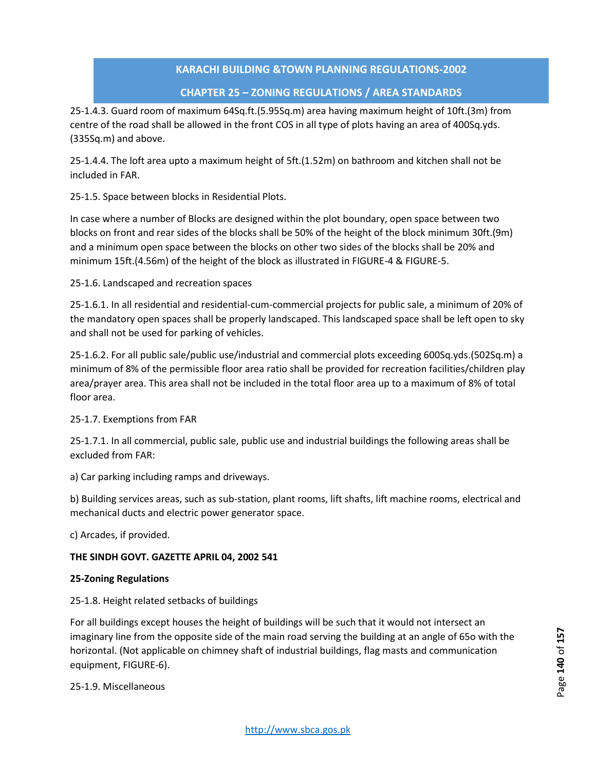25-1.4.3. Guard room of maximum 64Sq.ft.(5.95Sq.m) area having maximum height of 10ft.(3m) from centre of the road shall be allowed in the front COS in all type of plots having an area of 400Sq.yds.(335Sq.m) and above.

25-1.4.4. The loft area upto a maximum height of 5ft.(1.52m) on bathroom and kitchen shall not be included in FAR.

25-1.5. Space between blocks in Residential Plots.

In case where a number of Blocks are designed within the plot boundary, open space between two blocks on front and rear sides of the blocks shall be 50% of the height of the block minimum 30ft.(9m) and a minimum open space between the blocks on other two sides of the blocks shall be 20% and minimum 15ft.(4.56m) of the height of the block as illustrated in FIGURE-4 & FIGURE-5.

25-1.6. Landscaped and recreation spaces

25-1.6.1. In all residential and residential-cum-commercial projects for public sale, a minimum of 20% of the mandatory open spaces shall be properly landscaped. This landscaped space shall be left open to sky and shall not be used for parking of vehicles.

25-1.6.2. For all public sale/public use/industrial and commercial plots exceeding 600Sq.yds.(502Sq.m) a minimum of 8% of the permissible floor area ratio shall be provided for recreation facilities/children play area/prayer area. This area shall not be included in the total floor area up to a maximum of 8% of total floor area.

25-1.7. Exemptions from FAR

25-1.7.1. In all commercial, public sale, public use and industrial buildings the following areas shall be excluded from FAR:

a) Car parking including ramps and driveways.

b) Building services areas, such as sub-station, plant rooms, lift shafts, lift machine rooms, electrical and mechanical ducts and electric power generator space.

c) Arcades, if provided.

**THE SINDH GOVT. GAZETTE APRIL 04, 2002 541**

**25-Zoning Regulations**

25-1.8. Height related setbacks of buildings

For all buildings except houses the height of buildings will be such that it would not intersect an imaginary line from the opposite side of the main road serving the building at an angle of 65o with the horizontal. (Not applicable on chimney shaft of industrial buildings, flag masts and communication equipment, FIGURE-6).

25-1.9. Miscellaneous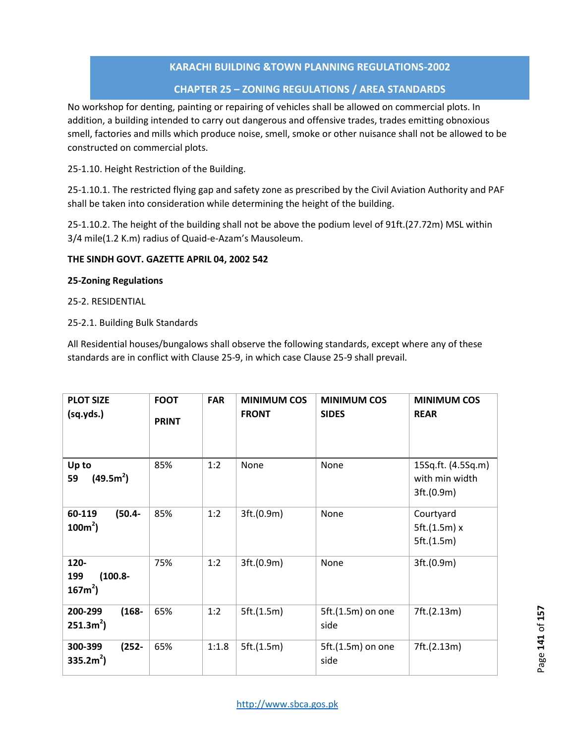No workshop for denting, painting or repairing of vehicles shall be allowed on commercial plots. In addition, a building intended to carry out dangerous and offensive trades, trades emitting obnoxious smell, factories and mills which produce noise, smell, smoke or other nuisance shall not be allowed to be constructed on commercial plots.

25-1.10. Height Restriction of the Building.

25-1.10.1. The restricted flying gap and safety zone as prescribed by the Civil Aviation Authority and PAF shall be taken into consideration while determining the height of the building.

25-1.10.2. The height of the building shall not be above the podium level of 91ft.(27.72m) MSL within 3/4 mile(1.2 K.m) radius of Quaid-e-Azam's Mausoleum.

**THE SINDH GOVT. GAZETTE APRIL 04, 2002 542**

**25-Zoning Regulations**

25-2. RESIDENTIAL

25-2.1. Building Bulk Standards

All Residential houses/bungalows shall observe the following standards, except where any of these standards are in conflict with Clause 25-9, in which case Clause 25-9 shall prevail.

| PLOT SIZE (sq.yds.) | FOOT PRINT | FAR | MINIMUM COS FRONT | MINIMUM COS SIDES | MINIMUM COS REAR |
|---|---|---|---|---|---|
| **Up to 59 (49.5m$^2$)** | 85% | 1:2 | None | None | 15Sq.ft. (4.5Sq.m) with min width 3ft.(0.9m) |
| **60-119 (50.4-100m$^2$)** | 85% | 1:2 | 3ft.(0.9m) | None | Courtyard 5ft.(1.5m) x 5ft.(1.5m) |
| **120-199 (100.8-167m$^2$)** | 75% | 1:2 | 3ft.(0.9m) | None | 3ft.(0.9m) |
| **200-299 (168-251.3m$^2$)** | 65% | 1:2 | 5ft.(1.5m) | 5ft.(1.5m) on one side | 7ft.(2.13m) |
| **300-399 (252-335.2m$^2$)** | 65% | 1:1.8 | 5ft.(1.5m) | 5ft.(1.5m) on one side | 7ft.(2.13m) |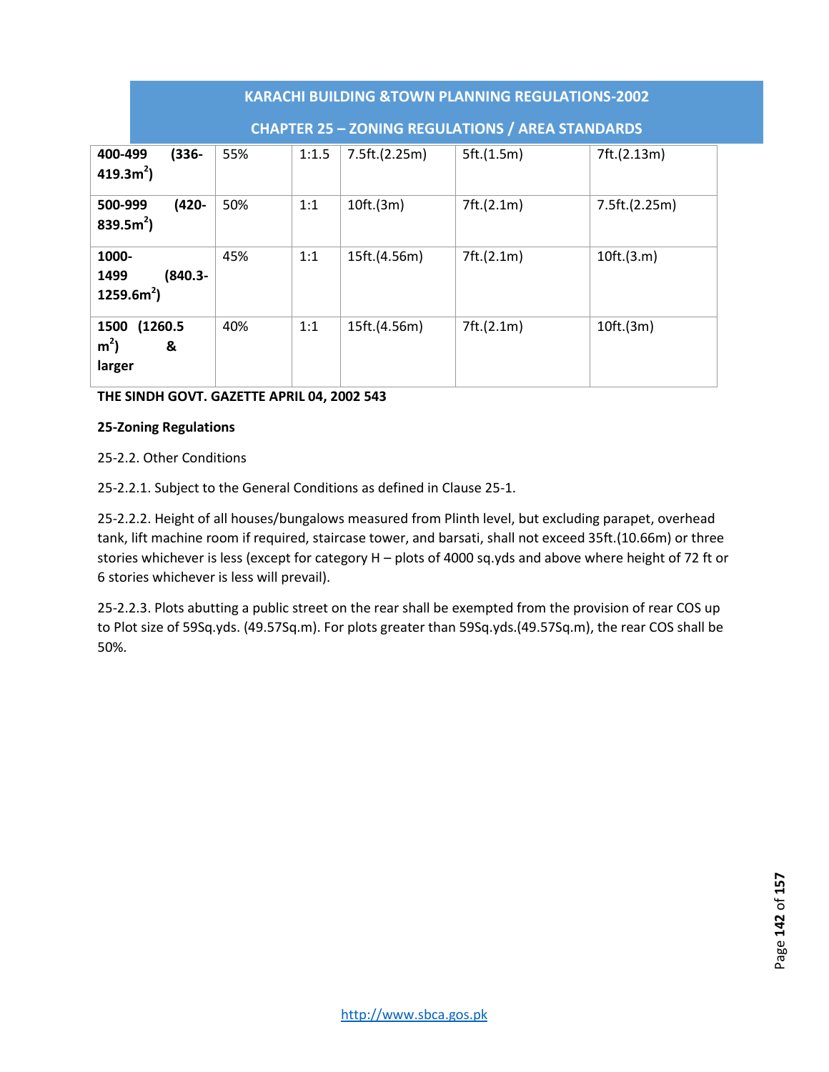| | | | | | |
|---|---|---|---|---|---|
| **400-499 (336-419.3m$^2$)** | 55% | 1:1.5 | 7.5ft.(2.25m) | 5ft.(1.5m) | 7ft.(2.13m) |
| **500-999 (420-839.5m$^2$)** | 50% | 1:1 | 10ft.(3m) | 7ft.(2.1m) | 7.5ft.(2.25m) |
| **1000-1499 (840.3-1259.6m$^2$)** | 45% | 1:1 | 15ft.(4.56m) | 7ft.(2.1m) | 10ft.(3.m) |
| **1500 (1260.5 m$^2$) & larger** | 40% | 1:1 | 15ft.(4.56m) | 7ft.(2.1m) | 10ft.(3m) |

**THE SINDH GOVT. GAZETTE APRIL 04, 2002 543**

**25-Zoning Regulations**

25-2.2. Other Conditions

25-2.2.1. Subject to the General Conditions as defined in Clause 25-1.

25-2.2.2. Height of all houses/bungalows measured from Plinth level, but excluding parapet, overhead tank, lift machine room if required, staircase tower, and barsati, shall not exceed 35ft.(10.66m) or three stories whichever is less (except for category H – plots of 4000 sq.yds and above where height of 72 ft or 6 stories whichever is less will prevail).

25-2.2.3. Plots abutting a public street on the rear shall be exempted from the provision of rear COS up to Plot size of 59Sq.yds. (49.57Sq.m). For plots greater than 59Sq.yds.(49.57Sq.m), the rear COS shall be 50%.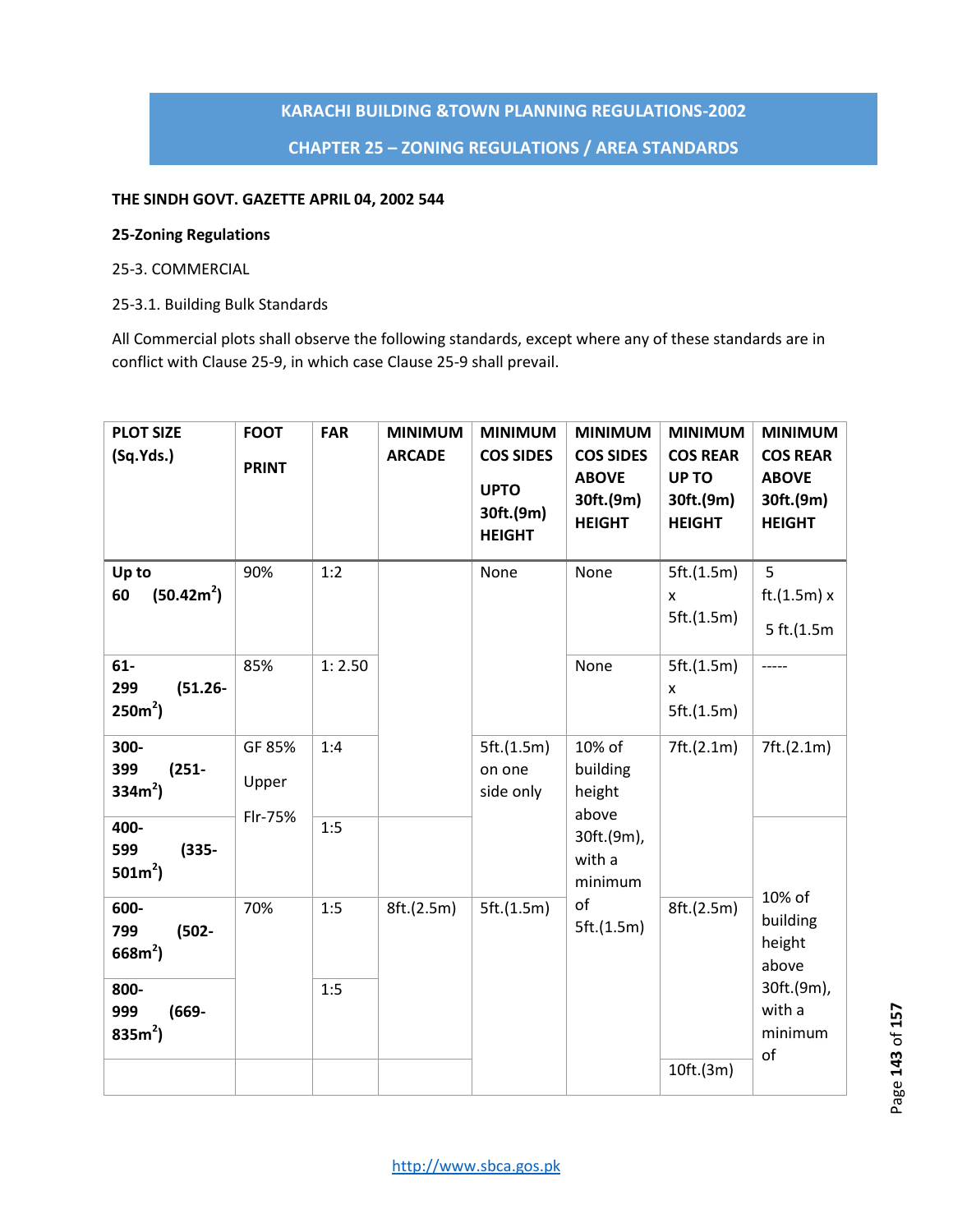KARACHI BUILDING &TOWN PLANNING REGULATIONS-2002

CHAPTER 25 – ZONING REGULATIONS / AREA STANDARDS

**THE SINDH GOVT. GAZETTE APRIL 04, 2002 544**

**25-Zoning Regulations**

25-3. COMMERCIAL

25-3.1. Building Bulk Standards

All Commercial plots shall observe the following standards, except where any of these standards are in conflict with Clause 25-9, in which case Clause 25-9 shall prevail.

| PLOT SIZE (Sq.Yds.) | FOOT PRINT | FAR | MINIMUM ARCADE | MINIMUM COS SIDES UPTO 30ft.(9m) HEIGHT | MINIMUM COS SIDES ABOVE 30ft.(9m) HEIGHT | MINIMUM COS REAR UP TO 30ft.(9m) HEIGHT | MINIMUM COS REAR ABOVE 30ft.(9m) HEIGHT |
|---|---|---|---|---|---|---|---|
| Up to 60 ($50.42m^2$) | 90% | 1:2 | | None | None | 5ft.(1.5m) x 5ft.(1.5m) | 5 ft.(1.5m) x 5 ft.(1.5m |
| 61-299 ($51.26-250m^2$) | 85% | 1: 2.50 | | | None | 5ft.(1.5m) x 5ft.(1.5m) | ----- |
| 300-399 ($251-334m^2$) | GF 85% Upper Flr-75% | 1:4 | | 5ft.(1.5m) on one side only | 10% of building height above 30ft.(9m), with a minimum of 5ft.(1.5m) | 7ft.(2.1m) | 7ft.(2.1m) |
| 400-599 ($335-501m^2$) | | 1:5 | | | | | 10% of building height above 30ft.(9m), with a minimum of |
| 600-799 ($502-668m^2$) | 70% | 1:5 | 8ft.(2.5m) | 5ft.(1.5m) | | 8ft.(2.5m) | |
| 800-999 ($669-835m^2$) | | 1:5 | | | | | |
| | | | | | | 10ft.(3m) | |

http://www.sbca.gos.pk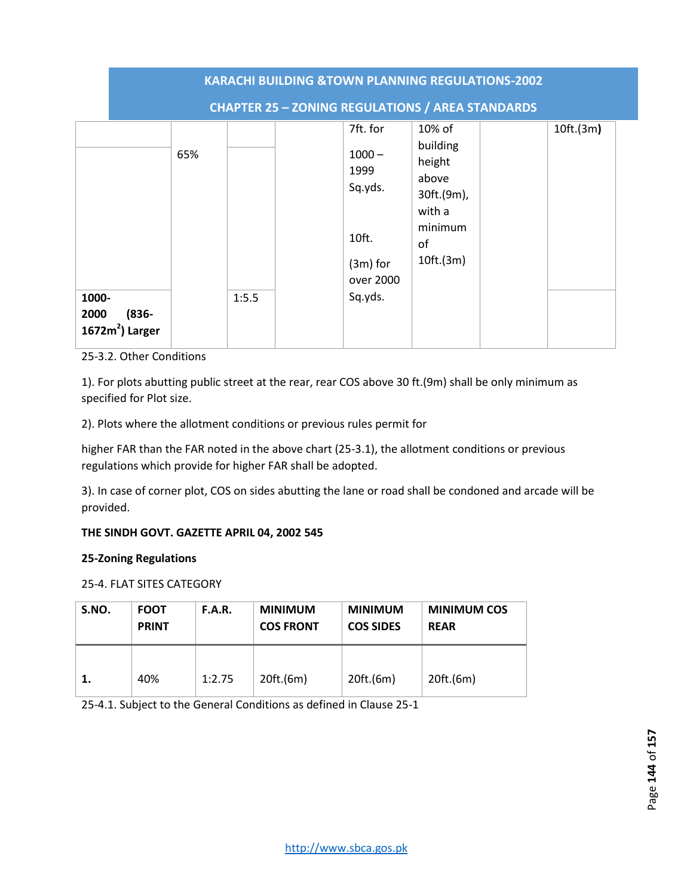| | | | | | | | |
|---|---|---|---|---|---|---|---|
| | 65% | | | 7ft. for 1000 – 1999 Sq.yds. 10ft. (3m) for over 2000 Sq.yds. | 10% of building height above 30ft.(9m), with a minimum of 10ft.(3m) | | 10ft.(3m) |
| **1000-2000 (836-1672m²) Larger** | | 1:5.5 | | | | | |

25-3.2. Other Conditions

1). For plots abutting public street at the rear, rear COS above 30 ft.(9m) shall be only minimum as specified for Plot size.

2). Plots where the allotment conditions or previous rules permit for

higher FAR than the FAR noted in the above chart (25-3.1), the allotment conditions or previous regulations which provide for higher FAR shall be adopted.

3). In case of corner plot, COS on sides abutting the lane or road shall be condoned and arcade will be provided.

**THE SINDH GOVT. GAZETTE APRIL 04, 2002 545**

**25-Zoning Regulations**

25-4. FLAT SITES CATEGORY

| S.NO. | FOOT PRINT | F.A.R. | MINIMUM COS FRONT | MINIMUM COS SIDES | MINIMUM COS REAR |
|---|---|---|---|---|---|
| **1.** | 40% | 1:2.75 | 20ft.(6m) | 20ft.(6m) | 20ft.(6m) |

25-4.1. Subject to the General Conditions as defined in Clause 25-1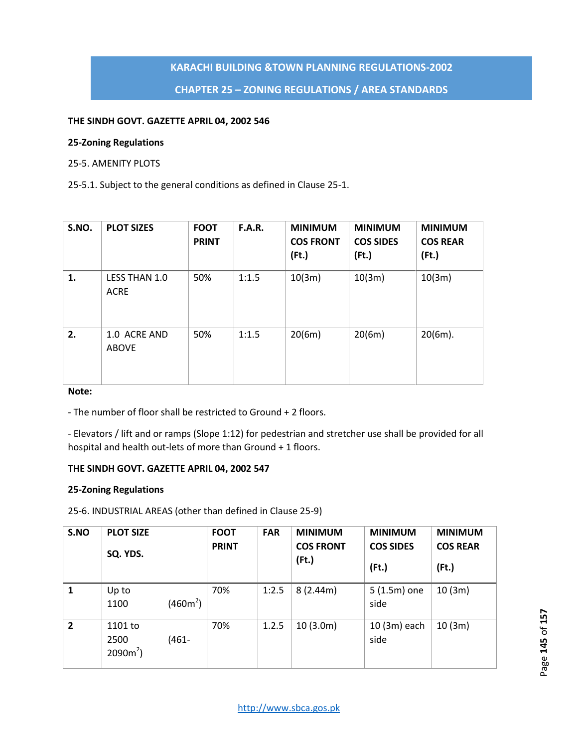**KARACHI BUILDING &TOWN PLANNING REGULATIONS-2002**

**CHAPTER 25 – ZONING REGULATIONS / AREA STANDARDS**

**THE SINDH GOVT. GAZETTE APRIL 04, 2002 546**

**25-Zoning Regulations**

25-5. AMENITY PLOTS

25-5.1. Subject to the general conditions as defined in Clause 25-1.

| S.NO. | PLOT SIZES | FOOT PRINT | F.A.R. | MINIMUM COS FRONT (Ft.) | MINIMUM COS SIDES (Ft.) | MINIMUM COS REAR (Ft.) |
|---|---|---|---|---|---|---|
| 1. | LESS THAN 1.0 ACRE | 50% | 1:1.5 | 10(3m) | 10(3m) | 10(3m) |
| 2. | 1.0 ACRE AND ABOVE | 50% | 1:1.5 | 20(6m) | 20(6m) | 20(6m). |

**Note:**

- The number of floor shall be restricted to Ground + 2 floors.

- Elevators / lift and or ramps (Slope 1:12) for pedestrian and stretcher use shall be provided for all hospital and health out-lets of more than Ground + 1 floors.

**THE SINDH GOVT. GAZETTE APRIL 04, 2002 547**

**25-Zoning Regulations**

25-6. INDUSTRIAL AREAS (other than defined in Clause 25-9)

| S.NO | PLOT SIZE SQ. YDS. | FOOT PRINT | FAR | MINIMUM COS FRONT (Ft.) | MINIMUM COS SIDES (Ft.) | MINIMUM COS REAR (Ft.) |
|---|---|---|---|---|---|---|
| 1 | Up to 1100 ($460m^2$) | 70% | 1:2.5 | 8 (2.44m) | 5 (1.5m) one side | 10 (3m) |
| 2 | 1101 to 2500 (461-2090$m^2$) | 70% | 1.2.5 | 10 (3.0m) | 10 (3m) each side | 10 (3m) |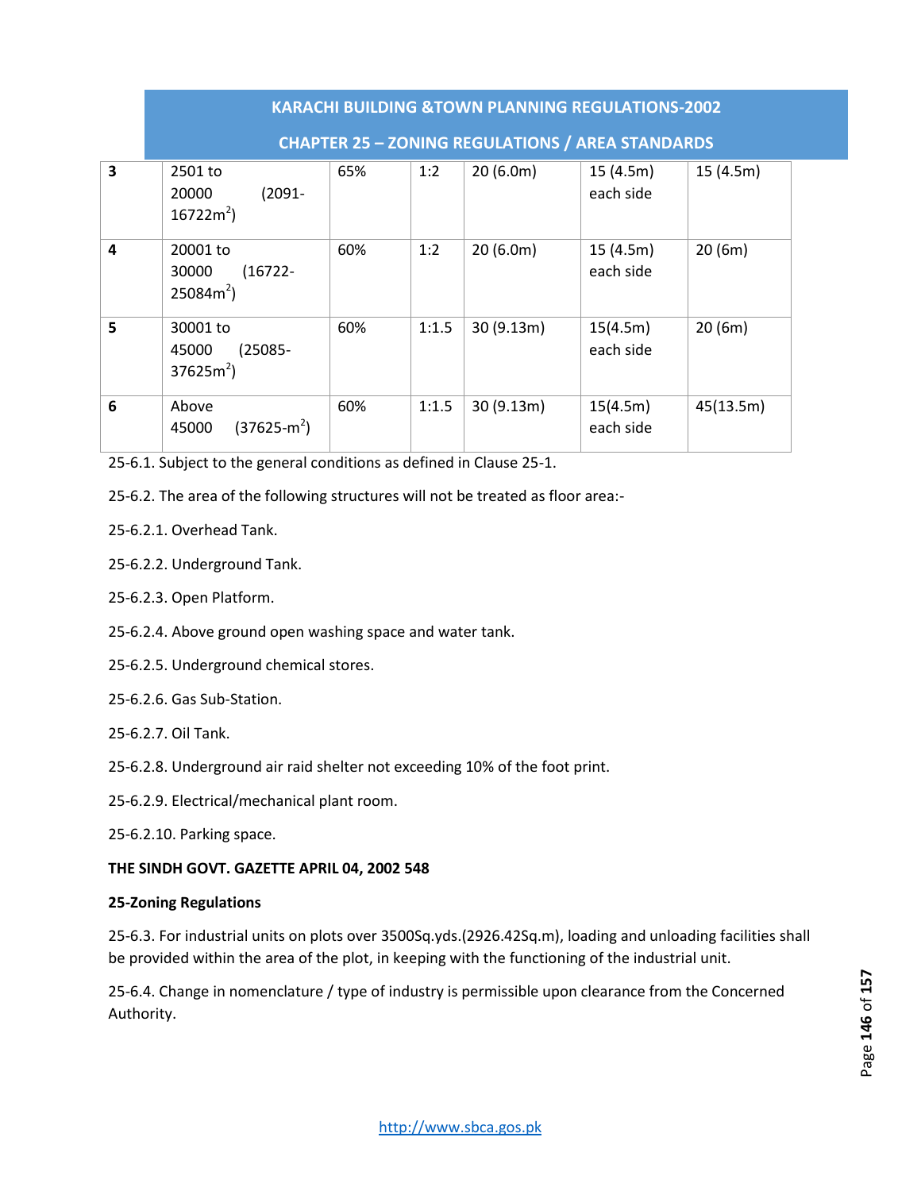| 3 | 2501 to 20000 (2091-16722m$^2$) | 65% | 1:2 | 20 (6.0m) | 15 (4.5m) each side | 15 (4.5m) |
|---|---|---|---|---|---|---|
| 4 | 20001 to 30000 (16722-25084m$^2$) | 60% | 1:2 | 20 (6.0m) | 15 (4.5m) each side | 20 (6m) |
| 5 | 30001 to 45000 (25085-37625m$^2$) | 60% | 1:1.5 | 30 (9.13m) | 15(4.5m) each side | 20 (6m) |
| 6 | Above 45000 (37625-m$^2$) | 60% | 1:1.5 | 30 (9.13m) | 15(4.5m) each side | 45(13.5m) |

25-6.1. Subject to the general conditions as defined in Clause 25-1.

25-6.2. The area of the following structures will not be treated as floor area:-

25-6.2.1. Overhead Tank.

25-6.2.2. Underground Tank.

25-6.2.3. Open Platform.

25-6.2.4. Above ground open washing space and water tank.

25-6.2.5. Underground chemical stores.

25-6.2.6. Gas Sub-Station.

25-6.2.7. Oil Tank.

25-6.2.8. Underground air raid shelter not exceeding 10% of the foot print.

25-6.2.9. Electrical/mechanical plant room.

25-6.2.10. Parking space.

**THE SINDH GOVT. GAZETTE APRIL 04, 2002 548**

**25-Zoning Regulations**

25-6.3. For industrial units on plots over 3500Sq.yds.(2926.42Sq.m), loading and unloading facilities shall be provided within the area of the plot, in keeping with the functioning of the industrial unit.

25-6.4. Change in nomenclature / type of industry is permissible upon clearance from the Concerned Authority.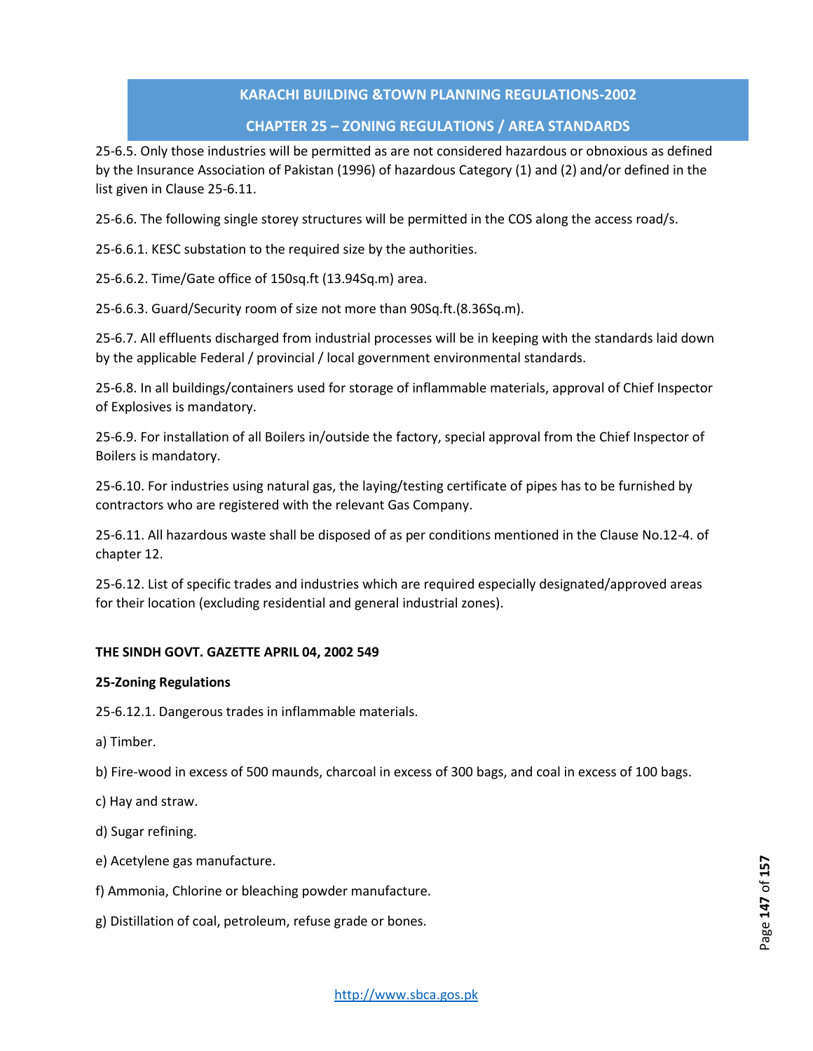25-6.5. Only those industries will be permitted as are not considered hazardous or obnoxious as defined by the Insurance Association of Pakistan (1996) of hazardous Category (1) and (2) and/or defined in the list given in Clause 25-6.11.

25-6.6. The following single storey structures will be permitted in the COS along the access road/s.

25-6.6.1. KESC substation to the required size by the authorities.

25-6.6.2. Time/Gate office of 150sq.ft (13.94Sq.m) area.

25-6.6.3. Guard/Security room of size not more than 90Sq.ft.(8.36Sq.m).

25-6.7. All effluents discharged from industrial processes will be in keeping with the standards laid down by the applicable Federal / provincial / local government environmental standards.

25-6.8. In all buildings/containers used for storage of inflammable materials, approval of Chief Inspector of Explosives is mandatory.

25-6.9. For installation of all Boilers in/outside the factory, special approval from the Chief Inspector of Boilers is mandatory.

25-6.10. For industries using natural gas, the laying/testing certificate of pipes has to be furnished by contractors who are registered with the relevant Gas Company.

25-6.11. All hazardous waste shall be disposed of as per conditions mentioned in the Clause No.12-4. of chapter 12.

25-6.12. List of specific trades and industries which are required especially designated/approved areas for their location (excluding residential and general industrial zones).

**THE SINDH GOVT. GAZETTE APRIL 04, 2002 549**

**25-Zoning Regulations**

25-6.12.1. Dangerous trades in inflammable materials.

a) Timber.

b) Fire-wood in excess of 500 maunds, charcoal in excess of 300 bags, and coal in excess of 100 bags.

c) Hay and straw.

d) Sugar refining.

e) Acetylene gas manufacture.

f) Ammonia, Chlorine or bleaching powder manufacture.

g) Distillation of coal, petroleum, refuse grade or bones.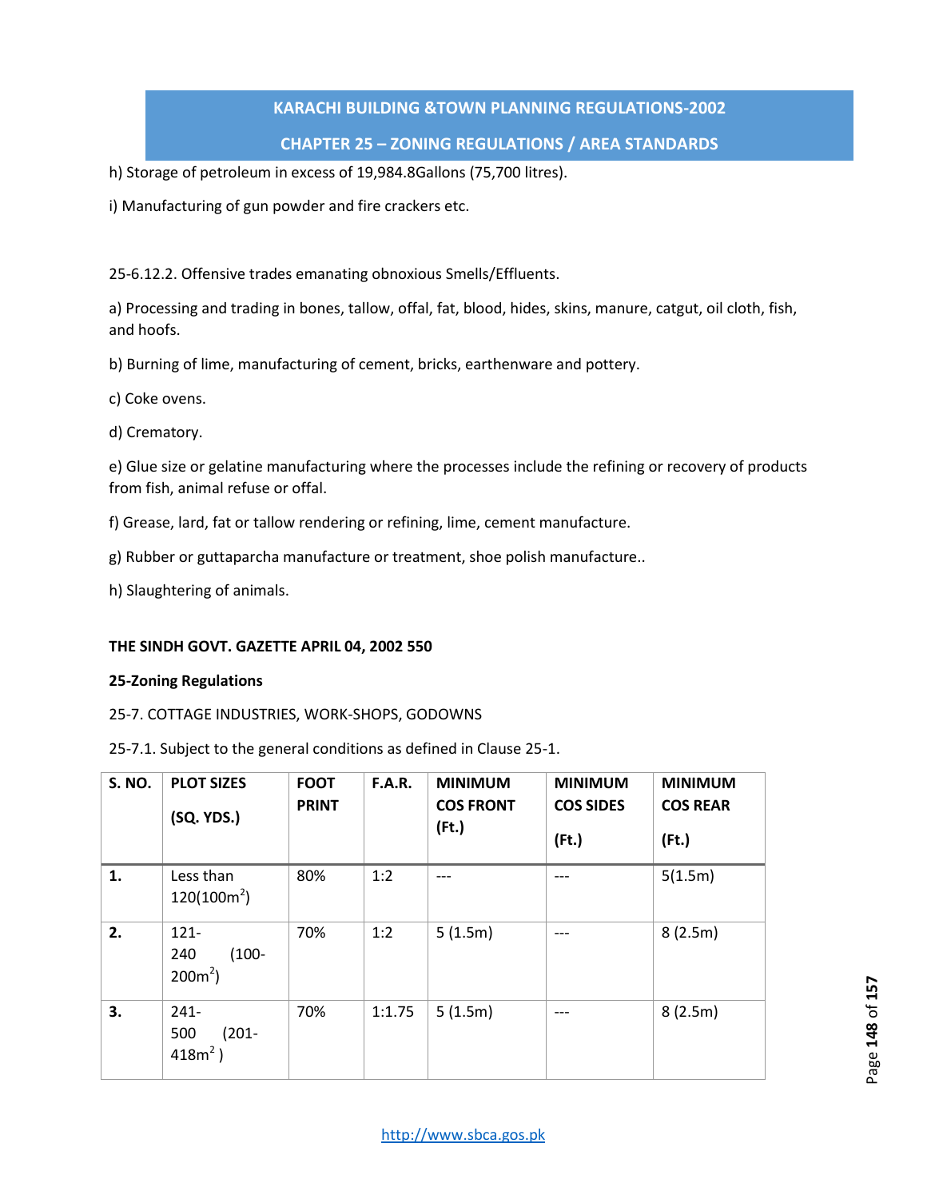h) Storage of petroleum in excess of 19,984.8Gallons (75,700 litres).

i) Manufacturing of gun powder and fire crackers etc.

25-6.12.2. Offensive trades emanating obnoxious Smells/Effluents.

a) Processing and trading in bones, tallow, offal, fat, blood, hides, skins, manure, catgut, oil cloth, fish, and hoofs.

b) Burning of lime, manufacturing of cement, bricks, earthenware and pottery.

c) Coke ovens.

d) Crematory.

e) Glue size or gelatine manufacturing where the processes include the refining or recovery of products from fish, animal refuse or offal.

f) Grease, lard, fat or tallow rendering or refining, lime, cement manufacture.

g) Rubber or guttaparcha manufacture or treatment, shoe polish manufacture..

h) Slaughtering of animals.

**THE SINDH GOVT. GAZETTE APRIL 04, 2002 550**

**25-Zoning Regulations**

25-7. COTTAGE INDUSTRIES, WORK-SHOPS, GODOWNS

25-7.1. Subject to the general conditions as defined in Clause 25-1.

| S. NO. | PLOT SIZES (SQ. YDS.) | FOOT PRINT | F.A.R. | MINIMUM COS FRONT (Ft.) | MINIMUM COS SIDES (Ft.) | MINIMUM COS REAR (Ft.) |
|---|---|---|---|---|---|---|
| **1.** | Less than 120(100m$^2$) | 80% | 1:2 | --- | --- | 5(1.5m) |
| **2.** | 121-240 (100-200m$^2$) | 70% | 1:2 | 5 (1.5m) | --- | 8 (2.5m) |
| **3.** | 241-500 (201-418m$^2$ ) | 70% | 1:1.75 | 5 (1.5m) | --- | 8 (2.5m) |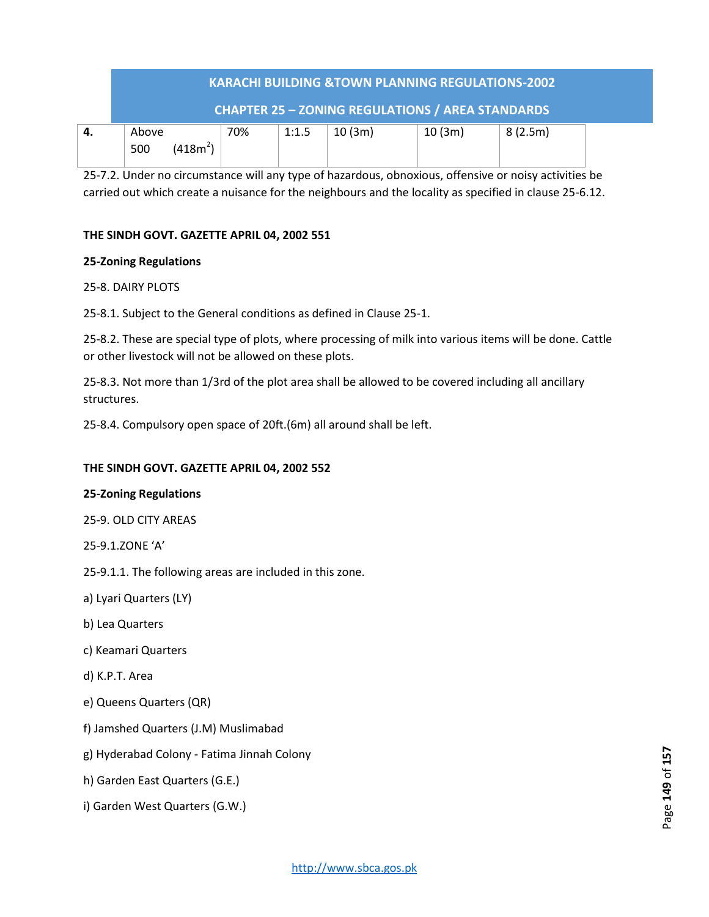| 4. | Above 500 $(418m^2)$ | 70% | 1:1.5 | 10 (3m) | 10 (3m) | 8 (2.5m) |
|---|---|---|---|---|---|---|

25-7.2. Under no circumstance will any type of hazardous, obnoxious, offensive or noisy activities be carried out which create a nuisance for the neighbours and the locality as specified in clause 25-6.12.

**THE SINDH GOVT. GAZETTE APRIL 04, 2002 551**

**25-Zoning Regulations**

25-8. DAIRY PLOTS

25-8.1. Subject to the General conditions as defined in Clause 25-1.

25-8.2. These are special type of plots, where processing of milk into various items will be done. Cattle or other livestock will not be allowed on these plots.

25-8.3. Not more than 1/3rd of the plot area shall be allowed to be covered including all ancillary structures.

25-8.4. Compulsory open space of 20ft.(6m) all around shall be left.

**THE SINDH GOVT. GAZETTE APRIL 04, 2002 552**

**25-Zoning Regulations**

25-9. OLD CITY AREAS

25-9.1.ZONE 'A'

25-9.1.1. The following areas are included in this zone.

a) Lyari Quarters (LY)

b) Lea Quarters

c) Keamari Quarters

d) K.P.T. Area

e) Queens Quarters (QR)

f) Jamshed Quarters (J.M) Muslimabad

g) Hyderabad Colony - Fatima Jinnah Colony

h) Garden East Quarters (G.E.)

i) Garden West Quarters (G.W.)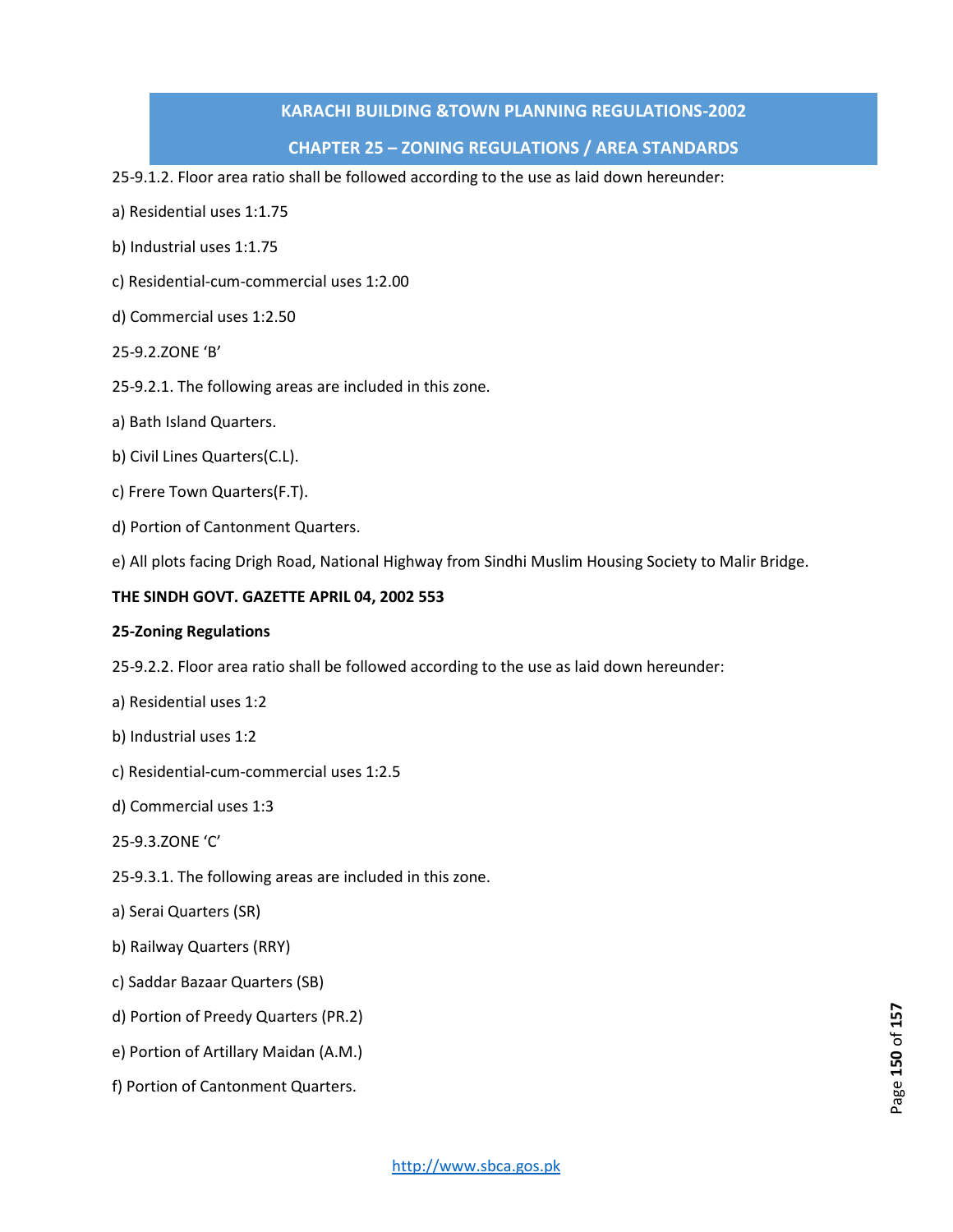25-9.1.2. Floor area ratio shall be followed according to the use as laid down hereunder:

a) Residential uses 1:1.75

b) Industrial uses 1:1.75

c) Residential-cum-commercial uses 1:2.00

d) Commercial uses 1:2.50

25-9.2.ZONE 'B'

25-9.2.1. The following areas are included in this zone.

a) Bath Island Quarters.

b) Civil Lines Quarters(C.L).

c) Frere Town Quarters(F.T).

d) Portion of Cantonment Quarters.

e) All plots facing Drigh Road, National Highway from Sindhi Muslim Housing Society to Malir Bridge.

**THE SINDH GOVT. GAZETTE APRIL 04, 2002 553**

**25-Zoning Regulations**

25-9.2.2. Floor area ratio shall be followed according to the use as laid down hereunder:

a) Residential uses 1:2

b) Industrial uses 1:2

c) Residential-cum-commercial uses 1:2.5

d) Commercial uses 1:3

25-9.3.ZONE 'C'

25-9.3.1. The following areas are included in this zone.

a) Serai Quarters (SR)

b) Railway Quarters (RRY)

c) Saddar Bazaar Quarters (SB)

d) Portion of Preedy Quarters (PR.2)

e) Portion of Artillary Maidan (A.M.)

f) Portion of Cantonment Quarters.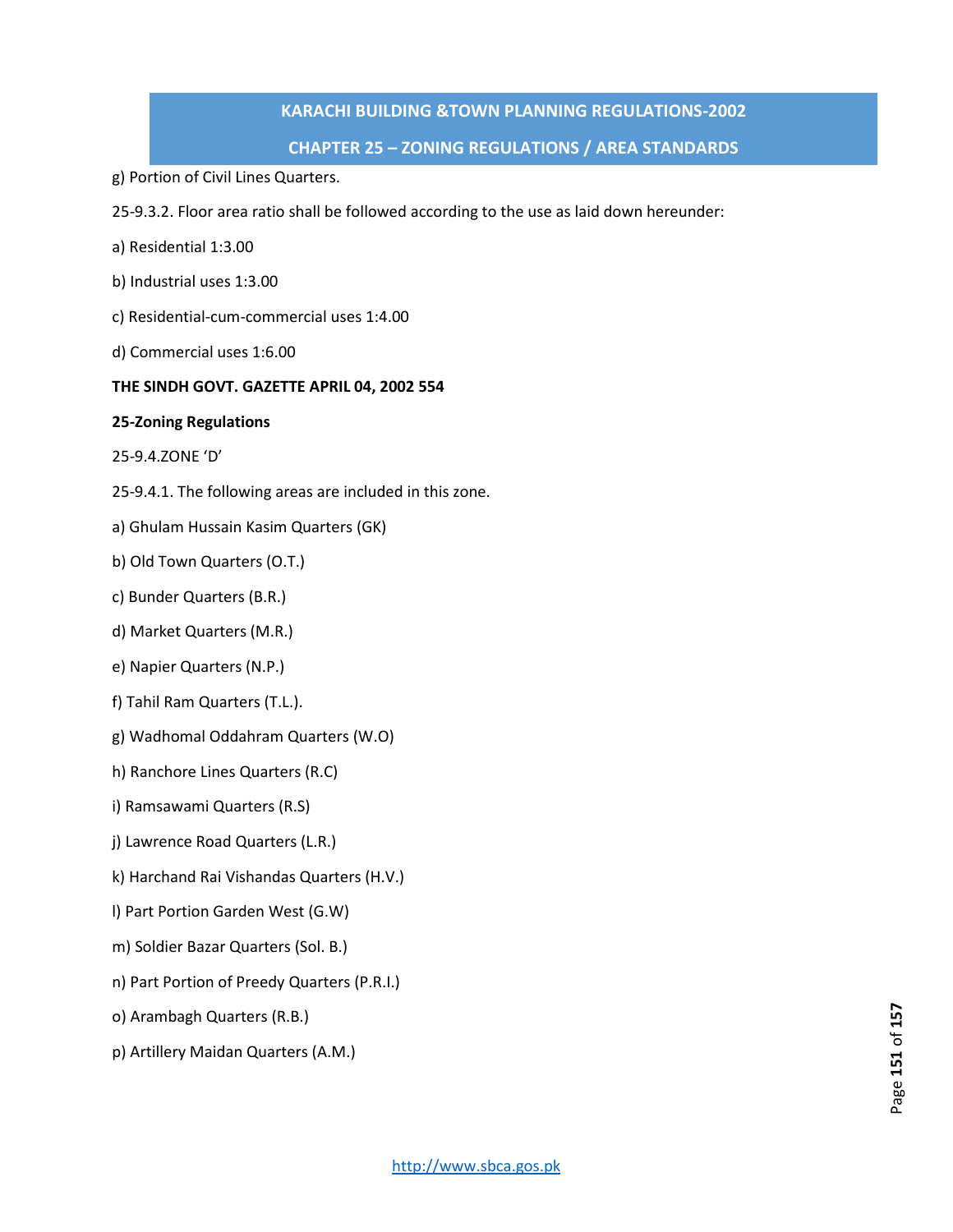g) Portion of Civil Lines Quarters.

25-9.3.2. Floor area ratio shall be followed according to the use as laid down hereunder:

a) Residential 1:3.00

b) Industrial uses 1:3.00

c) Residential-cum-commercial uses 1:4.00

d) Commercial uses 1:6.00

**THE SINDH GOVT. GAZETTE APRIL 04, 2002 554**

**25-Zoning Regulations**

25-9.4.ZONE 'D'

25-9.4.1. The following areas are included in this zone.

a) Ghulam Hussain Kasim Quarters (GK)

b) Old Town Quarters (O.T.)

c) Bunder Quarters (B.R.)

d) Market Quarters (M.R.)

e) Napier Quarters (N.P.)

f) Tahil Ram Quarters (T.L.).

g) Wadhomal Oddahram Quarters (W.O)

h) Ranchore Lines Quarters (R.C)

i) Ramsawami Quarters (R.S)

j) Lawrence Road Quarters (L.R.)

k) Harchand Rai Vishandas Quarters (H.V.)

l) Part Portion Garden West (G.W)

m) Soldier Bazar Quarters (Sol. B.)

n) Part Portion of Preedy Quarters (P.R.I.)

o) Arambagh Quarters (R.B.)

p) Artillery Maidan Quarters (A.M.)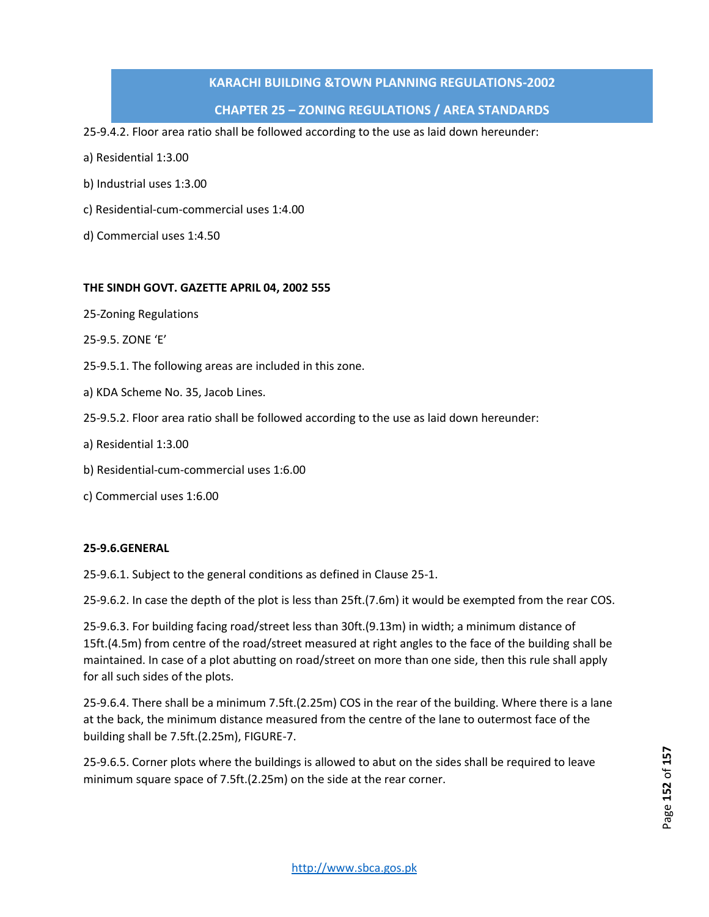25-9.4.2. Floor area ratio shall be followed according to the use as laid down hereunder:

a) Residential 1:3.00

b) Industrial uses 1:3.00

c) Residential-cum-commercial uses 1:4.00

d) Commercial uses 1:4.50

**THE SINDH GOVT. GAZETTE APRIL 04, 2002 555**

25-Zoning Regulations

25-9.5. ZONE 'E'

25-9.5.1. The following areas are included in this zone.

a) KDA Scheme No. 35, Jacob Lines.

25-9.5.2. Floor area ratio shall be followed according to the use as laid down hereunder:

a) Residential 1:3.00

b) Residential-cum-commercial uses 1:6.00

c) Commercial uses 1:6.00

**25-9.6.GENERAL**

25-9.6.1. Subject to the general conditions as defined in Clause 25-1.

25-9.6.2. In case the depth of the plot is less than 25ft.(7.6m) it would be exempted from the rear COS.

25-9.6.3. For building facing road/street less than 30ft.(9.13m) in width; a minimum distance of 15ft.(4.5m) from centre of the road/street measured at right angles to the face of the building shall be maintained. In case of a plot abutting on road/street on more than one side, then this rule shall apply for all such sides of the plots.

25-9.6.4. There shall be a minimum 7.5ft.(2.25m) COS in the rear of the building. Where there is a lane at the back, the minimum distance measured from the centre of the lane to outermost face of the building shall be 7.5ft.(2.25m), FIGURE-7.

25-9.6.5. Corner plots where the buildings is allowed to abut on the sides shall be required to leave minimum square space of 7.5ft.(2.25m) on the side at the rear corner.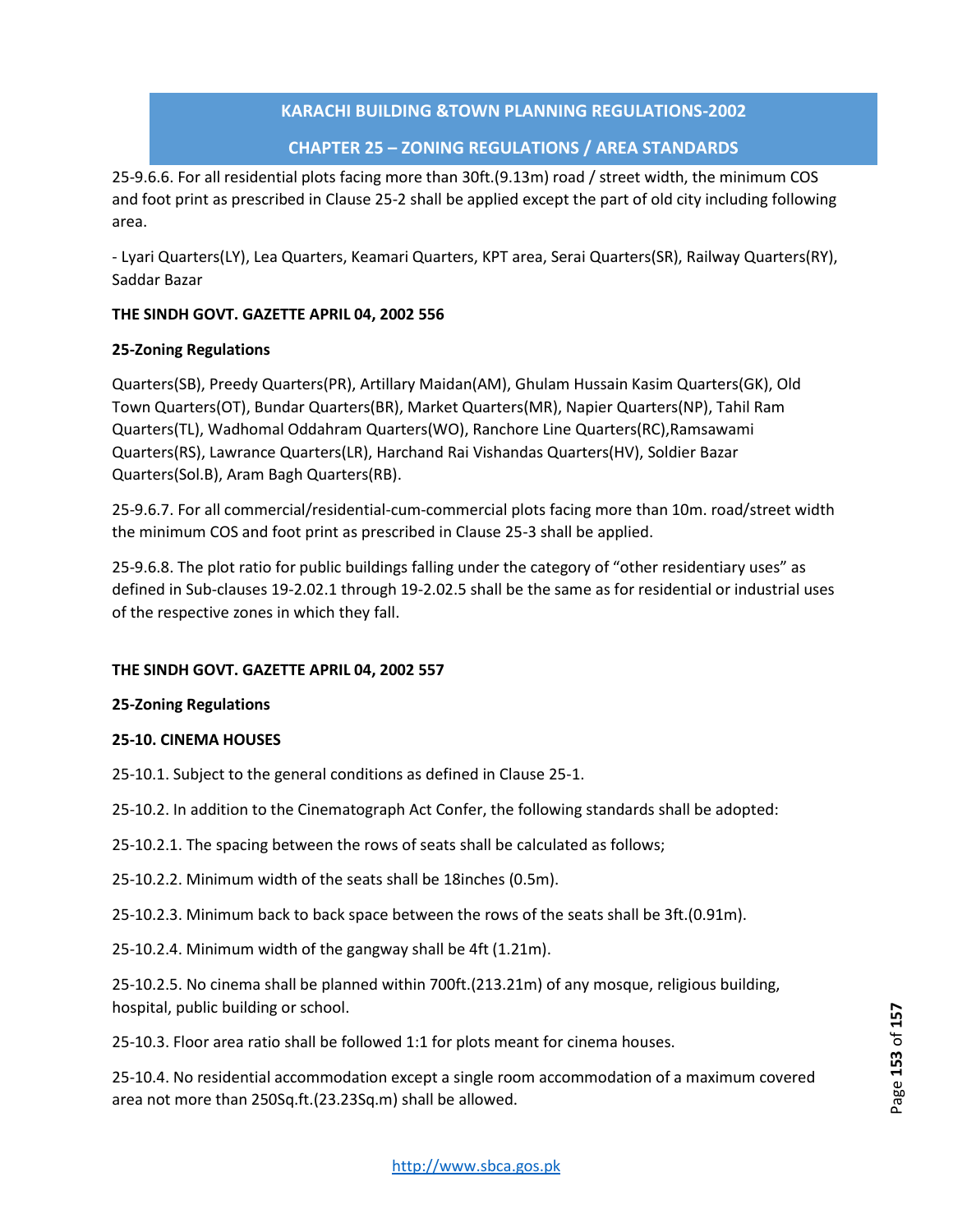25-9.6.6. For all residential plots facing more than 30ft.(9.13m) road / street width, the minimum COS and foot print as prescribed in Clause 25-2 shall be applied except the part of old city including following area.

- Lyari Quarters(LY), Lea Quarters, Keamari Quarters, KPT area, Serai Quarters(SR), Railway Quarters(RY), Saddar Bazar

**THE SINDH GOVT. GAZETTE APRIL 04, 2002 556**

**25-Zoning Regulations**

Quarters(SB), Preedy Quarters(PR), Artillary Maidan(AM), Ghulam Hussain Kasim Quarters(GK), Old Town Quarters(OT), Bundar Quarters(BR), Market Quarters(MR), Napier Quarters(NP), Tahil Ram Quarters(TL), Wadhomal Oddahram Quarters(WO), Ranchore Line Quarters(RC),Ramsawami Quarters(RS), Lawrance Quarters(LR), Harchand Rai Vishandas Quarters(HV), Soldier Bazar Quarters(Sol.B), Aram Bagh Quarters(RB).

25-9.6.7. For all commercial/residential-cum-commercial plots facing more than 10m. road/street width the minimum COS and foot print as prescribed in Clause 25-3 shall be applied.

25-9.6.8. The plot ratio for public buildings falling under the category of "other residentiary uses" as defined in Sub-clauses 19-2.02.1 through 19-2.02.5 shall be the same as for residential or industrial uses of the respective zones in which they fall.

**THE SINDH GOVT. GAZETTE APRIL 04, 2002 557**

**25-Zoning Regulations**

**25-10. CINEMA HOUSES**

25-10.1. Subject to the general conditions as defined in Clause 25-1.

25-10.2. In addition to the Cinematograph Act Confer, the following standards shall be adopted:

25-10.2.1. The spacing between the rows of seats shall be calculated as follows;

25-10.2.2. Minimum width of the seats shall be 18inches (0.5m).

25-10.2.3. Minimum back to back space between the rows of the seats shall be 3ft.(0.91m).

25-10.2.4. Minimum width of the gangway shall be 4ft (1.21m).

25-10.2.5. No cinema shall be planned within 700ft.(213.21m) of any mosque, religious building, hospital, public building or school.

25-10.3. Floor area ratio shall be followed 1:1 for plots meant for cinema houses.

25-10.4. No residential accommodation except a single room accommodation of a maximum covered area not more than 250Sq.ft.(23.23Sq.m) shall be allowed.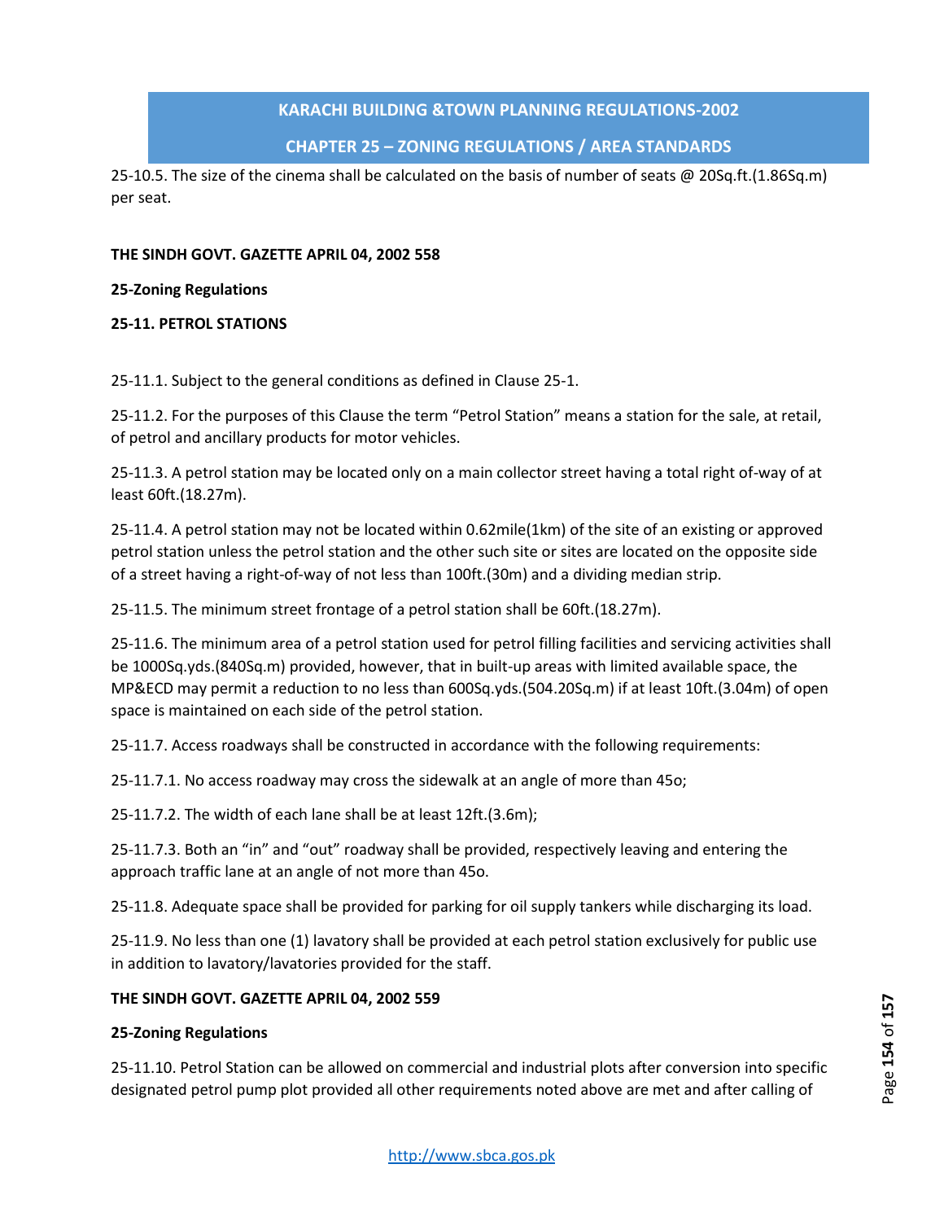25-10.5. The size of the cinema shall be calculated on the basis of number of seats @ 20Sq.ft.(1.86Sq.m) per seat.

**THE SINDH GOVT. GAZETTE APRIL 04, 2002 558**

**25-Zoning Regulations**

**25-11. PETROL STATIONS**

25-11.1. Subject to the general conditions as defined in Clause 25-1.

25-11.2. For the purposes of this Clause the term "Petrol Station" means a station for the sale, at retail, of petrol and ancillary products for motor vehicles.

25-11.3. A petrol station may be located only on a main collector street having a total right of-way of at least 60ft.(18.27m).

25-11.4. A petrol station may not be located within 0.62mile(1km) of the site of an existing or approved petrol station unless the petrol station and the other such site or sites are located on the opposite side of a street having a right-of-way of not less than 100ft.(30m) and a dividing median strip.

25-11.5. The minimum street frontage of a petrol station shall be 60ft.(18.27m).

25-11.6. The minimum area of a petrol station used for petrol filling facilities and servicing activities shall be 1000Sq.yds.(840Sq.m) provided, however, that in built-up areas with limited available space, the MP&ECD may permit a reduction to no less than 600Sq.yds.(504.20Sq.m) if at least 10ft.(3.04m) of open space is maintained on each side of the petrol station.

25-11.7. Access roadways shall be constructed in accordance with the following requirements:

25-11.7.1. No access roadway may cross the sidewalk at an angle of more than 45o;

25-11.7.2. The width of each lane shall be at least 12ft.(3.6m);

25-11.7.3. Both an "in" and "out" roadway shall be provided, respectively leaving and entering the approach traffic lane at an angle of not more than 45o.

25-11.8. Adequate space shall be provided for parking for oil supply tankers while discharging its load.

25-11.9. No less than one (1) lavatory shall be provided at each petrol station exclusively for public use in addition to lavatory/lavatories provided for the staff.

**THE SINDH GOVT. GAZETTE APRIL 04, 2002 559**

**25-Zoning Regulations**

25-11.10. Petrol Station can be allowed on commercial and industrial plots after conversion into specific designated petrol pump plot provided all other requirements noted above are met and after calling of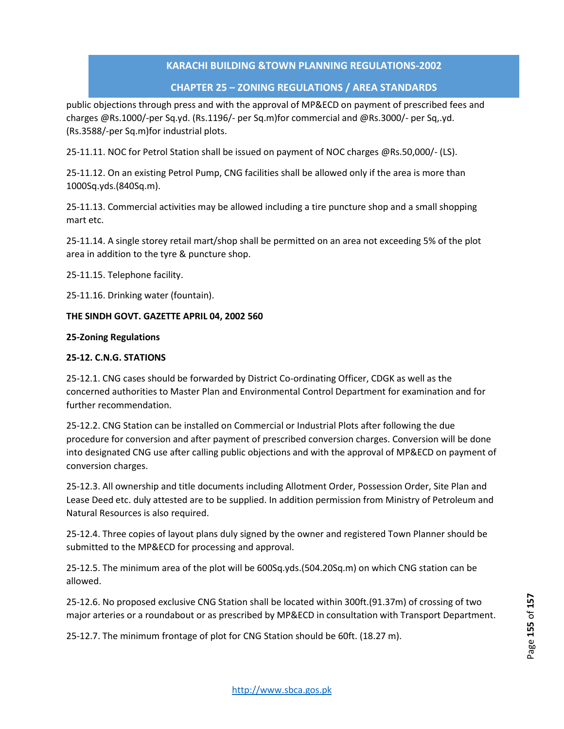public objections through press and with the approval of MP&ECD on payment of prescribed fees and charges @Rs.1000/-per Sq.yd. (Rs.1196/- per Sq.m)for commercial and @Rs.3000/- per Sq,.yd. (Rs.3588/-per Sq.m)for industrial plots.

25-11.11. NOC for Petrol Station shall be issued on payment of NOC charges @Rs.50,000/- (LS).

25-11.12. On an existing Petrol Pump, CNG facilities shall be allowed only if the area is more than 1000Sq.yds.(840Sq.m).

25-11.13. Commercial activities may be allowed including a tire puncture shop and a small shopping mart etc.

25-11.14. A single storey retail mart/shop shall be permitted on an area not exceeding 5% of the plot area in addition to the tyre & puncture shop.

25-11.15. Telephone facility.

25-11.16. Drinking water (fountain).

**THE SINDH GOVT. GAZETTE APRIL 04, 2002 560**

**25-Zoning Regulations**

**25-12. C.N.G. STATIONS**

25-12.1. CNG cases should be forwarded by District Co-ordinating Officer, CDGK as well as the concerned authorities to Master Plan and Environmental Control Department for examination and for further recommendation.

25-12.2. CNG Station can be installed on Commercial or Industrial Plots after following the due procedure for conversion and after payment of prescribed conversion charges. Conversion will be done into designated CNG use after calling public objections and with the approval of MP&ECD on payment of conversion charges.

25-12.3. All ownership and title documents including Allotment Order, Possession Order, Site Plan and Lease Deed etc. duly attested are to be supplied. In addition permission from Ministry of Petroleum and Natural Resources is also required.

25-12.4. Three copies of layout plans duly signed by the owner and registered Town Planner should be submitted to the MP&ECD for processing and approval.

25-12.5. The minimum area of the plot will be 600Sq.yds.(504.20Sq.m) on which CNG station can be allowed.

25-12.6. No proposed exclusive CNG Station shall be located within 300ft.(91.37m) of crossing of two major arteries or a roundabout or as prescribed by MP&ECD in consultation with Transport Department.

25-12.7. The minimum frontage of plot for CNG Station should be 60ft. (18.27 m).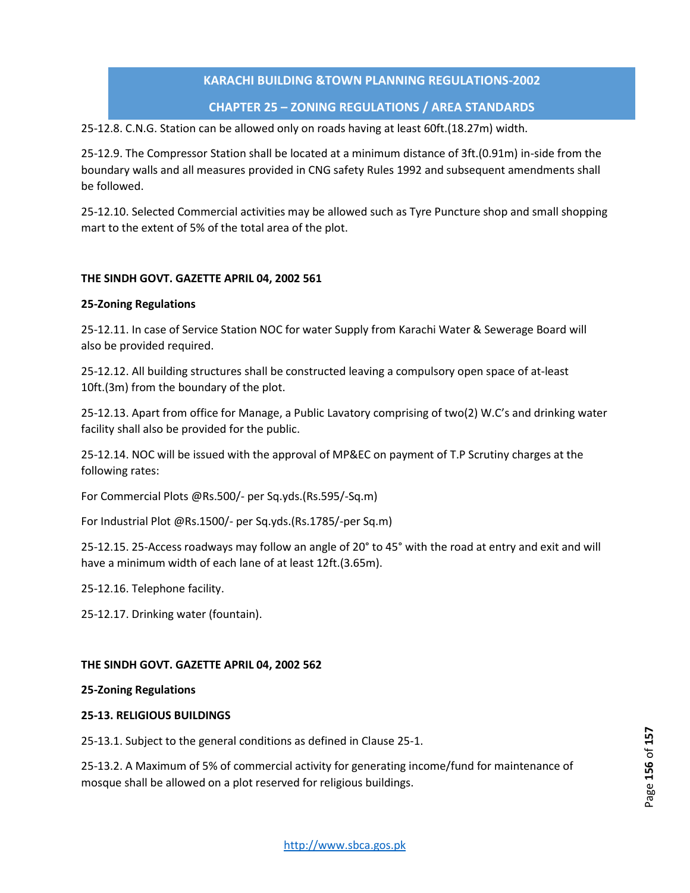25-12.8. C.N.G. Station can be allowed only on roads having at least 60ft.(18.27m) width.

25-12.9. The Compressor Station shall be located at a minimum distance of 3ft.(0.91m) in-side from the boundary walls and all measures provided in CNG safety Rules 1992 and subsequent amendments shall be followed.

25-12.10. Selected Commercial activities may be allowed such as Tyre Puncture shop and small shopping mart to the extent of 5% of the total area of the plot.

**THE SINDH GOVT. GAZETTE APRIL 04, 2002 561**

**25-Zoning Regulations**

25-12.11. In case of Service Station NOC for water Supply from Karachi Water & Sewerage Board will also be provided required.

25-12.12. All building structures shall be constructed leaving a compulsory open space of at-least 10ft.(3m) from the boundary of the plot.

25-12.13. Apart from office for Manage, a Public Lavatory comprising of two(2) W.C's and drinking water facility shall also be provided for the public.

25-12.14. NOC will be issued with the approval of MP&EC on payment of T.P Scrutiny charges at the following rates:

For Commercial Plots @Rs.500/- per Sq.yds.(Rs.595/-Sq.m)

For Industrial Plot @Rs.1500/- per Sq.yds.(Rs.1785/-per Sq.m)

25-12.15. 25-Access roadways may follow an angle of 20° to 45° with the road at entry and exit and will have a minimum width of each lane of at least 12ft.(3.65m).

25-12.16. Telephone facility.

25-12.17. Drinking water (fountain).

**THE SINDH GOVT. GAZETTE APRIL 04, 2002 562**

**25-Zoning Regulations**

**25-13. RELIGIOUS BUILDINGS**

25-13.1. Subject to the general conditions as defined in Clause 25-1.

25-13.2. A Maximum of 5% of commercial activity for generating income/fund for maintenance of mosque shall be allowed on a plot reserved for religious buildings.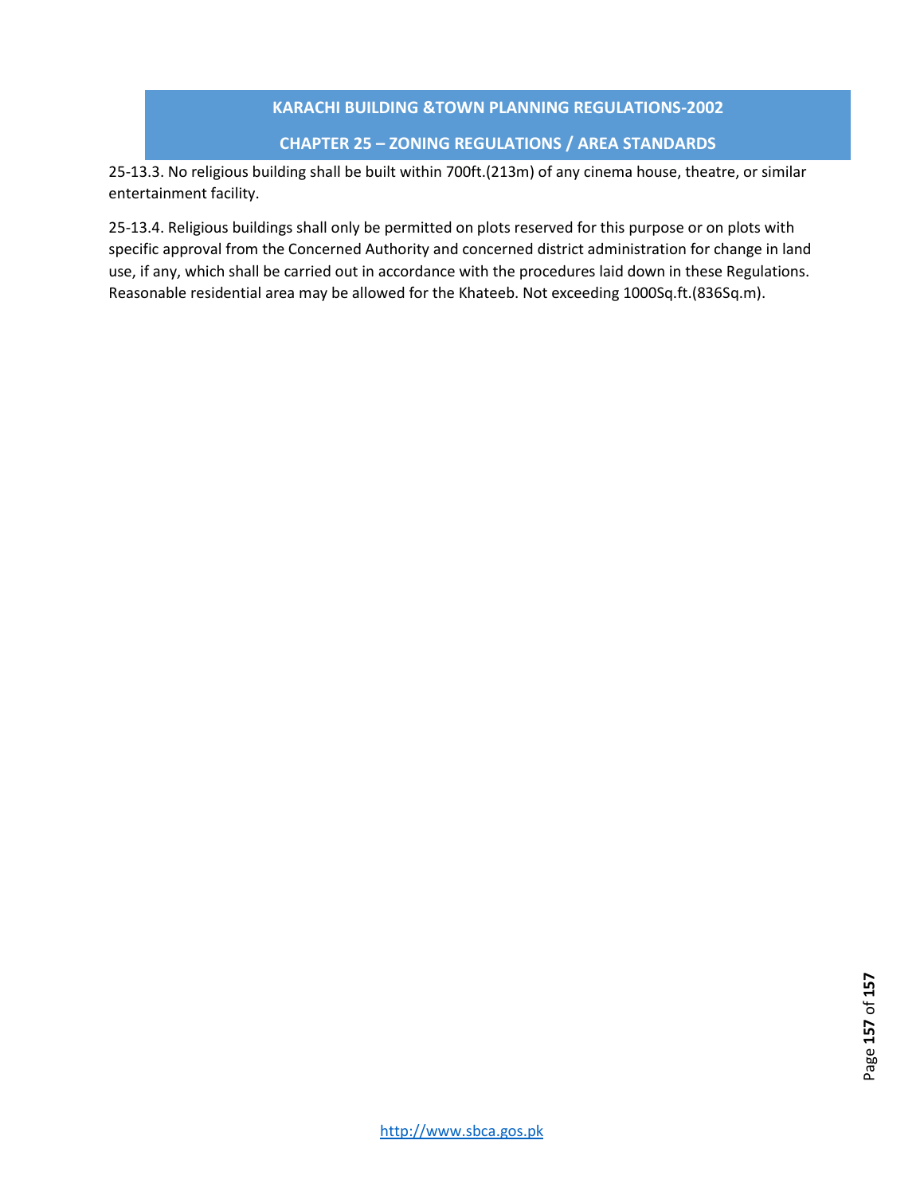25-13.3. No religious building shall be built within 700ft.(213m) of any cinema house, theatre, or similar entertainment facility.

25-13.4. Religious buildings shall only be permitted on plots reserved for this purpose or on plots with specific approval from the Concerned Authority and concerned district administration for change in land use, if any, which shall be carried out in accordance with the procedures laid down in these Regulations. Reasonable residential area may be allowed for the Khateeb. Not exceeding 1000Sq.ft.(836Sq.m).